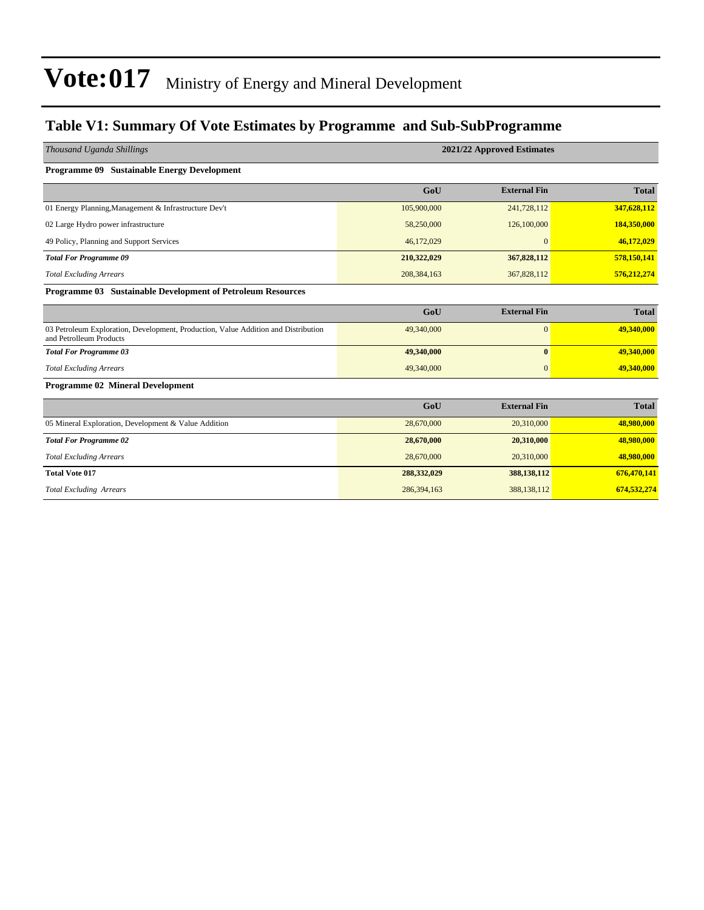# Vote:017 Ministry of Energy and Mineral Development

## Table V1: Summary Of Vote Estimates by Programme and Sub-SubProgramme

| *Thousand Uganda Shillings* | 2021/22 Approved Estimates | | |
|---|---|---|---|
| **Programme 09 Sustainable Energy Development** | | | |
| | **GoU** | **External Fin** | **Total** |
| 01 Energy Planning,Management & Infrastructure Dev't | 105,900,000 | 241,728,112 | **347,628,112** |
| 02 Large Hydro power infrastructure | 58,250,000 | 126,100,000 | **184,350,000** |
| 49 Policy, Planning and Support Services | 46,172,029 | 0 | **46,172,029** |
| ***Total For Programme 09*** | **210,322,029** | **367,828,112** | **578,150,141** |
| *Total Excluding Arrears* | 208,384,163 | 367,828,112 | **576,212,274** |
| **Programme 03 Sustainable Development of Petroleum Resources** | | | |
| | **GoU** | **External Fin** | **Total** |
| 03 Petroleum Exploration, Development, Production, Value Addition and Distribution and Petrolleum Products | 49,340,000 | 0 | **49,340,000** |
| ***Total For Programme 03*** | **49,340,000** | **0** | **49,340,000** |
| *Total Excluding Arrears* | 49,340,000 | 0 | **49,340,000** |
| **Programme 02 Mineral Development** | | | |
| | **GoU** | **External Fin** | **Total** |
| 05 Mineral Exploration, Development & Value Addition | 28,670,000 | 20,310,000 | **48,980,000** |
| ***Total For Programme 02*** | **28,670,000** | **20,310,000** | **48,980,000** |
| *Total Excluding Arrears* | 28,670,000 | 20,310,000 | **48,980,000** |
| **Total Vote 017** | **288,332,029** | **388,138,112** | **676,470,141** |
| *Total Excluding Arrears* | 286,394,163 | 388,138,112 | **674,532,274** |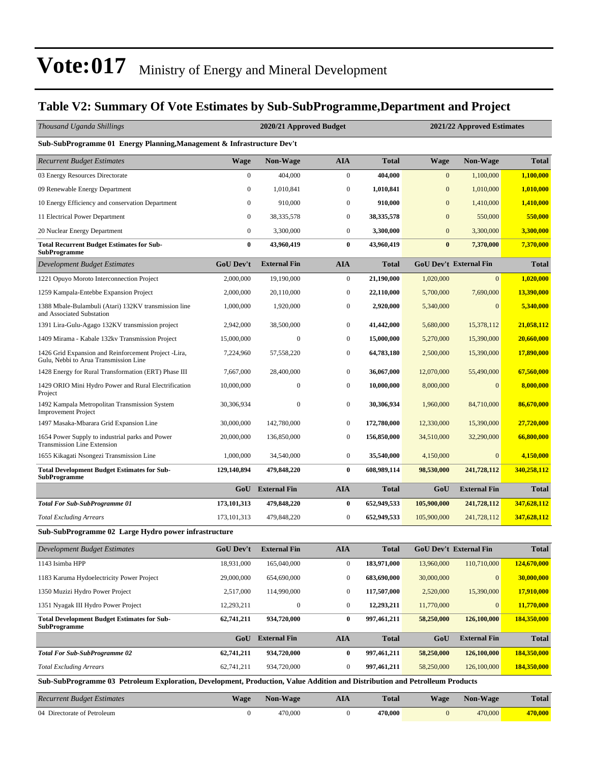# Vote:017 Ministry of Energy and Mineral Development

## Table V2: Summary Of Vote Estimates by Sub-SubProgramme,Department and Project

| *Thousand Uganda Shillings* | 2020/21 Approved Budget | | | | 2021/22 Approved Estimates | | |
|---|---|---|---|---|---|---|---|
| **Sub-SubProgramme 01 Energy Planning,Management & Infrastructure Dev't** | | | | | | | |
| *Recurrent Budget Estimates* | **Wage** | **Non-Wage** | **AIA** | **Total** | **Wage** | **Non-Wage** | **Total** |
| 03 Energy Resources Directorate | 0 | 404,000 | 0 | **404,000** | 0 | 1,100,000 | **1,100,000** |
| 09 Renewable Energy Department | 0 | 1,010,841 | 0 | **1,010,841** | 0 | 1,010,000 | **1,010,000** |
| 10 Energy Efficiency and conservation Department | 0 | 910,000 | 0 | **910,000** | 0 | 1,410,000 | **1,410,000** |
| 11 Electrical Power Department | 0 | 38,335,578 | 0 | **38,335,578** | 0 | 550,000 | **550,000** |
| 20 Nuclear Energy Department | 0 | 3,300,000 | 0 | **3,300,000** | 0 | 3,300,000 | **3,300,000** |
| **Total Recurrent Budget Estimates for Sub-SubProgramme** | **0** | **43,960,419** | **0** | **43,960,419** | **0** | **7,370,000** | **7,370,000** |
| *Development Budget Estimates* | **GoU Dev't** | **External Fin** | **AIA** | **Total** | **GoU Dev't** | **External Fin** | **Total** |
| 1221 Opuyo Moroto Interconnection Project | 2,000,000 | 19,190,000 | 0 | **21,190,000** | 1,020,000 | 0 | **1,020,000** |
| 1259 Kampala-Entebbe Expansion Project | 2,000,000 | 20,110,000 | 0 | **22,110,000** | 5,700,000 | 7,690,000 | **13,390,000** |
| 1388 Mbale-Bulambuli (Atari) 132KV transmission line and Associated Substation | 1,000,000 | 1,920,000 | 0 | **2,920,000** | 5,340,000 | 0 | **5,340,000** |
| 1391 Lira-Gulu-Agago 132KV transmission project | 2,942,000 | 38,500,000 | 0 | **41,442,000** | 5,680,000 | 15,378,112 | **21,058,112** |
| 1409 Mirama - Kabale 132kv Transmission Project | 15,000,000 | 0 | 0 | **15,000,000** | 5,270,000 | 15,390,000 | **20,660,000** |
| 1426 Grid Expansion and Reinforcement Project -Lira, Gulu, Nebbi to Arua Transmission Line | 7,224,960 | 57,558,220 | 0 | **64,783,180** | 2,500,000 | 15,390,000 | **17,890,000** |
| 1428 Energy for Rural Transformation (ERT) Phase III | 7,667,000 | 28,400,000 | 0 | **36,067,000** | 12,070,000 | 55,490,000 | **67,560,000** |
| 1429 ORIO Mini Hydro Power and Rural Electrification Project | 10,000,000 | 0 | 0 | **10,000,000** | 8,000,000 | 0 | **8,000,000** |
| 1492 Kampala Metropolitan Transmission System Improvement Project | 30,306,934 | 0 | 0 | **30,306,934** | 1,960,000 | 84,710,000 | **86,670,000** |
| 1497 Masaka-Mbarara Grid Expansion Line | 30,000,000 | 142,780,000 | 0 | **172,780,000** | 12,330,000 | 15,390,000 | **27,720,000** |
| 1654 Power Supply to industrial parks and Power Transmission Line Extension | 20,000,000 | 136,850,000 | 0 | **156,850,000** | 34,510,000 | 32,290,000 | **66,800,000** |
| 1655 Kikagati Nsongezi Transmission Line | 1,000,000 | 34,540,000 | 0 | **35,540,000** | 4,150,000 | 0 | **4,150,000** |
| **Total Development Budget Estimates for Sub-SubProgramme** | **129,140,894** | **479,848,220** | **0** | **608,989,114** | **98,530,000** | **241,728,112** | **340,258,112** |
| | **GoU** | **External Fin** | **AIA** | **Total** | **GoU** | **External Fin** | **Total** |
| ***Total For Sub-SubProgramme 01*** | **173,101,313** | **479,848,220** | **0** | **652,949,533** | **105,900,000** | **241,728,112** | **347,628,112** |
| *Total Excluding Arrears* | 173,101,313 | 479,848,220 | 0 | 652,949,533 | 105,900,000 | 241,728,112 | 347,628,112 |
| **Sub-SubProgramme 02 Large Hydro power infrastructure** | | | | | | | |
| *Development Budget Estimates* | **GoU Dev't** | **External Fin** | **AIA** | **Total** | **GoU Dev't** | **External Fin** | **Total** |
| 1143 Isimba HPP | 18,931,000 | 165,040,000 | 0 | **183,971,000** | 13,960,000 | 110,710,000 | **124,670,000** |
| 1183 Karuma Hydoelectricity Power Project | 29,000,000 | 654,690,000 | 0 | **683,690,000** | 30,000,000 | 0 | **30,000,000** |
| 1350 Muzizi Hydro Power Project | 2,517,000 | 114,990,000 | 0 | **117,507,000** | 2,520,000 | 15,390,000 | **17,910,000** |
| 1351 Nyagak III Hydro Power Project | 12,293,211 | 0 | 0 | **12,293,211** | 11,770,000 | 0 | **11,770,000** |
| **Total Development Budget Estimates for Sub-SubProgramme** | **62,741,211** | **934,720,000** | **0** | **997,461,211** | **58,250,000** | **126,100,000** | **184,350,000** |
| | **GoU** | **External Fin** | **AIA** | **Total** | **GoU** | **External Fin** | **Total** |
| ***Total For Sub-SubProgramme 02*** | **62,741,211** | **934,720,000** | **0** | **997,461,211** | **58,250,000** | **126,100,000** | **184,350,000** |
| *Total Excluding Arrears* | 62,741,211 | 934,720,000 | 0 | **997,461,211** | 58,250,000 | 126,100,000 | **184,350,000** |
| **Sub-SubProgramme 03 Petroleum Exploration, Development, Production, Value Addition and Distribution and Petrolleum Products** | | | | | | | |
| *Recurrent Budget Estimates* | **Wage** | **Non-Wage** | **AIA** | **Total** | **Wage** | **Non-Wage** | **Total** |
| 04 Directorate of Petroleum | 0 | 470,000 | 0 | **470,000** | 0 | 470,000 | **470,000** |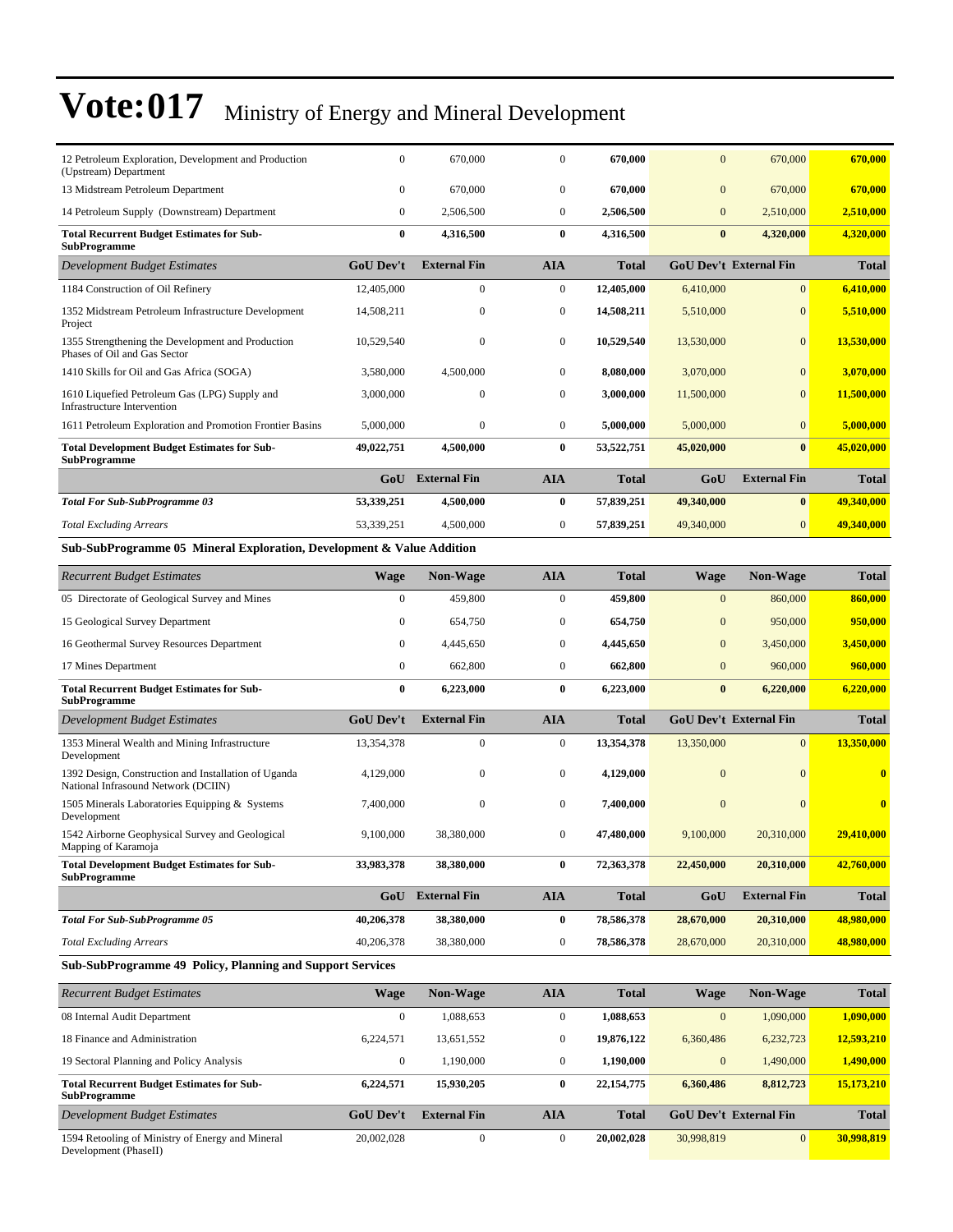# Vote:017 Ministry of Energy and Mineral Development

| | | | | | | | |
|---|---|---|---|---|---|---|---|
| 12 Petroleum Exploration, Development and Production (Upstream) Department | 0 | 670,000 | 0 | **670,000** | 0 | 670,000 | **670,000** |
| 13 Midstream Petroleum Department | 0 | 670,000 | 0 | **670,000** | 0 | 670,000 | **670,000** |
| 14 Petroleum Supply (Downstream) Department | 0 | 2,506,500 | 0 | **2,506,500** | 0 | 2,510,000 | **2,510,000** |
| **Total Recurrent Budget Estimates for Sub-SubProgramme** | **0** | **4,316,500** | **0** | **4,316,500** | **0** | **4,320,000** | **4,320,000** |
| *Development Budget Estimates* | **GoU Dev't** | **External Fin** | **AIA** | **Total** | **GoU Dev't** | **External Fin** | **Total** |
| 1184 Construction of Oil Refinery | 12,405,000 | 0 | 0 | **12,405,000** | 6,410,000 | 0 | **6,410,000** |
| 1352 Midstream Petroleum Infrastructure Development Project | 14,508,211 | 0 | 0 | **14,508,211** | 5,510,000 | 0 | **5,510,000** |
| 1355 Strengthening the Development and Production Phases of Oil and Gas Sector | 10,529,540 | 0 | 0 | **10,529,540** | 13,530,000 | 0 | **13,530,000** |
| 1410 Skills for Oil and Gas Africa (SOGA) | 3,580,000 | 4,500,000 | 0 | **8,080,000** | 3,070,000 | 0 | **3,070,000** |
| 1610 Liquefied Petroleum Gas (LPG) Supply and Infrastructure Intervention | 3,000,000 | 0 | 0 | **3,000,000** | 11,500,000 | 0 | **11,500,000** |
| 1611 Petroleum Exploration and Promotion Frontier Basins | 5,000,000 | 0 | 0 | **5,000,000** | 5,000,000 | 0 | **5,000,000** |
| **Total Development Budget Estimates for Sub-SubProgramme** | **49,022,751** | **4,500,000** | **0** | **53,522,751** | **45,020,000** | **0** | **45,020,000** |
| | **GoU** | **External Fin** | **AIA** | **Total** | **GoU** | **External Fin** | **Total** |
| ***Total For Sub-SubProgramme 03*** | **53,339,251** | **4,500,000** | **0** | **57,839,251** | **49,340,000** | **0** | **49,340,000** |
| *Total Excluding Arrears* | 53,339,251 | 4,500,000 | 0 | 57,839,251 | 49,340,000 | 0 | **49,340,000** |

**Sub-SubProgramme 05 Mineral Exploration, Development & Value Addition**

| *Recurrent Budget Estimates* | **Wage** | **Non-Wage** | **AIA** | **Total** | **Wage** | **Non-Wage** | **Total** |
|---|---|---|---|---|---|---|---|
| 05 Directorate of Geological Survey and Mines | 0 | 459,800 | 0 | **459,800** | 0 | 860,000 | **860,000** |
| 15 Geological Survey Department | 0 | 654,750 | 0 | **654,750** | 0 | 950,000 | **950,000** |
| 16 Geothermal Survey Resources Department | 0 | 4,445,650 | 0 | **4,445,650** | 0 | 3,450,000 | **3,450,000** |
| 17 Mines Department | 0 | 662,800 | 0 | **662,800** | 0 | 960,000 | **960,000** |
| **Total Recurrent Budget Estimates for Sub-SubProgramme** | **0** | **6,223,000** | **0** | **6,223,000** | **0** | **6,220,000** | **6,220,000** |
| *Development Budget Estimates* | **GoU Dev't** | **External Fin** | **AIA** | **Total** | **GoU Dev't** | **External Fin** | **Total** |
| 1353 Mineral Wealth and Mining Infrastructure Development | 13,354,378 | 0 | 0 | **13,354,378** | 13,350,000 | 0 | **13,350,000** |
| 1392 Design, Construction and Installation of Uganda National Infrasound Network (DCIIN) | 4,129,000 | 0 | 0 | **4,129,000** | 0 | 0 | **0** |
| 1505 Minerals Laboratories Equipping & Systems Development | 7,400,000 | 0 | 0 | **7,400,000** | 0 | 0 | **0** |
| 1542 Airborne Geophysical Survey and Geological Mapping of Karamoja | 9,100,000 | 38,380,000 | 0 | **47,480,000** | 9,100,000 | 20,310,000 | **29,410,000** |
| **Total Development Budget Estimates for Sub-SubProgramme** | **33,983,378** | **38,380,000** | **0** | **72,363,378** | **22,450,000** | **20,310,000** | **42,760,000** |
| | **GoU** | **External Fin** | **AIA** | **Total** | **GoU** | **External Fin** | **Total** |
| ***Total For Sub-SubProgramme 05*** | **40,206,378** | **38,380,000** | **0** | **78,586,378** | **28,670,000** | **20,310,000** | **48,980,000** |
| *Total Excluding Arrears* | 40,206,378 | 38,380,000 | 0 | 78,586,378 | 28,670,000 | 20,310,000 | **48,980,000** |

**Sub-SubProgramme 49 Policy, Planning and Support Services**

| *Recurrent Budget Estimates* | **Wage** | **Non-Wage** | **AIA** | **Total** | **Wage** | **Non-Wage** | **Total** |
|---|---|---|---|---|---|---|---|
| 08 Internal Audit Department | 0 | 1,088,653 | 0 | **1,088,653** | 0 | 1,090,000 | **1,090,000** |
| 18 Finance and Administration | 6,224,571 | 13,651,552 | 0 | **19,876,122** | 6,360,486 | 6,232,723 | **12,593,210** |
| 19 Sectoral Planning and Policy Analysis | 0 | 1,190,000 | 0 | **1,190,000** | 0 | 1,490,000 | **1,490,000** |
| **Total Recurrent Budget Estimates for Sub-SubProgramme** | **6,224,571** | **15,930,205** | **0** | **22,154,775** | **6,360,486** | **8,812,723** | **15,173,210** |
| *Development Budget Estimates* | **GoU Dev't** | **External Fin** | **AIA** | **Total** | **GoU Dev't** | **External Fin** | **Total** |
| 1594 Retooling of Ministry of Energy and Mineral Development (PhaseII) | 20,002,028 | 0 | 0 | **20,002,028** | 30,998,819 | 0 | **30,998,819** |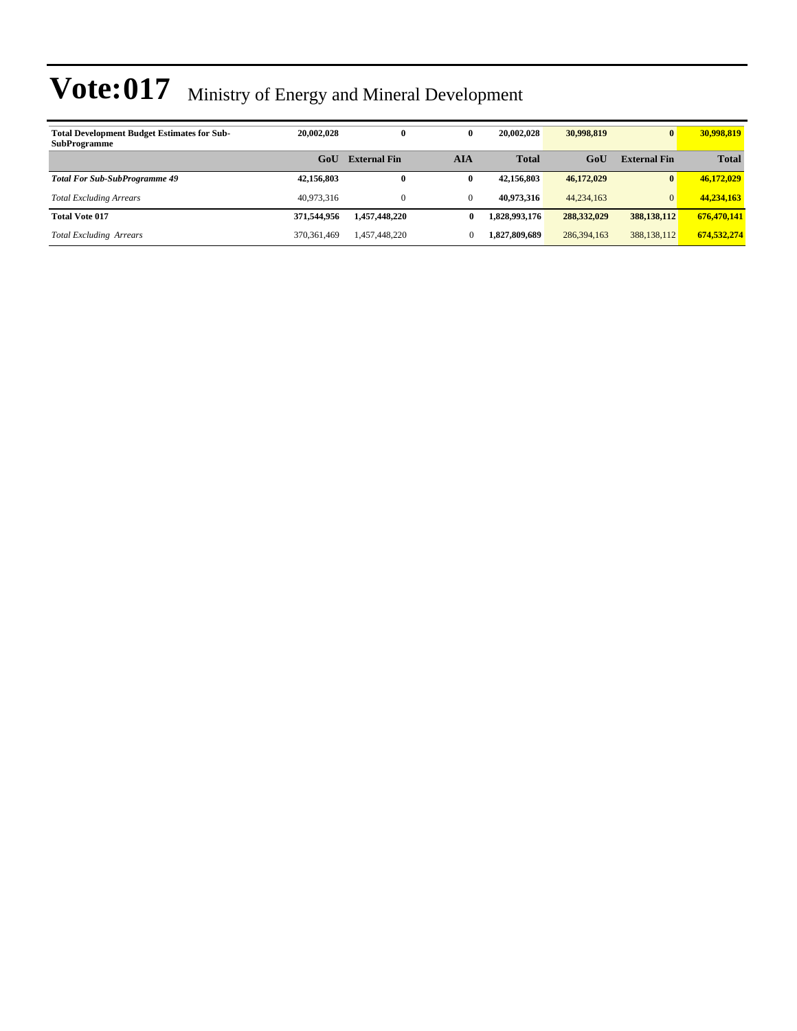# Vote:017 Ministry of Energy and Mineral Development

| | | | | | | | |
|---|---|---|---|---|---|---|---|
| **Total Development Budget Estimates for Sub-SubProgramme** | **20,002,028** | **0** | **0** | **20,002,028** | **30,998,819** | **0** | **30,998,819** |
| | **GoU** | **External Fin** | **AIA** | **Total** | **GoU** | **External Fin** | **Total** |
| ***Total For Sub-SubProgramme 49*** | **42,156,803** | **0** | **0** | **42,156,803** | **46,172,029** | **0** | **46,172,029** |
| *Total Excluding Arrears* | 40,973,316 | 0 | 0 | **40,973,316** | 44,234,163 | 0 | **44,234,163** |
| **Total Vote 017** | **371,544,956** | **1,457,448,220** | **0** | **1,828,993,176** | **288,332,029** | **388,138,112** | **676,470,141** |
| *Total Excluding Arrears* | 370,361,469 | 1,457,448,220 | 0 | **1,827,809,689** | 286,394,163 | 388,138,112 | **674,532,274** |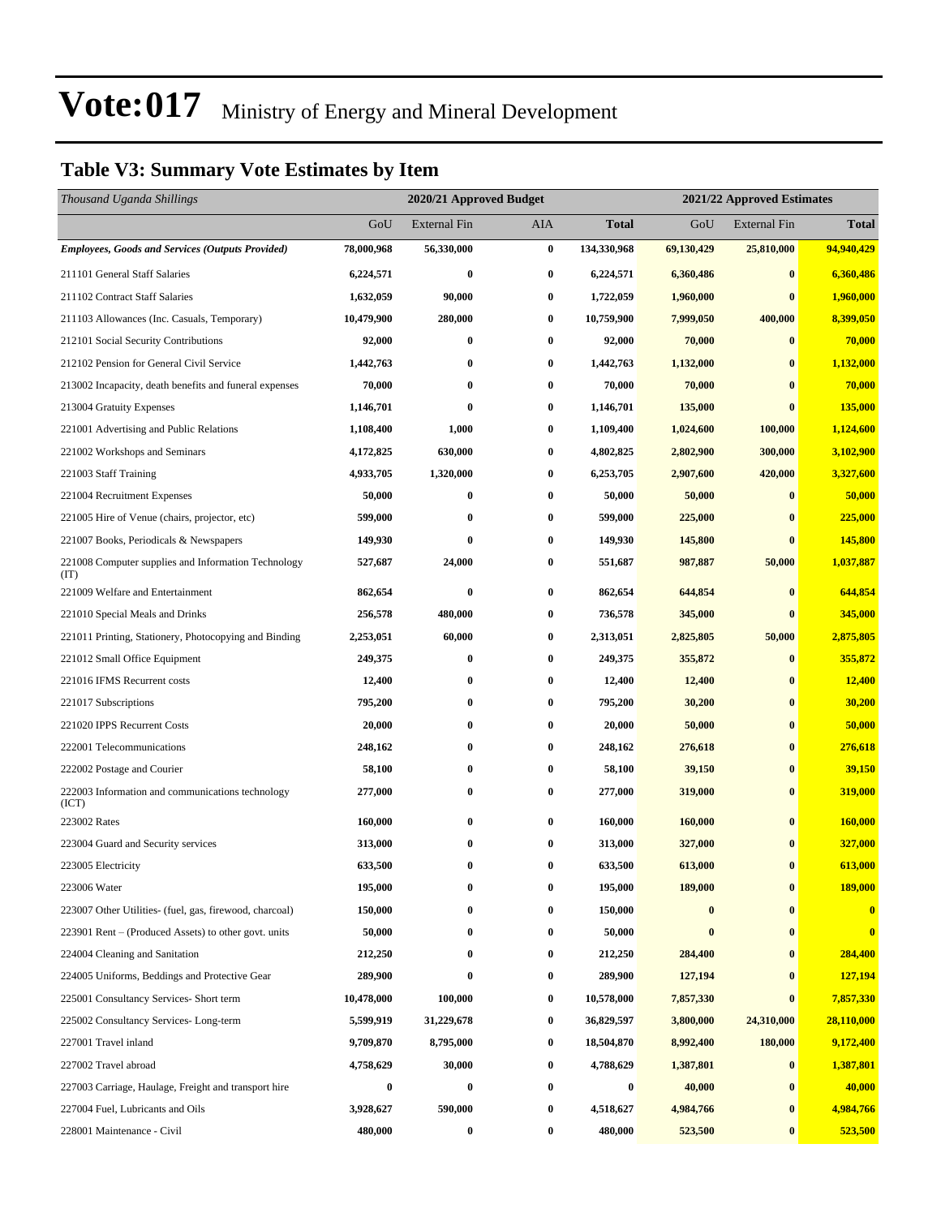# Vote:017 Ministry of Energy and Mineral Development

## Table V3: Summary Vote Estimates by Item

| *Thousand Uganda Shillings* | 2020/21 Approved Budget | | | | 2021/22 Approved Estimates | | |
|---|---|---|---|---|---|---|---|
| | GoU | External Fin | AIA | **Total** | GoU | External Fin | **Total** |
| ***Employees, Goods and Services (Outputs Provided)*** | **78,000,968** | **56,330,000** | **0** | **134,330,968** | **69,130,429** | **25,810,000** | **94,940,429** |
| 211101 General Staff Salaries | **6,224,571** | **0** | **0** | **6,224,571** | **6,360,486** | **0** | **6,360,486** |
| 211102 Contract Staff Salaries | **1,632,059** | **90,000** | **0** | **1,722,059** | **1,960,000** | **0** | **1,960,000** |
| 211103 Allowances (Inc. Casuals, Temporary) | **10,479,900** | **280,000** | **0** | **10,759,900** | **7,999,050** | **400,000** | **8,399,050** |
| 212101 Social Security Contributions | **92,000** | **0** | **0** | **92,000** | **70,000** | **0** | **70,000** |
| 212102 Pension for General Civil Service | **1,442,763** | **0** | **0** | **1,442,763** | **1,132,000** | **0** | **1,132,000** |
| 213002 Incapacity, death benefits and funeral expenses | **70,000** | **0** | **0** | **70,000** | **70,000** | **0** | **70,000** |
| 213004 Gratuity Expenses | **1,146,701** | **0** | **0** | **1,146,701** | **135,000** | **0** | **135,000** |
| 221001 Advertising and Public Relations | **1,108,400** | **1,000** | **0** | **1,109,400** | **1,024,600** | **100,000** | **1,124,600** |
| 221002 Workshops and Seminars | **4,172,825** | **630,000** | **0** | **4,802,825** | **2,802,900** | **300,000** | **3,102,900** |
| 221003 Staff Training | **4,933,705** | **1,320,000** | **0** | **6,253,705** | **2,907,600** | **420,000** | **3,327,600** |
| 221004 Recruitment Expenses | **50,000** | **0** | **0** | **50,000** | **50,000** | **0** | **50,000** |
| 221005 Hire of Venue (chairs, projector, etc) | **599,000** | **0** | **0** | **599,000** | **225,000** | **0** | **225,000** |
| 221007 Books, Periodicals & Newspapers | **149,930** | **0** | **0** | **149,930** | **145,800** | **0** | **145,800** |
| 221008 Computer supplies and Information Technology (IT) | **527,687** | **24,000** | **0** | **551,687** | **987,887** | **50,000** | **1,037,887** |
| 221009 Welfare and Entertainment | **862,654** | **0** | **0** | **862,654** | **644,854** | **0** | **644,854** |
| 221010 Special Meals and Drinks | **256,578** | **480,000** | **0** | **736,578** | **345,000** | **0** | **345,000** |
| 221011 Printing, Stationery, Photocopying and Binding | **2,253,051** | **60,000** | **0** | **2,313,051** | **2,825,805** | **50,000** | **2,875,805** |
| 221012 Small Office Equipment | **249,375** | **0** | **0** | **249,375** | **355,872** | **0** | **355,872** |
| 221016 IFMS Recurrent costs | **12,400** | **0** | **0** | **12,400** | **12,400** | **0** | **12,400** |
| 221017 Subscriptions | **795,200** | **0** | **0** | **795,200** | **30,200** | **0** | **30,200** |
| 221020 IPPS Recurrent Costs | **20,000** | **0** | **0** | **20,000** | **50,000** | **0** | **50,000** |
| 222001 Telecommunications | **248,162** | **0** | **0** | **248,162** | **276,618** | **0** | **276,618** |
| 222002 Postage and Courier | **58,100** | **0** | **0** | **58,100** | **39,150** | **0** | **39,150** |
| 222003 Information and communications technology (ICT) | **277,000** | **0** | **0** | **277,000** | **319,000** | **0** | **319,000** |
| 223002 Rates | **160,000** | **0** | **0** | **160,000** | **160,000** | **0** | **160,000** |
| 223004 Guard and Security services | **313,000** | **0** | **0** | **313,000** | **327,000** | **0** | **327,000** |
| 223005 Electricity | **633,500** | **0** | **0** | **633,500** | **613,000** | **0** | **613,000** |
| 223006 Water | **195,000** | **0** | **0** | **195,000** | **189,000** | **0** | **189,000** |
| 223007 Other Utilities- (fuel, gas, firewood, charcoal) | **150,000** | **0** | **0** | **150,000** | **0** | **0** | **0** |
| 223901 Rent – (Produced Assets) to other govt. units | **50,000** | **0** | **0** | **50,000** | **0** | **0** | **0** |
| 224004 Cleaning and Sanitation | **212,250** | **0** | **0** | **212,250** | **284,400** | **0** | **284,400** |
| 224005 Uniforms, Beddings and Protective Gear | **289,900** | **0** | **0** | **289,900** | **127,194** | **0** | **127,194** |
| 225001 Consultancy Services- Short term | **10,478,000** | **100,000** | **0** | **10,578,000** | **7,857,330** | **0** | **7,857,330** |
| 225002 Consultancy Services- Long-term | **5,599,919** | **31,229,678** | **0** | **36,829,597** | **3,800,000** | **24,310,000** | **28,110,000** |
| 227001 Travel inland | **9,709,870** | **8,795,000** | **0** | **18,504,870** | **8,992,400** | **180,000** | **9,172,400** |
| 227002 Travel abroad | **4,758,629** | **30,000** | **0** | **4,788,629** | **1,387,801** | **0** | **1,387,801** |
| 227003 Carriage, Haulage, Freight and transport hire | **0** | **0** | **0** | **0** | **40,000** | **0** | **40,000** |
| 227004 Fuel, Lubricants and Oils | **3,928,627** | **590,000** | **0** | **4,518,627** | **4,984,766** | **0** | **4,984,766** |
| 228001 Maintenance - Civil | **480,000** | **0** | **0** | **480,000** | **523,500** | **0** | **523,500** |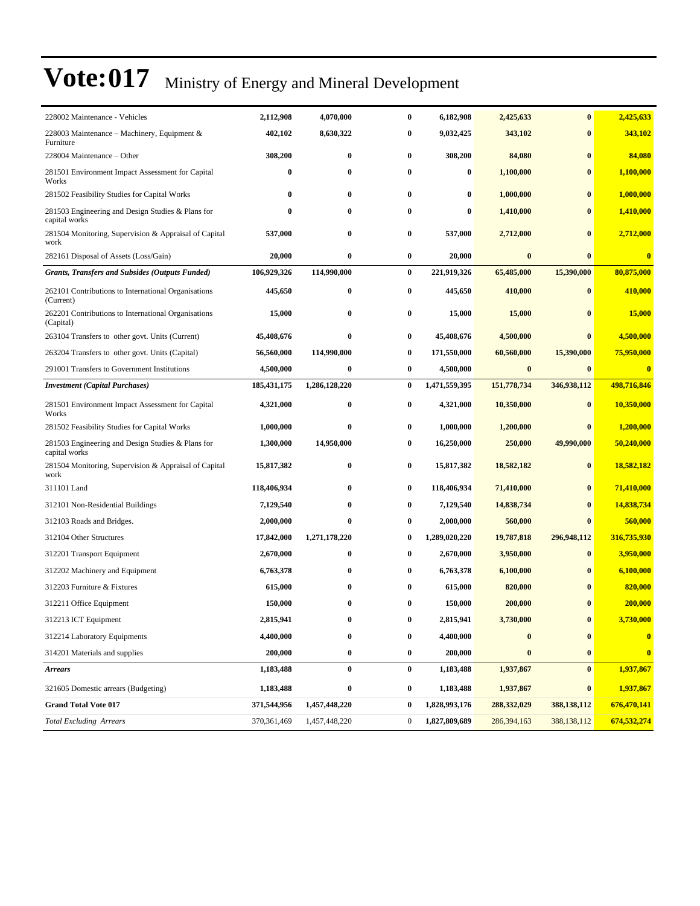# Vote:017 Ministry of Energy and Mineral Development

| | | | | | | | |
|---|---|---|---|---|---|---|---|
| 228002 Maintenance - Vehicles | 2,112,908 | 4,070,000 | 0 | 6,182,908 | 2,425,633 | 0 | 2,425,633 |
| 228003 Maintenance – Machinery, Equipment & Furniture | 402,102 | 8,630,322 | 0 | 9,032,425 | 343,102 | 0 | 343,102 |
| 228004 Maintenance – Other | 308,200 | 0 | 0 | 308,200 | 84,080 | 0 | 84,080 |
| 281501 Environment Impact Assessment for Capital Works | 0 | 0 | 0 | 0 | 1,100,000 | 0 | 1,100,000 |
| 281502 Feasibility Studies for Capital Works | 0 | 0 | 0 | 0 | 1,000,000 | 0 | 1,000,000 |
| 281503 Engineering and Design Studies & Plans for capital works | 0 | 0 | 0 | 0 | 1,410,000 | 0 | 1,410,000 |
| 281504 Monitoring, Supervision & Appraisal of Capital work | 537,000 | 0 | 0 | 537,000 | 2,712,000 | 0 | 2,712,000 |
| 282161 Disposal of Assets (Loss/Gain) | 20,000 | 0 | 0 | 20,000 | 0 | 0 | 0 |
| ***Grants, Transfers and Subsides (Outputs Funded)*** | **106,929,326** | **114,990,000** | **0** | **221,919,326** | **65,485,000** | **15,390,000** | **80,875,000** |
| 262101 Contributions to International Organisations (Current) | 445,650 | 0 | 0 | 445,650 | 410,000 | 0 | 410,000 |
| 262201 Contributions to International Organisations (Capital) | 15,000 | 0 | 0 | 15,000 | 15,000 | 0 | 15,000 |
| 263104 Transfers to other govt. Units (Current) | 45,408,676 | 0 | 0 | 45,408,676 | 4,500,000 | 0 | 4,500,000 |
| 263204 Transfers to other govt. Units (Capital) | 56,560,000 | 114,990,000 | 0 | 171,550,000 | 60,560,000 | 15,390,000 | 75,950,000 |
| 291001 Transfers to Government Institutions | 4,500,000 | 0 | 0 | 4,500,000 | 0 | 0 | 0 |
| ***Investment (Capital Purchases)*** | **185,431,175** | **1,286,128,220** | **0** | **1,471,559,395** | **151,778,734** | **346,938,112** | **498,716,846** |
| 281501 Environment Impact Assessment for Capital Works | 4,321,000 | 0 | 0 | 4,321,000 | 10,350,000 | 0 | 10,350,000 |
| 281502 Feasibility Studies for Capital Works | 1,000,000 | 0 | 0 | 1,000,000 | 1,200,000 | 0 | 1,200,000 |
| 281503 Engineering and Design Studies & Plans for capital works | 1,300,000 | 14,950,000 | 0 | 16,250,000 | 250,000 | 49,990,000 | 50,240,000 |
| 281504 Monitoring, Supervision & Appraisal of Capital work | 15,817,382 | 0 | 0 | 15,817,382 | 18,582,182 | 0 | 18,582,182 |
| 311101 Land | 118,406,934 | 0 | 0 | 118,406,934 | 71,410,000 | 0 | 71,410,000 |
| 312101 Non-Residential Buildings | 7,129,540 | 0 | 0 | 7,129,540 | 14,838,734 | 0 | 14,838,734 |
| 312103 Roads and Bridges. | 2,000,000 | 0 | 0 | 2,000,000 | 560,000 | 0 | 560,000 |
| 312104 Other Structures | 17,842,000 | 1,271,178,220 | 0 | 1,289,020,220 | 19,787,818 | 296,948,112 | 316,735,930 |
| 312201 Transport Equipment | 2,670,000 | 0 | 0 | 2,670,000 | 3,950,000 | 0 | 3,950,000 |
| 312202 Machinery and Equipment | 6,763,378 | 0 | 0 | 6,763,378 | 6,100,000 | 0 | 6,100,000 |
| 312203 Furniture & Fixtures | 615,000 | 0 | 0 | 615,000 | 820,000 | 0 | 820,000 |
| 312211 Office Equipment | 150,000 | 0 | 0 | 150,000 | 200,000 | 0 | 200,000 |
| 312213 ICT Equipment | 2,815,941 | 0 | 0 | 2,815,941 | 3,730,000 | 0 | 3,730,000 |
| 312214 Laboratory Equipments | 4,400,000 | 0 | 0 | 4,400,000 | 0 | 0 | 0 |
| 314201 Materials and supplies | 200,000 | 0 | 0 | 200,000 | 0 | 0 | 0 |
| ***Arrears*** | **1,183,488** | **0** | **0** | **1,183,488** | **1,937,867** | **0** | **1,937,867** |
| 321605 Domestic arrears (Budgeting) | 1,183,488 | 0 | 0 | 1,183,488 | 1,937,867 | 0 | 1,937,867 |
| **Grand Total Vote 017** | **371,544,956** | **1,457,448,220** | **0** | **1,828,993,176** | **288,332,029** | **388,138,112** | **676,470,141** |
| *Total Excluding Arrears* | 370,361,469 | 1,457,448,220 | 0 | **1,827,809,689** | 286,394,163 | 388,138,112 | **674,532,274** |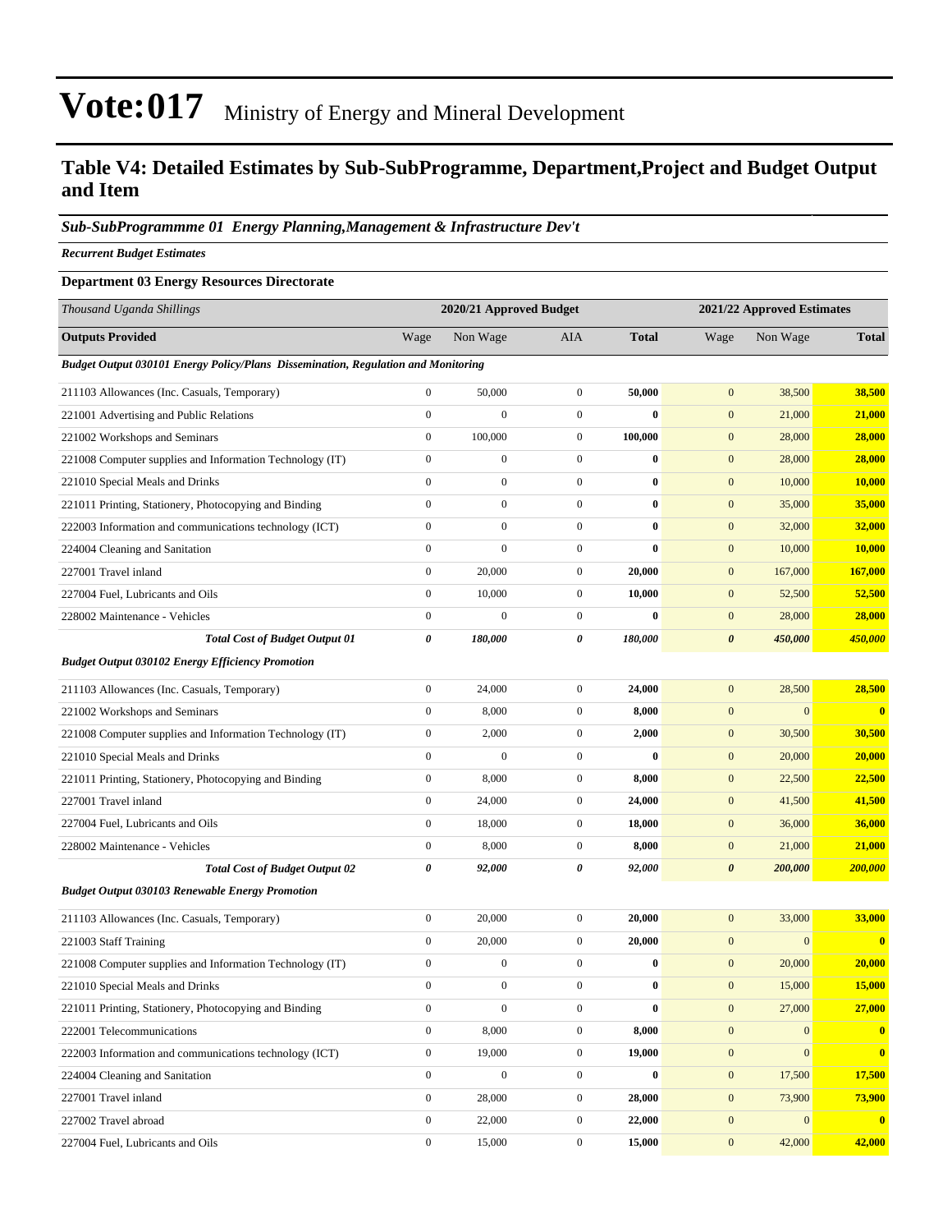# Vote:017 Ministry of Energy and Mineral Development

## Table V4: Detailed Estimates by Sub-SubProgramme, Department,Project and Budget Output and Item

### *Sub-SubProgrammme 01 Energy Planning,Management & Infrastructure Dev't*

***Recurrent Budget Estimates***

**Department 03 Energy Resources Directorate**

| *Thousand Uganda Shillings* | 2020/21 Approved Budget | | | | 2021/22 Approved Estimates | | |
|---|---|---|---|---|---|---|---|
| **Outputs Provided** | Wage | Non Wage | AIA | **Total** | Wage | Non Wage | **Total** |
| ***Budget Output 030101 Energy Policy/Plans Dissemination, Regulation and Monitoring*** | | | | | | | |
| 211103 Allowances (Inc. Casuals, Temporary) | 0 | 50,000 | 0 | **50,000** | 0 | 38,500 | **38,500** |
| 221001 Advertising and Public Relations | 0 | 0 | 0 | **0** | 0 | 21,000 | **21,000** |
| 221002 Workshops and Seminars | 0 | 100,000 | 0 | **100,000** | 0 | 28,000 | **28,000** |
| 221008 Computer supplies and Information Technology (IT) | 0 | 0 | 0 | **0** | 0 | 28,000 | **28,000** |
| 221010 Special Meals and Drinks | 0 | 0 | 0 | **0** | 0 | 10,000 | **10,000** |
| 221011 Printing, Stationery, Photocopying and Binding | 0 | 0 | 0 | **0** | 0 | 35,000 | **35,000** |
| 222003 Information and communications technology (ICT) | 0 | 0 | 0 | **0** | 0 | 32,000 | **32,000** |
| 224004 Cleaning and Sanitation | 0 | 0 | 0 | **0** | 0 | 10,000 | **10,000** |
| 227001 Travel inland | 0 | 20,000 | 0 | **20,000** | 0 | 167,000 | **167,000** |
| 227004 Fuel, Lubricants and Oils | 0 | 10,000 | 0 | **10,000** | 0 | 52,500 | **52,500** |
| 228002 Maintenance - Vehicles | 0 | 0 | 0 | **0** | 0 | 28,000 | **28,000** |
| ***Total Cost of Budget Output 01*** | ***0*** | ***180,000*** | ***0*** | ***180,000*** | ***0*** | ***450,000*** | ***450,000*** |
| ***Budget Output 030102 Energy Efficiency Promotion*** | | | | | | | |
| 211103 Allowances (Inc. Casuals, Temporary) | 0 | 24,000 | 0 | **24,000** | 0 | 28,500 | **28,500** |
| 221002 Workshops and Seminars | 0 | 8,000 | 0 | **8,000** | 0 | 0 | **0** |
| 221008 Computer supplies and Information Technology (IT) | 0 | 2,000 | 0 | **2,000** | 0 | 30,500 | **30,500** |
| 221010 Special Meals and Drinks | 0 | 0 | 0 | **0** | 0 | 20,000 | **20,000** |
| 221011 Printing, Stationery, Photocopying and Binding | 0 | 8,000 | 0 | **8,000** | 0 | 22,500 | **22,500** |
| 227001 Travel inland | 0 | 24,000 | 0 | **24,000** | 0 | 41,500 | **41,500** |
| 227004 Fuel, Lubricants and Oils | 0 | 18,000 | 0 | **18,000** | 0 | 36,000 | **36,000** |
| 228002 Maintenance - Vehicles | 0 | 8,000 | 0 | **8,000** | 0 | 21,000 | **21,000** |
| ***Total Cost of Budget Output 02*** | ***0*** | ***92,000*** | ***0*** | ***92,000*** | ***0*** | ***200,000*** | ***200,000*** |
| ***Budget Output 030103 Renewable Energy Promotion*** | | | | | | | |
| 211103 Allowances (Inc. Casuals, Temporary) | 0 | 20,000 | 0 | **20,000** | 0 | 33,000 | **33,000** |
| 221003 Staff Training | 0 | 20,000 | 0 | **20,000** | 0 | 0 | **0** |
| 221008 Computer supplies and Information Technology (IT) | 0 | 0 | 0 | **0** | 0 | 20,000 | **20,000** |
| 221010 Special Meals and Drinks | 0 | 0 | 0 | **0** | 0 | 15,000 | **15,000** |
| 221011 Printing, Stationery, Photocopying and Binding | 0 | 0 | 0 | **0** | 0 | 27,000 | **27,000** |
| 222001 Telecommunications | 0 | 8,000 | 0 | **8,000** | 0 | 0 | **0** |
| 222003 Information and communications technology (ICT) | 0 | 19,000 | 0 | **19,000** | 0 | 0 | **0** |
| 224004 Cleaning and Sanitation | 0 | 0 | 0 | **0** | 0 | 17,500 | **17,500** |
| 227001 Travel inland | 0 | 28,000 | 0 | **28,000** | 0 | 73,900 | **73,900** |
| 227002 Travel abroad | 0 | 22,000 | 0 | **22,000** | 0 | 0 | **0** |
| 227004 Fuel, Lubricants and Oils | 0 | 15,000 | 0 | **15,000** | 0 | 42,000 | **42,000** |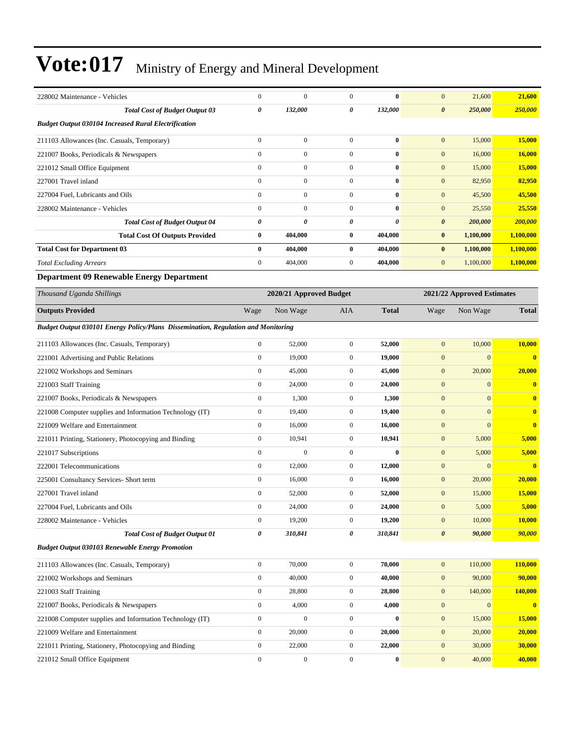| | | | | | | | |
|---|---|---|---|---|---|---|---|
| 228002 Maintenance - Vehicles | 0 | 0 | 0 | **0** | 0 | 21,600 | **21,600** |
| ***Total Cost of Budget Output 03*** | ***0*** | ***132,000*** | ***0*** | ***132,000*** | ***0*** | ***250,000*** | ***250,000*** |
| ***Budget Output 030104 Increased Rural Electrification*** | | | | | | | |
| 211103 Allowances (Inc. Casuals, Temporary) | 0 | 0 | 0 | **0** | 0 | 15,000 | **15,000** |
| 221007 Books, Periodicals & Newspapers | 0 | 0 | 0 | **0** | 0 | 16,000 | **16,000** |
| 221012 Small Office Equipment | 0 | 0 | 0 | **0** | 0 | 15,000 | **15,000** |
| 227001 Travel inland | 0 | 0 | 0 | **0** | 0 | 82,950 | **82,950** |
| 227004 Fuel, Lubricants and Oils | 0 | 0 | 0 | **0** | 0 | 45,500 | **45,500** |
| 228002 Maintenance - Vehicles | 0 | 0 | 0 | **0** | 0 | 25,550 | **25,550** |
| ***Total Cost of Budget Output 04*** | ***0*** | ***0*** | ***0*** | ***0*** | ***0*** | ***200,000*** | ***200,000*** |
| **Total Cost Of Outputs Provided** | **0** | **404,000** | **0** | **404,000** | **0** | **1,100,000** | **1,100,000** |
| **Total Cost for Department 03** | **0** | **404,000** | **0** | **404,000** | **0** | **1,100,000** | **1,100,000** |
| *Total Excluding Arrears* | 0 | 404,000 | 0 | **404,000** | 0 | 1,100,000 | **1,100,000** |

### Department 09 Renewable Energy Department

| *Thousand Uganda Shillings* | 2020/21 Approved Budget | | | | 2021/22 Approved Estimates | | |
|---|---|---|---|---|---|---|---|
| **Outputs Provided** | Wage | Non Wage | AIA | **Total** | Wage | Non Wage | **Total** |
| ***Budget Output 030101 Energy Policy/Plans Dissemination, Regulation and Monitoring*** | | | | | | | |
| 211103 Allowances (Inc. Casuals, Temporary) | 0 | 52,000 | 0 | **52,000** | 0 | 10,000 | **10,000** |
| 221001 Advertising and Public Relations | 0 | 19,000 | 0 | **19,000** | 0 | 0 | **0** |
| 221002 Workshops and Seminars | 0 | 45,000 | 0 | **45,000** | 0 | 20,000 | **20,000** |
| 221003 Staff Training | 0 | 24,000 | 0 | **24,000** | 0 | 0 | **0** |
| 221007 Books, Periodicals & Newspapers | 0 | 1,300 | 0 | **1,300** | 0 | 0 | **0** |
| 221008 Computer supplies and Information Technology (IT) | 0 | 19,400 | 0 | **19,400** | 0 | 0 | **0** |
| 221009 Welfare and Entertainment | 0 | 16,000 | 0 | **16,000** | 0 | 0 | **0** |
| 221011 Printing, Stationery, Photocopying and Binding | 0 | 10,941 | 0 | **10,941** | 0 | 5,000 | **5,000** |
| 221017 Subscriptions | 0 | 0 | 0 | **0** | 0 | 5,000 | **5,000** |
| 222001 Telecommunications | 0 | 12,000 | 0 | **12,000** | 0 | 0 | **0** |
| 225001 Consultancy Services- Short term | 0 | 16,000 | 0 | **16,000** | 0 | 20,000 | **20,000** |
| 227001 Travel inland | 0 | 52,000 | 0 | **52,000** | 0 | 15,000 | **15,000** |
| 227004 Fuel, Lubricants and Oils | 0 | 24,000 | 0 | **24,000** | 0 | 5,000 | **5,000** |
| 228002 Maintenance - Vehicles | 0 | 19,200 | 0 | **19,200** | 0 | 10,000 | **10,000** |
| ***Total Cost of Budget Output 01*** | ***0*** | ***310,841*** | ***0*** | ***310,841*** | ***0*** | ***90,000*** | ***90,000*** |
| ***Budget Output 030103 Renewable Energy Promotion*** | | | | | | | |
| 211103 Allowances (Inc. Casuals, Temporary) | 0 | 70,000 | 0 | **70,000** | 0 | 110,000 | **110,000** |
| 221002 Workshops and Seminars | 0 | 40,000 | 0 | **40,000** | 0 | 90,000 | **90,000** |
| 221003 Staff Training | 0 | 28,800 | 0 | **28,800** | 0 | 140,000 | **140,000** |
| 221007 Books, Periodicals & Newspapers | 0 | 4,000 | 0 | **4,000** | 0 | 0 | **0** |
| 221008 Computer supplies and Information Technology (IT) | 0 | 0 | 0 | **0** | 0 | 15,000 | **15,000** |
| 221009 Welfare and Entertainment | 0 | 20,000 | 0 | **20,000** | 0 | 20,000 | **20,000** |
| 221011 Printing, Stationery, Photocopying and Binding | 0 | 22,000 | 0 | **22,000** | 0 | 30,000 | **30,000** |
| 221012 Small Office Equipment | 0 | 0 | 0 | **0** | 0 | 40,000 | **40,000** |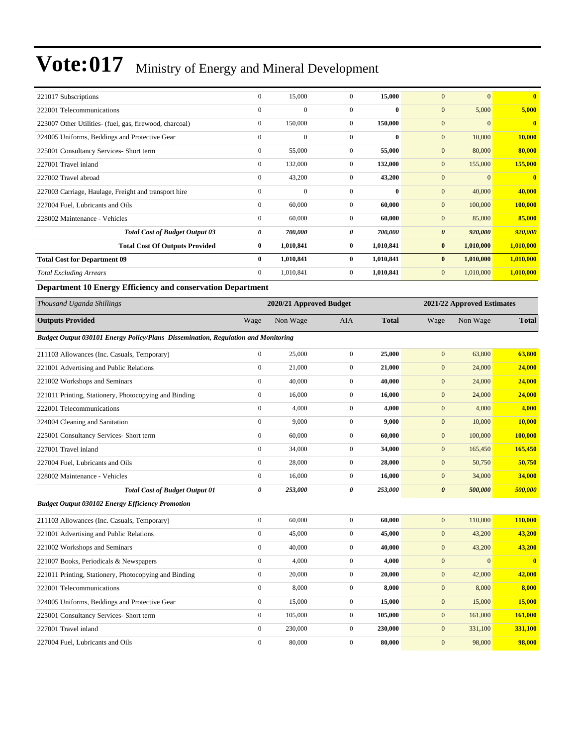| | | | | | | | |
|---|---|---|---|---|---|---|---|
| 221017 Subscriptions | 0 | 15,000 | 0 | **15,000** | 0 | 0 | **0** |
| 222001 Telecommunications | 0 | 0 | 0 | **0** | 0 | 5,000 | **5,000** |
| 223007 Other Utilities- (fuel, gas, firewood, charcoal) | 0 | 150,000 | 0 | **150,000** | 0 | 0 | **0** |
| 224005 Uniforms, Beddings and Protective Gear | 0 | 0 | 0 | **0** | 0 | 10,000 | **10,000** |
| 225001 Consultancy Services- Short term | 0 | 55,000 | 0 | **55,000** | 0 | 80,000 | **80,000** |
| 227001 Travel inland | 0 | 132,000 | 0 | **132,000** | 0 | 155,000 | **155,000** |
| 227002 Travel abroad | 0 | 43,200 | 0 | **43,200** | 0 | 0 | **0** |
| 227003 Carriage, Haulage, Freight and transport hire | 0 | 0 | 0 | **0** | 0 | 40,000 | **40,000** |
| 227004 Fuel, Lubricants and Oils | 0 | 60,000 | 0 | **60,000** | 0 | 100,000 | **100,000** |
| 228002 Maintenance - Vehicles | 0 | 60,000 | 0 | **60,000** | 0 | 85,000 | **85,000** |
| ***Total Cost of Budget Output 03*** | ***0*** | ***700,000*** | ***0*** | ***700,000*** | ***0*** | ***920,000*** | ***920,000*** |
| **Total Cost Of Outputs Provided** | **0** | **1,010,841** | **0** | **1,010,841** | **0** | **1,010,000** | **1,010,000** |
| **Total Cost for Department 09** | **0** | **1,010,841** | **0** | **1,010,841** | **0** | **1,010,000** | **1,010,000** |
| *Total Excluding Arrears* | 0 | 1,010,841 | 0 | **1,010,841** | 0 | 1,010,000 | **1,010,000** |

### Department 10 Energy Efficiency and conservation Department

| *Thousand Uganda Shillings* | 2020/21 Approved Budget | | | | 2021/22 Approved Estimates | | |
|---|---|---|---|---|---|---|---|
| **Outputs Provided** | Wage | Non Wage | AIA | **Total** | Wage | Non Wage | **Total** |
| ***Budget Output 030101 Energy Policy/Plans Dissemination, Regulation and Monitoring*** | | | | | | | |
| 211103 Allowances (Inc. Casuals, Temporary) | 0 | 25,000 | 0 | **25,000** | 0 | 63,800 | **63,800** |
| 221001 Advertising and Public Relations | 0 | 21,000 | 0 | **21,000** | 0 | 24,000 | **24,000** |
| 221002 Workshops and Seminars | 0 | 40,000 | 0 | **40,000** | 0 | 24,000 | **24,000** |
| 221011 Printing, Stationery, Photocopying and Binding | 0 | 16,000 | 0 | **16,000** | 0 | 24,000 | **24,000** |
| 222001 Telecommunications | 0 | 4,000 | 0 | **4,000** | 0 | 4,000 | **4,000** |
| 224004 Cleaning and Sanitation | 0 | 9,000 | 0 | **9,000** | 0 | 10,000 | **10,000** |
| 225001 Consultancy Services- Short term | 0 | 60,000 | 0 | **60,000** | 0 | 100,000 | **100,000** |
| 227001 Travel inland | 0 | 34,000 | 0 | **34,000** | 0 | 165,450 | **165,450** |
| 227004 Fuel, Lubricants and Oils | 0 | 28,000 | 0 | **28,000** | 0 | 50,750 | **50,750** |
| 228002 Maintenance - Vehicles | 0 | 16,000 | 0 | **16,000** | 0 | 34,000 | **34,000** |
| ***Total Cost of Budget Output 01*** | ***0*** | ***253,000*** | ***0*** | ***253,000*** | ***0*** | ***500,000*** | ***500,000*** |
| ***Budget Output 030102 Energy Efficiency Promotion*** | | | | | | | |
| 211103 Allowances (Inc. Casuals, Temporary) | 0 | 60,000 | 0 | **60,000** | 0 | 110,000 | **110,000** |
| 221001 Advertising and Public Relations | 0 | 45,000 | 0 | **45,000** | 0 | 43,200 | **43,200** |
| 221002 Workshops and Seminars | 0 | 40,000 | 0 | **40,000** | 0 | 43,200 | **43,200** |
| 221007 Books, Periodicals & Newspapers | 0 | 4,000 | 0 | **4,000** | 0 | 0 | **0** |
| 221011 Printing, Stationery, Photocopying and Binding | 0 | 20,000 | 0 | **20,000** | 0 | 42,000 | **42,000** |
| 222001 Telecommunications | 0 | 8,000 | 0 | **8,000** | 0 | 8,000 | **8,000** |
| 224005 Uniforms, Beddings and Protective Gear | 0 | 15,000 | 0 | **15,000** | 0 | 15,000 | **15,000** |
| 225001 Consultancy Services- Short term | 0 | 105,000 | 0 | **105,000** | 0 | 161,000 | **161,000** |
| 227001 Travel inland | 0 | 230,000 | 0 | **230,000** | 0 | 331,100 | **331,100** |
| 227004 Fuel, Lubricants and Oils | 0 | 80,000 | 0 | **80,000** | 0 | 98,000 | **98,000** |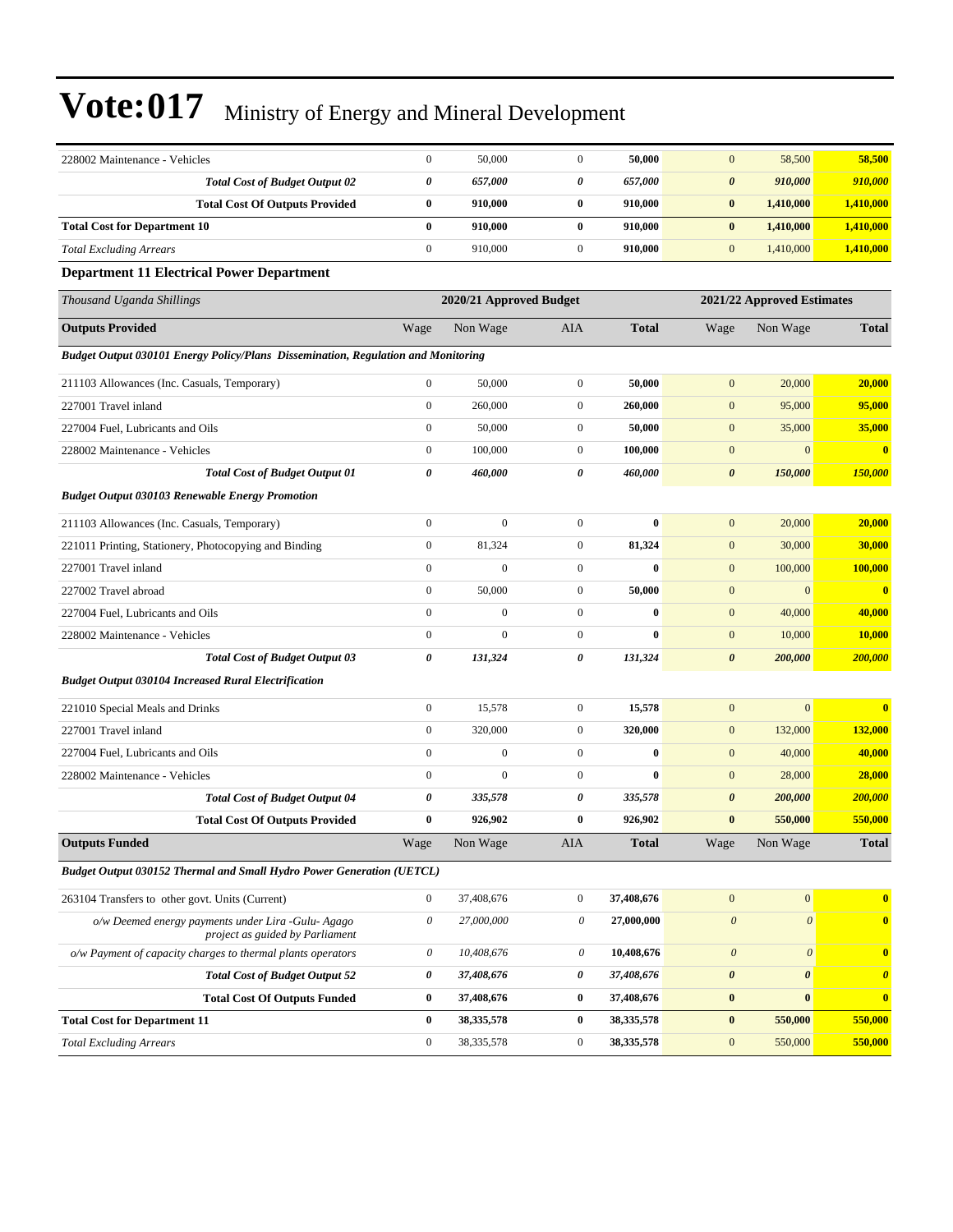| | | | | | | | |
|---|---|---|---|---|---|---|---|
| 228002 Maintenance - Vehicles | 0 | 50,000 | 0 | **50,000** | 0 | 58,500 | **58,500** |
| ***Total Cost of Budget Output 02*** | ***0*** | ***657,000*** | ***0*** | ***657,000*** | ***0*** | ***910,000*** | ***910,000*** |
| **Total Cost Of Outputs Provided** | **0** | **910,000** | **0** | **910,000** | **0** | **1,410,000** | **1,410,000** |
| **Total Cost for Department 10** | **0** | **910,000** | **0** | **910,000** | **0** | **1,410,000** | **1,410,000** |
| *Total Excluding Arrears* | 0 | 910,000 | 0 | **910,000** | 0 | 1,410,000 | **1,410,000** |

**Department 11 Electrical Power Department**

| *Thousand Uganda Shillings* | 2020/21 Approved Budget | | | | 2021/22 Approved Estimates | | |
|---|---|---|---|---|---|---|---|
| **Outputs Provided** | Wage | Non Wage | AIA | **Total** | Wage | Non Wage | **Total** |
| ***Budget Output 030101 Energy Policy/Plans Dissemination, Regulation and Monitoring*** | | | | | | | |
| 211103 Allowances (Inc. Casuals, Temporary) | 0 | 50,000 | 0 | **50,000** | 0 | 20,000 | **20,000** |
| 227001 Travel inland | 0 | 260,000 | 0 | **260,000** | 0 | 95,000 | **95,000** |
| 227004 Fuel, Lubricants and Oils | 0 | 50,000 | 0 | **50,000** | 0 | 35,000 | **35,000** |
| 228002 Maintenance - Vehicles | 0 | 100,000 | 0 | **100,000** | 0 | 0 | **0** |
| ***Total Cost of Budget Output 01*** | ***0*** | ***460,000*** | ***0*** | ***460,000*** | ***0*** | ***150,000*** | ***150,000*** |
| ***Budget Output 030103 Renewable Energy Promotion*** | | | | | | | |
| 211103 Allowances (Inc. Casuals, Temporary) | 0 | 0 | 0 | **0** | 0 | 20,000 | **20,000** |
| 221011 Printing, Stationery, Photocopying and Binding | 0 | 81,324 | 0 | **81,324** | 0 | 30,000 | **30,000** |
| 227001 Travel inland | 0 | 0 | 0 | **0** | 0 | 100,000 | **100,000** |
| 227002 Travel abroad | 0 | 50,000 | 0 | **50,000** | 0 | 0 | **0** |
| 227004 Fuel, Lubricants and Oils | 0 | 0 | 0 | **0** | 0 | 40,000 | **40,000** |
| 228002 Maintenance - Vehicles | 0 | 0 | 0 | **0** | 0 | 10,000 | **10,000** |
| ***Total Cost of Budget Output 03*** | ***0*** | ***131,324*** | ***0*** | ***131,324*** | ***0*** | ***200,000*** | ***200,000*** |
| ***Budget Output 030104 Increased Rural Electrification*** | | | | | | | |
| 221010 Special Meals and Drinks | 0 | 15,578 | 0 | **15,578** | 0 | 0 | **0** |
| 227001 Travel inland | 0 | 320,000 | 0 | **320,000** | 0 | 132,000 | **132,000** |
| 227004 Fuel, Lubricants and Oils | 0 | 0 | 0 | **0** | 0 | 40,000 | **40,000** |
| 228002 Maintenance - Vehicles | 0 | 0 | 0 | **0** | 0 | 28,000 | **28,000** |
| ***Total Cost of Budget Output 04*** | ***0*** | ***335,578*** | ***0*** | ***335,578*** | ***0*** | ***200,000*** | ***200,000*** |
| **Total Cost Of Outputs Provided** | **0** | **926,902** | **0** | **926,902** | **0** | **550,000** | **550,000** |
| **Outputs Funded** | Wage | Non Wage | AIA | **Total** | Wage | Non Wage | **Total** |
| ***Budget Output 030152 Thermal and Small Hydro Power Generation (UETCL)*** | | | | | | | |
| 263104 Transfers to other govt. Units (Current) | 0 | 37,408,676 | 0 | **37,408,676** | 0 | 0 | **0** |
| *o/w Deemed energy payments under Lira -Gulu- Agago project as guided by Parliament* | *0* | *27,000,000* | *0* | **27,000,000** | *0* | *0* | **0** |
| *o/w Payment of capacity charges to thermal plants operators* | *0* | *10,408,676* | *0* | **10,408,676** | *0* | *0* | **0** |
| ***Total Cost of Budget Output 52*** | ***0*** | ***37,408,676*** | ***0*** | ***37,408,676*** | ***0*** | ***0*** | ***0*** |
| **Total Cost Of Outputs Funded** | **0** | **37,408,676** | **0** | **37,408,676** | **0** | **0** | **0** |
| **Total Cost for Department 11** | **0** | **38,335,578** | **0** | **38,335,578** | **0** | **550,000** | **550,000** |
| *Total Excluding Arrears* | 0 | 38,335,578 | 0 | **38,335,578** | 0 | 550,000 | **550,000** |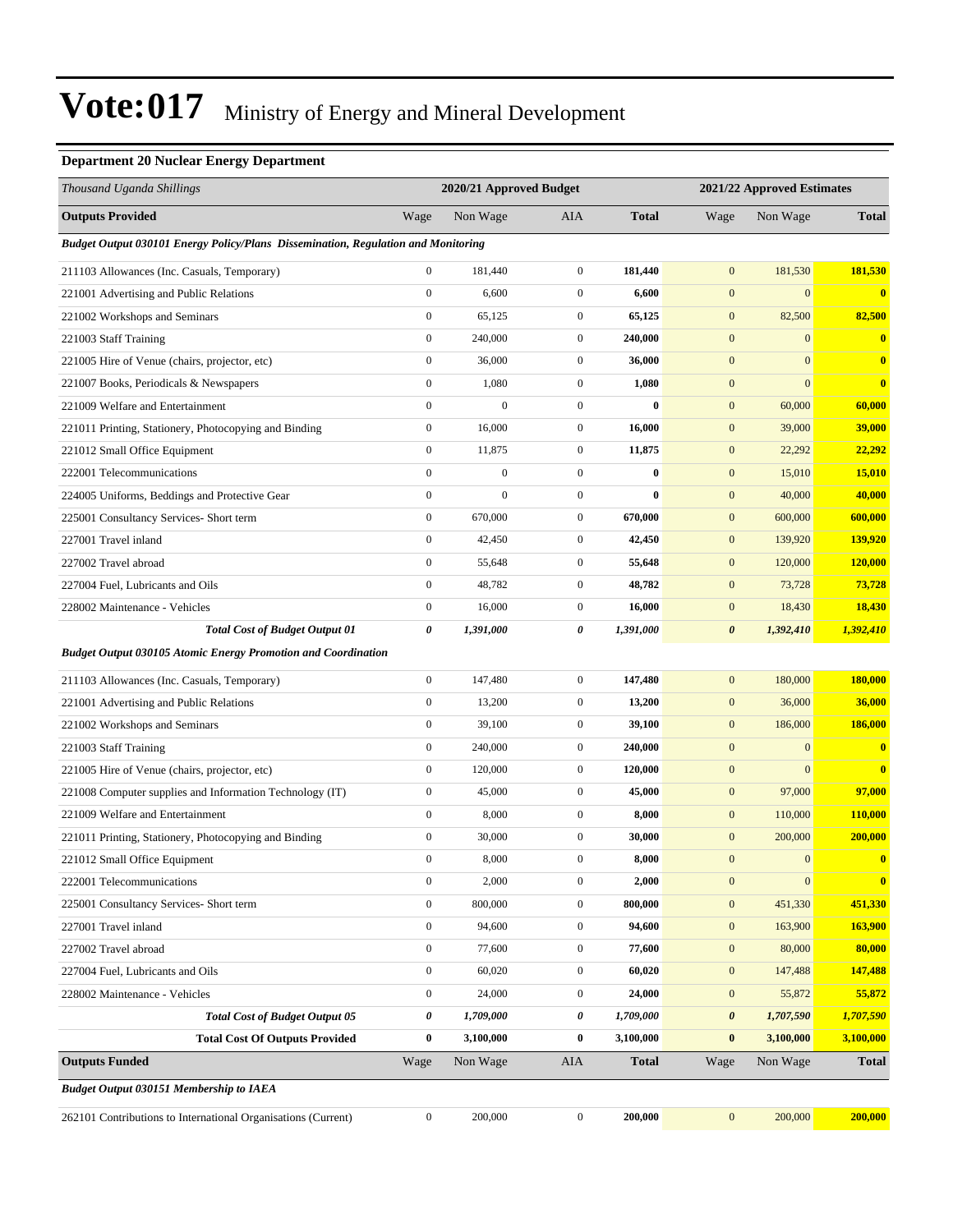# Vote:017 Ministry of Energy and Mineral Development

**Department 20 Nuclear Energy Department**

| *Thousand Uganda Shillings* | 2020/21 Approved Budget | | | | 2021/22 Approved Estimates | | |
|---|---|---|---|---|---|---|---|
| **Outputs Provided** | Wage | Non Wage | AIA | **Total** | Wage | Non Wage | **Total** |
| ***Budget Output 030101 Energy Policy/Plans Dissemination, Regulation and Monitoring*** | | | | | | | |
| 211103 Allowances (Inc. Casuals, Temporary) | 0 | 181,440 | 0 | **181,440** | 0 | 181,530 | **181,530** |
| 221001 Advertising and Public Relations | 0 | 6,600 | 0 | **6,600** | 0 | 0 | **0** |
| 221002 Workshops and Seminars | 0 | 65,125 | 0 | **65,125** | 0 | 82,500 | **82,500** |
| 221003 Staff Training | 0 | 240,000 | 0 | **240,000** | 0 | 0 | **0** |
| 221005 Hire of Venue (chairs, projector, etc) | 0 | 36,000 | 0 | **36,000** | 0 | 0 | **0** |
| 221007 Books, Periodicals & Newspapers | 0 | 1,080 | 0 | **1,080** | 0 | 0 | **0** |
| 221009 Welfare and Entertainment | 0 | 0 | 0 | **0** | 0 | 60,000 | **60,000** |
| 221011 Printing, Stationery, Photocopying and Binding | 0 | 16,000 | 0 | **16,000** | 0 | 39,000 | **39,000** |
| 221012 Small Office Equipment | 0 | 11,875 | 0 | **11,875** | 0 | 22,292 | **22,292** |
| 222001 Telecommunications | 0 | 0 | 0 | **0** | 0 | 15,010 | **15,010** |
| 224005 Uniforms, Beddings and Protective Gear | 0 | 0 | 0 | **0** | 0 | 40,000 | **40,000** |
| 225001 Consultancy Services- Short term | 0 | 670,000 | 0 | **670,000** | 0 | 600,000 | **600,000** |
| 227001 Travel inland | 0 | 42,450 | 0 | **42,450** | 0 | 139,920 | **139,920** |
| 227002 Travel abroad | 0 | 55,648 | 0 | **55,648** | 0 | 120,000 | **120,000** |
| 227004 Fuel, Lubricants and Oils | 0 | 48,782 | 0 | **48,782** | 0 | 73,728 | **73,728** |
| 228002 Maintenance - Vehicles | 0 | 16,000 | 0 | **16,000** | 0 | 18,430 | **18,430** |
| ***Total Cost of Budget Output 01*** | ***0*** | ***1,391,000*** | ***0*** | ***1,391,000*** | ***0*** | ***1,392,410*** | ***1,392,410*** |
| ***Budget Output 030105 Atomic Energy Promotion and Coordination*** | | | | | | | |
| 211103 Allowances (Inc. Casuals, Temporary) | 0 | 147,480 | 0 | **147,480** | 0 | 180,000 | **180,000** |
| 221001 Advertising and Public Relations | 0 | 13,200 | 0 | **13,200** | 0 | 36,000 | **36,000** |
| 221002 Workshops and Seminars | 0 | 39,100 | 0 | **39,100** | 0 | 186,000 | **186,000** |
| 221003 Staff Training | 0 | 240,000 | 0 | **240,000** | 0 | 0 | **0** |
| 221005 Hire of Venue (chairs, projector, etc) | 0 | 120,000 | 0 | **120,000** | 0 | 0 | **0** |
| 221008 Computer supplies and Information Technology (IT) | 0 | 45,000 | 0 | **45,000** | 0 | 97,000 | **97,000** |
| 221009 Welfare and Entertainment | 0 | 8,000 | 0 | **8,000** | 0 | 110,000 | **110,000** |
| 221011 Printing, Stationery, Photocopying and Binding | 0 | 30,000 | 0 | **30,000** | 0 | 200,000 | **200,000** |
| 221012 Small Office Equipment | 0 | 8,000 | 0 | **8,000** | 0 | 0 | **0** |
| 222001 Telecommunications | 0 | 2,000 | 0 | **2,000** | 0 | 0 | **0** |
| 225001 Consultancy Services- Short term | 0 | 800,000 | 0 | **800,000** | 0 | 451,330 | **451,330** |
| 227001 Travel inland | 0 | 94,600 | 0 | **94,600** | 0 | 163,900 | **163,900** |
| 227002 Travel abroad | 0 | 77,600 | 0 | **77,600** | 0 | 80,000 | **80,000** |
| 227004 Fuel, Lubricants and Oils | 0 | 60,020 | 0 | **60,020** | 0 | 147,488 | **147,488** |
| 228002 Maintenance - Vehicles | 0 | 24,000 | 0 | **24,000** | 0 | 55,872 | **55,872** |
| ***Total Cost of Budget Output 05*** | ***0*** | ***1,709,000*** | ***0*** | ***1,709,000*** | ***0*** | ***1,707,590*** | ***1,707,590*** |
| **Total Cost Of Outputs Provided** | **0** | **3,100,000** | **0** | **3,100,000** | **0** | **3,100,000** | **3,100,000** |
| **Outputs Funded** | Wage | Non Wage | AIA | **Total** | Wage | Non Wage | **Total** |
| ***Budget Output 030151 Membership to IAEA*** | | | | | | | |
| 262101 Contributions to International Organisations (Current) | 0 | 200,000 | 0 | **200,000** | 0 | 200,000 | **200,000** |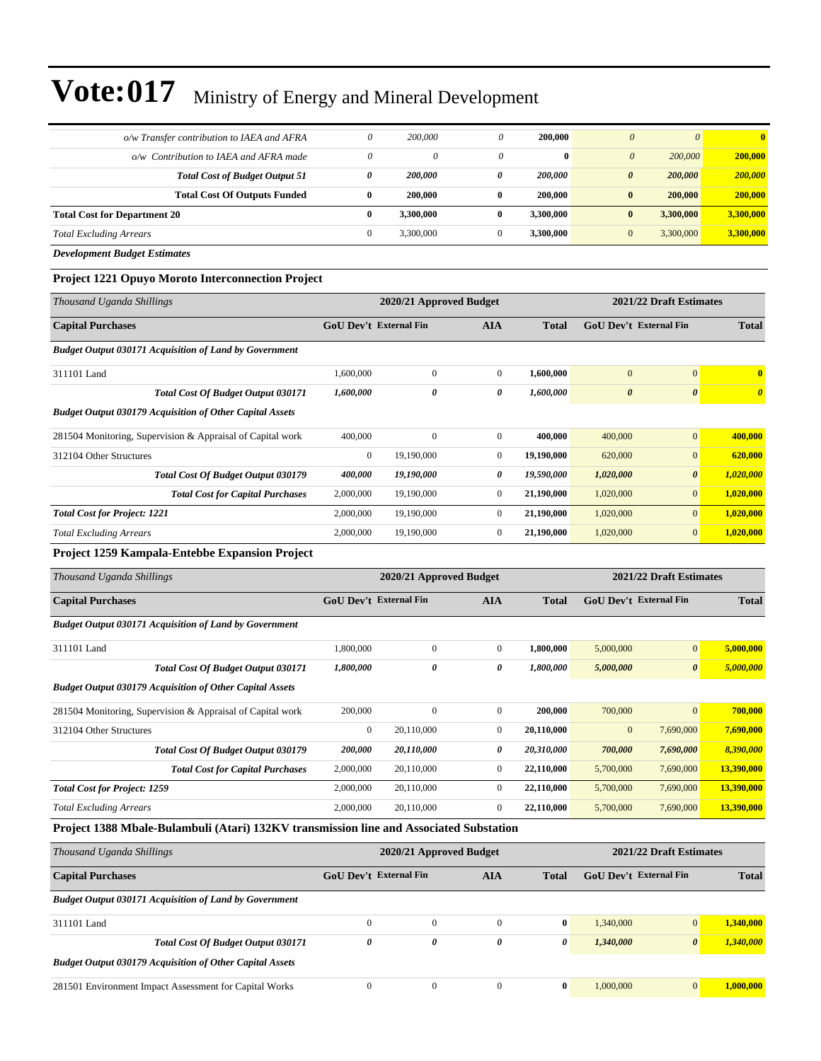# Vote:017 Ministry of Energy and Mineral Development

| | | | | | | | |
|---|---|---|---|---|---|---|---|
| *o/w Transfer contribution to IAEA and AFRA* | *0* | *200,000* | *0* | **200,000** | *0* | *0* | **0** |
| *o/w Contribution to IAEA and AFRA made* | *0* | *0* | *0* | **0** | *0* | *200,000* | **200,000** |
| ***Total Cost of Budget Output 51*** | ***0*** | ***200,000*** | ***0*** | ***200,000*** | ***0*** | ***200,000*** | ***200,000*** |
| **Total Cost Of Outputs Funded** | **0** | **200,000** | **0** | **200,000** | **0** | **200,000** | **200,000** |
| **Total Cost for Department 20** | **0** | **3,300,000** | **0** | **3,300,000** | **0** | **3,300,000** | **3,300,000** |
| *Total Excluding Arrears* | 0 | 3,300,000 | 0 | **3,300,000** | 0 | 3,300,000 | **3,300,000** |

***Development Budget Estimates***

### Project 1221 Opuyo Moroto Interconnection Project

| *Thousand Uganda Shillings* | 2020/21 Approved Budget | | | | 2021/22 Draft Estimates | | |
|---|---|---|---|---|---|---|---|
| **Capital Purchases** | **GoU Dev't** | **External Fin** | **AIA** | **Total** | **GoU Dev't** | **External Fin** | **Total** |
| ***Budget Output 030171 Acquisition of Land by Government*** | | | | | | | |
| 311101 Land | 1,600,000 | 0 | 0 | **1,600,000** | 0 | 0 | **0** |
| ***Total Cost Of Budget Output 030171*** | ***1,600,000*** | ***0*** | ***0*** | ***1,600,000*** | ***0*** | ***0*** | ***0*** |
| ***Budget Output 030179 Acquisition of Other Capital Assets*** | | | | | | | |
| 281504 Monitoring, Supervision & Appraisal of Capital work | 400,000 | 0 | 0 | **400,000** | 400,000 | 0 | **400,000** |
| 312104 Other Structures | 0 | 19,190,000 | 0 | **19,190,000** | 620,000 | 0 | **620,000** |
| ***Total Cost Of Budget Output 030179*** | ***400,000*** | ***19,190,000*** | ***0*** | ***19,590,000*** | ***1,020,000*** | ***0*** | ***1,020,000*** |
| ***Total Cost for Capital Purchases*** | 2,000,000 | 19,190,000 | 0 | **21,190,000** | 1,020,000 | 0 | **1,020,000** |
| ***Total Cost for Project: 1221*** | 2,000,000 | 19,190,000 | 0 | **21,190,000** | 1,020,000 | 0 | **1,020,000** |
| *Total Excluding Arrears* | 2,000,000 | 19,190,000 | 0 | **21,190,000** | 1,020,000 | 0 | **1,020,000** |

### Project 1259 Kampala-Entebbe Expansion Project

| *Thousand Uganda Shillings* | 2020/21 Approved Budget | | | | 2021/22 Draft Estimates | | |
|---|---|---|---|---|---|---|---|
| **Capital Purchases** | **GoU Dev't** | **External Fin** | **AIA** | **Total** | **GoU Dev't** | **External Fin** | **Total** |
| ***Budget Output 030171 Acquisition of Land by Government*** | | | | | | | |
| 311101 Land | 1,800,000 | 0 | 0 | **1,800,000** | 5,000,000 | 0 | **5,000,000** |
| ***Total Cost Of Budget Output 030171*** | ***1,800,000*** | ***0*** | ***0*** | ***1,800,000*** | ***5,000,000*** | ***0*** | ***5,000,000*** |
| ***Budget Output 030179 Acquisition of Other Capital Assets*** | | | | | | | |
| 281504 Monitoring, Supervision & Appraisal of Capital work | 200,000 | 0 | 0 | **200,000** | 700,000 | 0 | **700,000** |
| 312104 Other Structures | 0 | 20,110,000 | 0 | **20,110,000** | 0 | 7,690,000 | **7,690,000** |
| ***Total Cost Of Budget Output 030179*** | ***200,000*** | ***20,110,000*** | ***0*** | ***20,310,000*** | ***700,000*** | ***7,690,000*** | ***8,390,000*** |
| ***Total Cost for Capital Purchases*** | 2,000,000 | 20,110,000 | 0 | **22,110,000** | 5,700,000 | 7,690,000 | **13,390,000** |
| ***Total Cost for Project: 1259*** | 2,000,000 | 20,110,000 | 0 | **22,110,000** | 5,700,000 | 7,690,000 | **13,390,000** |
| *Total Excluding Arrears* | 2,000,000 | 20,110,000 | 0 | **22,110,000** | 5,700,000 | 7,690,000 | **13,390,000** |

### Project 1388 Mbale-Bulambuli (Atari) 132KV transmission line and Associated Substation

| *Thousand Uganda Shillings* | 2020/21 Approved Budget | | | | 2021/22 Draft Estimates | | |
|---|---|---|---|---|---|---|---|
| **Capital Purchases** | **GoU Dev't** | **External Fin** | **AIA** | **Total** | **GoU Dev't** | **External Fin** | **Total** |
| ***Budget Output 030171 Acquisition of Land by Government*** | | | | | | | |
| 311101 Land | 0 | 0 | 0 | **0** | 1,340,000 | 0 | **1,340,000** |
| ***Total Cost Of Budget Output 030171*** | ***0*** | ***0*** | ***0*** | ***0*** | ***1,340,000*** | ***0*** | ***1,340,000*** |
| ***Budget Output 030179 Acquisition of Other Capital Assets*** | | | | | | | |
| 281501 Environment Impact Assessment for Capital Works | 0 | 0 | 0 | **0** | 1,000,000 | 0 | **1,000,000** |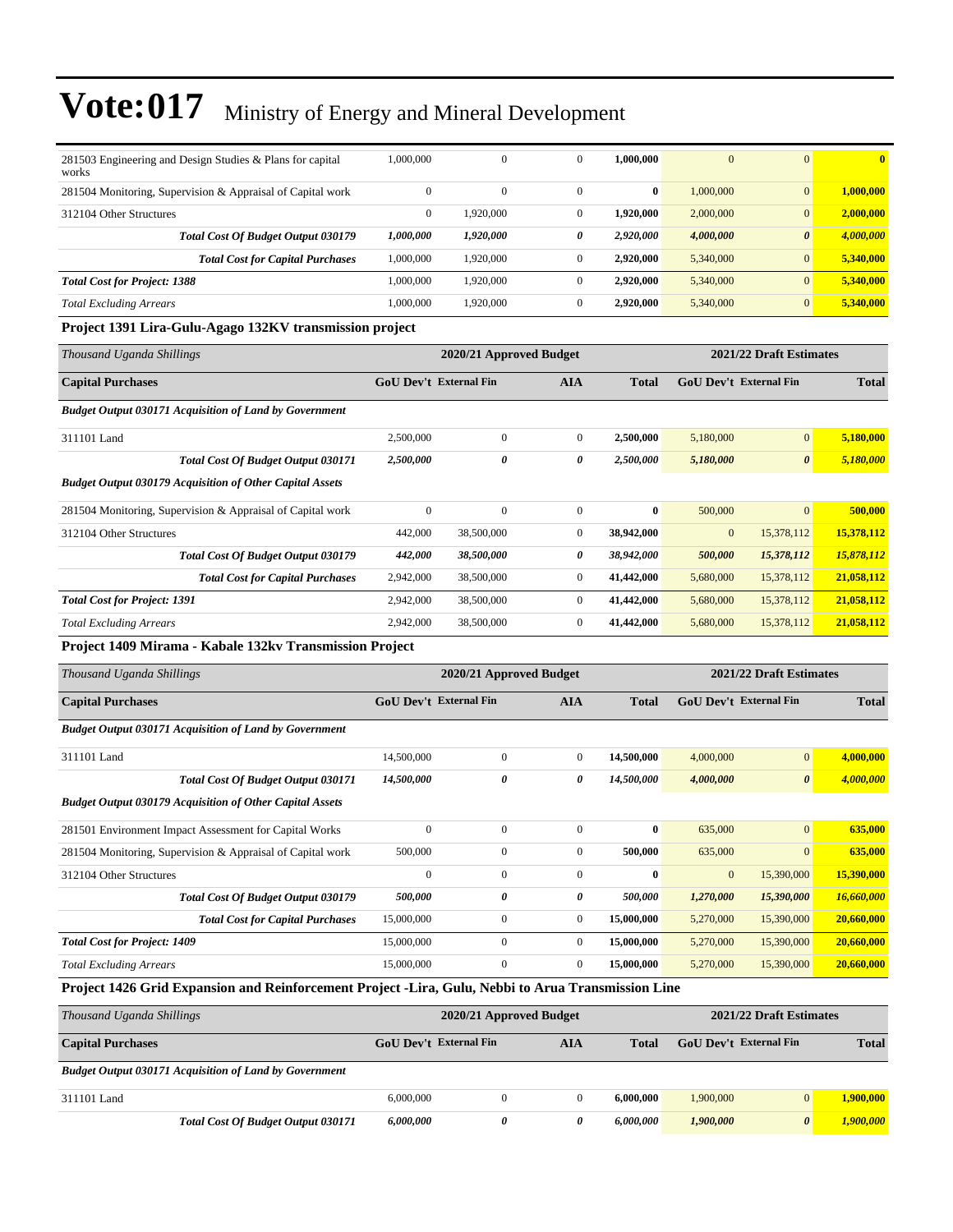# Vote:017 Ministry of Energy and Mineral Development

| | | | | | | | |
|---|---|---|---|---|---|---|---|
| 281503 Engineering and Design Studies & Plans for capital works | 1,000,000 | 0 | 0 | **1,000,000** | 0 | 0 | **0** |
| 281504 Monitoring, Supervision & Appraisal of Capital work | 0 | 0 | 0 | **0** | 1,000,000 | 0 | **1,000,000** |
| 312104 Other Structures | 0 | 1,920,000 | 0 | **1,920,000** | 2,000,000 | 0 | **2,000,000** |
| ***Total Cost Of Budget Output 030179*** | ***1,000,000*** | ***1,920,000*** | ***0*** | ***2,920,000*** | ***4,000,000*** | ***0*** | ***4,000,000*** |
| ***Total Cost for Capital Purchases*** | 1,000,000 | 1,920,000 | 0 | **2,920,000** | 5,340,000 | 0 | **5,340,000** |
| ***Total Cost for Project: 1388*** | 1,000,000 | 1,920,000 | 0 | **2,920,000** | 5,340,000 | 0 | **5,340,000** |
| *Total Excluding Arrears* | 1,000,000 | 1,920,000 | 0 | **2,920,000** | 5,340,000 | 0 | **5,340,000** |

**Project 1391 Lira-Gulu-Agago 132KV transmission project**

| *Thousand Uganda Shillings* | 2020/21 Approved Budget | | | | 2021/22 Draft Estimates | | |
|---|---|---|---|---|---|---|---|
| **Capital Purchases** | **GoU Dev't** | **External Fin** | **AIA** | **Total** | **GoU Dev't** | **External Fin** | **Total** |
| ***Budget Output 030171 Acquisition of Land by Government*** | | | | | | | |
| 311101 Land | 2,500,000 | 0 | 0 | **2,500,000** | 5,180,000 | 0 | **5,180,000** |
| ***Total Cost Of Budget Output 030171*** | ***2,500,000*** | ***0*** | ***0*** | ***2,500,000*** | ***5,180,000*** | ***0*** | ***5,180,000*** |
| ***Budget Output 030179 Acquisition of Other Capital Assets*** | | | | | | | |
| 281504 Monitoring, Supervision & Appraisal of Capital work | 0 | 0 | 0 | **0** | 500,000 | 0 | **500,000** |
| 312104 Other Structures | 442,000 | 38,500,000 | 0 | **38,942,000** | 0 | 15,378,112 | **15,378,112** |
| ***Total Cost Of Budget Output 030179*** | ***442,000*** | ***38,500,000*** | ***0*** | ***38,942,000*** | ***500,000*** | ***15,378,112*** | ***15,878,112*** |
| ***Total Cost for Capital Purchases*** | 2,942,000 | 38,500,000 | 0 | **41,442,000** | 5,680,000 | 15,378,112 | **21,058,112** |
| ***Total Cost for Project: 1391*** | 2,942,000 | 38,500,000 | 0 | **41,442,000** | 5,680,000 | 15,378,112 | **21,058,112** |
| *Total Excluding Arrears* | 2,942,000 | 38,500,000 | 0 | **41,442,000** | 5,680,000 | 15,378,112 | **21,058,112** |

**Project 1409 Mirama - Kabale 132kv Transmission Project**

| *Thousand Uganda Shillings* | 2020/21 Approved Budget | | | | 2021/22 Draft Estimates | | |
|---|---|---|---|---|---|---|---|
| **Capital Purchases** | **GoU Dev't** | **External Fin** | **AIA** | **Total** | **GoU Dev't** | **External Fin** | **Total** |
| ***Budget Output 030171 Acquisition of Land by Government*** | | | | | | | |
| 311101 Land | 14,500,000 | 0 | 0 | **14,500,000** | 4,000,000 | 0 | **4,000,000** |
| ***Total Cost Of Budget Output 030171*** | ***14,500,000*** | ***0*** | ***0*** | ***14,500,000*** | ***4,000,000*** | ***0*** | ***4,000,000*** |
| ***Budget Output 030179 Acquisition of Other Capital Assets*** | | | | | | | |
| 281501 Environment Impact Assessment for Capital Works | 0 | 0 | 0 | **0** | 635,000 | 0 | **635,000** |
| 281504 Monitoring, Supervision & Appraisal of Capital work | 500,000 | 0 | 0 | **500,000** | 635,000 | 0 | **635,000** |
| 312104 Other Structures | 0 | 0 | 0 | **0** | 0 | 15,390,000 | **15,390,000** |
| ***Total Cost Of Budget Output 030179*** | ***500,000*** | ***0*** | ***0*** | ***500,000*** | ***1,270,000*** | ***15,390,000*** | ***16,660,000*** |
| ***Total Cost for Capital Purchases*** | 15,000,000 | 0 | 0 | **15,000,000** | 5,270,000 | 15,390,000 | **20,660,000** |
| ***Total Cost for Project: 1409*** | 15,000,000 | 0 | 0 | **15,000,000** | 5,270,000 | 15,390,000 | **20,660,000** |
| *Total Excluding Arrears* | 15,000,000 | 0 | 0 | **15,000,000** | 5,270,000 | 15,390,000 | **20,660,000** |

**Project 1426 Grid Expansion and Reinforcement Project -Lira, Gulu, Nebbi to Arua Transmission Line**

| *Thousand Uganda Shillings* | 2020/21 Approved Budget | | | | 2021/22 Draft Estimates | | |
|---|---|---|---|---|---|---|---|
| **Capital Purchases** | **GoU Dev't** | **External Fin** | **AIA** | **Total** | **GoU Dev't** | **External Fin** | **Total** |
| ***Budget Output 030171 Acquisition of Land by Government*** | | | | | | | |
| 311101 Land | 6,000,000 | 0 | 0 | **6,000,000** | 1,900,000 | 0 | **1,900,000** |
| ***Total Cost Of Budget Output 030171*** | ***6,000,000*** | ***0*** | ***0*** | ***6,000,000*** | ***1,900,000*** | ***0*** | ***1,900,000*** |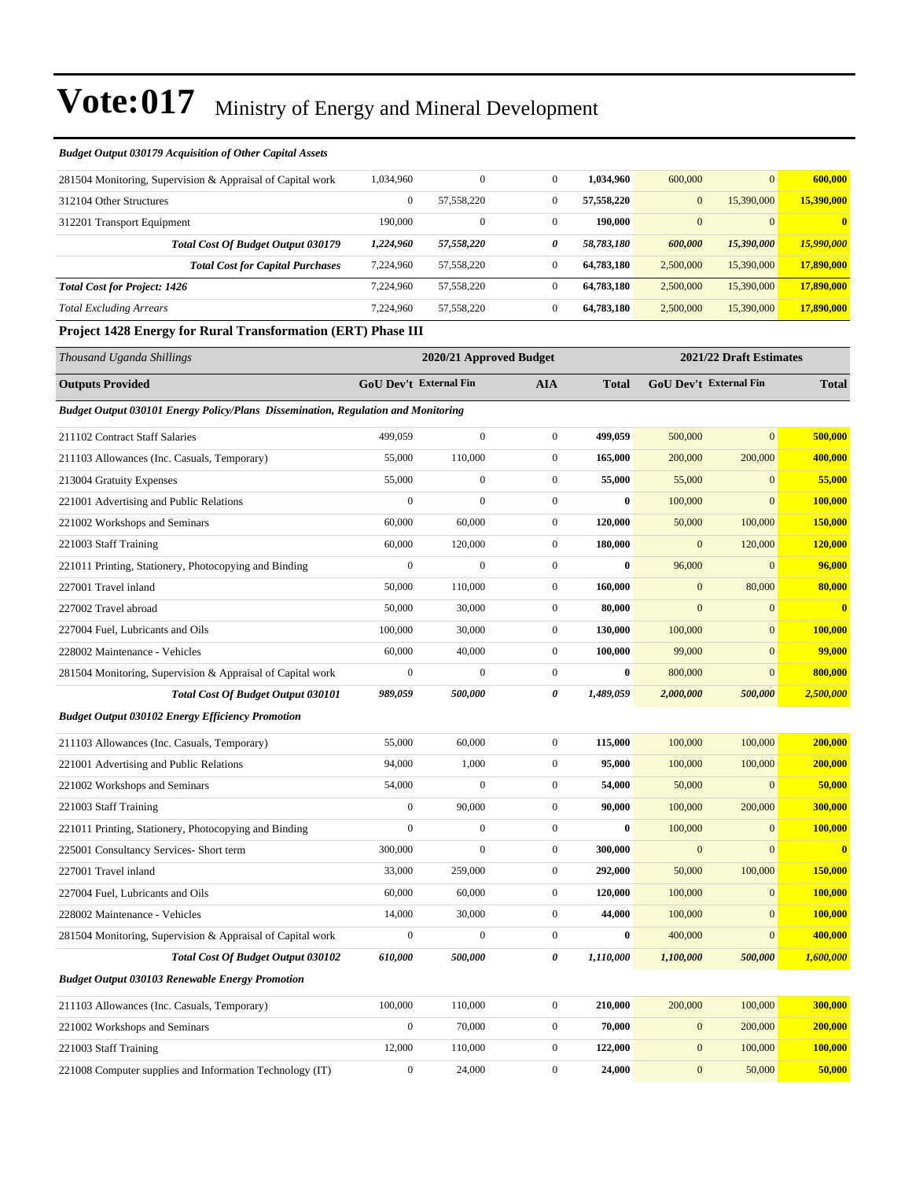# Vote:017 Ministry of Energy and Mineral Development

| *Budget Output 030179 Acquisition of Other Capital Assets* | | | | | | | |
|---|---|---|---|---|---|---|---|
| 281504 Monitoring, Supervision & Appraisal of Capital work | 1,034,960 | 0 | 0 | **1,034,960** | 600,000 | 0 | **600,000** |
| 312104 Other Structures | 0 | 57,558,220 | 0 | **57,558,220** | 0 | 15,390,000 | **15,390,000** |
| 312201 Transport Equipment | 190,000 | 0 | 0 | **190,000** | 0 | 0 | **0** |
| ***Total Cost Of Budget Output 030179*** | ***1,224,960*** | ***57,558,220*** | ***0*** | ***58,783,180*** | ***600,000*** | ***15,390,000*** | ***15,990,000*** |
| ***Total Cost for Capital Purchases*** | 7,224,960 | 57,558,220 | 0 | **64,783,180** | 2,500,000 | 15,390,000 | **17,890,000** |
| ***Total Cost for Project: 1426*** | 7,224,960 | 57,558,220 | 0 | **64,783,180** | 2,500,000 | 15,390,000 | **17,890,000** |
| *Total Excluding Arrears* | 7,224,960 | 57,558,220 | 0 | **64,783,180** | 2,500,000 | 15,390,000 | **17,890,000** |

**Project 1428 Energy for Rural Transformation (ERT) Phase III**

| *Thousand Uganda Shillings* | 2020/21 Approved Budget | | | | 2021/22 Draft Estimates | | |
|---|---|---|---|---|---|---|---|
| **Outputs Provided** | **GoU Dev't** | **External Fin** | **AIA** | **Total** | **GoU Dev't** | **External Fin** | **Total** |
| ***Budget Output 030101 Energy Policy/Plans Dissemination, Regulation and Monitoring*** | | | | | | | |
| 211102 Contract Staff Salaries | 499,059 | 0 | 0 | **499,059** | 500,000 | 0 | **500,000** |
| 211103 Allowances (Inc. Casuals, Temporary) | 55,000 | 110,000 | 0 | **165,000** | 200,000 | 200,000 | **400,000** |
| 213004 Gratuity Expenses | 55,000 | 0 | 0 | **55,000** | 55,000 | 0 | **55,000** |
| 221001 Advertising and Public Relations | 0 | 0 | 0 | **0** | 100,000 | 0 | **100,000** |
| 221002 Workshops and Seminars | 60,000 | 60,000 | 0 | **120,000** | 50,000 | 100,000 | **150,000** |
| 221003 Staff Training | 60,000 | 120,000 | 0 | **180,000** | 0 | 120,000 | **120,000** |
| 221011 Printing, Stationery, Photocopying and Binding | 0 | 0 | 0 | **0** | 96,000 | 0 | **96,000** |
| 227001 Travel inland | 50,000 | 110,000 | 0 | **160,000** | 0 | 80,000 | **80,000** |
| 227002 Travel abroad | 50,000 | 30,000 | 0 | **80,000** | 0 | 0 | **0** |
| 227004 Fuel, Lubricants and Oils | 100,000 | 30,000 | 0 | **130,000** | 100,000 | 0 | **100,000** |
| 228002 Maintenance - Vehicles | 60,000 | 40,000 | 0 | **100,000** | 99,000 | 0 | **99,000** |
| 281504 Monitoring, Supervision & Appraisal of Capital work | 0 | 0 | 0 | **0** | 800,000 | 0 | **800,000** |
| ***Total Cost Of Budget Output 030101*** | ***989,059*** | ***500,000*** | ***0*** | ***1,489,059*** | ***2,000,000*** | ***500,000*** | ***2,500,000*** |
| ***Budget Output 030102 Energy Efficiency Promotion*** | | | | | | | |
| 211103 Allowances (Inc. Casuals, Temporary) | 55,000 | 60,000 | 0 | **115,000** | 100,000 | 100,000 | **200,000** |
| 221001 Advertising and Public Relations | 94,000 | 1,000 | 0 | **95,000** | 100,000 | 100,000 | **200,000** |
| 221002 Workshops and Seminars | 54,000 | 0 | 0 | **54,000** | 50,000 | 0 | **50,000** |
| 221003 Staff Training | 0 | 90,000 | 0 | **90,000** | 100,000 | 200,000 | **300,000** |
| 221011 Printing, Stationery, Photocopying and Binding | 0 | 0 | 0 | **0** | 100,000 | 0 | **100,000** |
| 225001 Consultancy Services- Short term | 300,000 | 0 | 0 | **300,000** | 0 | 0 | **0** |
| 227001 Travel inland | 33,000 | 259,000 | 0 | **292,000** | 50,000 | 100,000 | **150,000** |
| 227004 Fuel, Lubricants and Oils | 60,000 | 60,000 | 0 | **120,000** | 100,000 | 0 | **100,000** |
| 228002 Maintenance - Vehicles | 14,000 | 30,000 | 0 | **44,000** | 100,000 | 0 | **100,000** |
| 281504 Monitoring, Supervision & Appraisal of Capital work | 0 | 0 | 0 | **0** | 400,000 | 0 | **400,000** |
| ***Total Cost Of Budget Output 030102*** | ***610,000*** | ***500,000*** | ***0*** | ***1,110,000*** | ***1,100,000*** | ***500,000*** | ***1,600,000*** |
| ***Budget Output 030103 Renewable Energy Promotion*** | | | | | | | |
| 211103 Allowances (Inc. Casuals, Temporary) | 100,000 | 110,000 | 0 | **210,000** | 200,000 | 100,000 | **300,000** |
| 221002 Workshops and Seminars | 0 | 70,000 | 0 | **70,000** | 0 | 200,000 | **200,000** |
| 221003 Staff Training | 12,000 | 110,000 | 0 | **122,000** | 0 | 100,000 | **100,000** |
| 221008 Computer supplies and Information Technology (IT) | 0 | 24,000 | 0 | **24,000** | 0 | 50,000 | **50,000** |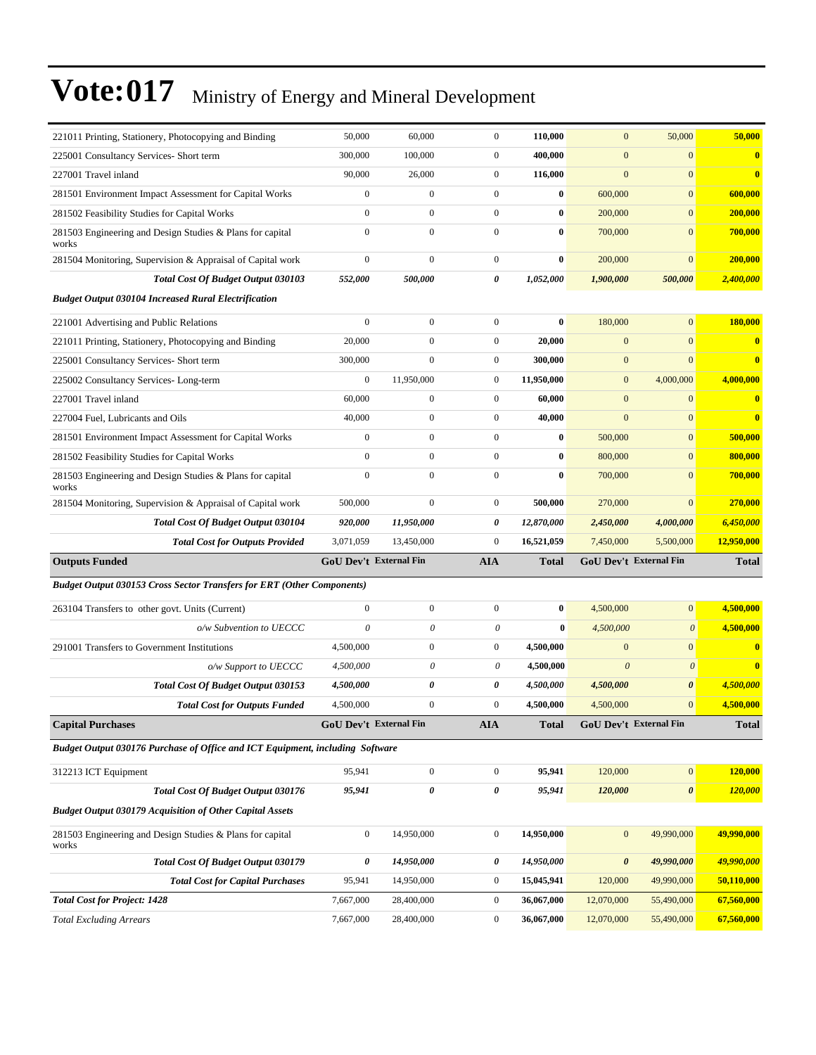# Vote:017 Ministry of Energy and Mineral Development

| | GoU Dev't | External Fin | AIA | Total | GoU Dev't | External Fin | Total |
|---|---|---|---|---|---|---|---|
| 221011 Printing, Stationery, Photocopying and Binding | 50,000 | 60,000 | 0 | **110,000** | 0 | 50,000 | **50,000** |
| 225001 Consultancy Services- Short term | 300,000 | 100,000 | 0 | **400,000** | 0 | 0 | **0** |
| 227001 Travel inland | 90,000 | 26,000 | 0 | **116,000** | 0 | 0 | **0** |
| 281501 Environment Impact Assessment for Capital Works | 0 | 0 | 0 | **0** | 600,000 | 0 | **600,000** |
| 281502 Feasibility Studies for Capital Works | 0 | 0 | 0 | **0** | 200,000 | 0 | **200,000** |
| 281503 Engineering and Design Studies & Plans for capital works | 0 | 0 | 0 | **0** | 700,000 | 0 | **700,000** |
| 281504 Monitoring, Supervision & Appraisal of Capital work | 0 | 0 | 0 | **0** | 200,000 | 0 | **200,000** |
| ***Total Cost Of Budget Output 030103*** | ***552,000*** | ***500,000*** | ***0*** | ***1,052,000*** | ***1,900,000*** | ***500,000*** | ***2,400,000*** |
| ***Budget Output 030104 Increased Rural Electrification*** | | | | | | | |
| 221001 Advertising and Public Relations | 0 | 0 | 0 | **0** | 180,000 | 0 | **180,000** |
| 221011 Printing, Stationery, Photocopying and Binding | 20,000 | 0 | 0 | **20,000** | 0 | 0 | **0** |
| 225001 Consultancy Services- Short term | 300,000 | 0 | 0 | **300,000** | 0 | 0 | **0** |
| 225002 Consultancy Services- Long-term | 0 | 11,950,000 | 0 | **11,950,000** | 0 | 4,000,000 | **4,000,000** |
| 227001 Travel inland | 60,000 | 0 | 0 | **60,000** | 0 | 0 | **0** |
| 227004 Fuel, Lubricants and Oils | 40,000 | 0 | 0 | **40,000** | 0 | 0 | **0** |
| 281501 Environment Impact Assessment for Capital Works | 0 | 0 | 0 | **0** | 500,000 | 0 | **500,000** |
| 281502 Feasibility Studies for Capital Works | 0 | 0 | 0 | **0** | 800,000 | 0 | **800,000** |
| 281503 Engineering and Design Studies & Plans for capital works | 0 | 0 | 0 | **0** | 700,000 | 0 | **700,000** |
| 281504 Monitoring, Supervision & Appraisal of Capital work | 500,000 | 0 | 0 | **500,000** | 270,000 | 0 | **270,000** |
| ***Total Cost Of Budget Output 030104*** | ***920,000*** | ***11,950,000*** | ***0*** | ***12,870,000*** | ***2,450,000*** | ***4,000,000*** | ***6,450,000*** |
| ***Total Cost for Outputs Provided*** | 3,071,059 | 13,450,000 | 0 | 16,521,059 | 7,450,000 | 5,500,000 | 12,950,000 |
| **Outputs Funded** | **GoU Dev't** | **External Fin** | **AIA** | **Total** | **GoU Dev't** | **External Fin** | **Total** |
| ***Budget Output 030153 Cross Sector Transfers for ERT (Other Components)*** | | | | | | | |
| 263104 Transfers to other govt. Units (Current) | 0 | 0 | 0 | **0** | 4,500,000 | 0 | **4,500,000** |
| *o/w Subvention to UECCC* | *0* | *0* | *0* | **0** | *4,500,000* | *0* | **4,500,000** |
| 291001 Transfers to Government Institutions | 4,500,000 | 0 | 0 | **4,500,000** | 0 | 0 | **0** |
| *o/w Support to UECCC* | *4,500,000* | *0* | *0* | **4,500,000** | *0* | *0* | **0** |
| ***Total Cost Of Budget Output 030153*** | ***4,500,000*** | ***0*** | ***0*** | ***4,500,000*** | ***4,500,000*** | ***0*** | ***4,500,000*** |
| ***Total Cost for Outputs Funded*** | 4,500,000 | 0 | 0 | 4,500,000 | 4,500,000 | 0 | 4,500,000 |
| **Capital Purchases** | **GoU Dev't** | **External Fin** | **AIA** | **Total** | **GoU Dev't** | **External Fin** | **Total** |
| ***Budget Output 030176 Purchase of Office and ICT Equipment, including Software*** | | | | | | | |
| 312213 ICT Equipment | 95,941 | 0 | 0 | **95,941** | 120,000 | 0 | **120,000** |
| ***Total Cost Of Budget Output 030176*** | ***95,941*** | ***0*** | ***0*** | ***95,941*** | ***120,000*** | ***0*** | ***120,000*** |
| ***Budget Output 030179 Acquisition of Other Capital Assets*** | | | | | | | |
| 281503 Engineering and Design Studies & Plans for capital works | 0 | 14,950,000 | 0 | **14,950,000** | 0 | 49,990,000 | **49,990,000** |
| ***Total Cost Of Budget Output 030179*** | ***0*** | ***14,950,000*** | ***0*** | ***14,950,000*** | ***0*** | ***49,990,000*** | ***49,990,000*** |
| ***Total Cost for Capital Purchases*** | 95,941 | 14,950,000 | 0 | 15,045,941 | 120,000 | 49,990,000 | 50,110,000 |
| ***Total Cost for Project: 1428*** | 7,667,000 | 28,400,000 | 0 | 36,067,000 | 12,070,000 | 55,490,000 | 67,560,000 |
| *Total Excluding Arrears* | 7,667,000 | 28,400,000 | 0 | 36,067,000 | 12,070,000 | 55,490,000 | 67,560,000 |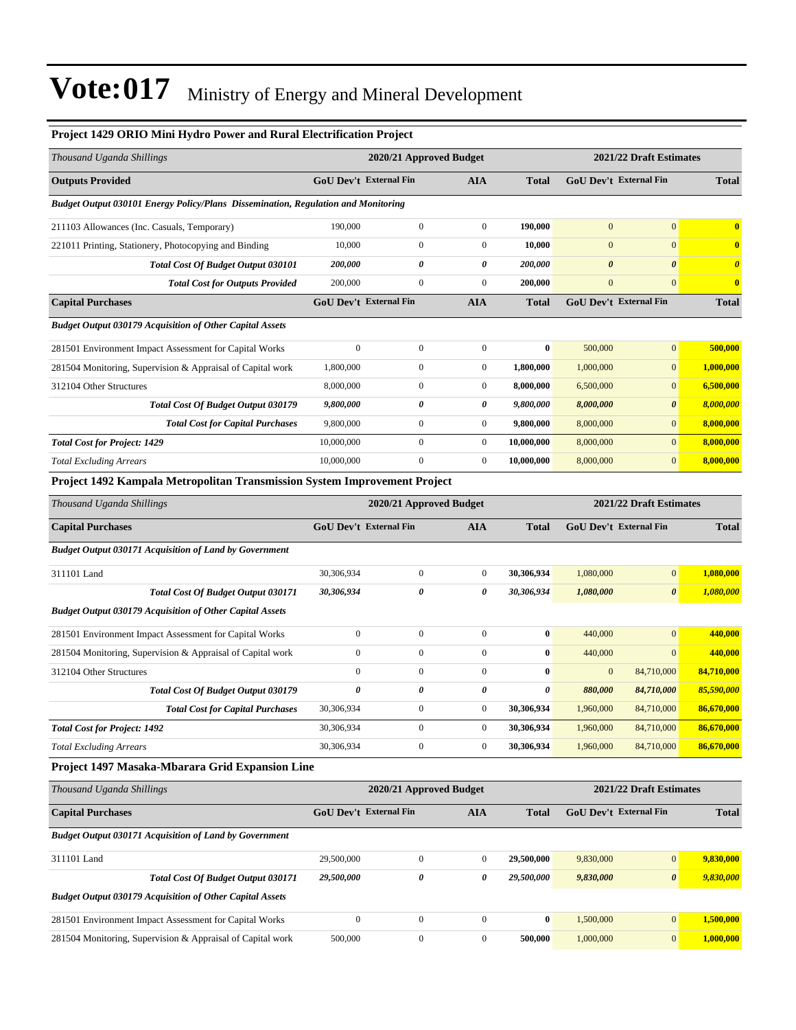# Vote:017 Ministry of Energy and Mineral Development

### Project 1429 ORIO Mini Hydro Power and Rural Electrification Project

| Thousand Uganda Shillings | 2020/21 Approved Budget | | | | 2021/22 Draft Estimates | | |
|---|---|---|---|---|---|---|---|
| **Outputs Provided** | **GoU Dev't** | **External Fin** | **AIA** | **Total** | **GoU Dev't** | **External Fin** | **Total** |
| ***Budget Output 030101 Energy Policy/Plans Dissemination, Regulation and Monitoring*** | | | | | | | |
| 211103 Allowances (Inc. Casuals, Temporary) | 190,000 | 0 | 0 | **190,000** | 0 | 0 | **0** |
| 221011 Printing, Stationery, Photocopying and Binding | 10,000 | 0 | 0 | **10,000** | 0 | 0 | **0** |
| ***Total Cost Of Budget Output 030101*** | ***200,000*** | ***0*** | ***0*** | ***200,000*** | ***0*** | ***0*** | ***0*** |
| ***Total Cost for Outputs Provided*** | 200,000 | 0 | 0 | **200,000** | 0 | 0 | **0** |
| **Capital Purchases** | **GoU Dev't** | **External Fin** | **AIA** | **Total** | **GoU Dev't** | **External Fin** | **Total** |
| ***Budget Output 030179 Acquisition of Other Capital Assets*** | | | | | | | |
| 281501 Environment Impact Assessment for Capital Works | 0 | 0 | 0 | **0** | 500,000 | 0 | **500,000** |
| 281504 Monitoring, Supervision & Appraisal of Capital work | 1,800,000 | 0 | 0 | **1,800,000** | 1,000,000 | 0 | **1,000,000** |
| 312104 Other Structures | 8,000,000 | 0 | 0 | **8,000,000** | 6,500,000 | 0 | **6,500,000** |
| ***Total Cost Of Budget Output 030179*** | ***9,800,000*** | ***0*** | ***0*** | ***9,800,000*** | ***8,000,000*** | ***0*** | ***8,000,000*** |
| ***Total Cost for Capital Purchases*** | 9,800,000 | 0 | 0 | **9,800,000** | 8,000,000 | 0 | **8,000,000** |
| ***Total Cost for Project: 1429*** | 10,000,000 | 0 | 0 | **10,000,000** | 8,000,000 | 0 | **8,000,000** |
| *Total Excluding Arrears* | 10,000,000 | 0 | 0 | **10,000,000** | 8,000,000 | 0 | **8,000,000** |

### Project 1492 Kampala Metropolitan Transmission System Improvement Project

| Thousand Uganda Shillings | 2020/21 Approved Budget | | | | 2021/22 Draft Estimates | | |
|---|---|---|---|---|---|---|---|
| **Capital Purchases** | **GoU Dev't** | **External Fin** | **AIA** | **Total** | **GoU Dev't** | **External Fin** | **Total** |
| ***Budget Output 030171 Acquisition of Land by Government*** | | | | | | | |
| 311101 Land | 30,306,934 | 0 | 0 | **30,306,934** | 1,080,000 | 0 | **1,080,000** |
| ***Total Cost Of Budget Output 030171*** | ***30,306,934*** | ***0*** | ***0*** | ***30,306,934*** | ***1,080,000*** | ***0*** | ***1,080,000*** |
| ***Budget Output 030179 Acquisition of Other Capital Assets*** | | | | | | | |
| 281501 Environment Impact Assessment for Capital Works | 0 | 0 | 0 | **0** | 440,000 | 0 | **440,000** |
| 281504 Monitoring, Supervision & Appraisal of Capital work | 0 | 0 | 0 | **0** | 440,000 | 0 | **440,000** |
| 312104 Other Structures | 0 | 0 | 0 | **0** | 0 | 84,710,000 | **84,710,000** |
| ***Total Cost Of Budget Output 030179*** | ***0*** | ***0*** | ***0*** | ***0*** | ***880,000*** | ***84,710,000*** | ***85,590,000*** |
| ***Total Cost for Capital Purchases*** | 30,306,934 | 0 | 0 | **30,306,934** | 1,960,000 | 84,710,000 | **86,670,000** |
| ***Total Cost for Project: 1492*** | 30,306,934 | 0 | 0 | **30,306,934** | 1,960,000 | 84,710,000 | **86,670,000** |
| *Total Excluding Arrears* | 30,306,934 | 0 | 0 | **30,306,934** | 1,960,000 | 84,710,000 | **86,670,000** |

### Project 1497 Masaka-Mbarara Grid Expansion Line

| Thousand Uganda Shillings | 2020/21 Approved Budget | | | | 2021/22 Draft Estimates | | |
|---|---|---|---|---|---|---|---|
| **Capital Purchases** | **GoU Dev't** | **External Fin** | **AIA** | **Total** | **GoU Dev't** | **External Fin** | **Total** |
| ***Budget Output 030171 Acquisition of Land by Government*** | | | | | | | |
| 311101 Land | 29,500,000 | 0 | 0 | **29,500,000** | 9,830,000 | 0 | **9,830,000** |
| ***Total Cost Of Budget Output 030171*** | ***29,500,000*** | ***0*** | ***0*** | ***29,500,000*** | ***9,830,000*** | ***0*** | ***9,830,000*** |
| ***Budget Output 030179 Acquisition of Other Capital Assets*** | | | | | | | |
| 281501 Environment Impact Assessment for Capital Works | 0 | 0 | 0 | **0** | 1,500,000 | 0 | **1,500,000** |
| 281504 Monitoring, Supervision & Appraisal of Capital work | 500,000 | 0 | 0 | **500,000** | 1,000,000 | 0 | **1,000,000** |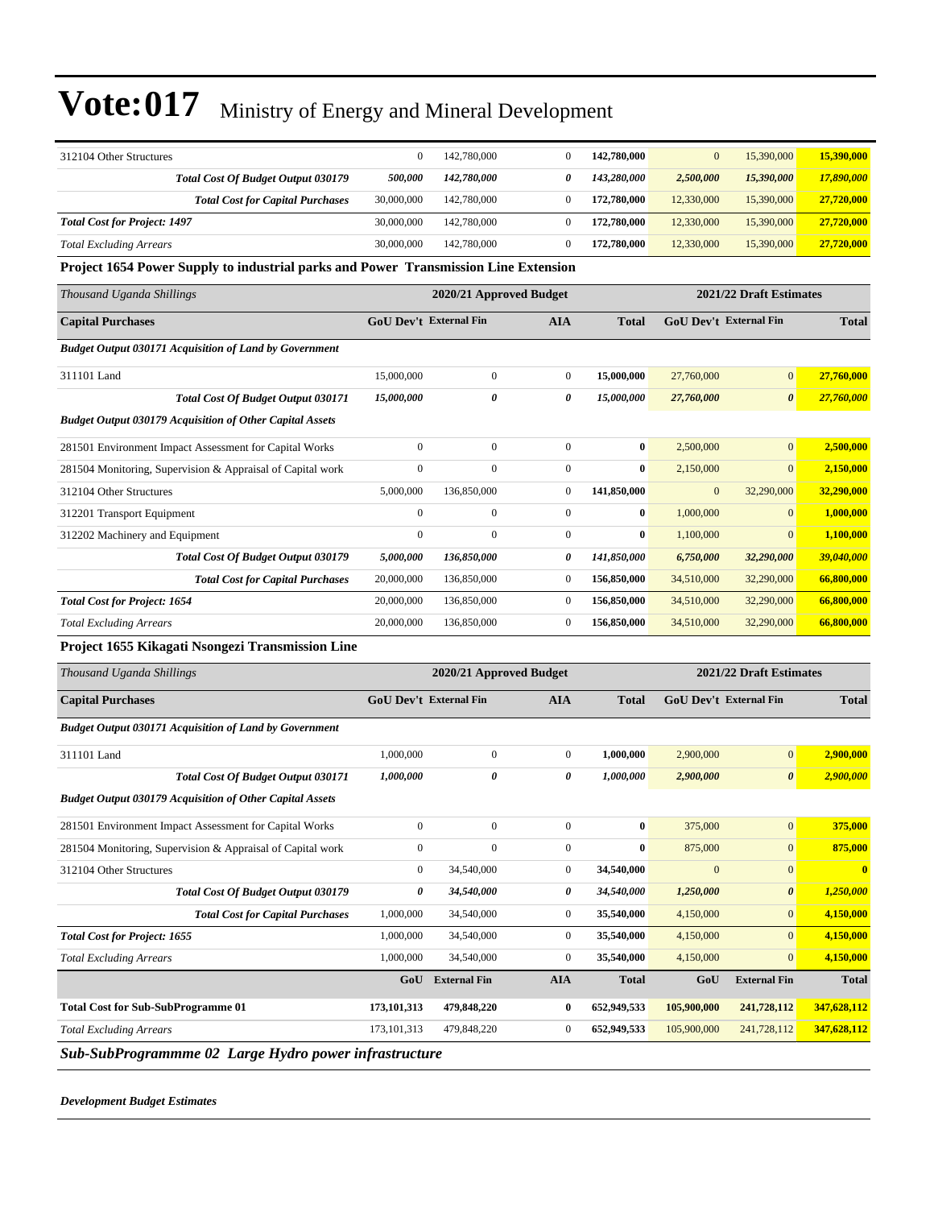| | | | | | | | |
|---|---|---|---|---|---|---|---|
| 312104 Other Structures | 0 | 142,780,000 | 0 | **142,780,000** | 0 | 15,390,000 | **15,390,000** |
| ***Total Cost Of Budget Output 030179*** | ***500,000*** | ***142,780,000*** | ***0*** | ***143,280,000*** | ***2,500,000*** | ***15,390,000*** | ***17,890,000*** |
| ***Total Cost for Capital Purchases*** | 30,000,000 | 142,780,000 | 0 | **172,780,000** | 12,330,000 | 15,390,000 | **27,720,000** |
| ***Total Cost for Project: 1497*** | 30,000,000 | 142,780,000 | 0 | **172,780,000** | 12,330,000 | 15,390,000 | **27,720,000** |
| *Total Excluding Arrears* | 30,000,000 | 142,780,000 | 0 | **172,780,000** | 12,330,000 | 15,390,000 | **27,720,000** |

**Project 1654 Power Supply to industrial parks and Power Transmission Line Extension**

| *Thousand Uganda Shillings* | **2020/21 Approved Budget** | | | | **2021/22 Draft Estimates** | | |
|---|---|---|---|---|---|---|---|
| **Capital Purchases** | **GoU Dev't** | **External Fin** | **AIA** | **Total** | **GoU Dev't** | **External Fin** | **Total** |
| ***Budget Output 030171 Acquisition of Land by Government*** | | | | | | | |
| 311101 Land | 15,000,000 | 0 | 0 | **15,000,000** | 27,760,000 | 0 | **27,760,000** |
| ***Total Cost Of Budget Output 030171*** | ***15,000,000*** | ***0*** | ***0*** | ***15,000,000*** | ***27,760,000*** | ***0*** | ***27,760,000*** |
| ***Budget Output 030179 Acquisition of Other Capital Assets*** | | | | | | | |
| 281501 Environment Impact Assessment for Capital Works | 0 | 0 | 0 | **0** | 2,500,000 | 0 | **2,500,000** |
| 281504 Monitoring, Supervision & Appraisal of Capital work | 0 | 0 | 0 | **0** | 2,150,000 | 0 | **2,150,000** |
| 312104 Other Structures | 5,000,000 | 136,850,000 | 0 | **141,850,000** | 0 | 32,290,000 | **32,290,000** |
| 312201 Transport Equipment | 0 | 0 | 0 | **0** | 1,000,000 | 0 | **1,000,000** |
| 312202 Machinery and Equipment | 0 | 0 | 0 | **0** | 1,100,000 | 0 | **1,100,000** |
| ***Total Cost Of Budget Output 030179*** | ***5,000,000*** | ***136,850,000*** | ***0*** | ***141,850,000*** | ***6,750,000*** | ***32,290,000*** | ***39,040,000*** |
| ***Total Cost for Capital Purchases*** | 20,000,000 | 136,850,000 | 0 | **156,850,000** | 34,510,000 | 32,290,000 | **66,800,000** |
| ***Total Cost for Project: 1654*** | 20,000,000 | 136,850,000 | 0 | **156,850,000** | 34,510,000 | 32,290,000 | **66,800,000** |
| *Total Excluding Arrears* | 20,000,000 | 136,850,000 | 0 | **156,850,000** | 34,510,000 | 32,290,000 | **66,800,000** |

**Project 1655 Kikagati Nsongezi Transmission Line**

| *Thousand Uganda Shillings* | **2020/21 Approved Budget** | | | | **2021/22 Draft Estimates** | | |
|---|---|---|---|---|---|---|---|
| **Capital Purchases** | **GoU Dev't** | **External Fin** | **AIA** | **Total** | **GoU Dev't** | **External Fin** | **Total** |
| ***Budget Output 030171 Acquisition of Land by Government*** | | | | | | | |
| 311101 Land | 1,000,000 | 0 | 0 | **1,000,000** | 2,900,000 | 0 | **2,900,000** |
| ***Total Cost Of Budget Output 030171*** | ***1,000,000*** | ***0*** | ***0*** | ***1,000,000*** | ***2,900,000*** | ***0*** | ***2,900,000*** |
| ***Budget Output 030179 Acquisition of Other Capital Assets*** | | | | | | | |
| 281501 Environment Impact Assessment for Capital Works | 0 | 0 | 0 | **0** | 375,000 | 0 | **375,000** |
| 281504 Monitoring, Supervision & Appraisal of Capital work | 0 | 0 | 0 | **0** | 875,000 | 0 | **875,000** |
| 312104 Other Structures | 0 | 34,540,000 | 0 | **34,540,000** | 0 | 0 | **0** |
| ***Total Cost Of Budget Output 030179*** | ***0*** | ***34,540,000*** | ***0*** | ***34,540,000*** | ***1,250,000*** | ***0*** | ***1,250,000*** |
| ***Total Cost for Capital Purchases*** | 1,000,000 | 34,540,000 | 0 | **35,540,000** | 4,150,000 | 0 | **4,150,000** |
| ***Total Cost for Project: 1655*** | 1,000,000 | 34,540,000 | 0 | **35,540,000** | 4,150,000 | 0 | **4,150,000** |
| *Total Excluding Arrears* | 1,000,000 | 34,540,000 | 0 | **35,540,000** | 4,150,000 | 0 | **4,150,000** |
| | **GoU** | **External Fin** | **AIA** | **Total** | **GoU** | **External Fin** | **Total** |
| **Total Cost for Sub-SubProgramme 01** | **173,101,313** | **479,848,220** | **0** | **652,949,533** | **105,900,000** | **241,728,112** | **347,628,112** |
| *Total Excluding Arrears* | 173,101,313 | 479,848,220 | 0 | 652,949,533 | 105,900,000 | 241,728,112 | 347,628,112 |

***Sub-SubProgrammme 02 Large Hydro power infrastructure***

***Development Budget Estimates***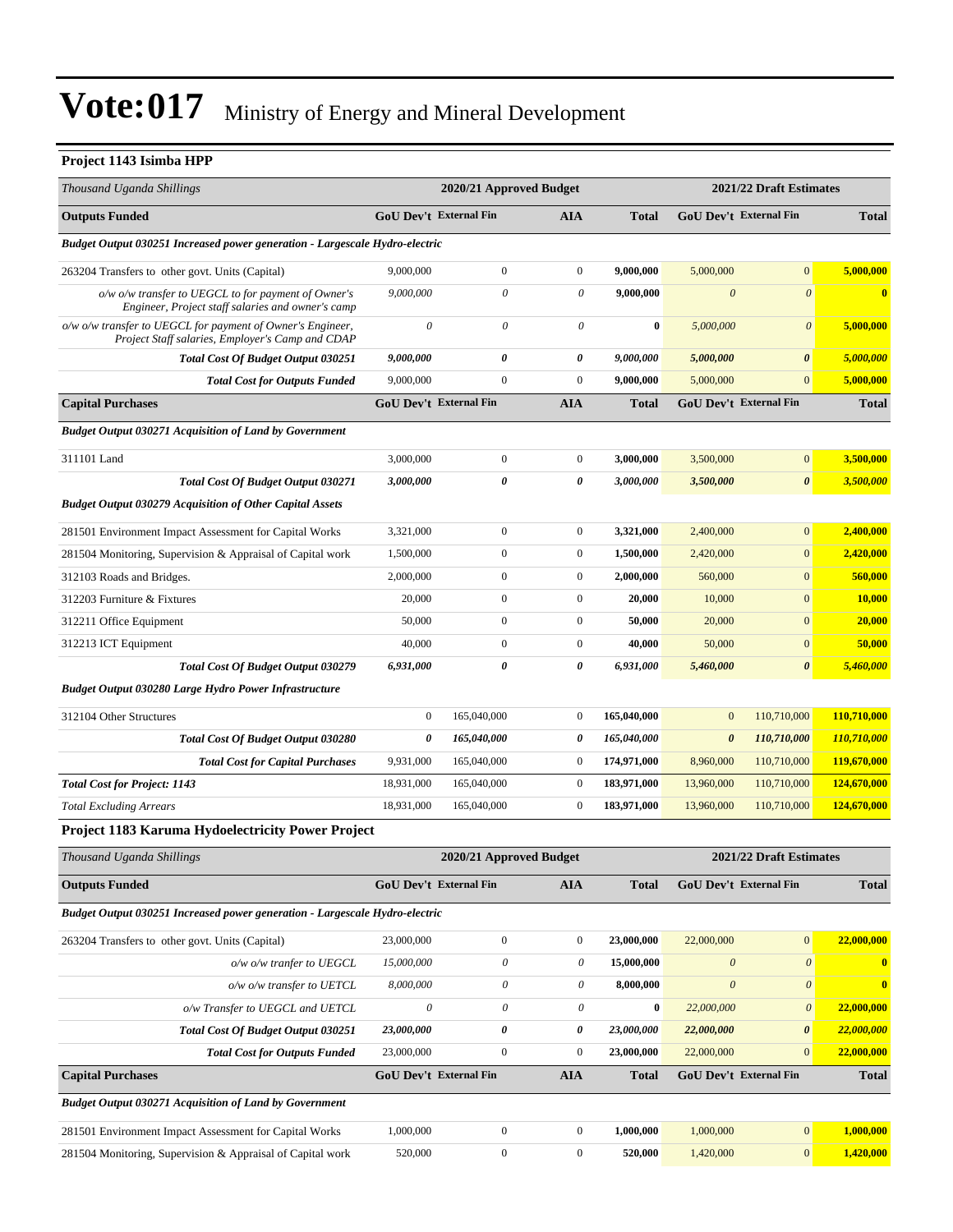# Vote:017 Ministry of Energy and Mineral Development

### Project 1143 Isimba HPP

| Thousand Uganda Shillings | 2020/21 Approved Budget | | | | 2021/22 Draft Estimates | | |
|---|---|---|---|---|---|---|---|
| **Outputs Funded** | **GoU Dev't** | **External Fin** | **AIA** | **Total** | **GoU Dev't** | **External Fin** | **Total** |
| ***Budget Output 030251 Increased power generation - Largescale Hydro-electric*** | | | | | | | |
| 263204 Transfers to other govt. Units (Capital) | 9,000,000 | 0 | 0 | **9,000,000** | 5,000,000 | 0 | **5,000,000** |
| *o/w o/w transfer to UEGCL to for payment of Owner's Engineer, Project staff salaries and owner's camp* | *9,000,000* | *0* | *0* | **9,000,000** | *0* | *0* | **0** |
| *o/w o/w transfer to UEGCL for payment of Owner's Engineer, Project Staff salaries, Employer's Camp and CDAP* | *0* | *0* | *0* | **0** | *5,000,000* | *0* | **5,000,000** |
| ***Total Cost Of Budget Output 030251*** | ***9,000,000*** | ***0*** | ***0*** | ***9,000,000*** | ***5,000,000*** | ***0*** | ***5,000,000*** |
| ***Total Cost for Outputs Funded*** | 9,000,000 | 0 | 0 | **9,000,000** | 5,000,000 | 0 | **5,000,000** |
| **Capital Purchases** | **GoU Dev't** | **External Fin** | **AIA** | **Total** | **GoU Dev't** | **External Fin** | **Total** |
| ***Budget Output 030271 Acquisition of Land by Government*** | | | | | | | |
| 311101 Land | 3,000,000 | 0 | 0 | **3,000,000** | 3,500,000 | 0 | **3,500,000** |
| ***Total Cost Of Budget Output 030271*** | ***3,000,000*** | ***0*** | ***0*** | ***3,000,000*** | ***3,500,000*** | ***0*** | ***3,500,000*** |
| ***Budget Output 030279 Acquisition of Other Capital Assets*** | | | | | | | |
| 281501 Environment Impact Assessment for Capital Works | 3,321,000 | 0 | 0 | **3,321,000** | 2,400,000 | 0 | **2,400,000** |
| 281504 Monitoring, Supervision & Appraisal of Capital work | 1,500,000 | 0 | 0 | **1,500,000** | 2,420,000 | 0 | **2,420,000** |
| 312103 Roads and Bridges. | 2,000,000 | 0 | 0 | **2,000,000** | 560,000 | 0 | **560,000** |
| 312203 Furniture & Fixtures | 20,000 | 0 | 0 | **20,000** | 10,000 | 0 | **10,000** |
| 312211 Office Equipment | 50,000 | 0 | 0 | **50,000** | 20,000 | 0 | **20,000** |
| 312213 ICT Equipment | 40,000 | 0 | 0 | **40,000** | 50,000 | 0 | **50,000** |
| ***Total Cost Of Budget Output 030279*** | ***6,931,000*** | ***0*** | ***0*** | ***6,931,000*** | ***5,460,000*** | ***0*** | ***5,460,000*** |
| ***Budget Output 030280 Large Hydro Power Infrastructure*** | | | | | | | |
| 312104 Other Structures | 0 | 165,040,000 | 0 | **165,040,000** | 0 | 110,710,000 | **110,710,000** |
| ***Total Cost Of Budget Output 030280*** | ***0*** | ***165,040,000*** | ***0*** | ***165,040,000*** | ***0*** | ***110,710,000*** | ***110,710,000*** |
| ***Total Cost for Capital Purchases*** | 9,931,000 | 165,040,000 | 0 | **174,971,000** | 8,960,000 | 110,710,000 | **119,670,000** |
| ***Total Cost for Project: 1143*** | 18,931,000 | 165,040,000 | 0 | **183,971,000** | 13,960,000 | 110,710,000 | **124,670,000** |
| *Total Excluding Arrears* | 18,931,000 | 165,040,000 | 0 | **183,971,000** | 13,960,000 | 110,710,000 | **124,670,000** |

### Project 1183 Karuma Hydoelectricity Power Project

| Thousand Uganda Shillings | 2020/21 Approved Budget | | | | 2021/22 Draft Estimates | | |
|---|---|---|---|---|---|---|---|
| **Outputs Funded** | **GoU Dev't** | **External Fin** | **AIA** | **Total** | **GoU Dev't** | **External Fin** | **Total** |
| ***Budget Output 030251 Increased power generation - Largescale Hydro-electric*** | | | | | | | |
| 263204 Transfers to other govt. Units (Capital) | 23,000,000 | 0 | 0 | **23,000,000** | 22,000,000 | 0 | **22,000,000** |
| *o/w o/w tranfer to UEGCL* | *15,000,000* | *0* | *0* | **15,000,000** | *0* | *0* | **0** |
| *o/w o/w transfer to UETCL* | *8,000,000* | *0* | *0* | **8,000,000** | *0* | *0* | **0** |
| *o/w Transfer to UEGCL and UETCL* | *0* | *0* | *0* | **0** | *22,000,000* | *0* | **22,000,000** |
| ***Total Cost Of Budget Output 030251*** | ***23,000,000*** | ***0*** | ***0*** | ***23,000,000*** | ***22,000,000*** | ***0*** | ***22,000,000*** |
| ***Total Cost for Outputs Funded*** | 23,000,000 | 0 | 0 | **23,000,000** | 22,000,000 | 0 | **22,000,000** |
| **Capital Purchases** | **GoU Dev't** | **External Fin** | **AIA** | **Total** | **GoU Dev't** | **External Fin** | **Total** |
| ***Budget Output 030271 Acquisition of Land by Government*** | | | | | | | |
| 281501 Environment Impact Assessment for Capital Works | 1,000,000 | 0 | 0 | **1,000,000** | 1,000,000 | 0 | **1,000,000** |
| 281504 Monitoring, Supervision & Appraisal of Capital work | 520,000 | 0 | 0 | **520,000** | 1,420,000 | 0 | **1,420,000** |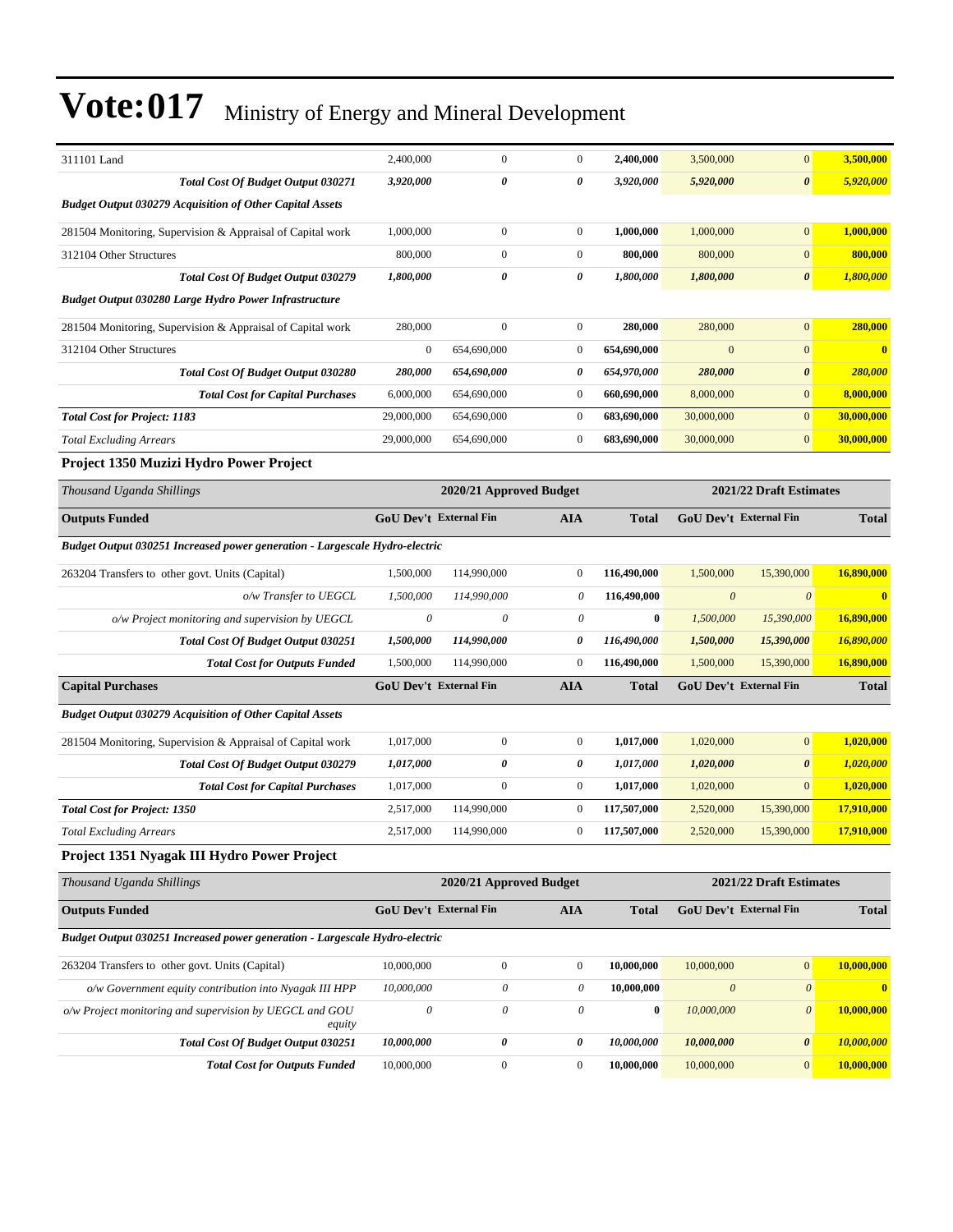# Vote:017 Ministry of Energy and Mineral Development

| | | | | | | | |
|---|---|---|---|---|---|---|---|
| 311101 Land | 2,400,000 | 0 | 0 | **2,400,000** | 3,500,000 | 0 | **3,500,000** |
| ***Total Cost Of Budget Output 030271*** | ***3,920,000*** | ***0*** | ***0*** | ***3,920,000*** | ***5,920,000*** | ***0*** | ***5,920,000*** |
| ***Budget Output 030279 Acquisition of Other Capital Assets*** | | | | | | | |
| 281504 Monitoring, Supervision & Appraisal of Capital work | 1,000,000 | 0 | 0 | **1,000,000** | 1,000,000 | 0 | **1,000,000** |
| 312104 Other Structures | 800,000 | 0 | 0 | **800,000** | 800,000 | 0 | **800,000** |
| ***Total Cost Of Budget Output 030279*** | ***1,800,000*** | ***0*** | ***0*** | ***1,800,000*** | ***1,800,000*** | ***0*** | ***1,800,000*** |
| ***Budget Output 030280 Large Hydro Power Infrastructure*** | | | | | | | |
| 281504 Monitoring, Supervision & Appraisal of Capital work | 280,000 | 0 | 0 | **280,000** | 280,000 | 0 | **280,000** |
| 312104 Other Structures | 0 | 654,690,000 | 0 | **654,690,000** | 0 | 0 | **0** |
| ***Total Cost Of Budget Output 030280*** | ***280,000*** | ***654,690,000*** | ***0*** | ***654,970,000*** | ***280,000*** | ***0*** | ***280,000*** |
| ***Total Cost for Capital Purchases*** | 6,000,000 | 654,690,000 | 0 | **660,690,000** | 8,000,000 | 0 | **8,000,000** |
| ***Total Cost for Project: 1183*** | 29,000,000 | 654,690,000 | 0 | **683,690,000** | 30,000,000 | 0 | **30,000,000** |
| *Total Excluding Arrears* | 29,000,000 | 654,690,000 | 0 | **683,690,000** | 30,000,000 | 0 | **30,000,000** |

### Project 1350 Muzizi Hydro Power Project

| *Thousand Uganda Shillings* | 2020/21 Approved Budget | | | | 2021/22 Draft Estimates | | |
|---|---|---|---|---|---|---|---|
| **Outputs Funded** | **GoU Dev't** | **External Fin** | **AIA** | **Total** | **GoU Dev't** | **External Fin** | **Total** |
| ***Budget Output 030251 Increased power generation - Largescale Hydro-electric*** | | | | | | | |
| 263204 Transfers to other govt. Units (Capital) | 1,500,000 | 114,990,000 | 0 | **116,490,000** | 1,500,000 | 15,390,000 | **16,890,000** |
| *o/w Transfer to UEGCL* | *1,500,000* | *114,990,000* | *0* | **116,490,000** | *0* | *0* | **0** |
| *o/w Project monitoring and supervision by UEGCL* | *0* | *0* | *0* | **0** | *1,500,000* | *15,390,000* | **16,890,000** |
| ***Total Cost Of Budget Output 030251*** | ***1,500,000*** | ***114,990,000*** | ***0*** | ***116,490,000*** | ***1,500,000*** | ***15,390,000*** | ***16,890,000*** |
| ***Total Cost for Outputs Funded*** | 1,500,000 | 114,990,000 | 0 | **116,490,000** | 1,500,000 | 15,390,000 | **16,890,000** |
| **Capital Purchases** | **GoU Dev't** | **External Fin** | **AIA** | **Total** | **GoU Dev't** | **External Fin** | **Total** |
| ***Budget Output 030279 Acquisition of Other Capital Assets*** | | | | | | | |
| 281504 Monitoring, Supervision & Appraisal of Capital work | 1,017,000 | 0 | 0 | **1,017,000** | 1,020,000 | 0 | **1,020,000** |
| ***Total Cost Of Budget Output 030279*** | ***1,017,000*** | ***0*** | ***0*** | ***1,017,000*** | ***1,020,000*** | ***0*** | ***1,020,000*** |
| ***Total Cost for Capital Purchases*** | 1,017,000 | 0 | 0 | **1,017,000** | 1,020,000 | 0 | **1,020,000** |
| ***Total Cost for Project: 1350*** | 2,517,000 | 114,990,000 | 0 | **117,507,000** | 2,520,000 | 15,390,000 | **17,910,000** |
| *Total Excluding Arrears* | 2,517,000 | 114,990,000 | 0 | **117,507,000** | 2,520,000 | 15,390,000 | **17,910,000** |

### Project 1351 Nyagak III Hydro Power Project

| *Thousand Uganda Shillings* | 2020/21 Approved Budget | | | | 2021/22 Draft Estimates | | |
|---|---|---|---|---|---|---|---|
| **Outputs Funded** | **GoU Dev't** | **External Fin** | **AIA** | **Total** | **GoU Dev't** | **External Fin** | **Total** |
| ***Budget Output 030251 Increased power generation - Largescale Hydro-electric*** | | | | | | | |
| 263204 Transfers to other govt. Units (Capital) | 10,000,000 | 0 | 0 | **10,000,000** | 10,000,000 | 0 | **10,000,000** |
| *o/w Government equity contribution into Nyagak III HPP* | *10,000,000* | *0* | *0* | **10,000,000** | *0* | *0* | **0** |
| *o/w Project monitoring and supervision by UEGCL and GOU equity* | *0* | *0* | *0* | **0** | *10,000,000* | *0* | **10,000,000** |
| ***Total Cost Of Budget Output 030251*** | ***10,000,000*** | ***0*** | ***0*** | ***10,000,000*** | ***10,000,000*** | ***0*** | ***10,000,000*** |
| ***Total Cost for Outputs Funded*** | 10,000,000 | 0 | 0 | **10,000,000** | 10,000,000 | 0 | **10,000,000** |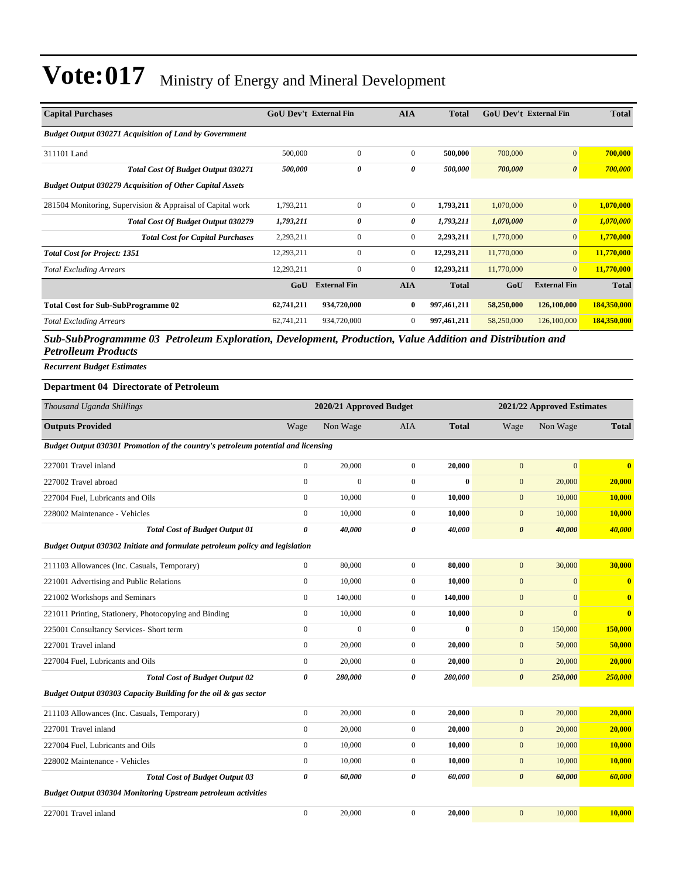# Vote:017 Ministry of Energy and Mineral Development

| Capital Purchases | GoU Dev't | External Fin | AIA | Total | GoU Dev't | External Fin | Total |
|---|---|---|---|---|---|---|---|
| ***Budget Output 030271 Acquisition of Land by Government*** | | | | | | | |
| 311101 Land | 500,000 | 0 | 0 | **500,000** | 700,000 | 0 | **700,000** |
| ***Total Cost Of Budget Output 030271*** | ***500,000*** | ***0*** | ***0*** | ***500,000*** | ***700,000*** | ***0*** | ***700,000*** |
| ***Budget Output 030279 Acquisition of Other Capital Assets*** | | | | | | | |
| 281504 Monitoring, Supervision & Appraisal of Capital work | 1,793,211 | 0 | 0 | **1,793,211** | 1,070,000 | 0 | **1,070,000** |
| ***Total Cost Of Budget Output 030279*** | ***1,793,211*** | ***0*** | ***0*** | ***1,793,211*** | ***1,070,000*** | ***0*** | ***1,070,000*** |
| ***Total Cost for Capital Purchases*** | 2,293,211 | 0 | 0 | 2,293,211 | 1,770,000 | 0 | 1,770,000 |
| ***Total Cost for Project: 1351*** | 12,293,211 | 0 | 0 | 12,293,211 | 11,770,000 | 0 | 11,770,000 |
| *Total Excluding Arrears* | 12,293,211 | 0 | 0 | 12,293,211 | 11,770,000 | 0 | 11,770,000 |
| | **GoU** | **External Fin** | **AIA** | **Total** | **GoU** | **External Fin** | **Total** |
| **Total Cost for Sub-SubProgramme 02** | **62,741,211** | **934,720,000** | **0** | **997,461,211** | **58,250,000** | **126,100,000** | **184,350,000** |
| *Total Excluding Arrears* | 62,741,211 | 934,720,000 | 0 | **997,461,211** | 58,250,000 | 126,100,000 | **184,350,000** |

## *Sub-SubProgrammme 03 Petroleum Exploration, Development, Production, Value Addition and Distribution and Petrolleum Products*

***Recurrent Budget Estimates***

### Department 04 Directorate of Petroleum

| *Thousand Uganda Shillings* | 2020/21 Approved Budget | | | | 2021/22 Approved Estimates | | |
|---|---|---|---|---|---|---|---|
| **Outputs Provided** | Wage | Non Wage | AIA | **Total** | Wage | Non Wage | **Total** |
| ***Budget Output 030301 Promotion of the country's petroleum potential and licensing*** | | | | | | | |
| 227001 Travel inland | 0 | 20,000 | 0 | **20,000** | 0 | 0 | **0** |
| 227002 Travel abroad | 0 | 0 | 0 | **0** | 0 | 20,000 | **20,000** |
| 227004 Fuel, Lubricants and Oils | 0 | 10,000 | 0 | **10,000** | 0 | 10,000 | **10,000** |
| 228002 Maintenance - Vehicles | 0 | 10,000 | 0 | **10,000** | 0 | 10,000 | **10,000** |
| ***Total Cost of Budget Output 01*** | ***0*** | ***40,000*** | ***0*** | ***40,000*** | ***0*** | ***40,000*** | ***40,000*** |
| ***Budget Output 030302 Initiate and formulate petroleum policy and legislation*** | | | | | | | |
| 211103 Allowances (Inc. Casuals, Temporary) | 0 | 80,000 | 0 | **80,000** | 0 | 30,000 | **30,000** |
| 221001 Advertising and Public Relations | 0 | 10,000 | 0 | **10,000** | 0 | 0 | **0** |
| 221002 Workshops and Seminars | 0 | 140,000 | 0 | **140,000** | 0 | 0 | **0** |
| 221011 Printing, Stationery, Photocopying and Binding | 0 | 10,000 | 0 | **10,000** | 0 | 0 | **0** |
| 225001 Consultancy Services- Short term | 0 | 0 | 0 | **0** | 0 | 150,000 | **150,000** |
| 227001 Travel inland | 0 | 20,000 | 0 | **20,000** | 0 | 50,000 | **50,000** |
| 227004 Fuel, Lubricants and Oils | 0 | 20,000 | 0 | **20,000** | 0 | 20,000 | **20,000** |
| ***Total Cost of Budget Output 02*** | ***0*** | ***280,000*** | ***0*** | ***280,000*** | ***0*** | ***250,000*** | ***250,000*** |
| ***Budget Output 030303 Capacity Building for the oil & gas sector*** | | | | | | | |
| 211103 Allowances (Inc. Casuals, Temporary) | 0 | 20,000 | 0 | **20,000** | 0 | 20,000 | **20,000** |
| 227001 Travel inland | 0 | 20,000 | 0 | **20,000** | 0 | 20,000 | **20,000** |
| 227004 Fuel, Lubricants and Oils | 0 | 10,000 | 0 | **10,000** | 0 | 10,000 | **10,000** |
| 228002 Maintenance - Vehicles | 0 | 10,000 | 0 | **10,000** | 0 | 10,000 | **10,000** |
| ***Total Cost of Budget Output 03*** | ***0*** | ***60,000*** | ***0*** | ***60,000*** | ***0*** | ***60,000*** | ***60,000*** |
| ***Budget Output 030304 Monitoring Upstream petroleum activities*** | | | | | | | |
| 227001 Travel inland | 0 | 20,000 | 0 | **20,000** | 0 | 10,000 | **10,000** |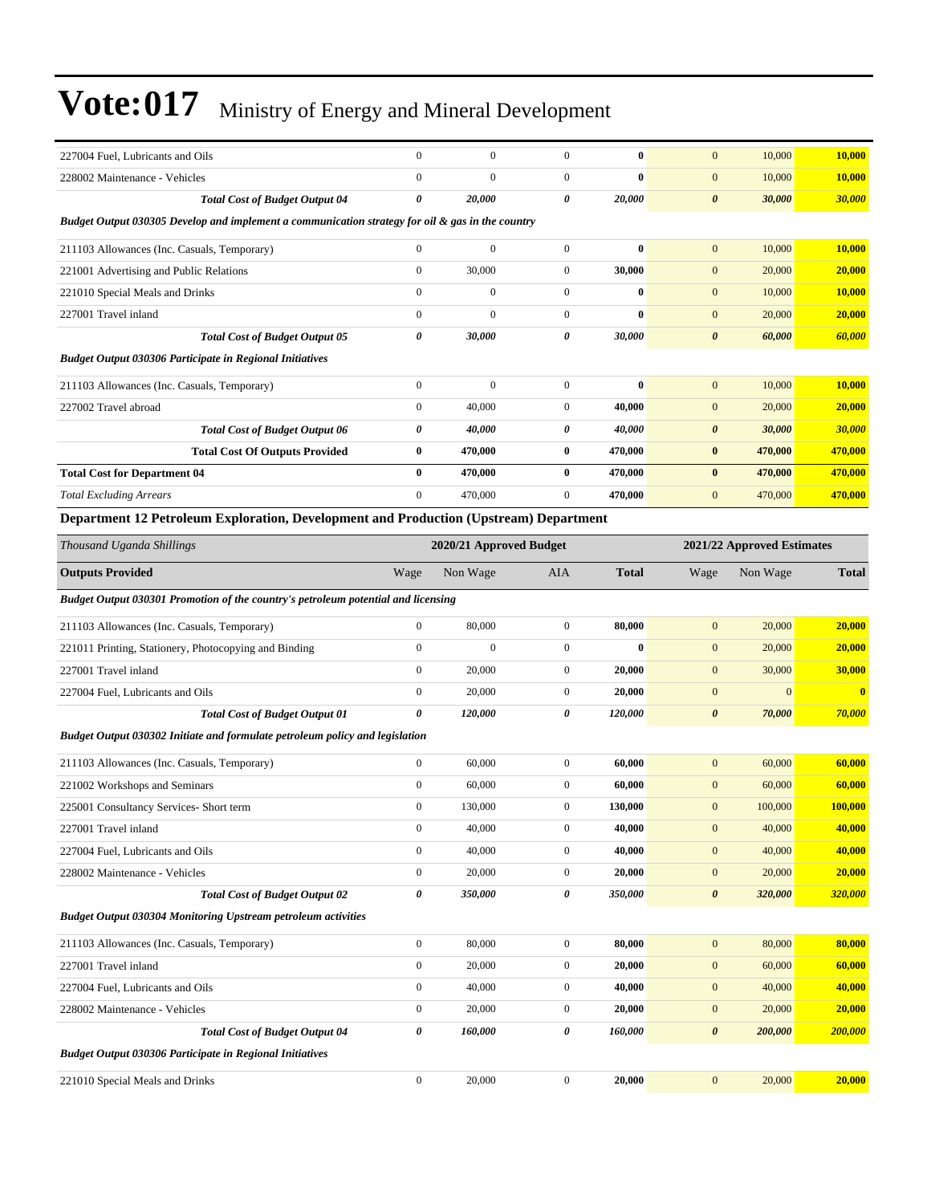| | | | | | | | |
|---|---|---|---|---|---|---|---|
| 227004 Fuel, Lubricants and Oils | 0 | 0 | 0 | **0** | 0 | 10,000 | **10,000** |
| 228002 Maintenance - Vehicles | 0 | 0 | 0 | **0** | 0 | 10,000 | **10,000** |
| ***Total Cost of Budget Output 04*** | ***0*** | ***20,000*** | ***0*** | ***20,000*** | ***0*** | ***30,000*** | ***30,000*** |
| ***Budget Output 030305 Develop and implement a communication strategy for oil & gas in the country*** | | | | | | | |
| 211103 Allowances (Inc. Casuals, Temporary) | 0 | 0 | 0 | **0** | 0 | 10,000 | **10,000** |
| 221001 Advertising and Public Relations | 0 | 30,000 | 0 | **30,000** | 0 | 20,000 | **20,000** |
| 221010 Special Meals and Drinks | 0 | 0 | 0 | **0** | 0 | 10,000 | **10,000** |
| 227001 Travel inland | 0 | 0 | 0 | **0** | 0 | 20,000 | **20,000** |
| ***Total Cost of Budget Output 05*** | ***0*** | ***30,000*** | ***0*** | ***30,000*** | ***0*** | ***60,000*** | ***60,000*** |
| ***Budget Output 030306 Participate in Regional Initiatives*** | | | | | | | |
| 211103 Allowances (Inc. Casuals, Temporary) | 0 | 0 | 0 | **0** | 0 | 10,000 | **10,000** |
| 227002 Travel abroad | 0 | 40,000 | 0 | **40,000** | 0 | 20,000 | **20,000** |
| ***Total Cost of Budget Output 06*** | ***0*** | ***40,000*** | ***0*** | ***40,000*** | ***0*** | ***30,000*** | ***30,000*** |
| **Total Cost Of Outputs Provided** | **0** | **470,000** | **0** | **470,000** | **0** | **470,000** | **470,000** |
| **Total Cost for Department 04** | **0** | **470,000** | **0** | **470,000** | **0** | **470,000** | **470,000** |
| *Total Excluding Arrears* | 0 | 470,000 | 0 | **470,000** | 0 | 470,000 | **470,000** |

### Department 12 Petroleum Exploration, Development and Production (Upstream) Department

| *Thousand Uganda Shillings* | **2020/21 Approved Budget** | | | | **2021/22 Approved Estimates** | | |
|---|---|---|---|---|---|---|---|
| **Outputs Provided** | Wage | Non Wage | AIA | **Total** | Wage | Non Wage | **Total** |
| ***Budget Output 030301 Promotion of the country's petroleum potential and licensing*** | | | | | | | |
| 211103 Allowances (Inc. Casuals, Temporary) | 0 | 80,000 | 0 | **80,000** | 0 | 20,000 | **20,000** |
| 221011 Printing, Stationery, Photocopying and Binding | 0 | 0 | 0 | **0** | 0 | 20,000 | **20,000** |
| 227001 Travel inland | 0 | 20,000 | 0 | **20,000** | 0 | 30,000 | **30,000** |
| 227004 Fuel, Lubricants and Oils | 0 | 20,000 | 0 | **20,000** | 0 | 0 | **0** |
| ***Total Cost of Budget Output 01*** | ***0*** | ***120,000*** | ***0*** | ***120,000*** | ***0*** | ***70,000*** | ***70,000*** |
| ***Budget Output 030302 Initiate and formulate petroleum policy and legislation*** | | | | | | | |
| 211103 Allowances (Inc. Casuals, Temporary) | 0 | 60,000 | 0 | **60,000** | 0 | 60,000 | **60,000** |
| 221002 Workshops and Seminars | 0 | 60,000 | 0 | **60,000** | 0 | 60,000 | **60,000** |
| 225001 Consultancy Services- Short term | 0 | 130,000 | 0 | **130,000** | 0 | 100,000 | **100,000** |
| 227001 Travel inland | 0 | 40,000 | 0 | **40,000** | 0 | 40,000 | **40,000** |
| 227004 Fuel, Lubricants and Oils | 0 | 40,000 | 0 | **40,000** | 0 | 40,000 | **40,000** |
| 228002 Maintenance - Vehicles | 0 | 20,000 | 0 | **20,000** | 0 | 20,000 | **20,000** |
| ***Total Cost of Budget Output 02*** | ***0*** | ***350,000*** | ***0*** | ***350,000*** | ***0*** | ***320,000*** | ***320,000*** |
| ***Budget Output 030304 Monitoring Upstream petroleum activities*** | | | | | | | |
| 211103 Allowances (Inc. Casuals, Temporary) | 0 | 80,000 | 0 | **80,000** | 0 | 80,000 | **80,000** |
| 227001 Travel inland | 0 | 20,000 | 0 | **20,000** | 0 | 60,000 | **60,000** |
| 227004 Fuel, Lubricants and Oils | 0 | 40,000 | 0 | **40,000** | 0 | 40,000 | **40,000** |
| 228002 Maintenance - Vehicles | 0 | 20,000 | 0 | **20,000** | 0 | 20,000 | **20,000** |
| ***Total Cost of Budget Output 04*** | ***0*** | ***160,000*** | ***0*** | ***160,000*** | ***0*** | ***200,000*** | ***200,000*** |
| ***Budget Output 030306 Participate in Regional Initiatives*** | | | | | | | |
| 221010 Special Meals and Drinks | 0 | 20,000 | 0 | **20,000** | 0 | 20,000 | **20,000** |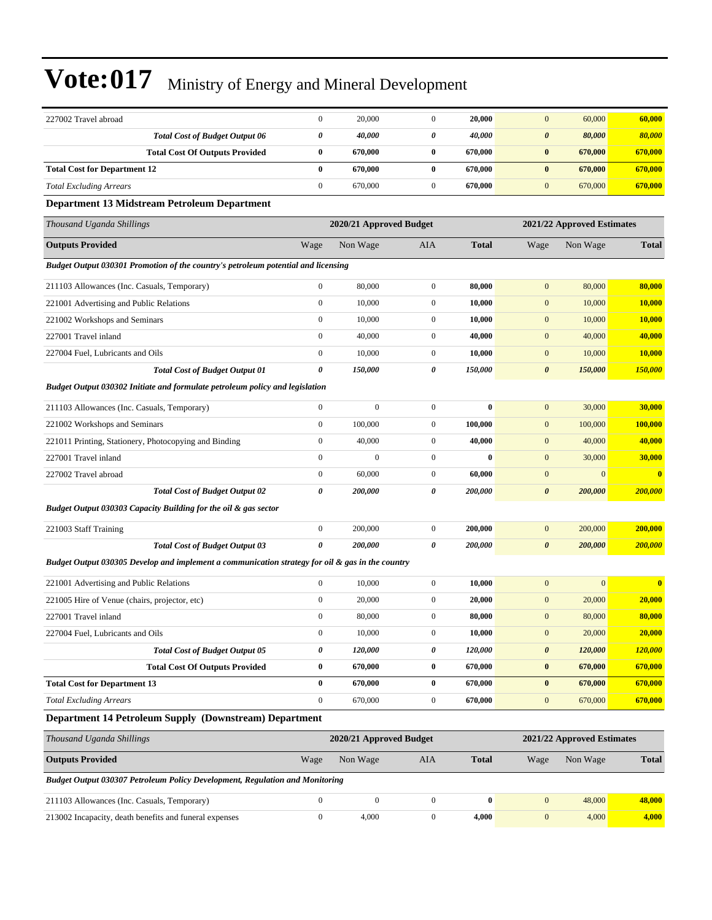# Vote:017 Ministry of Energy and Mineral Development

| | | | | | | | |
|---|---|---|---|---|---|---|---|
| 227002 Travel abroad | 0 | 20,000 | 0 | **20,000** | 0 | 60,000 | **60,000** |
| ***Total Cost of Budget Output 06*** | ***0*** | ***40,000*** | ***0*** | ***40,000*** | ***0*** | ***80,000*** | ***80,000*** |
| **Total Cost Of Outputs Provided** | **0** | **670,000** | **0** | **670,000** | **0** | **670,000** | **670,000** |
| **Total Cost for Department 12** | **0** | **670,000** | **0** | **670,000** | **0** | **670,000** | **670,000** |
| *Total Excluding Arrears* | 0 | 670,000 | 0 | **670,000** | 0 | 670,000 | **670,000** |

### Department 13 Midstream Petroleum Department

| *Thousand Uganda Shillings* | 2020/21 Approved Budget | | | | 2021/22 Approved Estimates | | |
|---|---|---|---|---|---|---|---|
| **Outputs Provided** | Wage | Non Wage | AIA | **Total** | Wage | Non Wage | **Total** |
| ***Budget Output 030301 Promotion of the country's petroleum potential and licensing*** | | | | | | | |
| 211103 Allowances (Inc. Casuals, Temporary) | 0 | 80,000 | 0 | **80,000** | 0 | 80,000 | **80,000** |
| 221001 Advertising and Public Relations | 0 | 10,000 | 0 | **10,000** | 0 | 10,000 | **10,000** |
| 221002 Workshops and Seminars | 0 | 10,000 | 0 | **10,000** | 0 | 10,000 | **10,000** |
| 227001 Travel inland | 0 | 40,000 | 0 | **40,000** | 0 | 40,000 | **40,000** |
| 227004 Fuel, Lubricants and Oils | 0 | 10,000 | 0 | **10,000** | 0 | 10,000 | **10,000** |
| ***Total Cost of Budget Output 01*** | ***0*** | ***150,000*** | ***0*** | ***150,000*** | ***0*** | ***150,000*** | ***150,000*** |
| ***Budget Output 030302 Initiate and formulate petroleum policy and legislation*** | | | | | | | |
| 211103 Allowances (Inc. Casuals, Temporary) | 0 | 0 | 0 | **0** | 0 | 30,000 | **30,000** |
| 221002 Workshops and Seminars | 0 | 100,000 | 0 | **100,000** | 0 | 100,000 | **100,000** |
| 221011 Printing, Stationery, Photocopying and Binding | 0 | 40,000 | 0 | **40,000** | 0 | 40,000 | **40,000** |
| 227001 Travel inland | 0 | 0 | 0 | **0** | 0 | 30,000 | **30,000** |
| 227002 Travel abroad | 0 | 60,000 | 0 | **60,000** | 0 | 0 | **0** |
| ***Total Cost of Budget Output 02*** | ***0*** | ***200,000*** | ***0*** | ***200,000*** | ***0*** | ***200,000*** | ***200,000*** |
| ***Budget Output 030303 Capacity Building for the oil & gas sector*** | | | | | | | |
| 221003 Staff Training | 0 | 200,000 | 0 | **200,000** | 0 | 200,000 | **200,000** |
| ***Total Cost of Budget Output 03*** | ***0*** | ***200,000*** | ***0*** | ***200,000*** | ***0*** | ***200,000*** | ***200,000*** |
| ***Budget Output 030305 Develop and implement a communication strategy for oil & gas in the country*** | | | | | | | |
| 221001 Advertising and Public Relations | 0 | 10,000 | 0 | **10,000** | 0 | 0 | **0** |
| 221005 Hire of Venue (chairs, projector, etc) | 0 | 20,000 | 0 | **20,000** | 0 | 20,000 | **20,000** |
| 227001 Travel inland | 0 | 80,000 | 0 | **80,000** | 0 | 80,000 | **80,000** |
| 227004 Fuel, Lubricants and Oils | 0 | 10,000 | 0 | **10,000** | 0 | 20,000 | **20,000** |
| ***Total Cost of Budget Output 05*** | ***0*** | ***120,000*** | ***0*** | ***120,000*** | ***0*** | ***120,000*** | ***120,000*** |
| **Total Cost Of Outputs Provided** | **0** | **670,000** | **0** | **670,000** | **0** | **670,000** | **670,000** |
| **Total Cost for Department 13** | **0** | **670,000** | **0** | **670,000** | **0** | **670,000** | **670,000** |
| *Total Excluding Arrears* | 0 | 670,000 | 0 | **670,000** | 0 | 670,000 | **670,000** |

### Department 14 Petroleum Supply (Downstream) Department

| *Thousand Uganda Shillings* | 2020/21 Approved Budget | | | | 2021/22 Approved Estimates | | |
|---|---|---|---|---|---|---|---|
| **Outputs Provided** | Wage | Non Wage | AIA | **Total** | Wage | Non Wage | **Total** |
| ***Budget Output 030307 Petroleum Policy Development, Regulation and Monitoring*** | | | | | | | |
| 211103 Allowances (Inc. Casuals, Temporary) | 0 | 0 | 0 | **0** | 0 | 48,000 | **48,000** |
| 213002 Incapacity, death benefits and funeral expenses | 0 | 4,000 | 0 | **4,000** | 0 | 4,000 | **4,000** |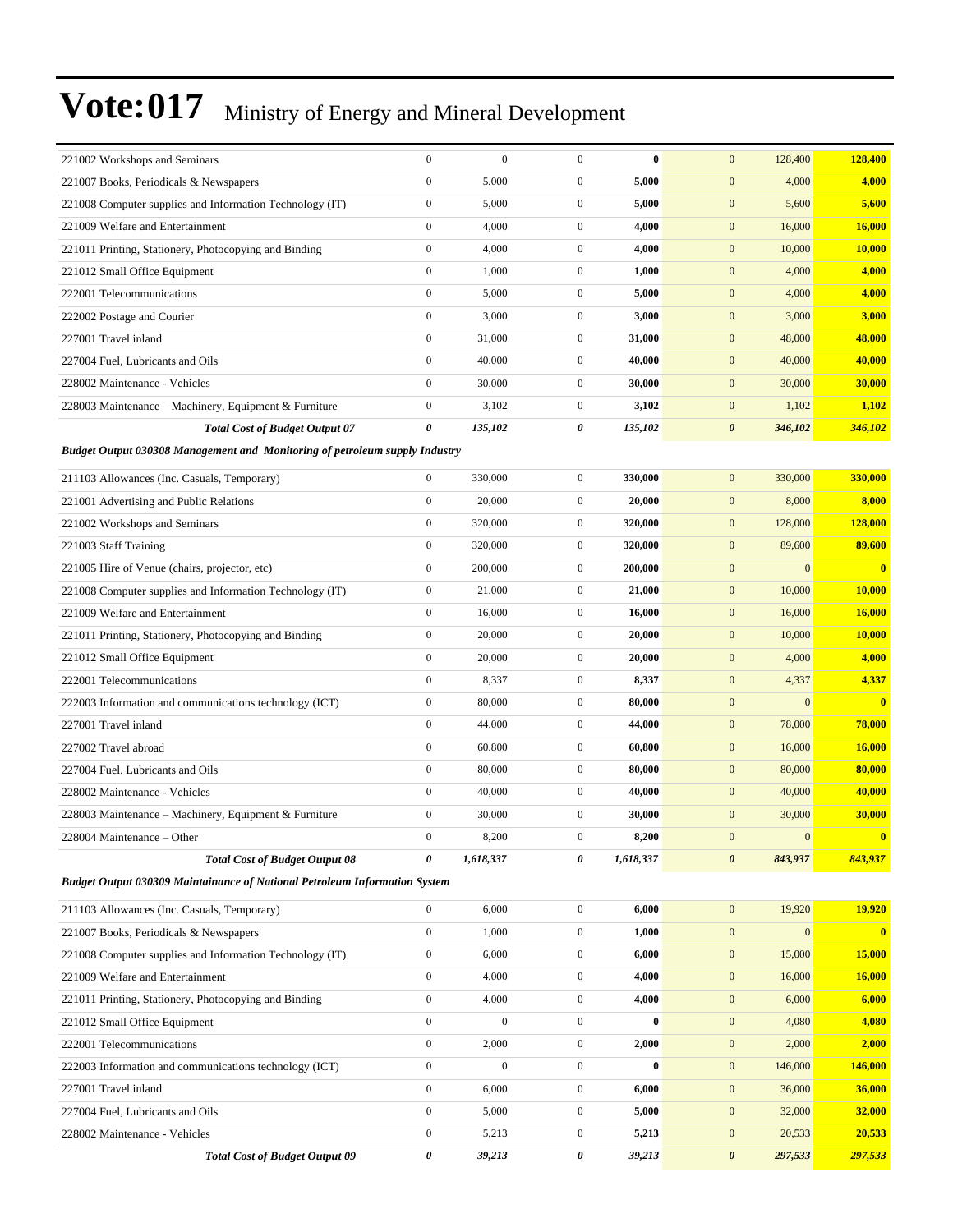# Vote:017 Ministry of Energy and Mineral Development

| | | | | | | | |
|---|---|---|---|---|---|---|---|
| 221002 Workshops and Seminars | 0 | 0 | 0 | **0** | 0 | 128,400 | **128,400** |
| 221007 Books, Periodicals & Newspapers | 0 | 5,000 | 0 | **5,000** | 0 | 4,000 | **4,000** |
| 221008 Computer supplies and Information Technology (IT) | 0 | 5,000 | 0 | **5,000** | 0 | 5,600 | **5,600** |
| 221009 Welfare and Entertainment | 0 | 4,000 | 0 | **4,000** | 0 | 16,000 | **16,000** |
| 221011 Printing, Stationery, Photocopying and Binding | 0 | 4,000 | 0 | **4,000** | 0 | 10,000 | **10,000** |
| 221012 Small Office Equipment | 0 | 1,000 | 0 | **1,000** | 0 | 4,000 | **4,000** |
| 222001 Telecommunications | 0 | 5,000 | 0 | **5,000** | 0 | 4,000 | **4,000** |
| 222002 Postage and Courier | 0 | 3,000 | 0 | **3,000** | 0 | 3,000 | **3,000** |
| 227001 Travel inland | 0 | 31,000 | 0 | **31,000** | 0 | 48,000 | **48,000** |
| 227004 Fuel, Lubricants and Oils | 0 | 40,000 | 0 | **40,000** | 0 | 40,000 | **40,000** |
| 228002 Maintenance - Vehicles | 0 | 30,000 | 0 | **30,000** | 0 | 30,000 | **30,000** |
| 228003 Maintenance – Machinery, Equipment & Furniture | 0 | 3,102 | 0 | **3,102** | 0 | 1,102 | **1,102** |
| ***Total Cost of Budget Output 07*** | ***0*** | ***135,102*** | ***0*** | ***135,102*** | ***0*** | ***346,102*** | ***346,102*** |
| ***Budget Output 030308 Management and Monitoring of petroleum supply Industry*** | | | | | | | |
| 211103 Allowances (Inc. Casuals, Temporary) | 0 | 330,000 | 0 | **330,000** | 0 | 330,000 | **330,000** |
| 221001 Advertising and Public Relations | 0 | 20,000 | 0 | **20,000** | 0 | 8,000 | **8,000** |
| 221002 Workshops and Seminars | 0 | 320,000 | 0 | **320,000** | 0 | 128,000 | **128,000** |
| 221003 Staff Training | 0 | 320,000 | 0 | **320,000** | 0 | 89,600 | **89,600** |
| 221005 Hire of Venue (chairs, projector, etc) | 0 | 200,000 | 0 | **200,000** | 0 | 0 | **0** |
| 221008 Computer supplies and Information Technology (IT) | 0 | 21,000 | 0 | **21,000** | 0 | 10,000 | **10,000** |
| 221009 Welfare and Entertainment | 0 | 16,000 | 0 | **16,000** | 0 | 16,000 | **16,000** |
| 221011 Printing, Stationery, Photocopying and Binding | 0 | 20,000 | 0 | **20,000** | 0 | 10,000 | **10,000** |
| 221012 Small Office Equipment | 0 | 20,000 | 0 | **20,000** | 0 | 4,000 | **4,000** |
| 222001 Telecommunications | 0 | 8,337 | 0 | **8,337** | 0 | 4,337 | **4,337** |
| 222003 Information and communications technology (ICT) | 0 | 80,000 | 0 | **80,000** | 0 | 0 | **0** |
| 227001 Travel inland | 0 | 44,000 | 0 | **44,000** | 0 | 78,000 | **78,000** |
| 227002 Travel abroad | 0 | 60,800 | 0 | **60,800** | 0 | 16,000 | **16,000** |
| 227004 Fuel, Lubricants and Oils | 0 | 80,000 | 0 | **80,000** | 0 | 80,000 | **80,000** |
| 228002 Maintenance - Vehicles | 0 | 40,000 | 0 | **40,000** | 0 | 40,000 | **40,000** |
| 228003 Maintenance – Machinery, Equipment & Furniture | 0 | 30,000 | 0 | **30,000** | 0 | 30,000 | **30,000** |
| 228004 Maintenance – Other | 0 | 8,200 | 0 | **8,200** | 0 | 0 | **0** |
| ***Total Cost of Budget Output 08*** | ***0*** | ***1,618,337*** | ***0*** | ***1,618,337*** | ***0*** | ***843,937*** | ***843,937*** |
| ***Budget Output 030309 Maintainance of National Petroleum Information System*** | | | | | | | |
| 211103 Allowances (Inc. Casuals, Temporary) | 0 | 6,000 | 0 | **6,000** | 0 | 19,920 | **19,920** |
| 221007 Books, Periodicals & Newspapers | 0 | 1,000 | 0 | **1,000** | 0 | 0 | **0** |
| 221008 Computer supplies and Information Technology (IT) | 0 | 6,000 | 0 | **6,000** | 0 | 15,000 | **15,000** |
| 221009 Welfare and Entertainment | 0 | 4,000 | 0 | **4,000** | 0 | 16,000 | **16,000** |
| 221011 Printing, Stationery, Photocopying and Binding | 0 | 4,000 | 0 | **4,000** | 0 | 6,000 | **6,000** |
| 221012 Small Office Equipment | 0 | 0 | 0 | **0** | 0 | 4,080 | **4,080** |
| 222001 Telecommunications | 0 | 2,000 | 0 | **2,000** | 0 | 2,000 | **2,000** |
| 222003 Information and communications technology (ICT) | 0 | 0 | 0 | **0** | 0 | 146,000 | **146,000** |
| 227001 Travel inland | 0 | 6,000 | 0 | **6,000** | 0 | 36,000 | **36,000** |
| 227004 Fuel, Lubricants and Oils | 0 | 5,000 | 0 | **5,000** | 0 | 32,000 | **32,000** |
| 228002 Maintenance - Vehicles | 0 | 5,213 | 0 | **5,213** | 0 | 20,533 | **20,533** |
| ***Total Cost of Budget Output 09*** | ***0*** | ***39,213*** | ***0*** | ***39,213*** | ***0*** | ***297,533*** | ***297,533*** |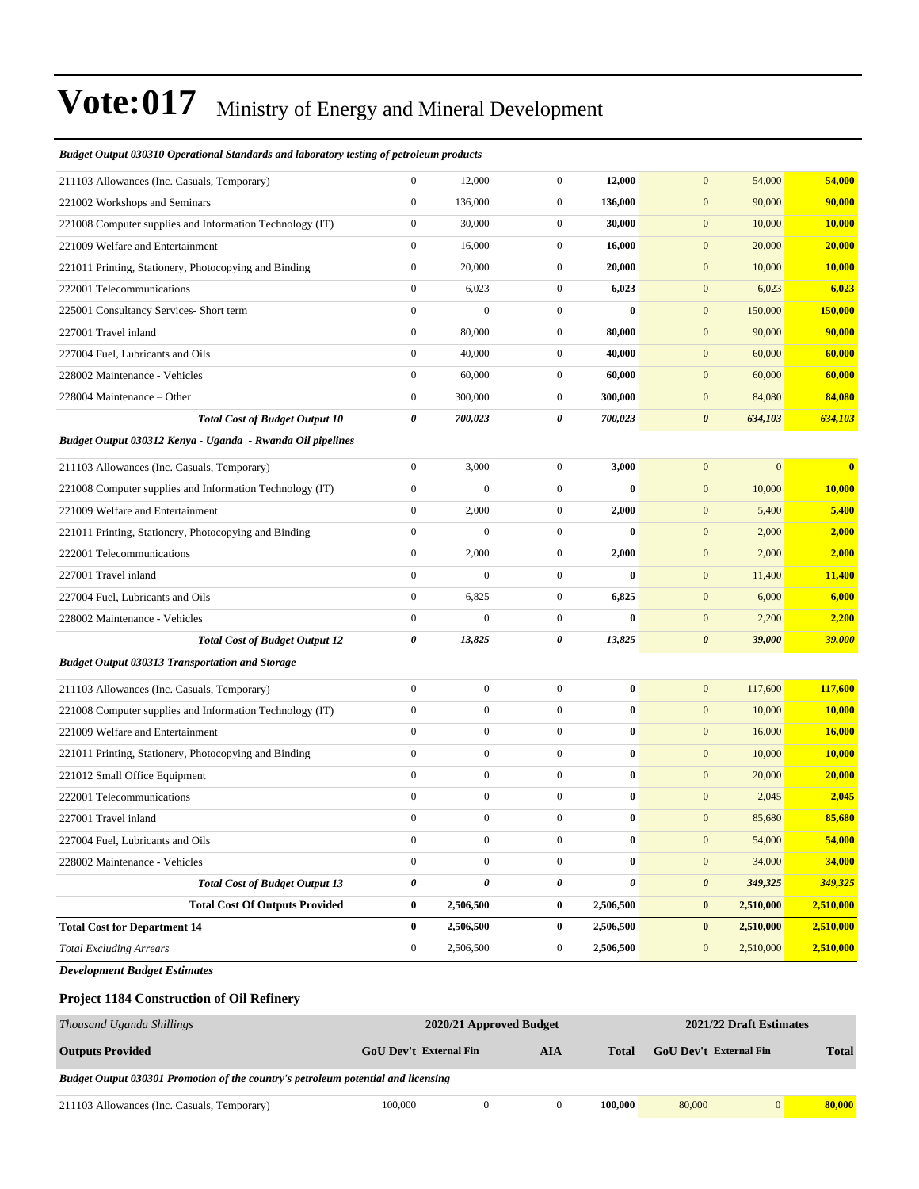# Vote:017 Ministry of Energy and Mineral Development

***Budget Output 030310 Operational Standards and laboratory testing of petroleum products***

| | | | | | | | |
|---|---|---|---|---|---|---|---|
| 211103 Allowances (Inc. Casuals, Temporary) | 0 | 12,000 | 0 | **12,000** | 0 | 54,000 | **54,000** |
| 221002 Workshops and Seminars | 0 | 136,000 | 0 | **136,000** | 0 | 90,000 | **90,000** |
| 221008 Computer supplies and Information Technology (IT) | 0 | 30,000 | 0 | **30,000** | 0 | 10,000 | **10,000** |
| 221009 Welfare and Entertainment | 0 | 16,000 | 0 | **16,000** | 0 | 20,000 | **20,000** |
| 221011 Printing, Stationery, Photocopying and Binding | 0 | 20,000 | 0 | **20,000** | 0 | 10,000 | **10,000** |
| 222001 Telecommunications | 0 | 6,023 | 0 | **6,023** | 0 | 6,023 | **6,023** |
| 225001 Consultancy Services- Short term | 0 | 0 | 0 | **0** | 0 | 150,000 | **150,000** |
| 227001 Travel inland | 0 | 80,000 | 0 | **80,000** | 0 | 90,000 | **90,000** |
| 227004 Fuel, Lubricants and Oils | 0 | 40,000 | 0 | **40,000** | 0 | 60,000 | **60,000** |
| 228002 Maintenance - Vehicles | 0 | 60,000 | 0 | **60,000** | 0 | 60,000 | **60,000** |
| 228004 Maintenance – Other | 0 | 300,000 | 0 | **300,000** | 0 | 84,080 | **84,080** |
| ***Total Cost of Budget Output 10*** | ***0*** | ***700,023*** | ***0*** | ***700,023*** | ***0*** | ***634,103*** | ***634,103*** |

***Budget Output 030312 Kenya - Uganda - Rwanda Oil pipelines***

| | | | | | | | |
|---|---|---|---|---|---|---|---|
| 211103 Allowances (Inc. Casuals, Temporary) | 0 | 3,000 | 0 | **3,000** | 0 | 0 | **0** |
| 221008 Computer supplies and Information Technology (IT) | 0 | 0 | 0 | **0** | 0 | 10,000 | **10,000** |
| 221009 Welfare and Entertainment | 0 | 2,000 | 0 | **2,000** | 0 | 5,400 | **5,400** |
| 221011 Printing, Stationery, Photocopying and Binding | 0 | 0 | 0 | **0** | 0 | 2,000 | **2,000** |
| 222001 Telecommunications | 0 | 2,000 | 0 | **2,000** | 0 | 2,000 | **2,000** |
| 227001 Travel inland | 0 | 0 | 0 | **0** | 0 | 11,400 | **11,400** |
| 227004 Fuel, Lubricants and Oils | 0 | 6,825 | 0 | **6,825** | 0 | 6,000 | **6,000** |
| 228002 Maintenance - Vehicles | 0 | 0 | 0 | **0** | 0 | 2,200 | **2,200** |
| ***Total Cost of Budget Output 12*** | ***0*** | ***13,825*** | ***0*** | ***13,825*** | ***0*** | ***39,000*** | ***39,000*** |

***Budget Output 030313 Transportation and Storage***

| | | | | | | | |
|---|---|---|---|---|---|---|---|
| 211103 Allowances (Inc. Casuals, Temporary) | 0 | 0 | 0 | **0** | 0 | 117,600 | **117,600** |
| 221008 Computer supplies and Information Technology (IT) | 0 | 0 | 0 | **0** | 0 | 10,000 | **10,000** |
| 221009 Welfare and Entertainment | 0 | 0 | 0 | **0** | 0 | 16,000 | **16,000** |
| 221011 Printing, Stationery, Photocopying and Binding | 0 | 0 | 0 | **0** | 0 | 10,000 | **10,000** |
| 221012 Small Office Equipment | 0 | 0 | 0 | **0** | 0 | 20,000 | **20,000** |
| 222001 Telecommunications | 0 | 0 | 0 | **0** | 0 | 2,045 | **2,045** |
| 227001 Travel inland | 0 | 0 | 0 | **0** | 0 | 85,680 | **85,680** |
| 227004 Fuel, Lubricants and Oils | 0 | 0 | 0 | **0** | 0 | 54,000 | **54,000** |
| 228002 Maintenance - Vehicles | 0 | 0 | 0 | **0** | 0 | 34,000 | **34,000** |
| ***Total Cost of Budget Output 13*** | ***0*** | ***0*** | ***0*** | ***0*** | ***0*** | ***349,325*** | ***349,325*** |
| **Total Cost Of Outputs Provided** | **0** | **2,506,500** | **0** | **2,506,500** | **0** | **2,510,000** | **2,510,000** |
| **Total Cost for Department 14** | **0** | **2,506,500** | **0** | **2,506,500** | **0** | **2,510,000** | **2,510,000** |
| *Total Excluding Arrears* | 0 | 2,506,500 | 0 | **2,506,500** | 0 | 2,510,000 | **2,510,000** |

***Development Budget Estimates***

### Project 1184 Construction of Oil Refinery

| *Thousand Uganda Shillings* | **2020/21 Approved Budget** | | | | **2021/22 Draft Estimates** | | |
|---|---|---|---|---|---|---|---|
| **Outputs Provided** | **GoU Dev't** | **External Fin** | **AIA** | **Total** | **GoU Dev't** | **External Fin** | **Total** |
| ***Budget Output 030301 Promotion of the country's petroleum potential and licensing*** | | | | | | | |
| 211103 Allowances (Inc. Casuals, Temporary) | 100,000 | 0 | 0 | **100,000** | 80,000 | 0 | **80,000** |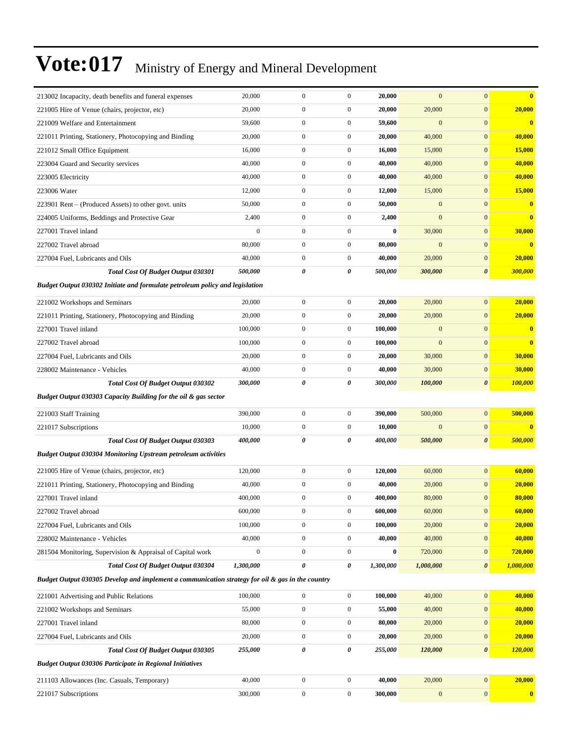# Vote:017 Ministry of Energy and Mineral Development

| | | | | | | | |
|---|---|---|---|---|---|---|---|
| 213002 Incapacity, death benefits and funeral expenses | 20,000 | 0 | 0 | **20,000** | 0 | 0 | **0** |
| 221005 Hire of Venue (chairs, projector, etc) | 20,000 | 0 | 0 | **20,000** | 20,000 | 0 | **20,000** |
| 221009 Welfare and Entertainment | 59,600 | 0 | 0 | **59,600** | 0 | 0 | **0** |
| 221011 Printing, Stationery, Photocopying and Binding | 20,000 | 0 | 0 | **20,000** | 40,000 | 0 | **40,000** |
| 221012 Small Office Equipment | 16,000 | 0 | 0 | **16,000** | 15,000 | 0 | **15,000** |
| 223004 Guard and Security services | 40,000 | 0 | 0 | **40,000** | 40,000 | 0 | **40,000** |
| 223005 Electricity | 40,000 | 0 | 0 | **40,000** | 40,000 | 0 | **40,000** |
| 223006 Water | 12,000 | 0 | 0 | **12,000** | 15,000 | 0 | **15,000** |
| 223901 Rent – (Produced Assets) to other govt. units | 50,000 | 0 | 0 | **50,000** | 0 | 0 | **0** |
| 224005 Uniforms, Beddings and Protective Gear | 2,400 | 0 | 0 | **2,400** | 0 | 0 | **0** |
| 227001 Travel inland | 0 | 0 | 0 | **0** | 30,000 | 0 | **30,000** |
| 227002 Travel abroad | 80,000 | 0 | 0 | **80,000** | 0 | 0 | **0** |
| 227004 Fuel, Lubricants and Oils | 40,000 | 0 | 0 | **40,000** | 20,000 | 0 | **20,000** |
| ***Total Cost Of Budget Output 030301*** | ***500,000*** | ***0*** | ***0*** | ***500,000*** | ***300,000*** | ***0*** | ***300,000*** |
| ***Budget Output 030302 Initiate and formulate petroleum policy and legislation*** | | | | | | | |
| 221002 Workshops and Seminars | 20,000 | 0 | 0 | **20,000** | 20,000 | 0 | **20,000** |
| 221011 Printing, Stationery, Photocopying and Binding | 20,000 | 0 | 0 | **20,000** | 20,000 | 0 | **20,000** |
| 227001 Travel inland | 100,000 | 0 | 0 | **100,000** | 0 | 0 | **0** |
| 227002 Travel abroad | 100,000 | 0 | 0 | **100,000** | 0 | 0 | **0** |
| 227004 Fuel, Lubricants and Oils | 20,000 | 0 | 0 | **20,000** | 30,000 | 0 | **30,000** |
| 228002 Maintenance - Vehicles | 40,000 | 0 | 0 | **40,000** | 30,000 | 0 | **30,000** |
| ***Total Cost Of Budget Output 030302*** | ***300,000*** | ***0*** | ***0*** | ***300,000*** | ***100,000*** | ***0*** | ***100,000*** |
| ***Budget Output 030303 Capacity Building for the oil & gas sector*** | | | | | | | |
| 221003 Staff Training | 390,000 | 0 | 0 | **390,000** | 500,000 | 0 | **500,000** |
| 221017 Subscriptions | 10,000 | 0 | 0 | **10,000** | 0 | 0 | **0** |
| ***Total Cost Of Budget Output 030303*** | ***400,000*** | ***0*** | ***0*** | ***400,000*** | ***500,000*** | ***0*** | ***500,000*** |
| ***Budget Output 030304 Monitoring Upstream petroleum activities*** | | | | | | | |
| 221005 Hire of Venue (chairs, projector, etc) | 120,000 | 0 | 0 | **120,000** | 60,000 | 0 | **60,000** |
| 221011 Printing, Stationery, Photocopying and Binding | 40,000 | 0 | 0 | **40,000** | 20,000 | 0 | **20,000** |
| 227001 Travel inland | 400,000 | 0 | 0 | **400,000** | 80,000 | 0 | **80,000** |
| 227002 Travel abroad | 600,000 | 0 | 0 | **600,000** | 60,000 | 0 | **60,000** |
| 227004 Fuel, Lubricants and Oils | 100,000 | 0 | 0 | **100,000** | 20,000 | 0 | **20,000** |
| 228002 Maintenance - Vehicles | 40,000 | 0 | 0 | **40,000** | 40,000 | 0 | **40,000** |
| 281504 Monitoring, Supervision & Appraisal of Capital work | 0 | 0 | 0 | **0** | 720,000 | 0 | **720,000** |
| ***Total Cost Of Budget Output 030304*** | ***1,300,000*** | ***0*** | ***0*** | ***1,300,000*** | ***1,000,000*** | ***0*** | ***1,000,000*** |
| ***Budget Output 030305 Develop and implement a communication strategy for oil & gas in the country*** | | | | | | | |
| 221001 Advertising and Public Relations | 100,000 | 0 | 0 | **100,000** | 40,000 | 0 | **40,000** |
| 221002 Workshops and Seminars | 55,000 | 0 | 0 | **55,000** | 40,000 | 0 | **40,000** |
| 227001 Travel inland | 80,000 | 0 | 0 | **80,000** | 20,000 | 0 | **20,000** |
| 227004 Fuel, Lubricants and Oils | 20,000 | 0 | 0 | **20,000** | 20,000 | 0 | **20,000** |
| ***Total Cost Of Budget Output 030305*** | ***255,000*** | ***0*** | ***0*** | ***255,000*** | ***120,000*** | ***0*** | ***120,000*** |
| ***Budget Output 030306 Participate in Regional Initiatives*** | | | | | | | |
| 211103 Allowances (Inc. Casuals, Temporary) | 40,000 | 0 | 0 | **40,000** | 20,000 | 0 | **20,000** |
| 221017 Subscriptions | 300,000 | 0 | 0 | **300,000** | 0 | 0 | **0** |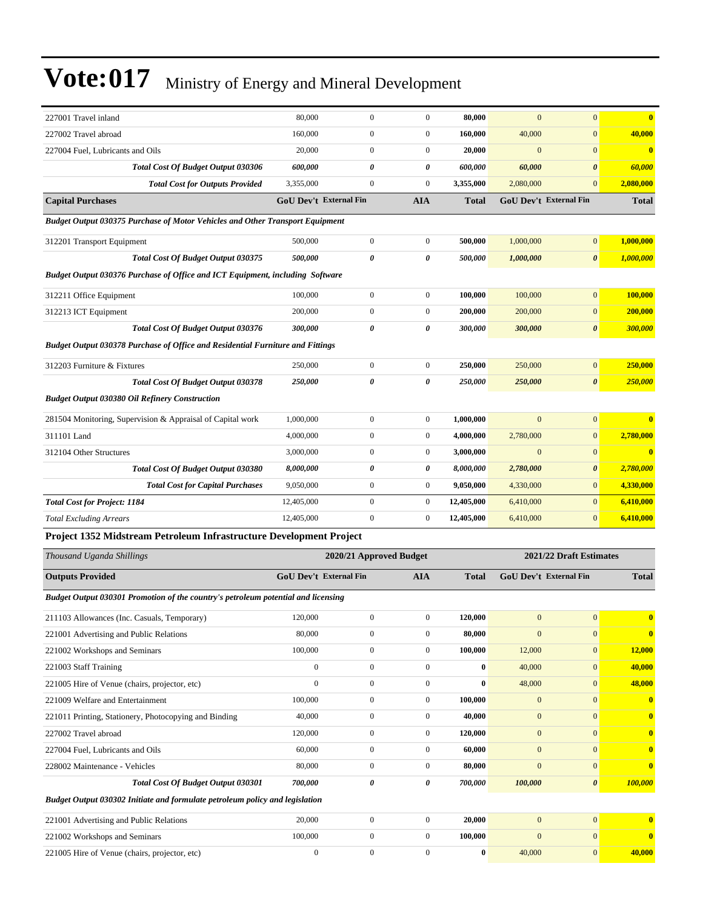# Vote:017 Ministry of Energy and Mineral Development

| | | | | | | | |
|---|---|---|---|---|---|---|---|
| 227001 Travel inland | 80,000 | 0 | 0 | **80,000** | 0 | 0 | **0** |
| 227002 Travel abroad | 160,000 | 0 | 0 | **160,000** | 40,000 | 0 | **40,000** |
| 227004 Fuel, Lubricants and Oils | 20,000 | 0 | 0 | **20,000** | 0 | 0 | **0** |
| ***Total Cost Of Budget Output 030306*** | ***600,000*** | ***0*** | ***0*** | ***600,000*** | ***60,000*** | ***0*** | ***60,000*** |
| ***Total Cost for Outputs Provided*** | 3,355,000 | 0 | 0 | **3,355,000** | 2,080,000 | 0 | **2,080,000** |
| **Capital Purchases** | **GoU Dev't** | **External Fin** | **AIA** | **Total** | **GoU Dev't** | **External Fin** | **Total** |
| ***Budget Output 030375 Purchase of Motor Vehicles and Other Transport Equipment*** | | | | | | | |
| 312201 Transport Equipment | 500,000 | 0 | 0 | **500,000** | 1,000,000 | 0 | **1,000,000** |
| ***Total Cost Of Budget Output 030375*** | ***500,000*** | ***0*** | ***0*** | ***500,000*** | ***1,000,000*** | ***0*** | ***1,000,000*** |
| ***Budget Output 030376 Purchase of Office and ICT Equipment, including Software*** | | | | | | | |
| 312211 Office Equipment | 100,000 | 0 | 0 | **100,000** | 100,000 | 0 | **100,000** |
| 312213 ICT Equipment | 200,000 | 0 | 0 | **200,000** | 200,000 | 0 | **200,000** |
| ***Total Cost Of Budget Output 030376*** | ***300,000*** | ***0*** | ***0*** | ***300,000*** | ***300,000*** | ***0*** | ***300,000*** |
| ***Budget Output 030378 Purchase of Office and Residential Furniture and Fittings*** | | | | | | | |
| 312203 Furniture & Fixtures | 250,000 | 0 | 0 | **250,000** | 250,000 | 0 | **250,000** |
| ***Total Cost Of Budget Output 030378*** | ***250,000*** | ***0*** | ***0*** | ***250,000*** | ***250,000*** | ***0*** | ***250,000*** |
| ***Budget Output 030380 Oil Refinery Construction*** | | | | | | | |
| 281504 Monitoring, Supervision & Appraisal of Capital work | 1,000,000 | 0 | 0 | **1,000,000** | 0 | 0 | **0** |
| 311101 Land | 4,000,000 | 0 | 0 | **4,000,000** | 2,780,000 | 0 | **2,780,000** |
| 312104 Other Structures | 3,000,000 | 0 | 0 | **3,000,000** | 0 | 0 | **0** |
| ***Total Cost Of Budget Output 030380*** | ***8,000,000*** | ***0*** | ***0*** | ***8,000,000*** | ***2,780,000*** | ***0*** | ***2,780,000*** |
| ***Total Cost for Capital Purchases*** | 9,050,000 | 0 | 0 | **9,050,000** | 4,330,000 | 0 | **4,330,000** |
| ***Total Cost for Project: 1184*** | 12,405,000 | 0 | 0 | **12,405,000** | 6,410,000 | 0 | **6,410,000** |
| *Total Excluding Arrears* | 12,405,000 | 0 | 0 | **12,405,000** | 6,410,000 | 0 | **6,410,000** |

### Project 1352 Midstream Petroleum Infrastructure Development Project

| *Thousand Uganda Shillings* | 2020/21 Approved Budget | | | | 2021/22 Draft Estimates | | |
|---|---|---|---|---|---|---|---|
| **Outputs Provided** | **GoU Dev't** | **External Fin** | **AIA** | **Total** | **GoU Dev't** | **External Fin** | **Total** |
| ***Budget Output 030301 Promotion of the country's petroleum potential and licensing*** | | | | | | | |
| 211103 Allowances (Inc. Casuals, Temporary) | 120,000 | 0 | 0 | **120,000** | 0 | 0 | **0** |
| 221001 Advertising and Public Relations | 80,000 | 0 | 0 | **80,000** | 0 | 0 | **0** |
| 221002 Workshops and Seminars | 100,000 | 0 | 0 | **100,000** | 12,000 | 0 | **12,000** |
| 221003 Staff Training | 0 | 0 | 0 | **0** | 40,000 | 0 | **40,000** |
| 221005 Hire of Venue (chairs, projector, etc) | 0 | 0 | 0 | **0** | 48,000 | 0 | **48,000** |
| 221009 Welfare and Entertainment | 100,000 | 0 | 0 | **100,000** | 0 | 0 | **0** |
| 221011 Printing, Stationery, Photocopying and Binding | 40,000 | 0 | 0 | **40,000** | 0 | 0 | **0** |
| 227002 Travel abroad | 120,000 | 0 | 0 | **120,000** | 0 | 0 | **0** |
| 227004 Fuel, Lubricants and Oils | 60,000 | 0 | 0 | **60,000** | 0 | 0 | **0** |
| 228002 Maintenance - Vehicles | 80,000 | 0 | 0 | **80,000** | 0 | 0 | **0** |
| ***Total Cost Of Budget Output 030301*** | ***700,000*** | ***0*** | ***0*** | ***700,000*** | ***100,000*** | ***0*** | ***100,000*** |
| ***Budget Output 030302 Initiate and formulate petroleum policy and legislation*** | | | | | | | |
| 221001 Advertising and Public Relations | 20,000 | 0 | 0 | **20,000** | 0 | 0 | **0** |
| 221002 Workshops and Seminars | 100,000 | 0 | 0 | **100,000** | 0 | 0 | **0** |
| 221005 Hire of Venue (chairs, projector, etc) | 0 | 0 | 0 | **0** | 40,000 | 0 | **40,000** |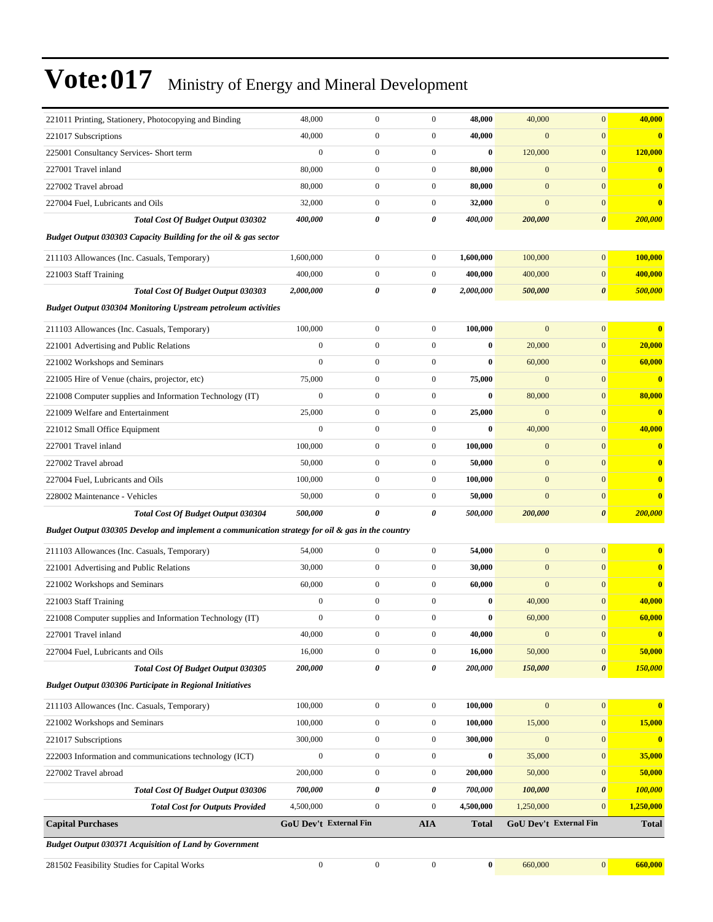# Vote:017 Ministry of Energy and Mineral Development

| | | | | | | | |
|---|---|---|---|---|---|---|---|
| 221011 Printing, Stationery, Photocopying and Binding | 48,000 | 0 | 0 | **48,000** | 40,000 | 0 | **40,000** |
| 221017 Subscriptions | 40,000 | 0 | 0 | **40,000** | 0 | 0 | **0** |
| 225001 Consultancy Services- Short term | 0 | 0 | 0 | **0** | 120,000 | 0 | **120,000** |
| 227001 Travel inland | 80,000 | 0 | 0 | **80,000** | 0 | 0 | **0** |
| 227002 Travel abroad | 80,000 | 0 | 0 | **80,000** | 0 | 0 | **0** |
| 227004 Fuel, Lubricants and Oils | 32,000 | 0 | 0 | **32,000** | 0 | 0 | **0** |
| ***Total Cost Of Budget Output 030302*** | ***400,000*** | ***0*** | ***0*** | ***400,000*** | ***200,000*** | ***0*** | ***200,000*** |
| ***Budget Output 030303 Capacity Building for the oil & gas sector*** | | | | | | | |
| 211103 Allowances (Inc. Casuals, Temporary) | 1,600,000 | 0 | 0 | **1,600,000** | 100,000 | 0 | **100,000** |
| 221003 Staff Training | 400,000 | 0 | 0 | **400,000** | 400,000 | 0 | **400,000** |
| ***Total Cost Of Budget Output 030303*** | ***2,000,000*** | ***0*** | ***0*** | ***2,000,000*** | ***500,000*** | ***0*** | ***500,000*** |
| ***Budget Output 030304 Monitoring Upstream petroleum activities*** | | | | | | | |
| 211103 Allowances (Inc. Casuals, Temporary) | 100,000 | 0 | 0 | **100,000** | 0 | 0 | **0** |
| 221001 Advertising and Public Relations | 0 | 0 | 0 | **0** | 20,000 | 0 | **20,000** |
| 221002 Workshops and Seminars | 0 | 0 | 0 | **0** | 60,000 | 0 | **60,000** |
| 221005 Hire of Venue (chairs, projector, etc) | 75,000 | 0 | 0 | **75,000** | 0 | 0 | **0** |
| 221008 Computer supplies and Information Technology (IT) | 0 | 0 | 0 | **0** | 80,000 | 0 | **80,000** |
| 221009 Welfare and Entertainment | 25,000 | 0 | 0 | **25,000** | 0 | 0 | **0** |
| 221012 Small Office Equipment | 0 | 0 | 0 | **0** | 40,000 | 0 | **40,000** |
| 227001 Travel inland | 100,000 | 0 | 0 | **100,000** | 0 | 0 | **0** |
| 227002 Travel abroad | 50,000 | 0 | 0 | **50,000** | 0 | 0 | **0** |
| 227004 Fuel, Lubricants and Oils | 100,000 | 0 | 0 | **100,000** | 0 | 0 | **0** |
| 228002 Maintenance - Vehicles | 50,000 | 0 | 0 | **50,000** | 0 | 0 | **0** |
| ***Total Cost Of Budget Output 030304*** | ***500,000*** | ***0*** | ***0*** | ***500,000*** | ***200,000*** | ***0*** | ***200,000*** |
| ***Budget Output 030305 Develop and implement a communication strategy for oil & gas in the country*** | | | | | | | |
| 211103 Allowances (Inc. Casuals, Temporary) | 54,000 | 0 | 0 | **54,000** | 0 | 0 | **0** |
| 221001 Advertising and Public Relations | 30,000 | 0 | 0 | **30,000** | 0 | 0 | **0** |
| 221002 Workshops and Seminars | 60,000 | 0 | 0 | **60,000** | 0 | 0 | **0** |
| 221003 Staff Training | 0 | 0 | 0 | **0** | 40,000 | 0 | **40,000** |
| 221008 Computer supplies and Information Technology (IT) | 0 | 0 | 0 | **0** | 60,000 | 0 | **60,000** |
| 227001 Travel inland | 40,000 | 0 | 0 | **40,000** | 0 | 0 | **0** |
| 227004 Fuel, Lubricants and Oils | 16,000 | 0 | 0 | **16,000** | 50,000 | 0 | **50,000** |
| ***Total Cost Of Budget Output 030305*** | ***200,000*** | ***0*** | ***0*** | ***200,000*** | ***150,000*** | ***0*** | ***150,000*** |
| ***Budget Output 030306 Participate in Regional Initiatives*** | | | | | | | |
| 211103 Allowances (Inc. Casuals, Temporary) | 100,000 | 0 | 0 | **100,000** | 0 | 0 | **0** |
| 221002 Workshops and Seminars | 100,000 | 0 | 0 | **100,000** | 15,000 | 0 | **15,000** |
| 221017 Subscriptions | 300,000 | 0 | 0 | **300,000** | 0 | 0 | **0** |
| 222003 Information and communications technology (ICT) | 0 | 0 | 0 | **0** | 35,000 | 0 | **35,000** |
| 227002 Travel abroad | 200,000 | 0 | 0 | **200,000** | 50,000 | 0 | **50,000** |
| ***Total Cost Of Budget Output 030306*** | ***700,000*** | ***0*** | ***0*** | ***700,000*** | ***100,000*** | ***0*** | ***100,000*** |
| ***Total Cost for Outputs Provided*** | 4,500,000 | 0 | 0 | **4,500,000** | 1,250,000 | 0 | **1,250,000** |
| **Capital Purchases** | **GoU Dev't** | **External Fin** | **AIA** | **Total** | **GoU Dev't** | **External Fin** | **Total** |
| ***Budget Output 030371 Acquisition of Land by Government*** | | | | | | | |
| 281502 Feasibility Studies for Capital Works | 0 | 0 | 0 | **0** | 660,000 | 0 | **660,000** |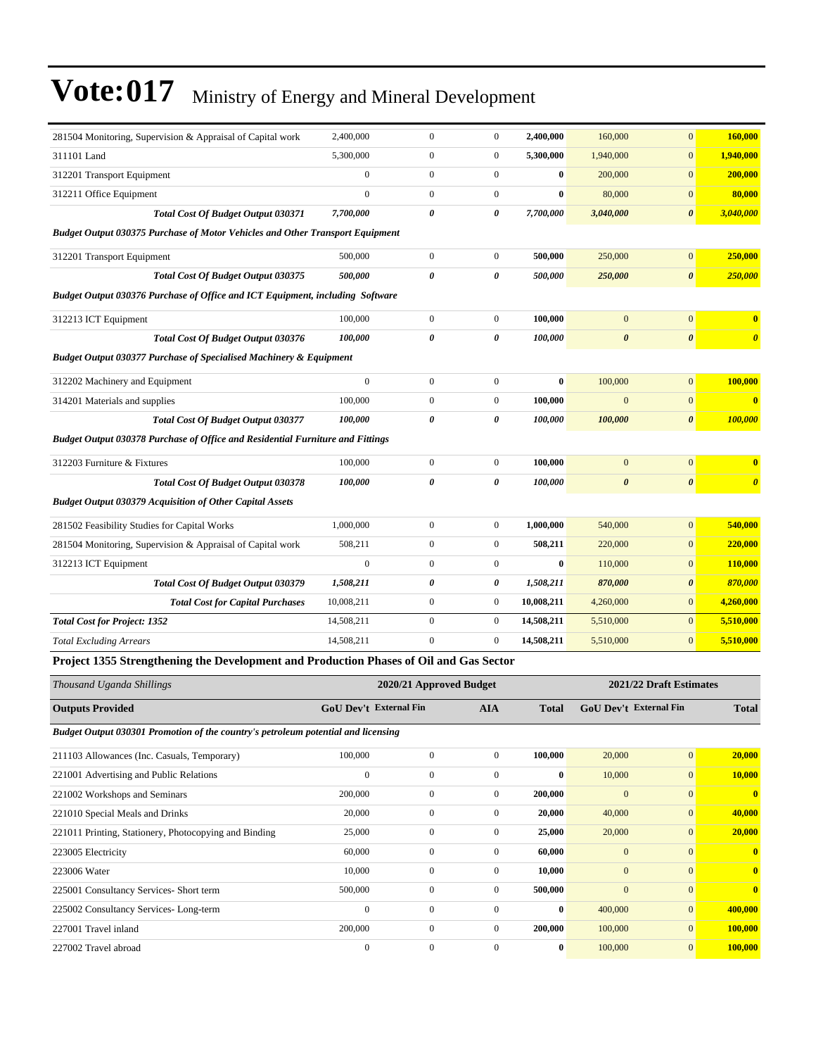# Vote:017 Ministry of Energy and Mineral Development

| | | | | | | | |
|---|---|---|---|---|---|---|---|
| 281504 Monitoring, Supervision & Appraisal of Capital work | 2,400,000 | 0 | 0 | **2,400,000** | 160,000 | 0 | **160,000** |
| 311101 Land | 5,300,000 | 0 | 0 | **5,300,000** | 1,940,000 | 0 | **1,940,000** |
| 312201 Transport Equipment | 0 | 0 | 0 | **0** | 200,000 | 0 | **200,000** |
| 312211 Office Equipment | 0 | 0 | 0 | **0** | 80,000 | 0 | **80,000** |
| ***Total Cost Of Budget Output 030371*** | ***7,700,000*** | ***0*** | ***0*** | ***7,700,000*** | ***3,040,000*** | ***0*** | ***3,040,000*** |
| ***Budget Output 030375 Purchase of Motor Vehicles and Other Transport Equipment*** | | | | | | | |
| 312201 Transport Equipment | 500,000 | 0 | 0 | **500,000** | 250,000 | 0 | **250,000** |
| ***Total Cost Of Budget Output 030375*** | ***500,000*** | ***0*** | ***0*** | ***500,000*** | ***250,000*** | ***0*** | ***250,000*** |
| ***Budget Output 030376 Purchase of Office and ICT Equipment, including Software*** | | | | | | | |
| 312213 ICT Equipment | 100,000 | 0 | 0 | **100,000** | 0 | 0 | **0** |
| ***Total Cost Of Budget Output 030376*** | ***100,000*** | ***0*** | ***0*** | ***100,000*** | ***0*** | ***0*** | ***0*** |
| ***Budget Output 030377 Purchase of Specialised Machinery & Equipment*** | | | | | | | |
| 312202 Machinery and Equipment | 0 | 0 | 0 | **0** | 100,000 | 0 | **100,000** |
| 314201 Materials and supplies | 100,000 | 0 | 0 | **100,000** | 0 | 0 | **0** |
| ***Total Cost Of Budget Output 030377*** | ***100,000*** | ***0*** | ***0*** | ***100,000*** | ***100,000*** | ***0*** | ***100,000*** |
| ***Budget Output 030378 Purchase of Office and Residential Furniture and Fittings*** | | | | | | | |
| 312203 Furniture & Fixtures | 100,000 | 0 | 0 | **100,000** | 0 | 0 | **0** |
| ***Total Cost Of Budget Output 030378*** | ***100,000*** | ***0*** | ***0*** | ***100,000*** | ***0*** | ***0*** | ***0*** |
| ***Budget Output 030379 Acquisition of Other Capital Assets*** | | | | | | | |
| 281502 Feasibility Studies for Capital Works | 1,000,000 | 0 | 0 | **1,000,000** | 540,000 | 0 | **540,000** |
| 281504 Monitoring, Supervision & Appraisal of Capital work | 508,211 | 0 | 0 | **508,211** | 220,000 | 0 | **220,000** |
| 312213 ICT Equipment | 0 | 0 | 0 | **0** | 110,000 | 0 | **110,000** |
| ***Total Cost Of Budget Output 030379*** | ***1,508,211*** | ***0*** | ***0*** | ***1,508,211*** | ***870,000*** | ***0*** | ***870,000*** |
| ***Total Cost for Capital Purchases*** | 10,008,211 | 0 | 0 | **10,008,211** | 4,260,000 | 0 | **4,260,000** |
| ***Total Cost for Project: 1352*** | 14,508,211 | 0 | 0 | **14,508,211** | 5,510,000 | 0 | **5,510,000** |
| *Total Excluding Arrears* | 14,508,211 | 0 | 0 | **14,508,211** | 5,510,000 | 0 | **5,510,000** |

**Project 1355 Strengthening the Development and Production Phases of Oil and Gas Sector**

| *Thousand Uganda Shillings* | 2020/21 Approved Budget | | | | 2021/22 Draft Estimates | | |
|---|---|---|---|---|---|---|---|
| **Outputs Provided** | **GoU Dev't** | **External Fin** | **AIA** | **Total** | **GoU Dev't** | **External Fin** | **Total** |
| ***Budget Output 030301 Promotion of the country's petroleum potential and licensing*** | | | | | | | |
| 211103 Allowances (Inc. Casuals, Temporary) | 100,000 | 0 | 0 | **100,000** | 20,000 | 0 | **20,000** |
| 221001 Advertising and Public Relations | 0 | 0 | 0 | **0** | 10,000 | 0 | **10,000** |
| 221002 Workshops and Seminars | 200,000 | 0 | 0 | **200,000** | 0 | 0 | **0** |
| 221010 Special Meals and Drinks | 20,000 | 0 | 0 | **20,000** | 40,000 | 0 | **40,000** |
| 221011 Printing, Stationery, Photocopying and Binding | 25,000 | 0 | 0 | **25,000** | 20,000 | 0 | **20,000** |
| 223005 Electricity | 60,000 | 0 | 0 | **60,000** | 0 | 0 | **0** |
| 223006 Water | 10,000 | 0 | 0 | **10,000** | 0 | 0 | **0** |
| 225001 Consultancy Services- Short term | 500,000 | 0 | 0 | **500,000** | 0 | 0 | **0** |
| 225002 Consultancy Services- Long-term | 0 | 0 | 0 | **0** | 400,000 | 0 | **400,000** |
| 227001 Travel inland | 200,000 | 0 | 0 | **200,000** | 100,000 | 0 | **100,000** |
| 227002 Travel abroad | 0 | 0 | 0 | **0** | 100,000 | 0 | **100,000** |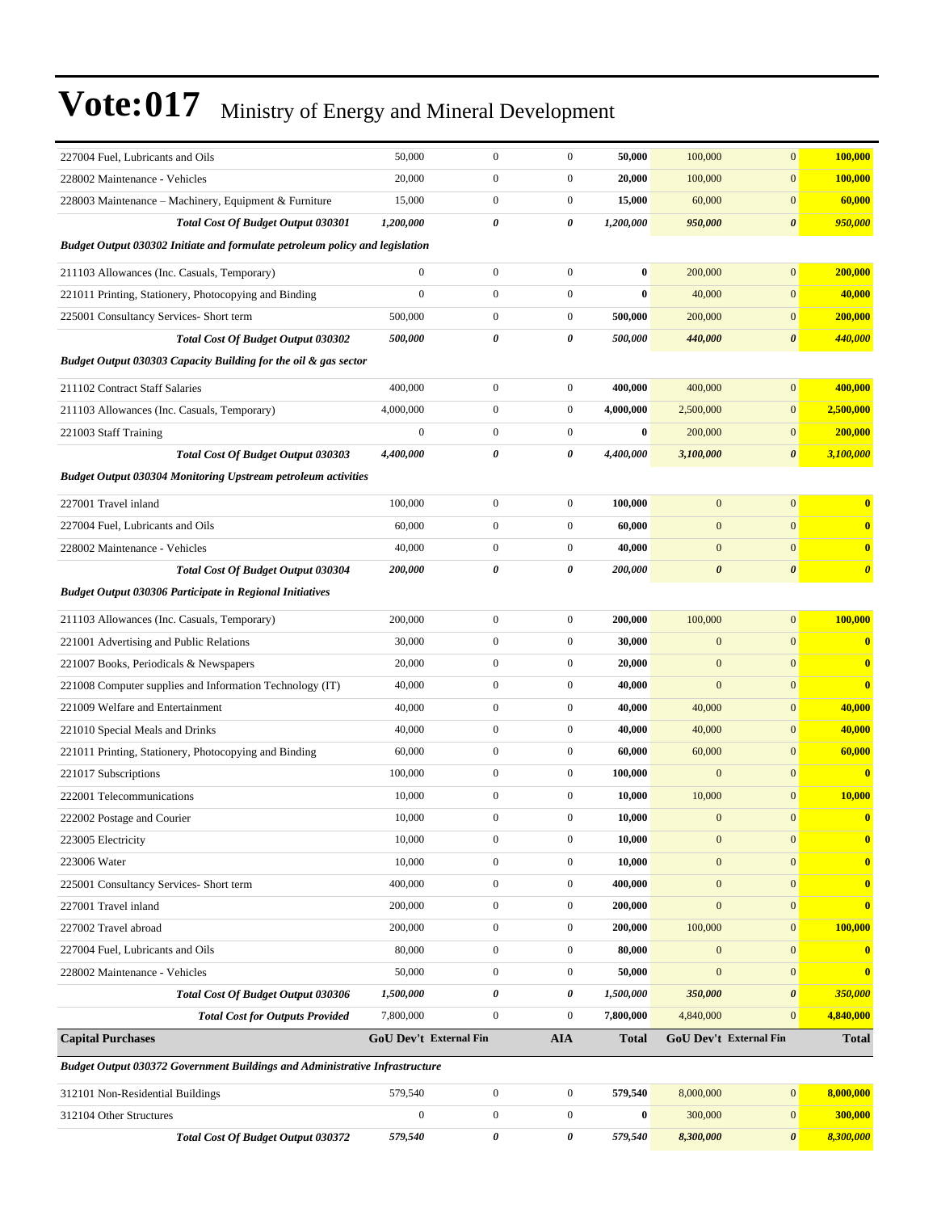# Vote:017 Ministry of Energy and Mineral Development

| | | | | | | | |
|---|---|---|---|---|---|---|---|
| 227004 Fuel, Lubricants and Oils | 50,000 | 0 | 0 | **50,000** | 100,000 | 0 | **100,000** |
| 228002 Maintenance - Vehicles | 20,000 | 0 | 0 | **20,000** | 100,000 | 0 | **100,000** |
| 228003 Maintenance – Machinery, Equipment & Furniture | 15,000 | 0 | 0 | **15,000** | 60,000 | 0 | **60,000** |
| ***Total Cost Of Budget Output 030301*** | ***1,200,000*** | ***0*** | ***0*** | ***1,200,000*** | ***950,000*** | ***0*** | ***950,000*** |
| ***Budget Output 030302 Initiate and formulate petroleum policy and legislation*** | | | | | | | |
| 211103 Allowances (Inc. Casuals, Temporary) | 0 | 0 | 0 | **0** | 200,000 | 0 | **200,000** |
| 221011 Printing, Stationery, Photocopying and Binding | 0 | 0 | 0 | **0** | 40,000 | 0 | **40,000** |
| 225001 Consultancy Services- Short term | 500,000 | 0 | 0 | **500,000** | 200,000 | 0 | **200,000** |
| ***Total Cost Of Budget Output 030302*** | ***500,000*** | ***0*** | ***0*** | ***500,000*** | ***440,000*** | ***0*** | ***440,000*** |
| ***Budget Output 030303 Capacity Building for the oil & gas sector*** | | | | | | | |
| 211102 Contract Staff Salaries | 400,000 | 0 | 0 | **400,000** | 400,000 | 0 | **400,000** |
| 211103 Allowances (Inc. Casuals, Temporary) | 4,000,000 | 0 | 0 | **4,000,000** | 2,500,000 | 0 | **2,500,000** |
| 221003 Staff Training | 0 | 0 | 0 | **0** | 200,000 | 0 | **200,000** |
| ***Total Cost Of Budget Output 030303*** | ***4,400,000*** | ***0*** | ***0*** | ***4,400,000*** | ***3,100,000*** | ***0*** | ***3,100,000*** |
| ***Budget Output 030304 Monitoring Upstream petroleum activities*** | | | | | | | |
| 227001 Travel inland | 100,000 | 0 | 0 | **100,000** | 0 | 0 | **0** |
| 227004 Fuel, Lubricants and Oils | 60,000 | 0 | 0 | **60,000** | 0 | 0 | **0** |
| 228002 Maintenance - Vehicles | 40,000 | 0 | 0 | **40,000** | 0 | 0 | **0** |
| ***Total Cost Of Budget Output 030304*** | ***200,000*** | ***0*** | ***0*** | ***200,000*** | ***0*** | ***0*** | ***0*** |
| ***Budget Output 030306 Participate in Regional Initiatives*** | | | | | | | |
| 211103 Allowances (Inc. Casuals, Temporary) | 200,000 | 0 | 0 | **200,000** | 100,000 | 0 | **100,000** |
| 221001 Advertising and Public Relations | 30,000 | 0 | 0 | **30,000** | 0 | 0 | **0** |
| 221007 Books, Periodicals & Newspapers | 20,000 | 0 | 0 | **20,000** | 0 | 0 | **0** |
| 221008 Computer supplies and Information Technology (IT) | 40,000 | 0 | 0 | **40,000** | 0 | 0 | **0** |
| 221009 Welfare and Entertainment | 40,000 | 0 | 0 | **40,000** | 40,000 | 0 | **40,000** |
| 221010 Special Meals and Drinks | 40,000 | 0 | 0 | **40,000** | 40,000 | 0 | **40,000** |
| 221011 Printing, Stationery, Photocopying and Binding | 60,000 | 0 | 0 | **60,000** | 60,000 | 0 | **60,000** |
| 221017 Subscriptions | 100,000 | 0 | 0 | **100,000** | 0 | 0 | **0** |
| 222001 Telecommunications | 10,000 | 0 | 0 | **10,000** | 10,000 | 0 | **10,000** |
| 222002 Postage and Courier | 10,000 | 0 | 0 | **10,000** | 0 | 0 | **0** |
| 223005 Electricity | 10,000 | 0 | 0 | **10,000** | 0 | 0 | **0** |
| 223006 Water | 10,000 | 0 | 0 | **10,000** | 0 | 0 | **0** |
| 225001 Consultancy Services- Short term | 400,000 | 0 | 0 | **400,000** | 0 | 0 | **0** |
| 227001 Travel inland | 200,000 | 0 | 0 | **200,000** | 0 | 0 | **0** |
| 227002 Travel abroad | 200,000 | 0 | 0 | **200,000** | 100,000 | 0 | **100,000** |
| 227004 Fuel, Lubricants and Oils | 80,000 | 0 | 0 | **80,000** | 0 | 0 | **0** |
| 228002 Maintenance - Vehicles | 50,000 | 0 | 0 | **50,000** | 0 | 0 | **0** |
| ***Total Cost Of Budget Output 030306*** | ***1,500,000*** | ***0*** | ***0*** | ***1,500,000*** | ***350,000*** | ***0*** | ***350,000*** |
| ***Total Cost for Outputs Provided*** | 7,800,000 | 0 | 0 | **7,800,000** | 4,840,000 | 0 | **4,840,000** |
| **Capital Purchases** | **GoU Dev't** | **External Fin** | **AIA** | **Total** | **GoU Dev't** | **External Fin** | **Total** |
| ***Budget Output 030372 Government Buildings and Administrative Infrastructure*** | | | | | | | |
| 312101 Non-Residential Buildings | 579,540 | 0 | 0 | **579,540** | 8,000,000 | 0 | **8,000,000** |
| 312104 Other Structures | 0 | 0 | 0 | **0** | 300,000 | 0 | **300,000** |
| ***Total Cost Of Budget Output 030372*** | ***579,540*** | ***0*** | ***0*** | ***579,540*** | ***8,300,000*** | ***0*** | ***8,300,000*** |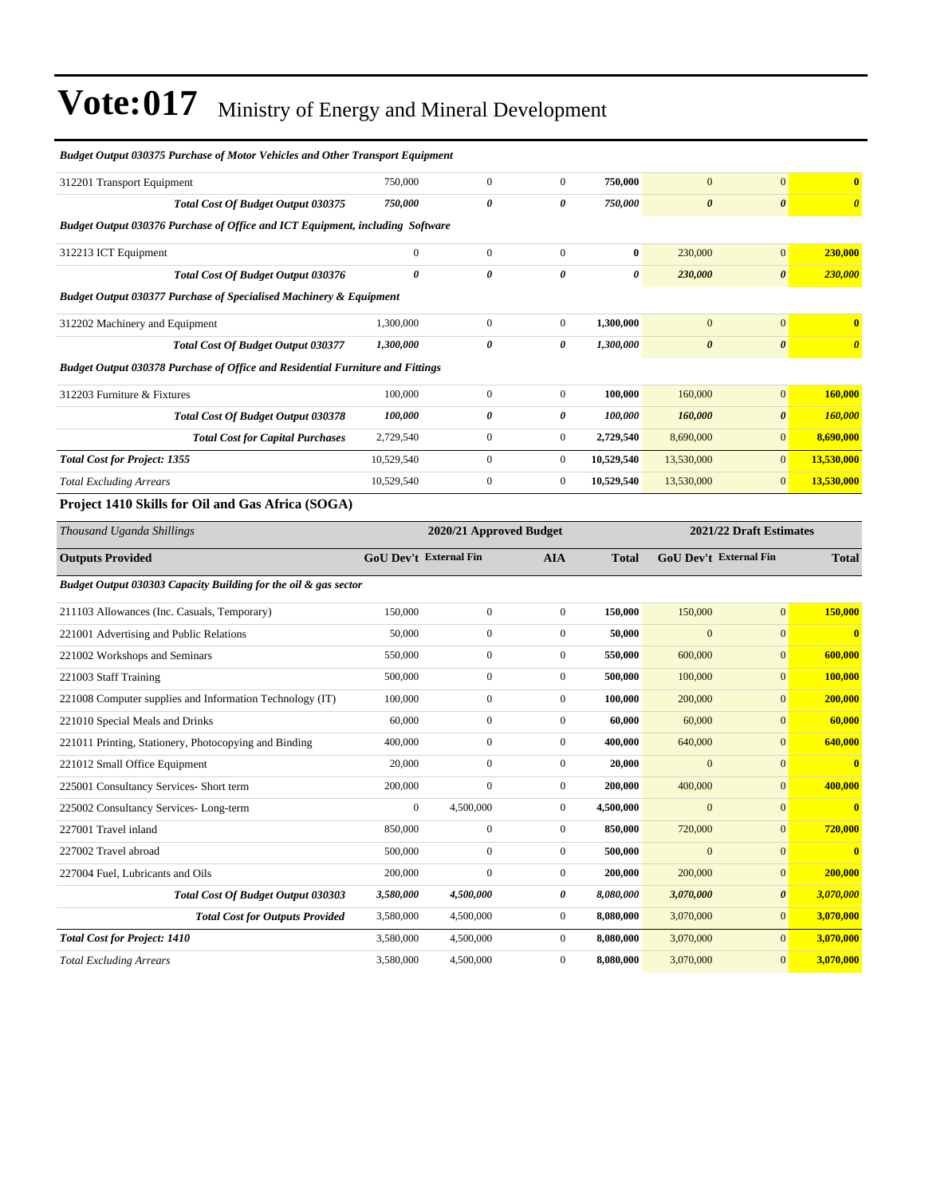| | | | | | | | |
|---|---|---|---|---|---|---|---|
| ***Budget Output 030375 Purchase of Motor Vehicles and Other Transport Equipment*** | | | | | | | |
| 312201 Transport Equipment | 750,000 | 0 | 0 | **750,000** | 0 | 0 | **0** |
| ***Total Cost Of Budget Output 030375*** | ***750,000*** | ***0*** | ***0*** | ***750,000*** | ***0*** | ***0*** | ***0*** |
| ***Budget Output 030376 Purchase of Office and ICT Equipment, including Software*** | | | | | | | |
| 312213 ICT Equipment | 0 | 0 | 0 | **0** | 230,000 | 0 | **230,000** |
| ***Total Cost Of Budget Output 030376*** | ***0*** | ***0*** | ***0*** | ***0*** | ***230,000*** | ***0*** | ***230,000*** |
| ***Budget Output 030377 Purchase of Specialised Machinery & Equipment*** | | | | | | | |
| 312202 Machinery and Equipment | 1,300,000 | 0 | 0 | **1,300,000** | 0 | 0 | **0** |
| ***Total Cost Of Budget Output 030377*** | ***1,300,000*** | ***0*** | ***0*** | ***1,300,000*** | ***0*** | ***0*** | ***0*** |
| ***Budget Output 030378 Purchase of Office and Residential Furniture and Fittings*** | | | | | | | |
| 312203 Furniture & Fixtures | 100,000 | 0 | 0 | **100,000** | 160,000 | 0 | **160,000** |
| ***Total Cost Of Budget Output 030378*** | ***100,000*** | ***0*** | ***0*** | ***100,000*** | ***160,000*** | ***0*** | ***160,000*** |
| ***Total Cost for Capital Purchases*** | 2,729,540 | 0 | 0 | **2,729,540** | 8,690,000 | 0 | **8,690,000** |
| ***Total Cost for Project: 1355*** | 10,529,540 | 0 | 0 | **10,529,540** | 13,530,000 | 0 | **13,530,000** |
| *Total Excluding Arrears* | 10,529,540 | 0 | 0 | **10,529,540** | 13,530,000 | 0 | **13,530,000** |

### Project 1410 Skills for Oil and Gas Africa (SOGA)

| *Thousand Uganda Shillings* | 2020/21 Approved Budget | | | | 2021/22 Draft Estimates | | |
|---|---|---|---|---|---|---|---|
| **Outputs Provided** | **GoU Dev't** | **External Fin** | **AIA** | **Total** | **GoU Dev't** | **External Fin** | **Total** |
| ***Budget Output 030303 Capacity Building for the oil & gas sector*** | | | | | | | |
| 211103 Allowances (Inc. Casuals, Temporary) | 150,000 | 0 | 0 | **150,000** | 150,000 | 0 | **150,000** |
| 221001 Advertising and Public Relations | 50,000 | 0 | 0 | **50,000** | 0 | 0 | **0** |
| 221002 Workshops and Seminars | 550,000 | 0 | 0 | **550,000** | 600,000 | 0 | **600,000** |
| 221003 Staff Training | 500,000 | 0 | 0 | **500,000** | 100,000 | 0 | **100,000** |
| 221008 Computer supplies and Information Technology (IT) | 100,000 | 0 | 0 | **100,000** | 200,000 | 0 | **200,000** |
| 221010 Special Meals and Drinks | 60,000 | 0 | 0 | **60,000** | 60,000 | 0 | **60,000** |
| 221011 Printing, Stationery, Photocopying and Binding | 400,000 | 0 | 0 | **400,000** | 640,000 | 0 | **640,000** |
| 221012 Small Office Equipment | 20,000 | 0 | 0 | **20,000** | 0 | 0 | **0** |
| 225001 Consultancy Services- Short term | 200,000 | 0 | 0 | **200,000** | 400,000 | 0 | **400,000** |
| 225002 Consultancy Services- Long-term | 0 | 4,500,000 | 0 | **4,500,000** | 0 | 0 | **0** |
| 227001 Travel inland | 850,000 | 0 | 0 | **850,000** | 720,000 | 0 | **720,000** |
| 227002 Travel abroad | 500,000 | 0 | 0 | **500,000** | 0 | 0 | **0** |
| 227004 Fuel, Lubricants and Oils | 200,000 | 0 | 0 | **200,000** | 200,000 | 0 | **200,000** |
| ***Total Cost Of Budget Output 030303*** | ***3,580,000*** | ***4,500,000*** | ***0*** | ***8,080,000*** | ***3,070,000*** | ***0*** | ***3,070,000*** |
| ***Total Cost for Outputs Provided*** | 3,580,000 | 4,500,000 | 0 | **8,080,000** | 3,070,000 | 0 | **3,070,000** |
| ***Total Cost for Project: 1410*** | 3,580,000 | 4,500,000 | 0 | **8,080,000** | 3,070,000 | 0 | **3,070,000** |
| *Total Excluding Arrears* | 3,580,000 | 4,500,000 | 0 | **8,080,000** | 3,070,000 | 0 | **3,070,000** |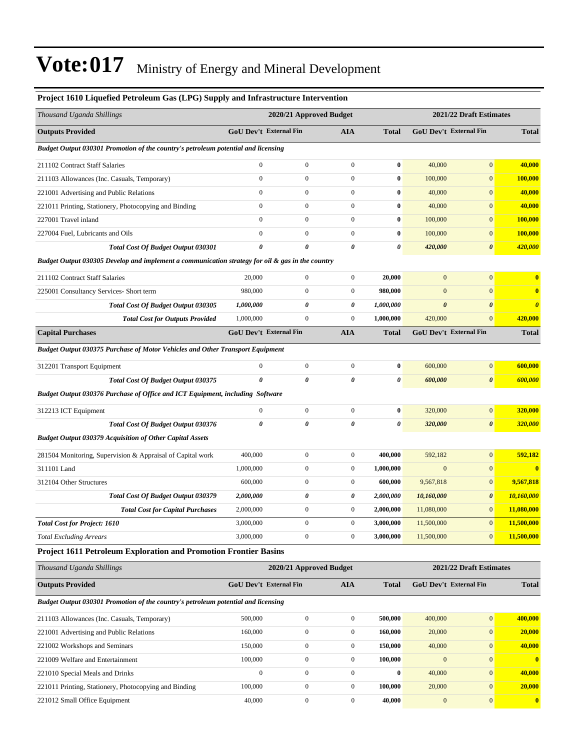# Vote:017 Ministry of Energy and Mineral Development

### Project 1610 Liquefied Petroleum Gas (LPG) Supply and Infrastructure Intervention

| *Thousand Uganda Shillings* | 2020/21 Approved Budget | | | | 2021/22 Draft Estimates | | |
|---|---|---|---|---|---|---|---|
| **Outputs Provided** | **GoU Dev't** | **External Fin** | **AIA** | **Total** | **GoU Dev't** | **External Fin** | **Total** |
| ***Budget Output 030301 Promotion of the country's petroleum potential and licensing*** | | | | | | | |
| 211102 Contract Staff Salaries | 0 | 0 | 0 | **0** | 40,000 | 0 | **40,000** |
| 211103 Allowances (Inc. Casuals, Temporary) | 0 | 0 | 0 | **0** | 100,000 | 0 | **100,000** |
| 221001 Advertising and Public Relations | 0 | 0 | 0 | **0** | 40,000 | 0 | **40,000** |
| 221011 Printing, Stationery, Photocopying and Binding | 0 | 0 | 0 | **0** | 40,000 | 0 | **40,000** |
| 227001 Travel inland | 0 | 0 | 0 | **0** | 100,000 | 0 | **100,000** |
| 227004 Fuel, Lubricants and Oils | 0 | 0 | 0 | **0** | 100,000 | 0 | **100,000** |
| ***Total Cost Of Budget Output 030301*** | ***0*** | ***0*** | ***0*** | ***0*** | ***420,000*** | ***0*** | ***420,000*** |
| ***Budget Output 030305 Develop and implement a communication strategy for oil & gas in the country*** | | | | | | | |
| 211102 Contract Staff Salaries | 20,000 | 0 | 0 | **20,000** | 0 | 0 | **0** |
| 225001 Consultancy Services- Short term | 980,000 | 0 | 0 | **980,000** | 0 | 0 | **0** |
| ***Total Cost Of Budget Output 030305*** | ***1,000,000*** | ***0*** | ***0*** | ***1,000,000*** | ***0*** | ***0*** | ***0*** |
| ***Total Cost for Outputs Provided*** | 1,000,000 | 0 | 0 | **1,000,000** | 420,000 | 0 | **420,000** |
| **Capital Purchases** | **GoU Dev't** | **External Fin** | **AIA** | **Total** | **GoU Dev't** | **External Fin** | **Total** |
| ***Budget Output 030375 Purchase of Motor Vehicles and Other Transport Equipment*** | | | | | | | |
| 312201 Transport Equipment | 0 | 0 | 0 | **0** | 600,000 | 0 | **600,000** |
| ***Total Cost Of Budget Output 030375*** | ***0*** | ***0*** | ***0*** | ***0*** | ***600,000*** | ***0*** | ***600,000*** |
| ***Budget Output 030376 Purchase of Office and ICT Equipment, including Software*** | | | | | | | |
| 312213 ICT Equipment | 0 | 0 | 0 | **0** | 320,000 | 0 | **320,000** |
| ***Total Cost Of Budget Output 030376*** | ***0*** | ***0*** | ***0*** | ***0*** | ***320,000*** | ***0*** | ***320,000*** |
| ***Budget Output 030379 Acquisition of Other Capital Assets*** | | | | | | | |
| 281504 Monitoring, Supervision & Appraisal of Capital work | 400,000 | 0 | 0 | **400,000** | 592,182 | 0 | **592,182** |
| 311101 Land | 1,000,000 | 0 | 0 | **1,000,000** | 0 | 0 | **0** |
| 312104 Other Structures | 600,000 | 0 | 0 | **600,000** | 9,567,818 | 0 | **9,567,818** |
| ***Total Cost Of Budget Output 030379*** | ***2,000,000*** | ***0*** | ***0*** | ***2,000,000*** | ***10,160,000*** | ***0*** | ***10,160,000*** |
| ***Total Cost for Capital Purchases*** | 2,000,000 | 0 | 0 | **2,000,000** | 11,080,000 | 0 | **11,080,000** |
| ***Total Cost for Project: 1610*** | 3,000,000 | 0 | 0 | **3,000,000** | 11,500,000 | 0 | **11,500,000** |
| *Total Excluding Arrears* | 3,000,000 | 0 | 0 | **3,000,000** | 11,500,000 | 0 | **11,500,000** |

### Project 1611 Petroleum Exploration and Promotion Frontier Basins

| *Thousand Uganda Shillings* | 2020/21 Approved Budget | | | | 2021/22 Draft Estimates | | |
|---|---|---|---|---|---|---|---|
| **Outputs Provided** | **GoU Dev't** | **External Fin** | **AIA** | **Total** | **GoU Dev't** | **External Fin** | **Total** |
| ***Budget Output 030301 Promotion of the country's petroleum potential and licensing*** | | | | | | | |
| 211103 Allowances (Inc. Casuals, Temporary) | 500,000 | 0 | 0 | **500,000** | 400,000 | 0 | **400,000** |
| 221001 Advertising and Public Relations | 160,000 | 0 | 0 | **160,000** | 20,000 | 0 | **20,000** |
| 221002 Workshops and Seminars | 150,000 | 0 | 0 | **150,000** | 40,000 | 0 | **40,000** |
| 221009 Welfare and Entertainment | 100,000 | 0 | 0 | **100,000** | 0 | 0 | **0** |
| 221010 Special Meals and Drinks | 0 | 0 | 0 | **0** | 40,000 | 0 | **40,000** |
| 221011 Printing, Stationery, Photocopying and Binding | 100,000 | 0 | 0 | **100,000** | 20,000 | 0 | **20,000** |
| 221012 Small Office Equipment | 40,000 | 0 | 0 | **40,000** | 0 | 0 | **0** |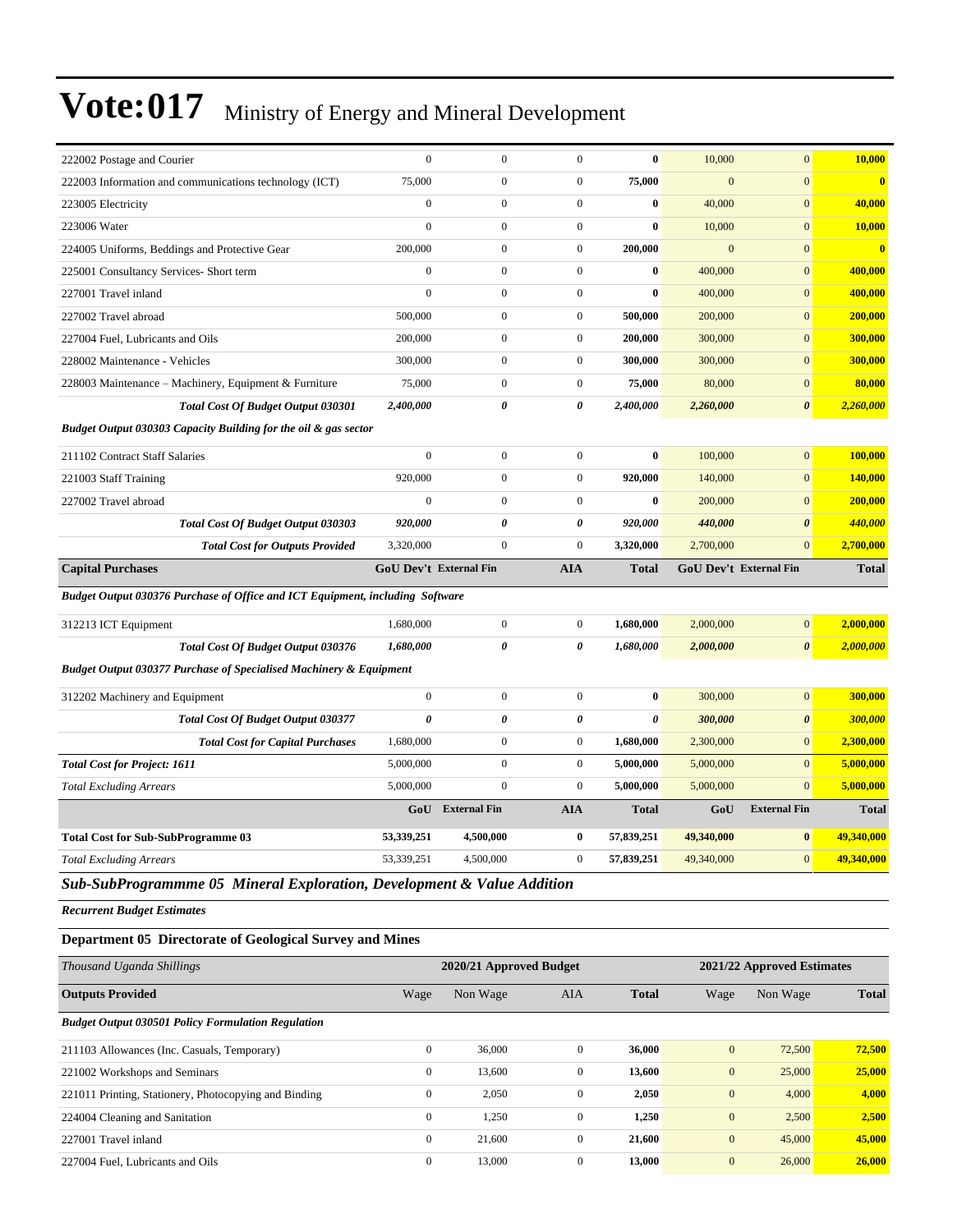# Vote:017 Ministry of Energy and Mineral Development

| | | | | | | | |
|---|---|---|---|---|---|---|---|
| 222002 Postage and Courier | 0 | 0 | 0 | **0** | 10,000 | 0 | **10,000** |
| 222003 Information and communications technology (ICT) | 75,000 | 0 | 0 | **75,000** | 0 | 0 | **0** |
| 223005 Electricity | 0 | 0 | 0 | **0** | 40,000 | 0 | **40,000** |
| 223006 Water | 0 | 0 | 0 | **0** | 10,000 | 0 | **10,000** |
| 224005 Uniforms, Beddings and Protective Gear | 200,000 | 0 | 0 | **200,000** | 0 | 0 | **0** |
| 225001 Consultancy Services- Short term | 0 | 0 | 0 | **0** | 400,000 | 0 | **400,000** |
| 227001 Travel inland | 0 | 0 | 0 | **0** | 400,000 | 0 | **400,000** |
| 227002 Travel abroad | 500,000 | 0 | 0 | **500,000** | 200,000 | 0 | **200,000** |
| 227004 Fuel, Lubricants and Oils | 200,000 | 0 | 0 | **200,000** | 300,000 | 0 | **300,000** |
| 228002 Maintenance - Vehicles | 300,000 | 0 | 0 | **300,000** | 300,000 | 0 | **300,000** |
| 228003 Maintenance – Machinery, Equipment & Furniture | 75,000 | 0 | 0 | **75,000** | 80,000 | 0 | **80,000** |
| ***Total Cost Of Budget Output 030301*** | ***2,400,000*** | ***0*** | ***0*** | ***2,400,000*** | ***2,260,000*** | ***0*** | ***2,260,000*** |
| ***Budget Output 030303 Capacity Building for the oil & gas sector*** | | | | | | | |
| 211102 Contract Staff Salaries | 0 | 0 | 0 | **0** | 100,000 | 0 | **100,000** |
| 221003 Staff Training | 920,000 | 0 | 0 | **920,000** | 140,000 | 0 | **140,000** |
| 227002 Travel abroad | 0 | 0 | 0 | **0** | 200,000 | 0 | **200,000** |
| ***Total Cost Of Budget Output 030303*** | ***920,000*** | ***0*** | ***0*** | ***920,000*** | ***440,000*** | ***0*** | ***440,000*** |
| ***Total Cost for Outputs Provided*** | 3,320,000 | 0 | 0 | **3,320,000** | 2,700,000 | 0 | **2,700,000** |
| **Capital Purchases** | **GoU Dev't** | **External Fin** | **AIA** | **Total** | **GoU Dev't** | **External Fin** | **Total** |
| ***Budget Output 030376 Purchase of Office and ICT Equipment, including Software*** | | | | | | | |
| 312213 ICT Equipment | 1,680,000 | 0 | 0 | **1,680,000** | 2,000,000 | 0 | **2,000,000** |
| ***Total Cost Of Budget Output 030376*** | ***1,680,000*** | ***0*** | ***0*** | ***1,680,000*** | ***2,000,000*** | ***0*** | ***2,000,000*** |
| ***Budget Output 030377 Purchase of Specialised Machinery & Equipment*** | | | | | | | |
| 312202 Machinery and Equipment | 0 | 0 | 0 | **0** | 300,000 | 0 | **300,000** |
| ***Total Cost Of Budget Output 030377*** | ***0*** | ***0*** | ***0*** | ***0*** | ***300,000*** | ***0*** | ***300,000*** |
| ***Total Cost for Capital Purchases*** | 1,680,000 | 0 | 0 | **1,680,000** | 2,300,000 | 0 | **2,300,000** |
| ***Total Cost for Project: 1611*** | 5,000,000 | 0 | 0 | **5,000,000** | 5,000,000 | 0 | **5,000,000** |
| *Total Excluding Arrears* | 5,000,000 | 0 | 0 | **5,000,000** | 5,000,000 | 0 | **5,000,000** |
| | **GoU** | **External Fin** | **AIA** | **Total** | **GoU** | **External Fin** | **Total** |
| **Total Cost for Sub-SubProgramme 03** | **53,339,251** | **4,500,000** | **0** | **57,839,251** | **49,340,000** | **0** | **49,340,000** |
| *Total Excluding Arrears* | 53,339,251 | 4,500,000 | 0 | **57,839,251** | 49,340,000 | 0 | **49,340,000** |

## *Sub-SubProgrammme 05 Mineral Exploration, Development & Value Addition*

***Recurrent Budget Estimates***

### Department 05 Directorate of Geological Survey and Mines

| *Thousand Uganda Shillings* | | 2020/21 Approved Budget | | | | 2021/22 Approved Estimates | |
|---|---|---|---|---|---|---|---|
| **Outputs Provided** | Wage | Non Wage | AIA | **Total** | Wage | Non Wage | **Total** |
| ***Budget Output 030501 Policy Formulation Regulation*** | | | | | | | |
| 211103 Allowances (Inc. Casuals, Temporary) | 0 | 36,000 | 0 | **36,000** | 0 | 72,500 | **72,500** |
| 221002 Workshops and Seminars | 0 | 13,600 | 0 | **13,600** | 0 | 25,000 | **25,000** |
| 221011 Printing, Stationery, Photocopying and Binding | 0 | 2,050 | 0 | **2,050** | 0 | 4,000 | **4,000** |
| 224004 Cleaning and Sanitation | 0 | 1,250 | 0 | **1,250** | 0 | 2,500 | **2,500** |
| 227001 Travel inland | 0 | 21,600 | 0 | **21,600** | 0 | 45,000 | **45,000** |
| 227004 Fuel, Lubricants and Oils | 0 | 13,000 | 0 | **13,000** | 0 | 26,000 | **26,000** |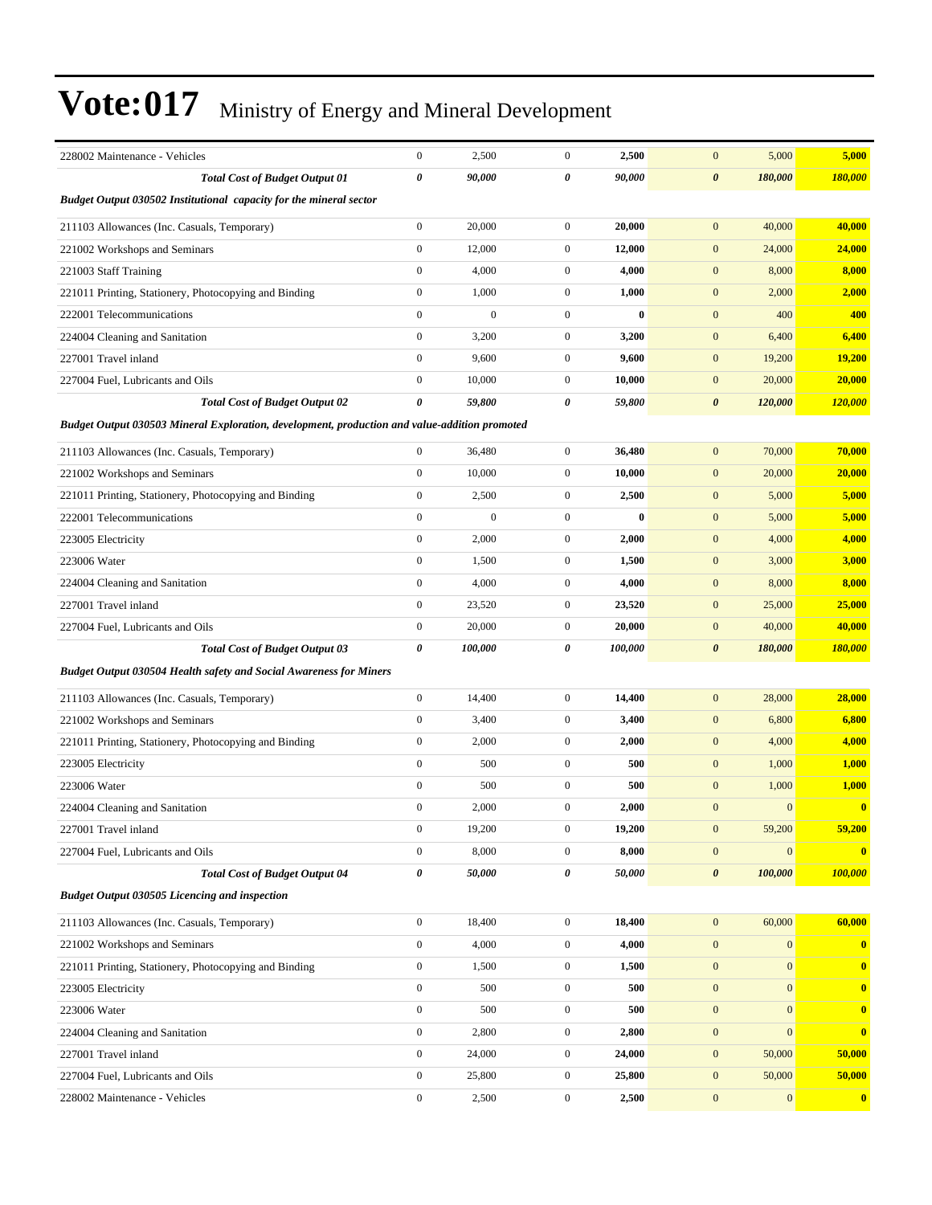# Vote:017 Ministry of Energy and Mineral Development

| | | | | | | | |
|---|---|---|---|---|---|---|---|
| 228002 Maintenance - Vehicles | 0 | 2,500 | 0 | **2,500** | 0 | 5,000 | **5,000** |
| ***Total Cost of Budget Output 01*** | ***0*** | ***90,000*** | ***0*** | ***90,000*** | ***0*** | ***180,000*** | ***180,000*** |
| ***Budget Output 030502 Institutional capacity for the mineral sector*** | | | | | | | |
| 211103 Allowances (Inc. Casuals, Temporary) | 0 | 20,000 | 0 | **20,000** | 0 | 40,000 | **40,000** |
| 221002 Workshops and Seminars | 0 | 12,000 | 0 | **12,000** | 0 | 24,000 | **24,000** |
| 221003 Staff Training | 0 | 4,000 | 0 | **4,000** | 0 | 8,000 | **8,000** |
| 221011 Printing, Stationery, Photocopying and Binding | 0 | 1,000 | 0 | **1,000** | 0 | 2,000 | **2,000** |
| 222001 Telecommunications | 0 | 0 | 0 | **0** | 0 | 400 | **400** |
| 224004 Cleaning and Sanitation | 0 | 3,200 | 0 | **3,200** | 0 | 6,400 | **6,400** |
| 227001 Travel inland | 0 | 9,600 | 0 | **9,600** | 0 | 19,200 | **19,200** |
| 227004 Fuel, Lubricants and Oils | 0 | 10,000 | 0 | **10,000** | 0 | 20,000 | **20,000** |
| ***Total Cost of Budget Output 02*** | ***0*** | ***59,800*** | ***0*** | ***59,800*** | ***0*** | ***120,000*** | ***120,000*** |
| ***Budget Output 030503 Mineral Exploration, development, production and value-addition promoted*** | | | | | | | |
| 211103 Allowances (Inc. Casuals, Temporary) | 0 | 36,480 | 0 | **36,480** | 0 | 70,000 | **70,000** |
| 221002 Workshops and Seminars | 0 | 10,000 | 0 | **10,000** | 0 | 20,000 | **20,000** |
| 221011 Printing, Stationery, Photocopying and Binding | 0 | 2,500 | 0 | **2,500** | 0 | 5,000 | **5,000** |
| 222001 Telecommunications | 0 | 0 | 0 | **0** | 0 | 5,000 | **5,000** |
| 223005 Electricity | 0 | 2,000 | 0 | **2,000** | 0 | 4,000 | **4,000** |
| 223006 Water | 0 | 1,500 | 0 | **1,500** | 0 | 3,000 | **3,000** |
| 224004 Cleaning and Sanitation | 0 | 4,000 | 0 | **4,000** | 0 | 8,000 | **8,000** |
| 227001 Travel inland | 0 | 23,520 | 0 | **23,520** | 0 | 25,000 | **25,000** |
| 227004 Fuel, Lubricants and Oils | 0 | 20,000 | 0 | **20,000** | 0 | 40,000 | **40,000** |
| ***Total Cost of Budget Output 03*** | ***0*** | ***100,000*** | ***0*** | ***100,000*** | ***0*** | ***180,000*** | ***180,000*** |
| ***Budget Output 030504 Health safety and Social Awareness for Miners*** | | | | | | | |
| 211103 Allowances (Inc. Casuals, Temporary) | 0 | 14,400 | 0 | **14,400** | 0 | 28,000 | **28,000** |
| 221002 Workshops and Seminars | 0 | 3,400 | 0 | **3,400** | 0 | 6,800 | **6,800** |
| 221011 Printing, Stationery, Photocopying and Binding | 0 | 2,000 | 0 | **2,000** | 0 | 4,000 | **4,000** |
| 223005 Electricity | 0 | 500 | 0 | **500** | 0 | 1,000 | **1,000** |
| 223006 Water | 0 | 500 | 0 | **500** | 0 | 1,000 | **1,000** |
| 224004 Cleaning and Sanitation | 0 | 2,000 | 0 | **2,000** | 0 | 0 | **0** |
| 227001 Travel inland | 0 | 19,200 | 0 | **19,200** | 0 | 59,200 | **59,200** |
| 227004 Fuel, Lubricants and Oils | 0 | 8,000 | 0 | **8,000** | 0 | 0 | **0** |
| ***Total Cost of Budget Output 04*** | ***0*** | ***50,000*** | ***0*** | ***50,000*** | ***0*** | ***100,000*** | ***100,000*** |
| ***Budget Output 030505 Licencing and inspection*** | | | | | | | |
| 211103 Allowances (Inc. Casuals, Temporary) | 0 | 18,400 | 0 | **18,400** | 0 | 60,000 | **60,000** |
| 221002 Workshops and Seminars | 0 | 4,000 | 0 | **4,000** | 0 | 0 | **0** |
| 221011 Printing, Stationery, Photocopying and Binding | 0 | 1,500 | 0 | **1,500** | 0 | 0 | **0** |
| 223005 Electricity | 0 | 500 | 0 | **500** | 0 | 0 | **0** |
| 223006 Water | 0 | 500 | 0 | **500** | 0 | 0 | **0** |
| 224004 Cleaning and Sanitation | 0 | 2,800 | 0 | **2,800** | 0 | 0 | **0** |
| 227001 Travel inland | 0 | 24,000 | 0 | **24,000** | 0 | 50,000 | **50,000** |
| 227004 Fuel, Lubricants and Oils | 0 | 25,800 | 0 | **25,800** | 0 | 50,000 | **50,000** |
| 228002 Maintenance - Vehicles | 0 | 2,500 | 0 | **2,500** | 0 | 0 | **0** |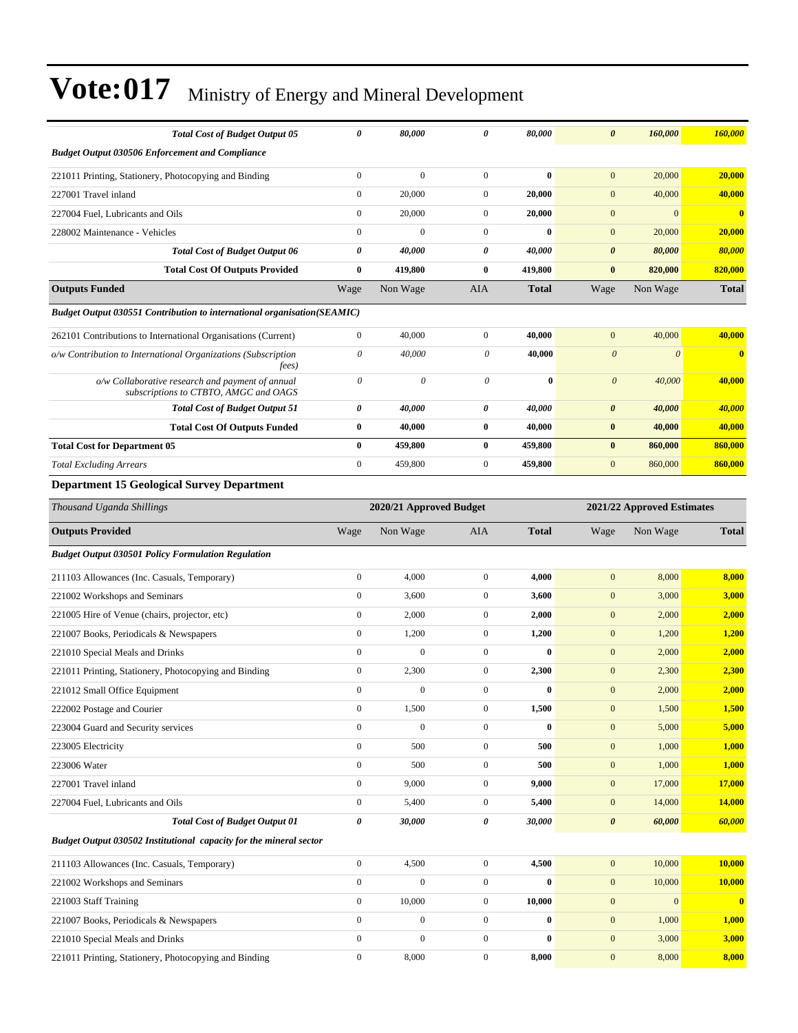# Vote:017 Ministry of Energy and Mineral Development

| | | | | | | | |
|---|---|---|---|---|---|---|---|
| ***Total Cost of Budget Output 05*** | ***0*** | ***80,000*** | ***0*** | ***80,000*** | ***0*** | ***160,000*** | ***160,000*** |
| ***Budget Output 030506 Enforcement and Compliance*** | | | | | | | |
| 221011 Printing, Stationery, Photocopying and Binding | 0 | 0 | 0 | **0** | 0 | 20,000 | **20,000** |
| 227001 Travel inland | 0 | 20,000 | 0 | **20,000** | 0 | 40,000 | **40,000** |
| 227004 Fuel, Lubricants and Oils | 0 | 20,000 | 0 | **20,000** | 0 | 0 | **0** |
| 228002 Maintenance - Vehicles | 0 | 0 | 0 | **0** | 0 | 20,000 | **20,000** |
| ***Total Cost of Budget Output 06*** | ***0*** | ***40,000*** | ***0*** | ***40,000*** | ***0*** | ***80,000*** | ***80,000*** |
| **Total Cost Of Outputs Provided** | **0** | **419,800** | **0** | **419,800** | **0** | **820,000** | **820,000** |
| **Outputs Funded** | Wage | Non Wage | AIA | **Total** | Wage | Non Wage | **Total** |
| ***Budget Output 030551 Contribution to international organisation(SEAMIC)*** | | | | | | | |
| 262101 Contributions to International Organisations (Current) | 0 | 40,000 | 0 | **40,000** | 0 | 40,000 | **40,000** |
| *o/w Contribution to International Organizations (Subscription fees)* | *0* | *40,000* | *0* | **40,000** | *0* | *0* | **0** |
| *o/w Collaborative research and payment of annual subscriptions to CTBTO, AMGC and OAGS* | *0* | *0* | *0* | **0** | *0* | *40,000* | **40,000** |
| ***Total Cost of Budget Output 51*** | ***0*** | ***40,000*** | ***0*** | ***40,000*** | ***0*** | ***40,000*** | ***40,000*** |
| **Total Cost Of Outputs Funded** | **0** | **40,000** | **0** | **40,000** | **0** | **40,000** | **40,000** |
| **Total Cost for Department 05** | **0** | **459,800** | **0** | **459,800** | **0** | **860,000** | **860,000** |
| *Total Excluding Arrears* | 0 | 459,800 | 0 | **459,800** | 0 | 860,000 | **860,000** |

### Department 15 Geological Survey Department

| *Thousand Uganda Shillings* | 2020/21 Approved Budget | | | | 2021/22 Approved Estimates | | |
|---|---|---|---|---|---|---|---|
| **Outputs Provided** | Wage | Non Wage | AIA | **Total** | Wage | Non Wage | **Total** |
| ***Budget Output 030501 Policy Formulation Regulation*** | | | | | | | |
| 211103 Allowances (Inc. Casuals, Temporary) | 0 | 4,000 | 0 | **4,000** | 0 | 8,000 | **8,000** |
| 221002 Workshops and Seminars | 0 | 3,600 | 0 | **3,600** | 0 | 3,000 | **3,000** |
| 221005 Hire of Venue (chairs, projector, etc) | 0 | 2,000 | 0 | **2,000** | 0 | 2,000 | **2,000** |
| 221007 Books, Periodicals & Newspapers | 0 | 1,200 | 0 | **1,200** | 0 | 1,200 | **1,200** |
| 221010 Special Meals and Drinks | 0 | 0 | 0 | **0** | 0 | 2,000 | **2,000** |
| 221011 Printing, Stationery, Photocopying and Binding | 0 | 2,300 | 0 | **2,300** | 0 | 2,300 | **2,300** |
| 221012 Small Office Equipment | 0 | 0 | 0 | **0** | 0 | 2,000 | **2,000** |
| 222002 Postage and Courier | 0 | 1,500 | 0 | **1,500** | 0 | 1,500 | **1,500** |
| 223004 Guard and Security services | 0 | 0 | 0 | **0** | 0 | 5,000 | **5,000** |
| 223005 Electricity | 0 | 500 | 0 | **500** | 0 | 1,000 | **1,000** |
| 223006 Water | 0 | 500 | 0 | **500** | 0 | 1,000 | **1,000** |
| 227001 Travel inland | 0 | 9,000 | 0 | **9,000** | 0 | 17,000 | **17,000** |
| 227004 Fuel, Lubricants and Oils | 0 | 5,400 | 0 | **5,400** | 0 | 14,000 | **14,000** |
| ***Total Cost of Budget Output 01*** | ***0*** | ***30,000*** | ***0*** | ***30,000*** | ***0*** | ***60,000*** | ***60,000*** |
| ***Budget Output 030502 Institutional capacity for the mineral sector*** | | | | | | | |
| 211103 Allowances (Inc. Casuals, Temporary) | 0 | 4,500 | 0 | **4,500** | 0 | 10,000 | **10,000** |
| 221002 Workshops and Seminars | 0 | 0 | 0 | **0** | 0 | 10,000 | **10,000** |
| 221003 Staff Training | 0 | 10,000 | 0 | **10,000** | 0 | 0 | **0** |
| 221007 Books, Periodicals & Newspapers | 0 | 0 | 0 | **0** | 0 | 1,000 | **1,000** |
| 221010 Special Meals and Drinks | 0 | 0 | 0 | **0** | 0 | 3,000 | **3,000** |
| 221011 Printing, Stationery, Photocopying and Binding | 0 | 8,000 | 0 | **8,000** | 0 | 8,000 | **8,000** |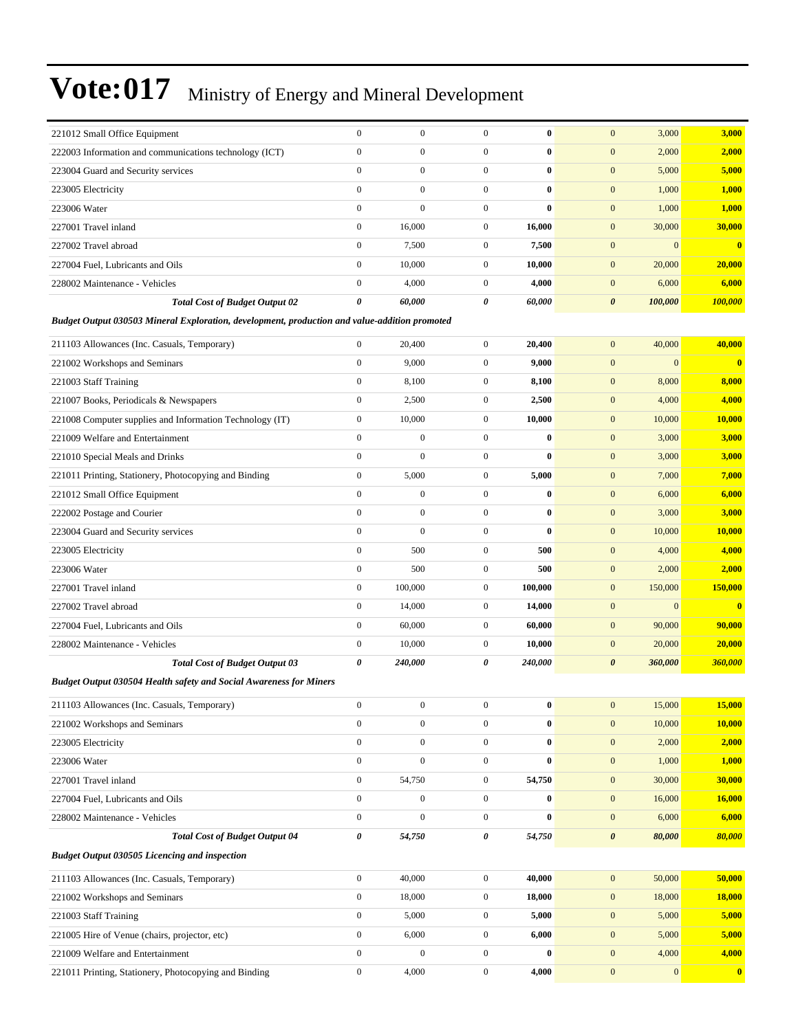# Vote:017 Ministry of Energy and Mineral Development

| | | | | | | | |
|---|---|---|---|---|---|---|---|
| 221012 Small Office Equipment | 0 | 0 | 0 | **0** | 0 | 3,000 | **3,000** |
| 222003 Information and communications technology (ICT) | 0 | 0 | 0 | **0** | 0 | 2,000 | **2,000** |
| 223004 Guard and Security services | 0 | 0 | 0 | **0** | 0 | 5,000 | **5,000** |
| 223005 Electricity | 0 | 0 | 0 | **0** | 0 | 1,000 | **1,000** |
| 223006 Water | 0 | 0 | 0 | **0** | 0 | 1,000 | **1,000** |
| 227001 Travel inland | 0 | 16,000 | 0 | **16,000** | 0 | 30,000 | **30,000** |
| 227002 Travel abroad | 0 | 7,500 | 0 | **7,500** | 0 | 0 | **0** |
| 227004 Fuel, Lubricants and Oils | 0 | 10,000 | 0 | **10,000** | 0 | 20,000 | **20,000** |
| 228002 Maintenance - Vehicles | 0 | 4,000 | 0 | **4,000** | 0 | 6,000 | **6,000** |
| ***Total Cost of Budget Output 02*** | ***0*** | ***60,000*** | ***0*** | ***60,000*** | ***0*** | ***100,000*** | ***100,000*** |
| ***Budget Output 030503 Mineral Exploration, development, production and value-addition promoted*** | | | | | | | |
| 211103 Allowances (Inc. Casuals, Temporary) | 0 | 20,400 | 0 | **20,400** | 0 | 40,000 | **40,000** |
| 221002 Workshops and Seminars | 0 | 9,000 | 0 | **9,000** | 0 | 0 | **0** |
| 221003 Staff Training | 0 | 8,100 | 0 | **8,100** | 0 | 8,000 | **8,000** |
| 221007 Books, Periodicals & Newspapers | 0 | 2,500 | 0 | **2,500** | 0 | 4,000 | **4,000** |
| 221008 Computer supplies and Information Technology (IT) | 0 | 10,000 | 0 | **10,000** | 0 | 10,000 | **10,000** |
| 221009 Welfare and Entertainment | 0 | 0 | 0 | **0** | 0 | 3,000 | **3,000** |
| 221010 Special Meals and Drinks | 0 | 0 | 0 | **0** | 0 | 3,000 | **3,000** |
| 221011 Printing, Stationery, Photocopying and Binding | 0 | 5,000 | 0 | **5,000** | 0 | 7,000 | **7,000** |
| 221012 Small Office Equipment | 0 | 0 | 0 | **0** | 0 | 6,000 | **6,000** |
| 222002 Postage and Courier | 0 | 0 | 0 | **0** | 0 | 3,000 | **3,000** |
| 223004 Guard and Security services | 0 | 0 | 0 | **0** | 0 | 10,000 | **10,000** |
| 223005 Electricity | 0 | 500 | 0 | **500** | 0 | 4,000 | **4,000** |
| 223006 Water | 0 | 500 | 0 | **500** | 0 | 2,000 | **2,000** |
| 227001 Travel inland | 0 | 100,000 | 0 | **100,000** | 0 | 150,000 | **150,000** |
| 227002 Travel abroad | 0 | 14,000 | 0 | **14,000** | 0 | 0 | **0** |
| 227004 Fuel, Lubricants and Oils | 0 | 60,000 | 0 | **60,000** | 0 | 90,000 | **90,000** |
| 228002 Maintenance - Vehicles | 0 | 10,000 | 0 | **10,000** | 0 | 20,000 | **20,000** |
| ***Total Cost of Budget Output 03*** | ***0*** | ***240,000*** | ***0*** | ***240,000*** | ***0*** | ***360,000*** | ***360,000*** |
| ***Budget Output 030504 Health safety and Social Awareness for Miners*** | | | | | | | |
| 211103 Allowances (Inc. Casuals, Temporary) | 0 | 0 | 0 | **0** | 0 | 15,000 | **15,000** |
| 221002 Workshops and Seminars | 0 | 0 | 0 | **0** | 0 | 10,000 | **10,000** |
| 223005 Electricity | 0 | 0 | 0 | **0** | 0 | 2,000 | **2,000** |
| 223006 Water | 0 | 0 | 0 | **0** | 0 | 1,000 | **1,000** |
| 227001 Travel inland | 0 | 54,750 | 0 | **54,750** | 0 | 30,000 | **30,000** |
| 227004 Fuel, Lubricants and Oils | 0 | 0 | 0 | **0** | 0 | 16,000 | **16,000** |
| 228002 Maintenance - Vehicles | 0 | 0 | 0 | **0** | 0 | 6,000 | **6,000** |
| ***Total Cost of Budget Output 04*** | ***0*** | ***54,750*** | ***0*** | ***54,750*** | ***0*** | ***80,000*** | ***80,000*** |
| ***Budget Output 030505 Licencing and inspection*** | | | | | | | |
| 211103 Allowances (Inc. Casuals, Temporary) | 0 | 40,000 | 0 | **40,000** | 0 | 50,000 | **50,000** |
| 221002 Workshops and Seminars | 0 | 18,000 | 0 | **18,000** | 0 | 18,000 | **18,000** |
| 221003 Staff Training | 0 | 5,000 | 0 | **5,000** | 0 | 5,000 | **5,000** |
| 221005 Hire of Venue (chairs, projector, etc) | 0 | 6,000 | 0 | **6,000** | 0 | 5,000 | **5,000** |
| 221009 Welfare and Entertainment | 0 | 0 | 0 | **0** | 0 | 4,000 | **4,000** |
| 221011 Printing, Stationery, Photocopying and Binding | 0 | 4,000 | 0 | **4,000** | 0 | 0 | **0** |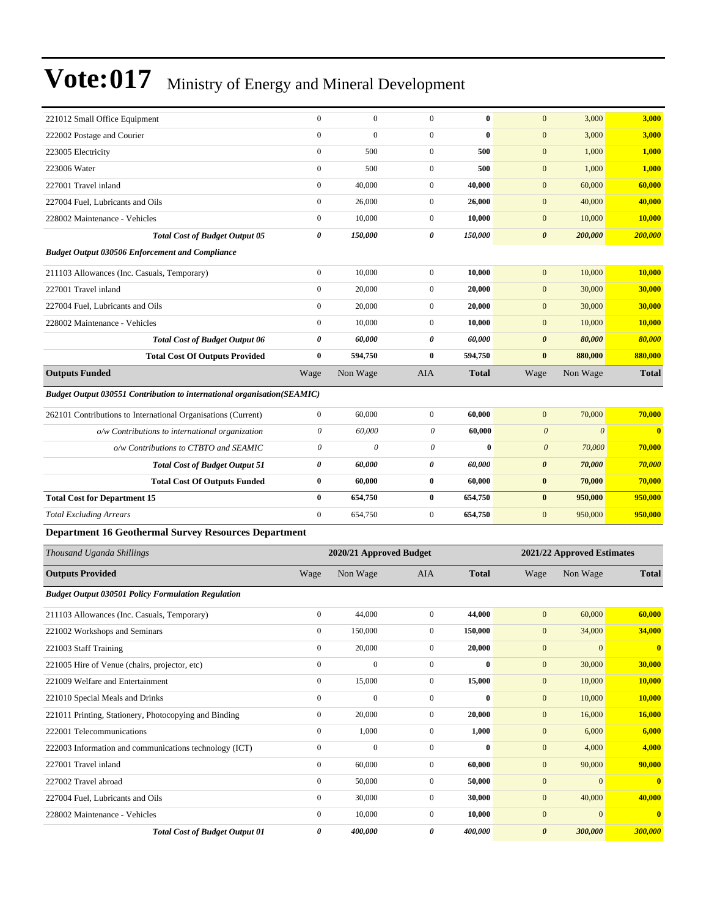# Vote:017 Ministry of Energy and Mineral Development

| | | | | | | | |
|---|---|---|---|---|---|---|---|
| 221012 Small Office Equipment | 0 | 0 | 0 | **0** | 0 | 3,000 | **3,000** |
| 222002 Postage and Courier | 0 | 0 | 0 | **0** | 0 | 3,000 | **3,000** |
| 223005 Electricity | 0 | 500 | 0 | **500** | 0 | 1,000 | **1,000** |
| 223006 Water | 0 | 500 | 0 | **500** | 0 | 1,000 | **1,000** |
| 227001 Travel inland | 0 | 40,000 | 0 | **40,000** | 0 | 60,000 | **60,000** |
| 227004 Fuel, Lubricants and Oils | 0 | 26,000 | 0 | **26,000** | 0 | 40,000 | **40,000** |
| 228002 Maintenance - Vehicles | 0 | 10,000 | 0 | **10,000** | 0 | 10,000 | **10,000** |
| ***Total Cost of Budget Output 05*** | ***0*** | ***150,000*** | ***0*** | ***150,000*** | ***0*** | ***200,000*** | ***200,000*** |
| ***Budget Output 030506 Enforcement and Compliance*** | | | | | | | |
| 211103 Allowances (Inc. Casuals, Temporary) | 0 | 10,000 | 0 | **10,000** | 0 | 10,000 | **10,000** |
| 227001 Travel inland | 0 | 20,000 | 0 | **20,000** | 0 | 30,000 | **30,000** |
| 227004 Fuel, Lubricants and Oils | 0 | 20,000 | 0 | **20,000** | 0 | 30,000 | **30,000** |
| 228002 Maintenance - Vehicles | 0 | 10,000 | 0 | **10,000** | 0 | 10,000 | **10,000** |
| ***Total Cost of Budget Output 06*** | ***0*** | ***60,000*** | ***0*** | ***60,000*** | ***0*** | ***80,000*** | ***80,000*** |
| **Total Cost Of Outputs Provided** | **0** | **594,750** | **0** | **594,750** | **0** | **880,000** | **880,000** |
| **Outputs Funded** | Wage | Non Wage | AIA | **Total** | Wage | Non Wage | **Total** |
| ***Budget Output 030551 Contribution to international organisation(SEAMIC)*** | | | | | | | |
| 262101 Contributions to International Organisations (Current) | 0 | 60,000 | 0 | **60,000** | 0 | 70,000 | **70,000** |
| *o/w Contributions to international organization* | *0* | *60,000* | *0* | **60,000** | *0* | *0* | **0** |
| *o/w Contributions to CTBTO and SEAMIC* | *0* | *0* | *0* | **0** | *0* | *70,000* | **70,000** |
| ***Total Cost of Budget Output 51*** | ***0*** | ***60,000*** | ***0*** | ***60,000*** | ***0*** | ***70,000*** | ***70,000*** |
| **Total Cost Of Outputs Funded** | **0** | **60,000** | **0** | **60,000** | **0** | **70,000** | **70,000** |
| **Total Cost for Department 15** | **0** | **654,750** | **0** | **654,750** | **0** | **950,000** | **950,000** |
| *Total Excluding Arrears* | 0 | 654,750 | 0 | **654,750** | 0 | 950,000 | **950,000** |

### Department 16 Geothermal Survey Resources Department

| *Thousand Uganda Shillings* | 2020/21 Approved Budget | | | | 2021/22 Approved Estimates | | |
|---|---|---|---|---|---|---|---|
| **Outputs Provided** | Wage | Non Wage | AIA | **Total** | Wage | Non Wage | **Total** |
| ***Budget Output 030501 Policy Formulation Regulation*** | | | | | | | |
| 211103 Allowances (Inc. Casuals, Temporary) | 0 | 44,000 | 0 | **44,000** | 0 | 60,000 | **60,000** |
| 221002 Workshops and Seminars | 0 | 150,000 | 0 | **150,000** | 0 | 34,000 | **34,000** |
| 221003 Staff Training | 0 | 20,000 | 0 | **20,000** | 0 | 0 | **0** |
| 221005 Hire of Venue (chairs, projector, etc) | 0 | 0 | 0 | **0** | 0 | 30,000 | **30,000** |
| 221009 Welfare and Entertainment | 0 | 15,000 | 0 | **15,000** | 0 | 10,000 | **10,000** |
| 221010 Special Meals and Drinks | 0 | 0 | 0 | **0** | 0 | 10,000 | **10,000** |
| 221011 Printing, Stationery, Photocopying and Binding | 0 | 20,000 | 0 | **20,000** | 0 | 16,000 | **16,000** |
| 222001 Telecommunications | 0 | 1,000 | 0 | **1,000** | 0 | 6,000 | **6,000** |
| 222003 Information and communications technology (ICT) | 0 | 0 | 0 | **0** | 0 | 4,000 | **4,000** |
| 227001 Travel inland | 0 | 60,000 | 0 | **60,000** | 0 | 90,000 | **90,000** |
| 227002 Travel abroad | 0 | 50,000 | 0 | **50,000** | 0 | 0 | **0** |
| 227004 Fuel, Lubricants and Oils | 0 | 30,000 | 0 | **30,000** | 0 | 40,000 | **40,000** |
| 228002 Maintenance - Vehicles | 0 | 10,000 | 0 | **10,000** | 0 | 0 | **0** |
| ***Total Cost of Budget Output 01*** | ***0*** | ***400,000*** | ***0*** | ***400,000*** | ***0*** | ***300,000*** | ***300,000*** |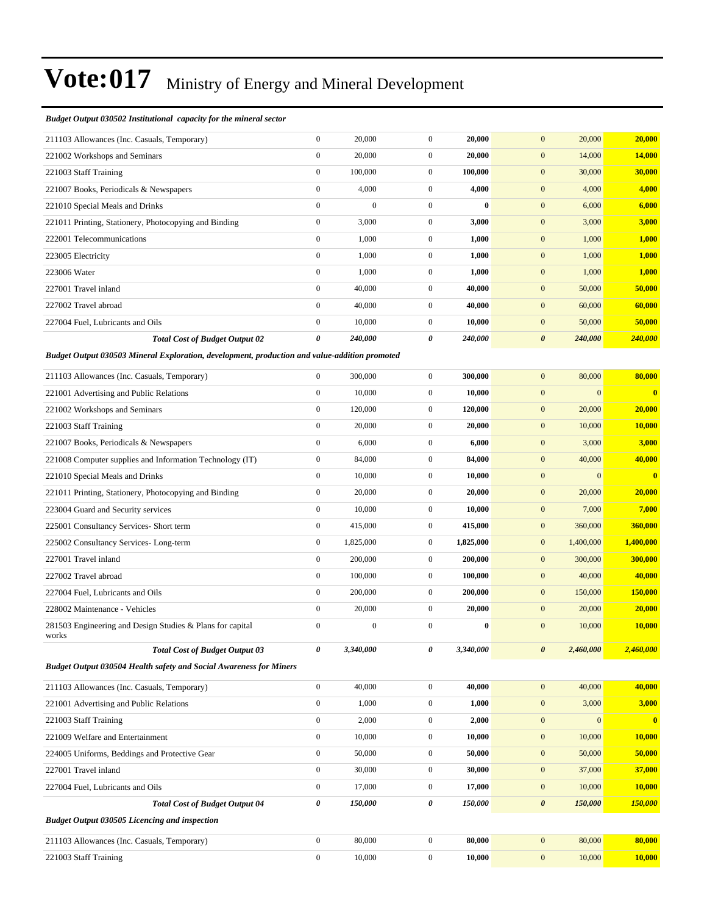# Vote:017 Ministry of Energy and Mineral Development

***Budget Output 030502 Institutional capacity for the mineral sector***

| | | | | | | | |
|---|---|---|---|---|---|---|---|
| 211103 Allowances (Inc. Casuals, Temporary) | 0 | 20,000 | 0 | **20,000** | 0 | 20,000 | **20,000** |
| 221002 Workshops and Seminars | 0 | 20,000 | 0 | **20,000** | 0 | 14,000 | **14,000** |
| 221003 Staff Training | 0 | 100,000 | 0 | **100,000** | 0 | 30,000 | **30,000** |
| 221007 Books, Periodicals & Newspapers | 0 | 4,000 | 0 | **4,000** | 0 | 4,000 | **4,000** |
| 221010 Special Meals and Drinks | 0 | 0 | 0 | **0** | 0 | 6,000 | **6,000** |
| 221011 Printing, Stationery, Photocopying and Binding | 0 | 3,000 | 0 | **3,000** | 0 | 3,000 | **3,000** |
| 222001 Telecommunications | 0 | 1,000 | 0 | **1,000** | 0 | 1,000 | **1,000** |
| 223005 Electricity | 0 | 1,000 | 0 | **1,000** | 0 | 1,000 | **1,000** |
| 223006 Water | 0 | 1,000 | 0 | **1,000** | 0 | 1,000 | **1,000** |
| 227001 Travel inland | 0 | 40,000 | 0 | **40,000** | 0 | 50,000 | **50,000** |
| 227002 Travel abroad | 0 | 40,000 | 0 | **40,000** | 0 | 60,000 | **60,000** |
| 227004 Fuel, Lubricants and Oils | 0 | 10,000 | 0 | **10,000** | 0 | 50,000 | **50,000** |
| ***Total Cost of Budget Output 02*** | ***0*** | ***240,000*** | ***0*** | ***240,000*** | ***0*** | ***240,000*** | ***240,000*** |

***Budget Output 030503 Mineral Exploration, development, production and value-addition promoted***

| | | | | | | | |
|---|---|---|---|---|---|---|---|
| 211103 Allowances (Inc. Casuals, Temporary) | 0 | 300,000 | 0 | **300,000** | 0 | 80,000 | **80,000** |
| 221001 Advertising and Public Relations | 0 | 10,000 | 0 | **10,000** | 0 | 0 | **0** |
| 221002 Workshops and Seminars | 0 | 120,000 | 0 | **120,000** | 0 | 20,000 | **20,000** |
| 221003 Staff Training | 0 | 20,000 | 0 | **20,000** | 0 | 10,000 | **10,000** |
| 221007 Books, Periodicals & Newspapers | 0 | 6,000 | 0 | **6,000** | 0 | 3,000 | **3,000** |
| 221008 Computer supplies and Information Technology (IT) | 0 | 84,000 | 0 | **84,000** | 0 | 40,000 | **40,000** |
| 221010 Special Meals and Drinks | 0 | 10,000 | 0 | **10,000** | 0 | 0 | **0** |
| 221011 Printing, Stationery, Photocopying and Binding | 0 | 20,000 | 0 | **20,000** | 0 | 20,000 | **20,000** |
| 223004 Guard and Security services | 0 | 10,000 | 0 | **10,000** | 0 | 7,000 | **7,000** |
| 225001 Consultancy Services- Short term | 0 | 415,000 | 0 | **415,000** | 0 | 360,000 | **360,000** |
| 225002 Consultancy Services- Long-term | 0 | 1,825,000 | 0 | **1,825,000** | 0 | 1,400,000 | **1,400,000** |
| 227001 Travel inland | 0 | 200,000 | 0 | **200,000** | 0 | 300,000 | **300,000** |
| 227002 Travel abroad | 0 | 100,000 | 0 | **100,000** | 0 | 40,000 | **40,000** |
| 227004 Fuel, Lubricants and Oils | 0 | 200,000 | 0 | **200,000** | 0 | 150,000 | **150,000** |
| 228002 Maintenance - Vehicles | 0 | 20,000 | 0 | **20,000** | 0 | 20,000 | **20,000** |
| 281503 Engineering and Design Studies & Plans for capital works | 0 | 0 | 0 | **0** | 0 | 10,000 | **10,000** |
| ***Total Cost of Budget Output 03*** | ***0*** | ***3,340,000*** | ***0*** | ***3,340,000*** | ***0*** | ***2,460,000*** | ***2,460,000*** |

***Budget Output 030504 Health safety and Social Awareness for Miners***

| | | | | | | | |
|---|---|---|---|---|---|---|---|
| 211103 Allowances (Inc. Casuals, Temporary) | 0 | 40,000 | 0 | **40,000** | 0 | 40,000 | **40,000** |
| 221001 Advertising and Public Relations | 0 | 1,000 | 0 | **1,000** | 0 | 3,000 | **3,000** |
| 221003 Staff Training | 0 | 2,000 | 0 | **2,000** | 0 | 0 | **0** |
| 221009 Welfare and Entertainment | 0 | 10,000 | 0 | **10,000** | 0 | 10,000 | **10,000** |
| 224005 Uniforms, Beddings and Protective Gear | 0 | 50,000 | 0 | **50,000** | 0 | 50,000 | **50,000** |
| 227001 Travel inland | 0 | 30,000 | 0 | **30,000** | 0 | 37,000 | **37,000** |
| 227004 Fuel, Lubricants and Oils | 0 | 17,000 | 0 | **17,000** | 0 | 10,000 | **10,000** |
| ***Total Cost of Budget Output 04*** | ***0*** | ***150,000*** | ***0*** | ***150,000*** | ***0*** | ***150,000*** | ***150,000*** |

***Budget Output 030505 Licencing and inspection***

| | | | | | | | |
|---|---|---|---|---|---|---|---|
| 211103 Allowances (Inc. Casuals, Temporary) | 0 | 80,000 | 0 | **80,000** | 0 | 80,000 | **80,000** |
| 221003 Staff Training | 0 | 10,000 | 0 | **10,000** | 0 | 10,000 | **10,000** |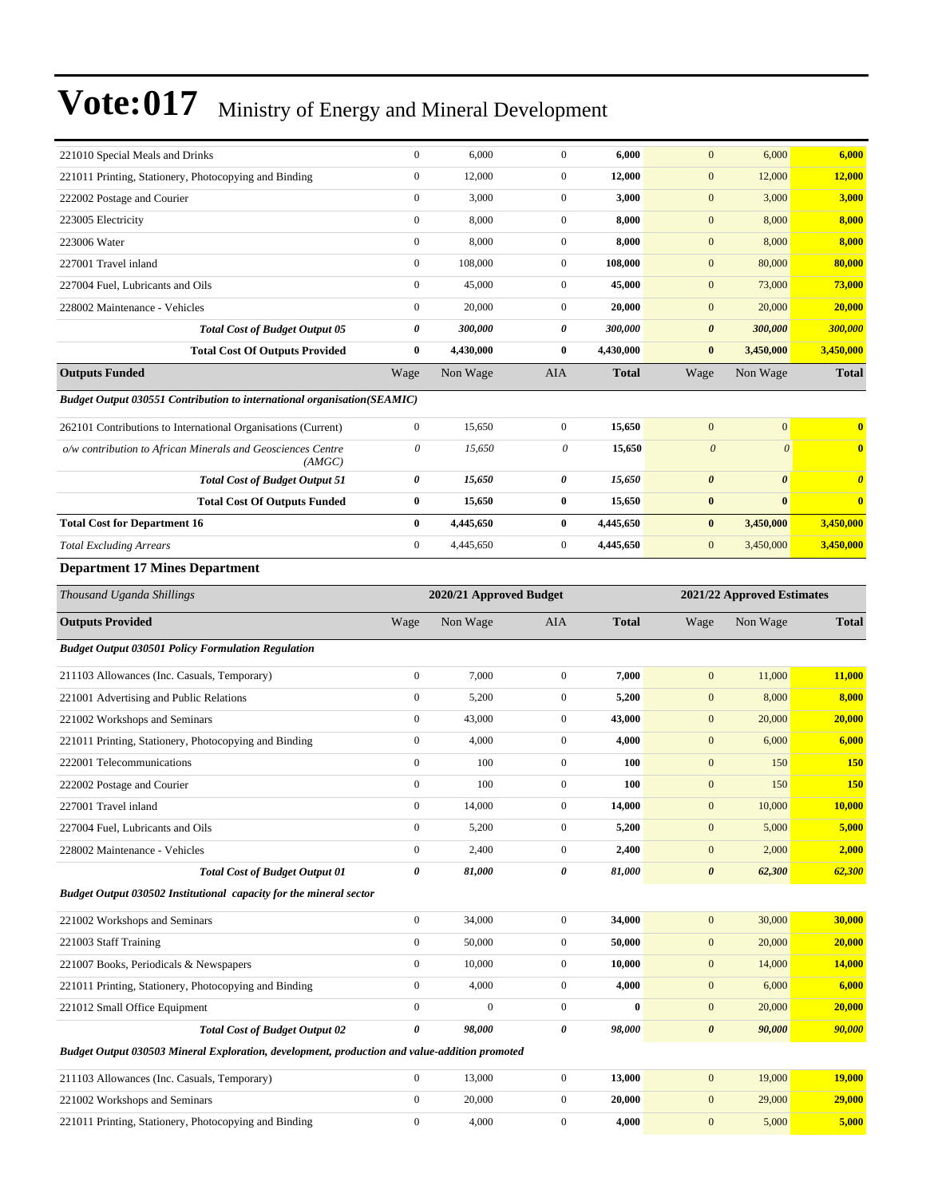| | Wage | Non Wage | AIA | Total | Wage | Non Wage | Total |
|---|---|---|---|---|---|---|---|
| 221010 Special Meals and Drinks | 0 | 6,000 | 0 | **6,000** | 0 | 6,000 | **6,000** |
| 221011 Printing, Stationery, Photocopying and Binding | 0 | 12,000 | 0 | **12,000** | 0 | 12,000 | **12,000** |
| 222002 Postage and Courier | 0 | 3,000 | 0 | **3,000** | 0 | 3,000 | **3,000** |
| 223005 Electricity | 0 | 8,000 | 0 | **8,000** | 0 | 8,000 | **8,000** |
| 223006 Water | 0 | 8,000 | 0 | **8,000** | 0 | 8,000 | **8,000** |
| 227001 Travel inland | 0 | 108,000 | 0 | **108,000** | 0 | 80,000 | **80,000** |
| 227004 Fuel, Lubricants and Oils | 0 | 45,000 | 0 | **45,000** | 0 | 73,000 | **73,000** |
| 228002 Maintenance - Vehicles | 0 | 20,000 | 0 | **20,000** | 0 | 20,000 | **20,000** |
| ***Total Cost of Budget Output 05*** | ***0*** | ***300,000*** | ***0*** | ***300,000*** | ***0*** | ***300,000*** | ***300,000*** |
| **Total Cost Of Outputs Provided** | **0** | **4,430,000** | **0** | **4,430,000** | **0** | **3,450,000** | **3,450,000** |
| **Outputs Funded** | Wage | Non Wage | AIA | **Total** | Wage | Non Wage | **Total** |
| ***Budget Output 030551 Contribution to international organisation(SEAMIC)*** | | | | | | | |
| 262101 Contributions to International Organisations (Current) | 0 | 15,650 | 0 | **15,650** | 0 | 0 | **0** |
| *o/w contribution to African Minerals and Geosciences Centre (AMGC)* | *0* | *15,650* | *0* | **15,650** | *0* | *0* | **0** |
| ***Total Cost of Budget Output 51*** | ***0*** | ***15,650*** | ***0*** | ***15,650*** | ***0*** | ***0*** | ***0*** |
| **Total Cost Of Outputs Funded** | **0** | **15,650** | **0** | **15,650** | **0** | **0** | **0** |
| **Total Cost for Department 16** | **0** | **4,445,650** | **0** | **4,445,650** | **0** | **3,450,000** | **3,450,000** |
| *Total Excluding Arrears* | 0 | 4,445,650 | 0 | **4,445,650** | 0 | 3,450,000 | **3,450,000** |

### Department 17 Mines Department

| *Thousand Uganda Shillings* | 2020/21 Approved Budget | | | | 2021/22 Approved Estimates | | |
|---|---|---|---|---|---|---|---|
| **Outputs Provided** | Wage | Non Wage | AIA | **Total** | Wage | Non Wage | **Total** |
| ***Budget Output 030501 Policy Formulation Regulation*** | | | | | | | |
| 211103 Allowances (Inc. Casuals, Temporary) | 0 | 7,000 | 0 | **7,000** | 0 | 11,000 | **11,000** |
| 221001 Advertising and Public Relations | 0 | 5,200 | 0 | **5,200** | 0 | 8,000 | **8,000** |
| 221002 Workshops and Seminars | 0 | 43,000 | 0 | **43,000** | 0 | 20,000 | **20,000** |
| 221011 Printing, Stationery, Photocopying and Binding | 0 | 4,000 | 0 | **4,000** | 0 | 6,000 | **6,000** |
| 222001 Telecommunications | 0 | 100 | 0 | **100** | 0 | 150 | **150** |
| 222002 Postage and Courier | 0 | 100 | 0 | **100** | 0 | 150 | **150** |
| 227001 Travel inland | 0 | 14,000 | 0 | **14,000** | 0 | 10,000 | **10,000** |
| 227004 Fuel, Lubricants and Oils | 0 | 5,200 | 0 | **5,200** | 0 | 5,000 | **5,000** |
| 228002 Maintenance - Vehicles | 0 | 2,400 | 0 | **2,400** | 0 | 2,000 | **2,000** |
| ***Total Cost of Budget Output 01*** | ***0*** | ***81,000*** | ***0*** | ***81,000*** | ***0*** | ***62,300*** | ***62,300*** |
| ***Budget Output 030502 Institutional capacity for the mineral sector*** | | | | | | | |
| 221002 Workshops and Seminars | 0 | 34,000 | 0 | **34,000** | 0 | 30,000 | **30,000** |
| 221003 Staff Training | 0 | 50,000 | 0 | **50,000** | 0 | 20,000 | **20,000** |
| 221007 Books, Periodicals & Newspapers | 0 | 10,000 | 0 | **10,000** | 0 | 14,000 | **14,000** |
| 221011 Printing, Stationery, Photocopying and Binding | 0 | 4,000 | 0 | **4,000** | 0 | 6,000 | **6,000** |
| 221012 Small Office Equipment | 0 | 0 | 0 | **0** | 0 | 20,000 | **20,000** |
| ***Total Cost of Budget Output 02*** | ***0*** | ***98,000*** | ***0*** | ***98,000*** | ***0*** | ***90,000*** | ***90,000*** |
| ***Budget Output 030503 Mineral Exploration, development, production and value-addition promoted*** | | | | | | | |
| 211103 Allowances (Inc. Casuals, Temporary) | 0 | 13,000 | 0 | **13,000** | 0 | 19,000 | **19,000** |
| 221002 Workshops and Seminars | 0 | 20,000 | 0 | **20,000** | 0 | 29,000 | **29,000** |
| 221011 Printing, Stationery, Photocopying and Binding | 0 | 4,000 | 0 | **4,000** | 0 | 5,000 | **5,000** |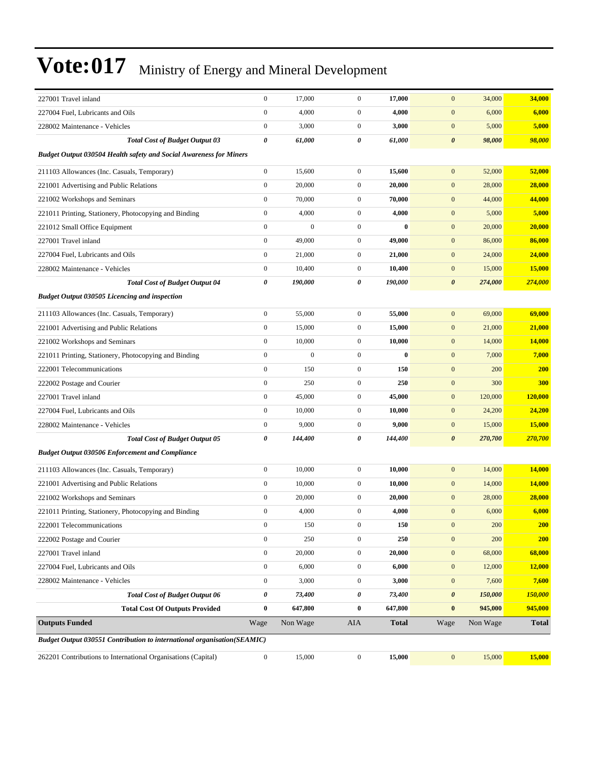# Vote:017 Ministry of Energy and Mineral Development

| | | | | | | | |
|---|---|---|---|---|---|---|---|
| 227001 Travel inland | 0 | 17,000 | 0 | **17,000** | 0 | 34,000 | **34,000** |
| 227004 Fuel, Lubricants and Oils | 0 | 4,000 | 0 | **4,000** | 0 | 6,000 | **6,000** |
| 228002 Maintenance - Vehicles | 0 | 3,000 | 0 | **3,000** | 0 | 5,000 | **5,000** |
| ***Total Cost of Budget Output 03*** | ***0*** | ***61,000*** | ***0*** | ***61,000*** | ***0*** | ***98,000*** | ***98,000*** |
| ***Budget Output 030504 Health safety and Social Awareness for Miners*** | | | | | | | |
| 211103 Allowances (Inc. Casuals, Temporary) | 0 | 15,600 | 0 | **15,600** | 0 | 52,000 | **52,000** |
| 221001 Advertising and Public Relations | 0 | 20,000 | 0 | **20,000** | 0 | 28,000 | **28,000** |
| 221002 Workshops and Seminars | 0 | 70,000 | 0 | **70,000** | 0 | 44,000 | **44,000** |
| 221011 Printing, Stationery, Photocopying and Binding | 0 | 4,000 | 0 | **4,000** | 0 | 5,000 | **5,000** |
| 221012 Small Office Equipment | 0 | 0 | 0 | **0** | 0 | 20,000 | **20,000** |
| 227001 Travel inland | 0 | 49,000 | 0 | **49,000** | 0 | 86,000 | **86,000** |
| 227004 Fuel, Lubricants and Oils | 0 | 21,000 | 0 | **21,000** | 0 | 24,000 | **24,000** |
| 228002 Maintenance - Vehicles | 0 | 10,400 | 0 | **10,400** | 0 | 15,000 | **15,000** |
| ***Total Cost of Budget Output 04*** | ***0*** | ***190,000*** | ***0*** | ***190,000*** | ***0*** | ***274,000*** | ***274,000*** |
| ***Budget Output 030505 Licencing and inspection*** | | | | | | | |
| 211103 Allowances (Inc. Casuals, Temporary) | 0 | 55,000 | 0 | **55,000** | 0 | 69,000 | **69,000** |
| 221001 Advertising and Public Relations | 0 | 15,000 | 0 | **15,000** | 0 | 21,000 | **21,000** |
| 221002 Workshops and Seminars | 0 | 10,000 | 0 | **10,000** | 0 | 14,000 | **14,000** |
| 221011 Printing, Stationery, Photocopying and Binding | 0 | 0 | 0 | **0** | 0 | 7,000 | **7,000** |
| 222001 Telecommunications | 0 | 150 | 0 | **150** | 0 | 200 | **200** |
| 222002 Postage and Courier | 0 | 250 | 0 | **250** | 0 | 300 | **300** |
| 227001 Travel inland | 0 | 45,000 | 0 | **45,000** | 0 | 120,000 | **120,000** |
| 227004 Fuel, Lubricants and Oils | 0 | 10,000 | 0 | **10,000** | 0 | 24,200 | **24,200** |
| 228002 Maintenance - Vehicles | 0 | 9,000 | 0 | **9,000** | 0 | 15,000 | **15,000** |
| ***Total Cost of Budget Output 05*** | ***0*** | ***144,400*** | ***0*** | ***144,400*** | ***0*** | ***270,700*** | ***270,700*** |
| ***Budget Output 030506 Enforcement and Compliance*** | | | | | | | |
| 211103 Allowances (Inc. Casuals, Temporary) | 0 | 10,000 | 0 | **10,000** | 0 | 14,000 | **14,000** |
| 221001 Advertising and Public Relations | 0 | 10,000 | 0 | **10,000** | 0 | 14,000 | **14,000** |
| 221002 Workshops and Seminars | 0 | 20,000 | 0 | **20,000** | 0 | 28,000 | **28,000** |
| 221011 Printing, Stationery, Photocopying and Binding | 0 | 4,000 | 0 | **4,000** | 0 | 6,000 | **6,000** |
| 222001 Telecommunications | 0 | 150 | 0 | **150** | 0 | 200 | **200** |
| 222002 Postage and Courier | 0 | 250 | 0 | **250** | 0 | 200 | **200** |
| 227001 Travel inland | 0 | 20,000 | 0 | **20,000** | 0 | 68,000 | **68,000** |
| 227004 Fuel, Lubricants and Oils | 0 | 6,000 | 0 | **6,000** | 0 | 12,000 | **12,000** |
| 228002 Maintenance - Vehicles | 0 | 3,000 | 0 | **3,000** | 0 | 7,600 | **7,600** |
| ***Total Cost of Budget Output 06*** | ***0*** | ***73,400*** | ***0*** | ***73,400*** | ***0*** | ***150,000*** | ***150,000*** |
| **Total Cost Of Outputs Provided** | **0** | **647,800** | **0** | **647,800** | **0** | **945,000** | **945,000** |
| **Outputs Funded** | Wage | Non Wage | AIA | **Total** | Wage | Non Wage | **Total** |
| ***Budget Output 030551 Contribution to international organisation(SEAMIC)*** | | | | | | | |
| 262201 Contributions to International Organisations (Capital) | 0 | 15,000 | 0 | **15,000** | 0 | 15,000 | **15,000** |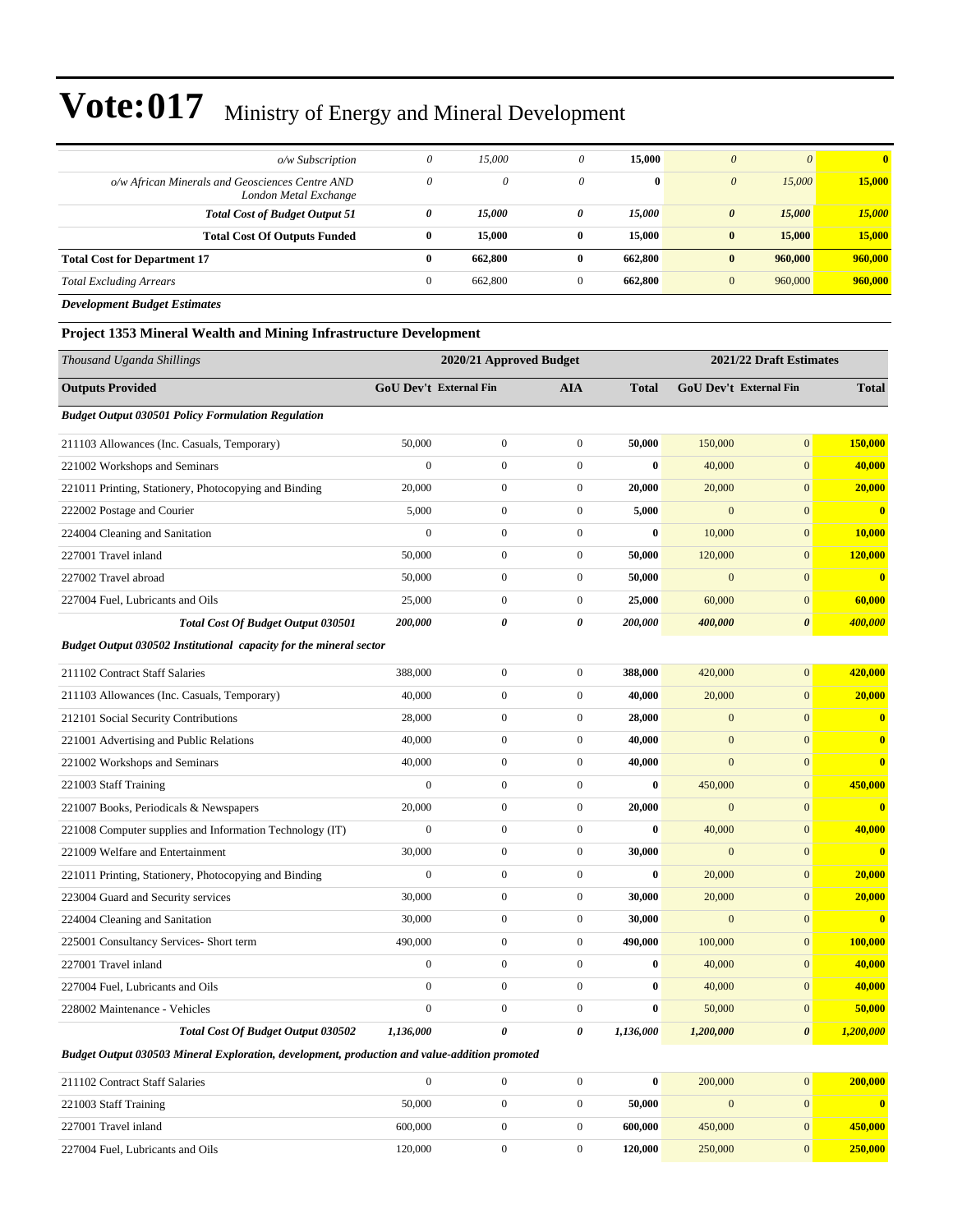# Vote:017 Ministry of Energy and Mineral Development

| | | | | | | | |
|---|---|---|---|---|---|---|---|
| *o/w Subscription* | *0* | *15,000* | *0* | **15,000** | *0* | *0* | **0** |
| *o/w African Minerals and Geosciences Centre AND London Metal Exchange* | *0* | *0* | *0* | **0** | *0* | *15,000* | **15,000** |
| ***Total Cost of Budget Output 51*** | ***0*** | ***15,000*** | ***0*** | ***15,000*** | ***0*** | ***15,000*** | ***15,000*** |
| **Total Cost Of Outputs Funded** | **0** | **15,000** | **0** | **15,000** | **0** | **15,000** | **15,000** |
| **Total Cost for Department 17** | **0** | **662,800** | **0** | **662,800** | **0** | **960,000** | **960,000** |
| *Total Excluding Arrears* | 0 | 662,800 | 0 | **662,800** | 0 | 960,000 | **960,000** |

***Development Budget Estimates***

### Project 1353 Mineral Wealth and Mining Infrastructure Development

| *Thousand Uganda Shillings* | 2020/21 Approved Budget | | | | 2021/22 Draft Estimates | | |
|---|---|---|---|---|---|---|---|
| **Outputs Provided** | **GoU Dev't** | **External Fin** | **AIA** | **Total** | **GoU Dev't** | **External Fin** | **Total** |
| ***Budget Output 030501 Policy Formulation Regulation*** | | | | | | | |
| 211103 Allowances (Inc. Casuals, Temporary) | 50,000 | 0 | 0 | **50,000** | 150,000 | 0 | **150,000** |
| 221002 Workshops and Seminars | 0 | 0 | 0 | **0** | 40,000 | 0 | **40,000** |
| 221011 Printing, Stationery, Photocopying and Binding | 20,000 | 0 | 0 | **20,000** | 20,000 | 0 | **20,000** |
| 222002 Postage and Courier | 5,000 | 0 | 0 | **5,000** | 0 | 0 | **0** |
| 224004 Cleaning and Sanitation | 0 | 0 | 0 | **0** | 10,000 | 0 | **10,000** |
| 227001 Travel inland | 50,000 | 0 | 0 | **50,000** | 120,000 | 0 | **120,000** |
| 227002 Travel abroad | 50,000 | 0 | 0 | **50,000** | 0 | 0 | **0** |
| 227004 Fuel, Lubricants and Oils | 25,000 | 0 | 0 | **25,000** | 60,000 | 0 | **60,000** |
| ***Total Cost Of Budget Output 030501*** | ***200,000*** | ***0*** | ***0*** | ***200,000*** | ***400,000*** | ***0*** | ***400,000*** |
| ***Budget Output 030502 Institutional capacity for the mineral sector*** | | | | | | | |
| 211102 Contract Staff Salaries | 388,000 | 0 | 0 | **388,000** | 420,000 | 0 | **420,000** |
| 211103 Allowances (Inc. Casuals, Temporary) | 40,000 | 0 | 0 | **40,000** | 20,000 | 0 | **20,000** |
| 212101 Social Security Contributions | 28,000 | 0 | 0 | **28,000** | 0 | 0 | **0** |
| 221001 Advertising and Public Relations | 40,000 | 0 | 0 | **40,000** | 0 | 0 | **0** |
| 221002 Workshops and Seminars | 40,000 | 0 | 0 | **40,000** | 0 | 0 | **0** |
| 221003 Staff Training | 0 | 0 | 0 | **0** | 450,000 | 0 | **450,000** |
| 221007 Books, Periodicals & Newspapers | 20,000 | 0 | 0 | **20,000** | 0 | 0 | **0** |
| 221008 Computer supplies and Information Technology (IT) | 0 | 0 | 0 | **0** | 40,000 | 0 | **40,000** |
| 221009 Welfare and Entertainment | 30,000 | 0 | 0 | **30,000** | 0 | 0 | **0** |
| 221011 Printing, Stationery, Photocopying and Binding | 0 | 0 | 0 | **0** | 20,000 | 0 | **20,000** |
| 223004 Guard and Security services | 30,000 | 0 | 0 | **30,000** | 20,000 | 0 | **20,000** |
| 224004 Cleaning and Sanitation | 30,000 | 0 | 0 | **30,000** | 0 | 0 | **0** |
| 225001 Consultancy Services- Short term | 490,000 | 0 | 0 | **490,000** | 100,000 | 0 | **100,000** |
| 227001 Travel inland | 0 | 0 | 0 | **0** | 40,000 | 0 | **40,000** |
| 227004 Fuel, Lubricants and Oils | 0 | 0 | 0 | **0** | 40,000 | 0 | **40,000** |
| 228002 Maintenance - Vehicles | 0 | 0 | 0 | **0** | 50,000 | 0 | **50,000** |
| ***Total Cost Of Budget Output 030502*** | ***1,136,000*** | ***0*** | ***0*** | ***1,136,000*** | ***1,200,000*** | ***0*** | ***1,200,000*** |
| ***Budget Output 030503 Mineral Exploration, development, production and value-addition promoted*** | | | | | | | |
| 211102 Contract Staff Salaries | 0 | 0 | 0 | **0** | 200,000 | 0 | **200,000** |
| 221003 Staff Training | 50,000 | 0 | 0 | **50,000** | 0 | 0 | **0** |
| 227001 Travel inland | 600,000 | 0 | 0 | **600,000** | 450,000 | 0 | **450,000** |
| 227004 Fuel, Lubricants and Oils | 120,000 | 0 | 0 | **120,000** | 250,000 | 0 | **250,000** |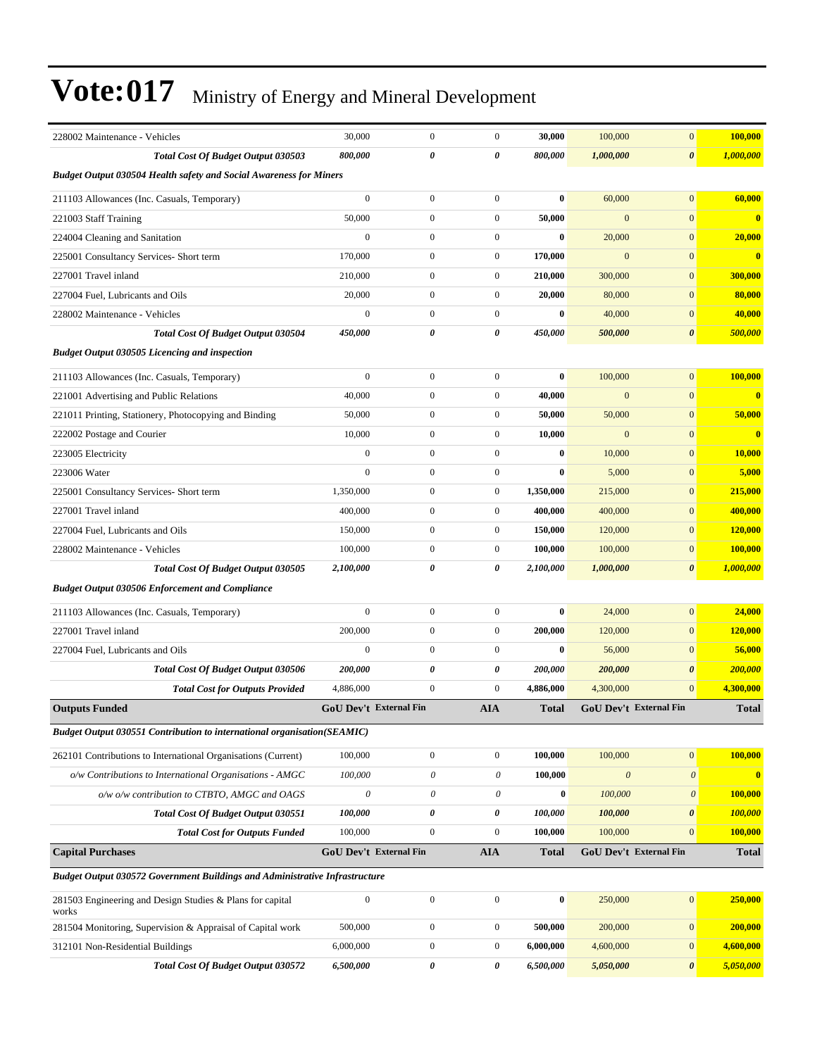# Vote:017 Ministry of Energy and Mineral Development

| | | | | | | | |
|---|---|---|---|---|---|---|---|
| 228002 Maintenance - Vehicles | 30,000 | 0 | 0 | **30,000** | 100,000 | 0 | **100,000** |
| ***Total Cost Of Budget Output 030503*** | ***800,000*** | ***0*** | ***0*** | ***800,000*** | ***1,000,000*** | ***0*** | ***1,000,000*** |
| ***Budget Output 030504 Health safety and Social Awareness for Miners*** | | | | | | | |
| 211103 Allowances (Inc. Casuals, Temporary) | 0 | 0 | 0 | **0** | 60,000 | 0 | **60,000** |
| 221003 Staff Training | 50,000 | 0 | 0 | **50,000** | 0 | 0 | **0** |
| 224004 Cleaning and Sanitation | 0 | 0 | 0 | **0** | 20,000 | 0 | **20,000** |
| 225001 Consultancy Services- Short term | 170,000 | 0 | 0 | **170,000** | 0 | 0 | **0** |
| 227001 Travel inland | 210,000 | 0 | 0 | **210,000** | 300,000 | 0 | **300,000** |
| 227004 Fuel, Lubricants and Oils | 20,000 | 0 | 0 | **20,000** | 80,000 | 0 | **80,000** |
| 228002 Maintenance - Vehicles | 0 | 0 | 0 | **0** | 40,000 | 0 | **40,000** |
| ***Total Cost Of Budget Output 030504*** | ***450,000*** | ***0*** | ***0*** | ***450,000*** | ***500,000*** | ***0*** | ***500,000*** |
| ***Budget Output 030505 Licencing and inspection*** | | | | | | | |
| 211103 Allowances (Inc. Casuals, Temporary) | 0 | 0 | 0 | **0** | 100,000 | 0 | **100,000** |
| 221001 Advertising and Public Relations | 40,000 | 0 | 0 | **40,000** | 0 | 0 | **0** |
| 221011 Printing, Stationery, Photocopying and Binding | 50,000 | 0 | 0 | **50,000** | 50,000 | 0 | **50,000** |
| 222002 Postage and Courier | 10,000 | 0 | 0 | **10,000** | 0 | 0 | **0** |
| 223005 Electricity | 0 | 0 | 0 | **0** | 10,000 | 0 | **10,000** |
| 223006 Water | 0 | 0 | 0 | **0** | 5,000 | 0 | **5,000** |
| 225001 Consultancy Services- Short term | 1,350,000 | 0 | 0 | **1,350,000** | 215,000 | 0 | **215,000** |
| 227001 Travel inland | 400,000 | 0 | 0 | **400,000** | 400,000 | 0 | **400,000** |
| 227004 Fuel, Lubricants and Oils | 150,000 | 0 | 0 | **150,000** | 120,000 | 0 | **120,000** |
| 228002 Maintenance - Vehicles | 100,000 | 0 | 0 | **100,000** | 100,000 | 0 | **100,000** |
| ***Total Cost Of Budget Output 030505*** | ***2,100,000*** | ***0*** | ***0*** | ***2,100,000*** | ***1,000,000*** | ***0*** | ***1,000,000*** |
| ***Budget Output 030506 Enforcement and Compliance*** | | | | | | | |
| 211103 Allowances (Inc. Casuals, Temporary) | 0 | 0 | 0 | **0** | 24,000 | 0 | **24,000** |
| 227001 Travel inland | 200,000 | 0 | 0 | **200,000** | 120,000 | 0 | **120,000** |
| 227004 Fuel, Lubricants and Oils | 0 | 0 | 0 | **0** | 56,000 | 0 | **56,000** |
| ***Total Cost Of Budget Output 030506*** | ***200,000*** | ***0*** | ***0*** | ***200,000*** | ***200,000*** | ***0*** | ***200,000*** |
| ***Total Cost for Outputs Provided*** | 4,886,000 | 0 | 0 | **4,886,000** | 4,300,000 | 0 | **4,300,000** |
| **Outputs Funded** | **GoU Dev't** | **External Fin** | **AIA** | **Total** | **GoU Dev't** | **External Fin** | **Total** |
| ***Budget Output 030551 Contribution to international organisation(SEAMIC)*** | | | | | | | |
| 262101 Contributions to International Organisations (Current) | 100,000 | 0 | 0 | **100,000** | 100,000 | 0 | **100,000** |
| *o/w Contributions to International Organisations - AMGC* | *100,000* | *0* | *0* | **100,000** | *0* | *0* | **0** |
| *o/w o/w contribution to CTBTO, AMGC and OAGS* | *0* | *0* | *0* | **0** | *100,000* | *0* | **100,000** |
| ***Total Cost Of Budget Output 030551*** | ***100,000*** | ***0*** | ***0*** | ***100,000*** | ***100,000*** | ***0*** | ***100,000*** |
| ***Total Cost for Outputs Funded*** | 100,000 | 0 | 0 | **100,000** | 100,000 | 0 | **100,000** |
| **Capital Purchases** | **GoU Dev't** | **External Fin** | **AIA** | **Total** | **GoU Dev't** | **External Fin** | **Total** |
| ***Budget Output 030572 Government Buildings and Administrative Infrastructure*** | | | | | | | |
| 281503 Engineering and Design Studies & Plans for capital works | 0 | 0 | 0 | **0** | 250,000 | 0 | **250,000** |
| 281504 Monitoring, Supervision & Appraisal of Capital work | 500,000 | 0 | 0 | **500,000** | 200,000 | 0 | **200,000** |
| 312101 Non-Residential Buildings | 6,000,000 | 0 | 0 | **6,000,000** | 4,600,000 | 0 | **4,600,000** |
| ***Total Cost Of Budget Output 030572*** | ***6,500,000*** | ***0*** | ***0*** | ***6,500,000*** | ***5,050,000*** | ***0*** | ***5,050,000*** |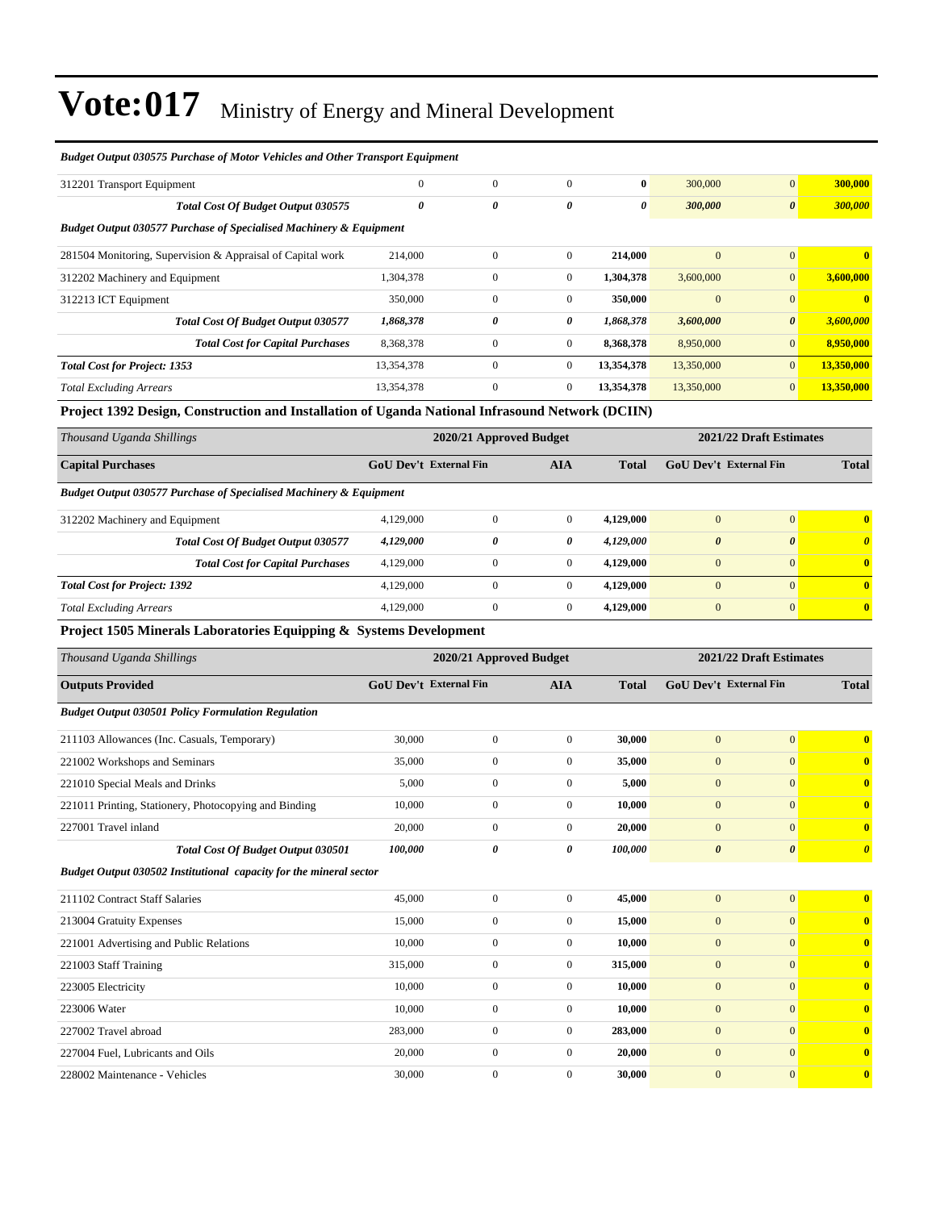# Vote:017 Ministry of Energy and Mineral Development

| | | | | | | | |
|---|---|---|---|---|---|---|---|
| ***Budget Output 030575 Purchase of Motor Vehicles and Other Transport Equipment*** | | | | | | | |
| 312201 Transport Equipment | 0 | 0 | 0 | **0** | 300,000 | 0 | **300,000** |
| ***Total Cost Of Budget Output 030575*** | ***0*** | ***0*** | ***0*** | ***0*** | ***300,000*** | ***0*** | ***300,000*** |
| ***Budget Output 030577 Purchase of Specialised Machinery & Equipment*** | | | | | | | |
| 281504 Monitoring, Supervision & Appraisal of Capital work | 214,000 | 0 | 0 | **214,000** | 0 | 0 | **0** |
| 312202 Machinery and Equipment | 1,304,378 | 0 | 0 | **1,304,378** | 3,600,000 | 0 | **3,600,000** |
| 312213 ICT Equipment | 350,000 | 0 | 0 | **350,000** | 0 | 0 | **0** |
| ***Total Cost Of Budget Output 030577*** | ***1,868,378*** | ***0*** | ***0*** | ***1,868,378*** | ***3,600,000*** | ***0*** | ***3,600,000*** |
| ***Total Cost for Capital Purchases*** | 8,368,378 | 0 | 0 | **8,368,378** | 8,950,000 | 0 | **8,950,000** |
| ***Total Cost for Project: 1353*** | 13,354,378 | 0 | 0 | **13,354,378** | 13,350,000 | 0 | **13,350,000** |
| *Total Excluding Arrears* | 13,354,378 | 0 | 0 | **13,354,378** | 13,350,000 | 0 | **13,350,000** |

**Project 1392 Design, Construction and Installation of Uganda National Infrasound Network (DCIIN)**

| *Thousand Uganda Shillings* | 2020/21 Approved Budget | | | | 2021/22 Draft Estimates | | |
|---|---|---|---|---|---|---|---|
| **Capital Purchases** | **GoU Dev't** | **External Fin** | **AIA** | **Total** | **GoU Dev't** | **External Fin** | **Total** |
| ***Budget Output 030577 Purchase of Specialised Machinery & Equipment*** | | | | | | | |
| 312202 Machinery and Equipment | 4,129,000 | 0 | 0 | **4,129,000** | 0 | 0 | **0** |
| ***Total Cost Of Budget Output 030577*** | ***4,129,000*** | ***0*** | ***0*** | ***4,129,000*** | ***0*** | ***0*** | ***0*** |
| ***Total Cost for Capital Purchases*** | 4,129,000 | 0 | 0 | **4,129,000** | 0 | 0 | **0** |
| ***Total Cost for Project: 1392*** | 4,129,000 | 0 | 0 | **4,129,000** | 0 | 0 | **0** |
| *Total Excluding Arrears* | 4,129,000 | 0 | 0 | **4,129,000** | 0 | 0 | **0** |

**Project 1505 Minerals Laboratories Equipping & Systems Development**

| *Thousand Uganda Shillings* | 2020/21 Approved Budget | | | | 2021/22 Draft Estimates | | |
|---|---|---|---|---|---|---|---|
| **Outputs Provided** | **GoU Dev't** | **External Fin** | **AIA** | **Total** | **GoU Dev't** | **External Fin** | **Total** |
| ***Budget Output 030501 Policy Formulation Regulation*** | | | | | | | |
| 211103 Allowances (Inc. Casuals, Temporary) | 30,000 | 0 | 0 | **30,000** | 0 | 0 | **0** |
| 221002 Workshops and Seminars | 35,000 | 0 | 0 | **35,000** | 0 | 0 | **0** |
| 221010 Special Meals and Drinks | 5,000 | 0 | 0 | **5,000** | 0 | 0 | **0** |
| 221011 Printing, Stationery, Photocopying and Binding | 10,000 | 0 | 0 | **10,000** | 0 | 0 | **0** |
| 227001 Travel inland | 20,000 | 0 | 0 | **20,000** | 0 | 0 | **0** |
| ***Total Cost Of Budget Output 030501*** | ***100,000*** | ***0*** | ***0*** | ***100,000*** | ***0*** | ***0*** | ***0*** |
| ***Budget Output 030502 Institutional capacity for the mineral sector*** | | | | | | | |
| 211102 Contract Staff Salaries | 45,000 | 0 | 0 | **45,000** | 0 | 0 | **0** |
| 213004 Gratuity Expenses | 15,000 | 0 | 0 | **15,000** | 0 | 0 | **0** |
| 221001 Advertising and Public Relations | 10,000 | 0 | 0 | **10,000** | 0 | 0 | **0** |
| 221003 Staff Training | 315,000 | 0 | 0 | **315,000** | 0 | 0 | **0** |
| 223005 Electricity | 10,000 | 0 | 0 | **10,000** | 0 | 0 | **0** |
| 223006 Water | 10,000 | 0 | 0 | **10,000** | 0 | 0 | **0** |
| 227002 Travel abroad | 283,000 | 0 | 0 | **283,000** | 0 | 0 | **0** |
| 227004 Fuel, Lubricants and Oils | 20,000 | 0 | 0 | **20,000** | 0 | 0 | **0** |
| 228002 Maintenance - Vehicles | 30,000 | 0 | 0 | **30,000** | 0 | 0 | **0** |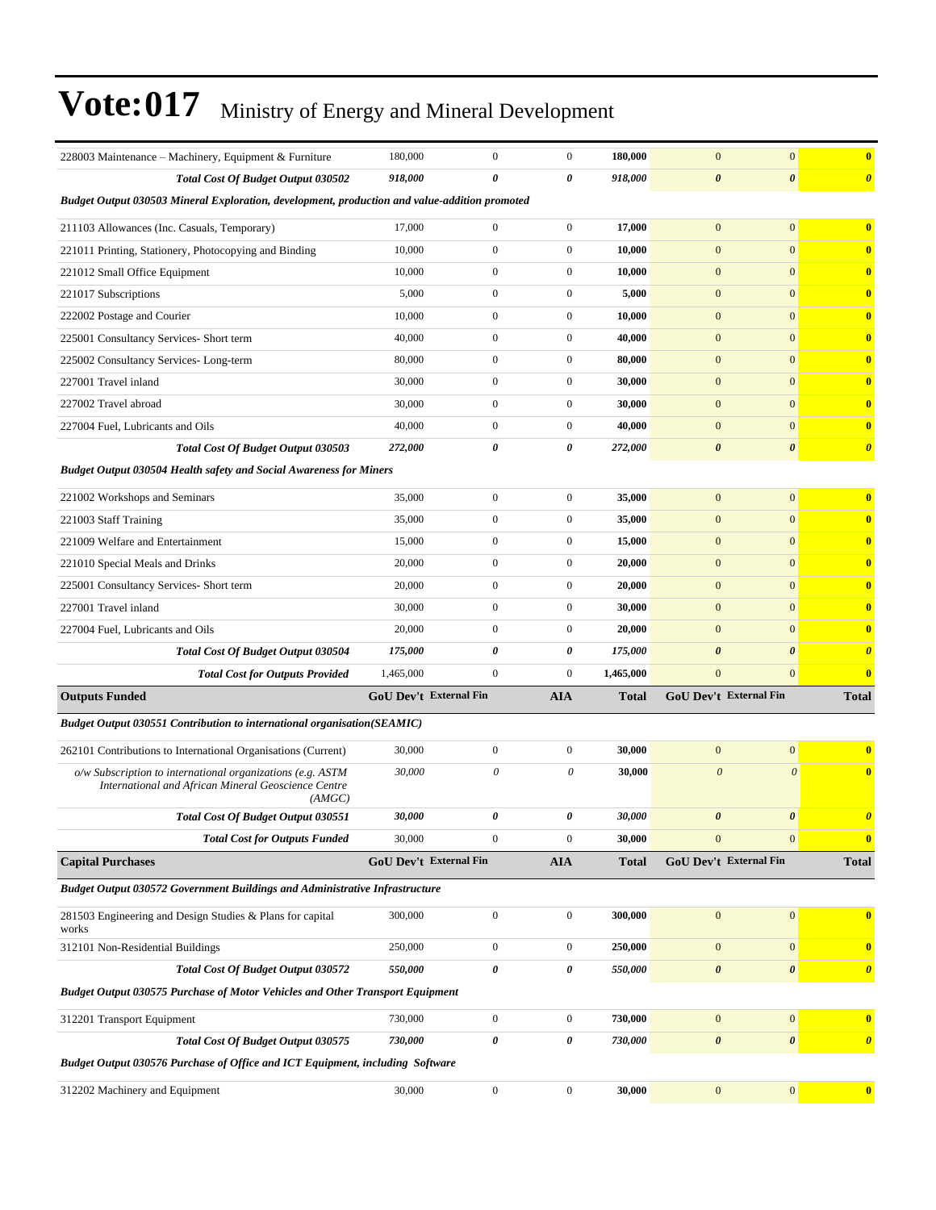# Vote:017 Ministry of Energy and Mineral Development

| | | | | | | | |
|---|---|---|---|---|---|---|---|
| 228003 Maintenance – Machinery, Equipment & Furniture | 180,000 | 0 | 0 | **180,000** | 0 | 0 | **0** |
| ***Total Cost Of Budget Output 030502*** | ***918,000*** | ***0*** | ***0*** | ***918,000*** | ***0*** | ***0*** | ***0*** |
| ***Budget Output 030503 Mineral Exploration, development, production and value-addition promoted*** | | | | | | | |
| 211103 Allowances (Inc. Casuals, Temporary) | 17,000 | 0 | 0 | **17,000** | 0 | 0 | **0** |
| 221011 Printing, Stationery, Photocopying and Binding | 10,000 | 0 | 0 | **10,000** | 0 | 0 | **0** |
| 221012 Small Office Equipment | 10,000 | 0 | 0 | **10,000** | 0 | 0 | **0** |
| 221017 Subscriptions | 5,000 | 0 | 0 | **5,000** | 0 | 0 | **0** |
| 222002 Postage and Courier | 10,000 | 0 | 0 | **10,000** | 0 | 0 | **0** |
| 225001 Consultancy Services- Short term | 40,000 | 0 | 0 | **40,000** | 0 | 0 | **0** |
| 225002 Consultancy Services- Long-term | 80,000 | 0 | 0 | **80,000** | 0 | 0 | **0** |
| 227001 Travel inland | 30,000 | 0 | 0 | **30,000** | 0 | 0 | **0** |
| 227002 Travel abroad | 30,000 | 0 | 0 | **30,000** | 0 | 0 | **0** |
| 227004 Fuel, Lubricants and Oils | 40,000 | 0 | 0 | **40,000** | 0 | 0 | **0** |
| ***Total Cost Of Budget Output 030503*** | ***272,000*** | ***0*** | ***0*** | ***272,000*** | ***0*** | ***0*** | ***0*** |
| ***Budget Output 030504 Health safety and Social Awareness for Miners*** | | | | | | | |
| 221002 Workshops and Seminars | 35,000 | 0 | 0 | **35,000** | 0 | 0 | **0** |
| 221003 Staff Training | 35,000 | 0 | 0 | **35,000** | 0 | 0 | **0** |
| 221009 Welfare and Entertainment | 15,000 | 0 | 0 | **15,000** | 0 | 0 | **0** |
| 221010 Special Meals and Drinks | 20,000 | 0 | 0 | **20,000** | 0 | 0 | **0** |
| 225001 Consultancy Services- Short term | 20,000 | 0 | 0 | **20,000** | 0 | 0 | **0** |
| 227001 Travel inland | 30,000 | 0 | 0 | **30,000** | 0 | 0 | **0** |
| 227004 Fuel, Lubricants and Oils | 20,000 | 0 | 0 | **20,000** | 0 | 0 | **0** |
| ***Total Cost Of Budget Output 030504*** | ***175,000*** | ***0*** | ***0*** | ***175,000*** | ***0*** | ***0*** | ***0*** |
| ***Total Cost for Outputs Provided*** | 1,465,000 | 0 | 0 | **1,465,000** | 0 | 0 | **0** |
| **Outputs Funded** | **GoU Dev't** | **External Fin** | **AIA** | **Total** | **GoU Dev't** | **External Fin** | **Total** |
| ***Budget Output 030551 Contribution to international organisation(SEAMIC)*** | | | | | | | |
| 262101 Contributions to International Organisations (Current) | 30,000 | 0 | 0 | **30,000** | 0 | 0 | **0** |
| *o/w Subscription to international organizations (e.g. ASTM International and African Mineral Geoscience Centre (AMGC)* | *30,000* | *0* | *0* | **30,000** | *0* | *0* | **0** |
| ***Total Cost Of Budget Output 030551*** | ***30,000*** | ***0*** | ***0*** | ***30,000*** | ***0*** | ***0*** | ***0*** |
| ***Total Cost for Outputs Funded*** | 30,000 | 0 | 0 | **30,000** | 0 | 0 | **0** |
| **Capital Purchases** | **GoU Dev't** | **External Fin** | **AIA** | **Total** | **GoU Dev't** | **External Fin** | **Total** |
| ***Budget Output 030572 Government Buildings and Administrative Infrastructure*** | | | | | | | |
| 281503 Engineering and Design Studies & Plans for capital works | 300,000 | 0 | 0 | **300,000** | 0 | 0 | **0** |
| 312101 Non-Residential Buildings | 250,000 | 0 | 0 | **250,000** | 0 | 0 | **0** |
| ***Total Cost Of Budget Output 030572*** | ***550,000*** | ***0*** | ***0*** | ***550,000*** | ***0*** | ***0*** | ***0*** |
| ***Budget Output 030575 Purchase of Motor Vehicles and Other Transport Equipment*** | | | | | | | |
| 312201 Transport Equipment | 730,000 | 0 | 0 | **730,000** | 0 | 0 | **0** |
| ***Total Cost Of Budget Output 030575*** | ***730,000*** | ***0*** | ***0*** | ***730,000*** | ***0*** | ***0*** | ***0*** |
| ***Budget Output 030576 Purchase of Office and ICT Equipment, including Software*** | | | | | | | |
| 312202 Machinery and Equipment | 30,000 | 0 | 0 | **30,000** | 0 | 0 | **0** |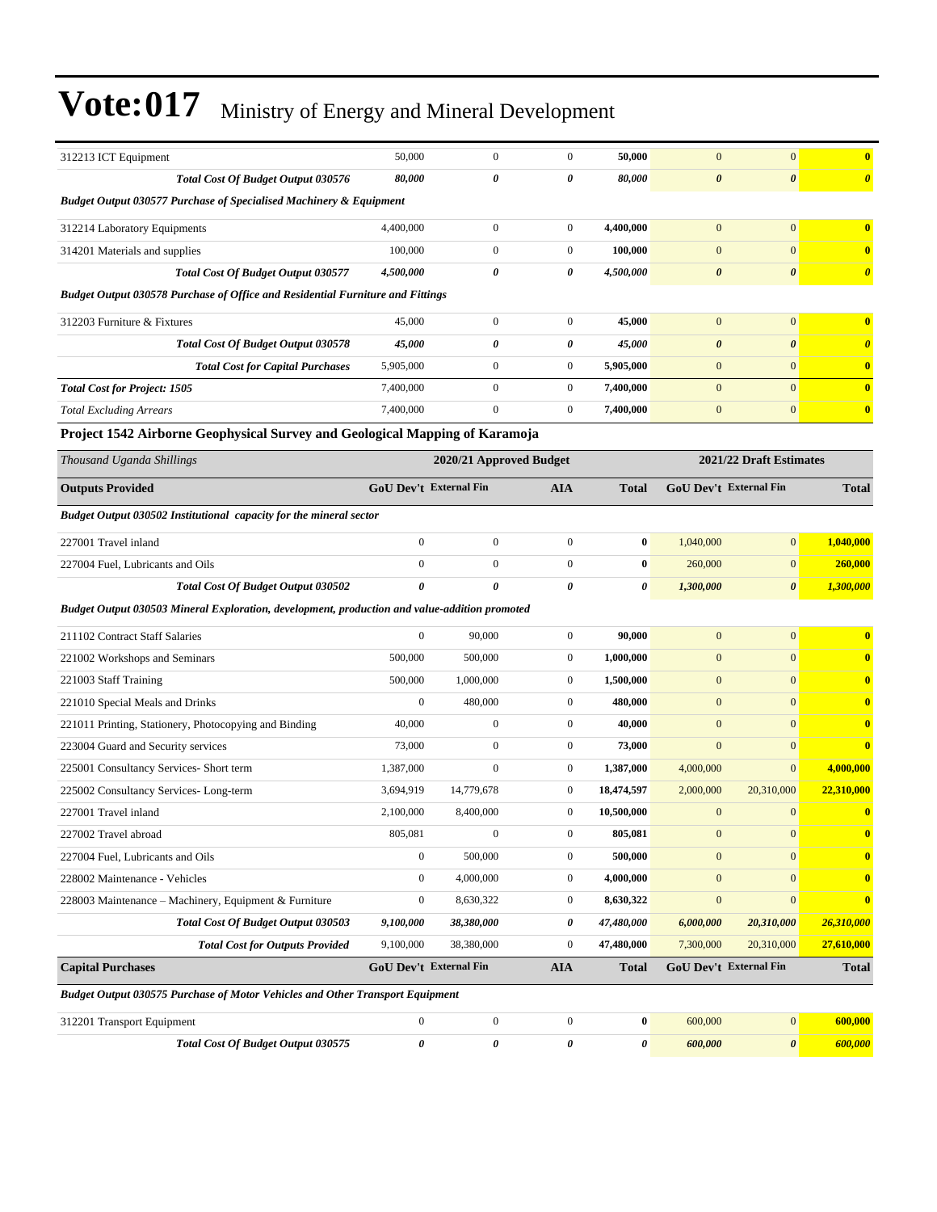# Vote:017 Ministry of Energy and Mineral Development

| | | | | | | | |
|---|---|---|---|---|---|---|---|
| 312213 ICT Equipment | 50,000 | 0 | 0 | **50,000** | 0 | 0 | **0** |
| ***Total Cost Of Budget Output 030576*** | ***80,000*** | ***0*** | ***0*** | ***80,000*** | ***0*** | ***0*** | ***0*** |
| ***Budget Output 030577 Purchase of Specialised Machinery & Equipment*** | | | | | | | |
| 312214 Laboratory Equipments | 4,400,000 | 0 | 0 | **4,400,000** | 0 | 0 | **0** |
| 314201 Materials and supplies | 100,000 | 0 | 0 | **100,000** | 0 | 0 | **0** |
| ***Total Cost Of Budget Output 030577*** | ***4,500,000*** | ***0*** | ***0*** | ***4,500,000*** | ***0*** | ***0*** | ***0*** |
| ***Budget Output 030578 Purchase of Office and Residential Furniture and Fittings*** | | | | | | | |
| 312203 Furniture & Fixtures | 45,000 | 0 | 0 | **45,000** | 0 | 0 | **0** |
| ***Total Cost Of Budget Output 030578*** | ***45,000*** | ***0*** | ***0*** | ***45,000*** | ***0*** | ***0*** | ***0*** |
| ***Total Cost for Capital Purchases*** | 5,905,000 | 0 | 0 | **5,905,000** | 0 | 0 | **0** |
| ***Total Cost for Project: 1505*** | 7,400,000 | 0 | 0 | **7,400,000** | 0 | 0 | **0** |
| *Total Excluding Arrears* | 7,400,000 | 0 | 0 | **7,400,000** | 0 | 0 | **0** |

### Project 1542 Airborne Geophysical Survey and Geological Mapping of Karamoja

| *Thousand Uganda Shillings* | 2020/21 Approved Budget | | | | 2021/22 Draft Estimates | | |
|---|---|---|---|---|---|---|---|
| **Outputs Provided** | **GoU Dev't** | **External Fin** | **AIA** | **Total** | **GoU Dev't** | **External Fin** | **Total** |
| ***Budget Output 030502 Institutional capacity for the mineral sector*** | | | | | | | |
| 227001 Travel inland | 0 | 0 | 0 | **0** | 1,040,000 | 0 | **1,040,000** |
| 227004 Fuel, Lubricants and Oils | 0 | 0 | 0 | **0** | 260,000 | 0 | **260,000** |
| ***Total Cost Of Budget Output 030502*** | ***0*** | ***0*** | ***0*** | ***0*** | ***1,300,000*** | ***0*** | ***1,300,000*** |
| ***Budget Output 030503 Mineral Exploration, development, production and value-addition promoted*** | | | | | | | |
| 211102 Contract Staff Salaries | 0 | 90,000 | 0 | **90,000** | 0 | 0 | **0** |
| 221002 Workshops and Seminars | 500,000 | 500,000 | 0 | **1,000,000** | 0 | 0 | **0** |
| 221003 Staff Training | 500,000 | 1,000,000 | 0 | **1,500,000** | 0 | 0 | **0** |
| 221010 Special Meals and Drinks | 0 | 480,000 | 0 | **480,000** | 0 | 0 | **0** |
| 221011 Printing, Stationery, Photocopying and Binding | 40,000 | 0 | 0 | **40,000** | 0 | 0 | **0** |
| 223004 Guard and Security services | 73,000 | 0 | 0 | **73,000** | 0 | 0 | **0** |
| 225001 Consultancy Services- Short term | 1,387,000 | 0 | 0 | **1,387,000** | 4,000,000 | 0 | **4,000,000** |
| 225002 Consultancy Services- Long-term | 3,694,919 | 14,779,678 | 0 | **18,474,597** | 2,000,000 | 20,310,000 | **22,310,000** |
| 227001 Travel inland | 2,100,000 | 8,400,000 | 0 | **10,500,000** | 0 | 0 | **0** |
| 227002 Travel abroad | 805,081 | 0 | 0 | **805,081** | 0 | 0 | **0** |
| 227004 Fuel, Lubricants and Oils | 0 | 500,000 | 0 | **500,000** | 0 | 0 | **0** |
| 228002 Maintenance - Vehicles | 0 | 4,000,000 | 0 | **4,000,000** | 0 | 0 | **0** |
| 228003 Maintenance – Machinery, Equipment & Furniture | 0 | 8,630,322 | 0 | **8,630,322** | 0 | 0 | **0** |
| ***Total Cost Of Budget Output 030503*** | ***9,100,000*** | ***38,380,000*** | ***0*** | ***47,480,000*** | ***6,000,000*** | ***20,310,000*** | ***26,310,000*** |
| ***Total Cost for Outputs Provided*** | 9,100,000 | 38,380,000 | 0 | **47,480,000** | 7,300,000 | 20,310,000 | **27,610,000** |
| **Capital Purchases** | **GoU Dev't** | **External Fin** | **AIA** | **Total** | **GoU Dev't** | **External Fin** | **Total** |
| ***Budget Output 030575 Purchase of Motor Vehicles and Other Transport Equipment*** | | | | | | | |
| 312201 Transport Equipment | 0 | 0 | 0 | **0** | 600,000 | 0 | **600,000** |
| ***Total Cost Of Budget Output 030575*** | ***0*** | ***0*** | ***0*** | ***0*** | ***600,000*** | ***0*** | ***600,000*** |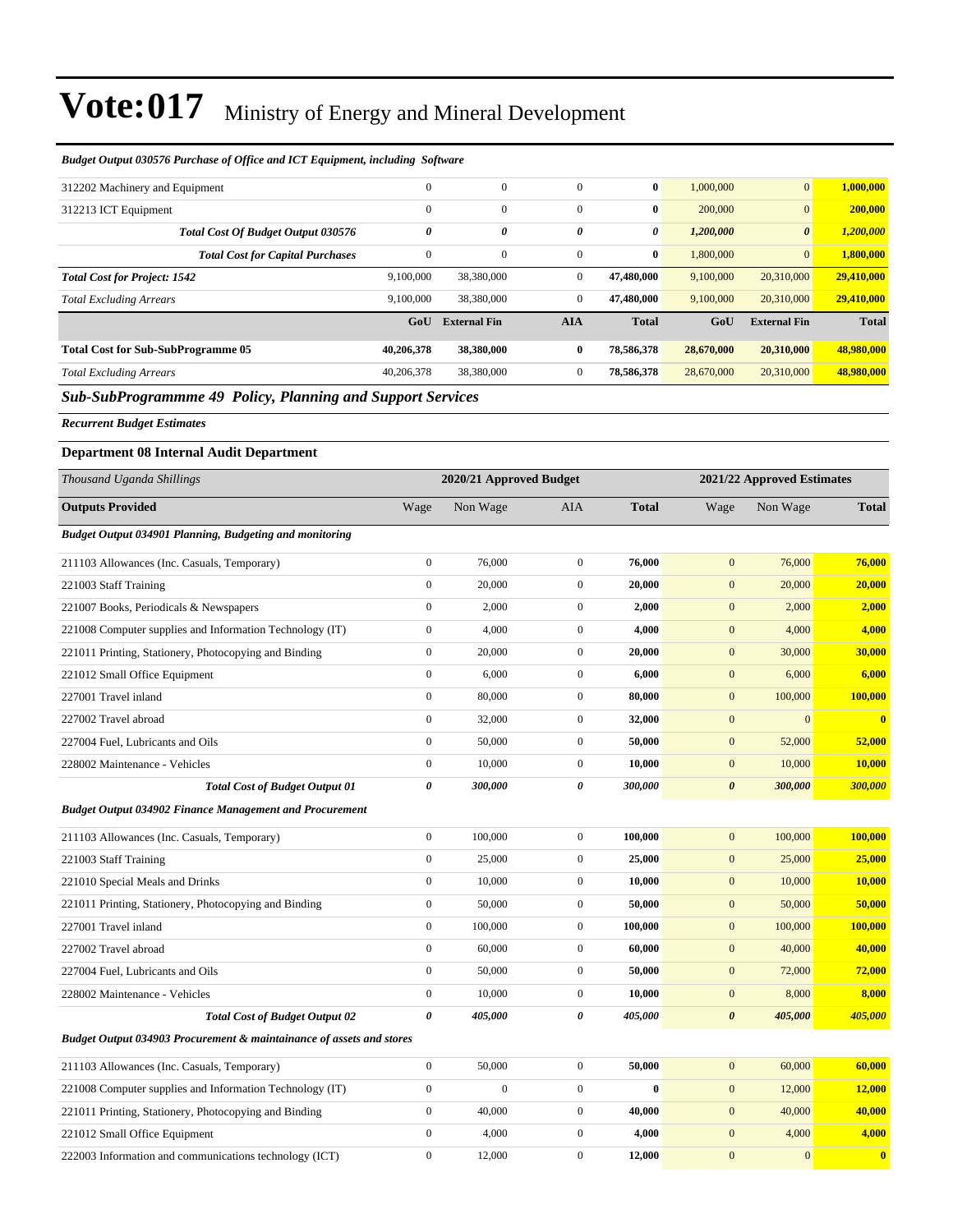# Vote:017 Ministry of Energy and Mineral Development

| | | | | | | | |
|---|---|---|---|---|---|---|---|
| ***Budget Output 030576 Purchase of Office and ICT Equipment, including Software*** | | | | | | | |
| 312202 Machinery and Equipment | 0 | 0 | 0 | **0** | 1,000,000 | 0 | **1,000,000** |
| 312213 ICT Equipment | 0 | 0 | 0 | **0** | 200,000 | 0 | **200,000** |
| ***Total Cost Of Budget Output 030576*** | ***0*** | ***0*** | ***0*** | ***0*** | ***1,200,000*** | ***0*** | ***1,200,000*** |
| ***Total Cost for Capital Purchases*** | 0 | 0 | 0 | **0** | 1,800,000 | 0 | **1,800,000** |
| ***Total Cost for Project: 1542*** | 9,100,000 | 38,380,000 | 0 | **47,480,000** | 9,100,000 | 20,310,000 | **29,410,000** |
| *Total Excluding Arrears* | 9,100,000 | 38,380,000 | 0 | **47,480,000** | 9,100,000 | 20,310,000 | **29,410,000** |
| | **GoU** | **External Fin** | **AIA** | **Total** | **GoU** | **External Fin** | **Total** |
| **Total Cost for Sub-SubProgramme 05** | **40,206,378** | **38,380,000** | **0** | **78,586,378** | **28,670,000** | **20,310,000** | **48,980,000** |
| *Total Excluding Arrears* | 40,206,378 | 38,380,000 | 0 | **78,586,378** | 28,670,000 | 20,310,000 | **48,980,000** |

## *Sub-SubProgrammme 49 Policy, Planning and Support Services*

***Recurrent Budget Estimates***

### Department 08 Internal Audit Department

| *Thousand Uganda Shillings* | 2020/21 Approved Budget | | | | 2021/22 Approved Estimates | | |
|---|---|---|---|---|---|---|---|
| **Outputs Provided** | Wage | Non Wage | AIA | **Total** | Wage | Non Wage | **Total** |
| ***Budget Output 034901 Planning, Budgeting and monitoring*** | | | | | | | |
| 211103 Allowances (Inc. Casuals, Temporary) | 0 | 76,000 | 0 | **76,000** | 0 | 76,000 | **76,000** |
| 221003 Staff Training | 0 | 20,000 | 0 | **20,000** | 0 | 20,000 | **20,000** |
| 221007 Books, Periodicals & Newspapers | 0 | 2,000 | 0 | **2,000** | 0 | 2,000 | **2,000** |
| 221008 Computer supplies and Information Technology (IT) | 0 | 4,000 | 0 | **4,000** | 0 | 4,000 | **4,000** |
| 221011 Printing, Stationery, Photocopying and Binding | 0 | 20,000 | 0 | **20,000** | 0 | 30,000 | **30,000** |
| 221012 Small Office Equipment | 0 | 6,000 | 0 | **6,000** | 0 | 6,000 | **6,000** |
| 227001 Travel inland | 0 | 80,000 | 0 | **80,000** | 0 | 100,000 | **100,000** |
| 227002 Travel abroad | 0 | 32,000 | 0 | **32,000** | 0 | 0 | **0** |
| 227004 Fuel, Lubricants and Oils | 0 | 50,000 | 0 | **50,000** | 0 | 52,000 | **52,000** |
| 228002 Maintenance - Vehicles | 0 | 10,000 | 0 | **10,000** | 0 | 10,000 | **10,000** |
| ***Total Cost of Budget Output 01*** | ***0*** | ***300,000*** | ***0*** | ***300,000*** | ***0*** | ***300,000*** | ***300,000*** |
| ***Budget Output 034902 Finance Management and Procurement*** | | | | | | | |
| 211103 Allowances (Inc. Casuals, Temporary) | 0 | 100,000 | 0 | **100,000** | 0 | 100,000 | **100,000** |
| 221003 Staff Training | 0 | 25,000 | 0 | **25,000** | 0 | 25,000 | **25,000** |
| 221010 Special Meals and Drinks | 0 | 10,000 | 0 | **10,000** | 0 | 10,000 | **10,000** |
| 221011 Printing, Stationery, Photocopying and Binding | 0 | 50,000 | 0 | **50,000** | 0 | 50,000 | **50,000** |
| 227001 Travel inland | 0 | 100,000 | 0 | **100,000** | 0 | 100,000 | **100,000** |
| 227002 Travel abroad | 0 | 60,000 | 0 | **60,000** | 0 | 40,000 | **40,000** |
| 227004 Fuel, Lubricants and Oils | 0 | 50,000 | 0 | **50,000** | 0 | 72,000 | **72,000** |
| 228002 Maintenance - Vehicles | 0 | 10,000 | 0 | **10,000** | 0 | 8,000 | **8,000** |
| ***Total Cost of Budget Output 02*** | ***0*** | ***405,000*** | ***0*** | ***405,000*** | ***0*** | ***405,000*** | ***405,000*** |
| ***Budget Output 034903 Procurement & maintainance of assets and stores*** | | | | | | | |
| 211103 Allowances (Inc. Casuals, Temporary) | 0 | 50,000 | 0 | **50,000** | 0 | 60,000 | **60,000** |
| 221008 Computer supplies and Information Technology (IT) | 0 | 0 | 0 | **0** | 0 | 12,000 | **12,000** |
| 221011 Printing, Stationery, Photocopying and Binding | 0 | 40,000 | 0 | **40,000** | 0 | 40,000 | **40,000** |
| 221012 Small Office Equipment | 0 | 4,000 | 0 | **4,000** | 0 | 4,000 | **4,000** |
| 222003 Information and communications technology (ICT) | 0 | 12,000 | 0 | **12,000** | 0 | 0 | **0** |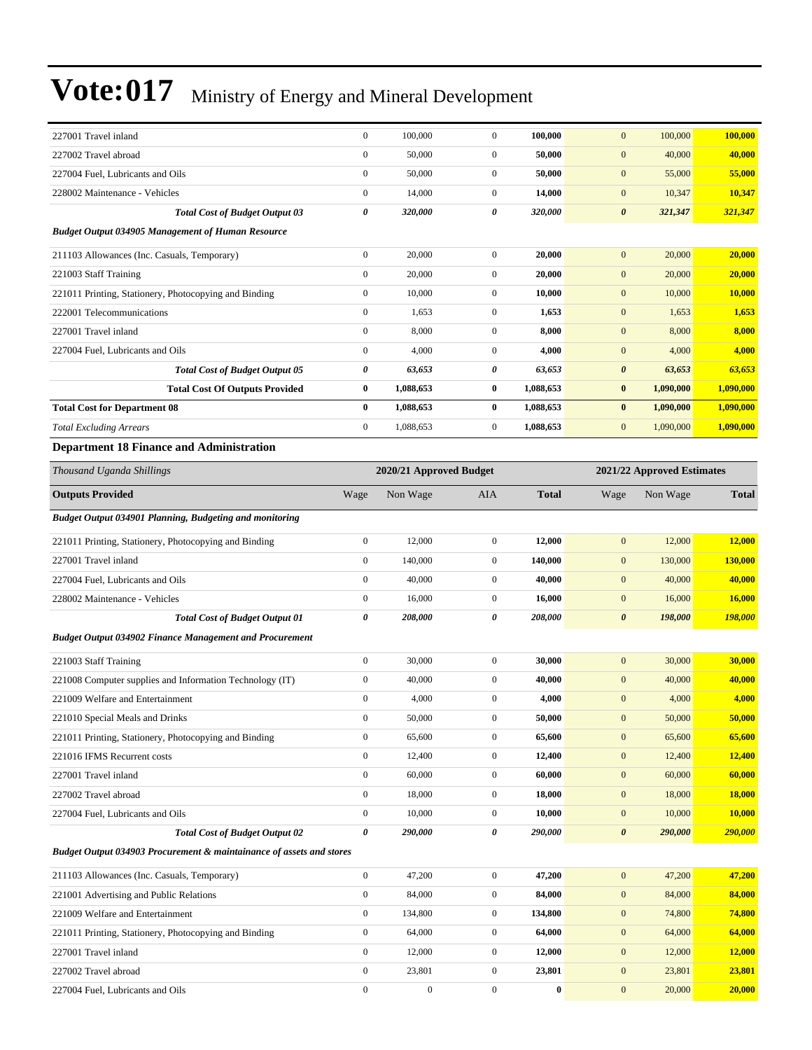# Vote:017 Ministry of Energy and Mineral Development

| | | | | | | | |
|---|---|---|---|---|---|---|---|
| 227001 Travel inland | 0 | 100,000 | 0 | **100,000** | 0 | 100,000 | **100,000** |
| 227002 Travel abroad | 0 | 50,000 | 0 | **50,000** | 0 | 40,000 | **40,000** |
| 227004 Fuel, Lubricants and Oils | 0 | 50,000 | 0 | **50,000** | 0 | 55,000 | **55,000** |
| 228002 Maintenance - Vehicles | 0 | 14,000 | 0 | **14,000** | 0 | 10,347 | **10,347** |
| ***Total Cost of Budget Output 03*** | ***0*** | ***320,000*** | ***0*** | ***320,000*** | ***0*** | ***321,347*** | ***321,347*** |
| ***Budget Output 034905 Management of Human Resource*** | | | | | | | |
| 211103 Allowances (Inc. Casuals, Temporary) | 0 | 20,000 | 0 | **20,000** | 0 | 20,000 | **20,000** |
| 221003 Staff Training | 0 | 20,000 | 0 | **20,000** | 0 | 20,000 | **20,000** |
| 221011 Printing, Stationery, Photocopying and Binding | 0 | 10,000 | 0 | **10,000** | 0 | 10,000 | **10,000** |
| 222001 Telecommunications | 0 | 1,653 | 0 | **1,653** | 0 | 1,653 | **1,653** |
| 227001 Travel inland | 0 | 8,000 | 0 | **8,000** | 0 | 8,000 | **8,000** |
| 227004 Fuel, Lubricants and Oils | 0 | 4,000 | 0 | **4,000** | 0 | 4,000 | **4,000** |
| ***Total Cost of Budget Output 05*** | ***0*** | ***63,653*** | ***0*** | ***63,653*** | ***0*** | ***63,653*** | ***63,653*** |
| **Total Cost Of Outputs Provided** | **0** | **1,088,653** | **0** | **1,088,653** | **0** | **1,090,000** | **1,090,000** |
| **Total Cost for Department 08** | **0** | **1,088,653** | **0** | **1,088,653** | **0** | **1,090,000** | **1,090,000** |
| *Total Excluding Arrears* | 0 | 1,088,653 | 0 | 1,088,653 | 0 | 1,090,000 | **1,090,000** |

## Department 18 Finance and Administration

| *Thousand Uganda Shillings* | 2020/21 Approved Budget | | | | 2021/22 Approved Estimates | | |
|---|---|---|---|---|---|---|---|
| **Outputs Provided** | Wage | Non Wage | AIA | **Total** | Wage | Non Wage | **Total** |
| ***Budget Output 034901 Planning, Budgeting and monitoring*** | | | | | | | |
| 221011 Printing, Stationery, Photocopying and Binding | 0 | 12,000 | 0 | **12,000** | 0 | 12,000 | **12,000** |
| 227001 Travel inland | 0 | 140,000 | 0 | **140,000** | 0 | 130,000 | **130,000** |
| 227004 Fuel, Lubricants and Oils | 0 | 40,000 | 0 | **40,000** | 0 | 40,000 | **40,000** |
| 228002 Maintenance - Vehicles | 0 | 16,000 | 0 | **16,000** | 0 | 16,000 | **16,000** |
| ***Total Cost of Budget Output 01*** | ***0*** | ***208,000*** | ***0*** | ***208,000*** | ***0*** | ***198,000*** | ***198,000*** |
| ***Budget Output 034902 Finance Management and Procurement*** | | | | | | | |
| 221003 Staff Training | 0 | 30,000 | 0 | **30,000** | 0 | 30,000 | **30,000** |
| 221008 Computer supplies and Information Technology (IT) | 0 | 40,000 | 0 | **40,000** | 0 | 40,000 | **40,000** |
| 221009 Welfare and Entertainment | 0 | 4,000 | 0 | **4,000** | 0 | 4,000 | **4,000** |
| 221010 Special Meals and Drinks | 0 | 50,000 | 0 | **50,000** | 0 | 50,000 | **50,000** |
| 221011 Printing, Stationery, Photocopying and Binding | 0 | 65,600 | 0 | **65,600** | 0 | 65,600 | **65,600** |
| 221016 IFMS Recurrent costs | 0 | 12,400 | 0 | **12,400** | 0 | 12,400 | **12,400** |
| 227001 Travel inland | 0 | 60,000 | 0 | **60,000** | 0 | 60,000 | **60,000** |
| 227002 Travel abroad | 0 | 18,000 | 0 | **18,000** | 0 | 18,000 | **18,000** |
| 227004 Fuel, Lubricants and Oils | 0 | 10,000 | 0 | **10,000** | 0 | 10,000 | **10,000** |
| ***Total Cost of Budget Output 02*** | ***0*** | ***290,000*** | ***0*** | ***290,000*** | ***0*** | ***290,000*** | ***290,000*** |
| ***Budget Output 034903 Procurement & maintainance of assets and stores*** | | | | | | | |
| 211103 Allowances (Inc. Casuals, Temporary) | 0 | 47,200 | 0 | **47,200** | 0 | 47,200 | **47,200** |
| 221001 Advertising and Public Relations | 0 | 84,000 | 0 | **84,000** | 0 | 84,000 | **84,000** |
| 221009 Welfare and Entertainment | 0 | 134,800 | 0 | **134,800** | 0 | 74,800 | **74,800** |
| 221011 Printing, Stationery, Photocopying and Binding | 0 | 64,000 | 0 | **64,000** | 0 | 64,000 | **64,000** |
| 227001 Travel inland | 0 | 12,000 | 0 | **12,000** | 0 | 12,000 | **12,000** |
| 227002 Travel abroad | 0 | 23,801 | 0 | **23,801** | 0 | 23,801 | **23,801** |
| 227004 Fuel, Lubricants and Oils | 0 | 0 | 0 | **0** | 0 | 20,000 | **20,000** |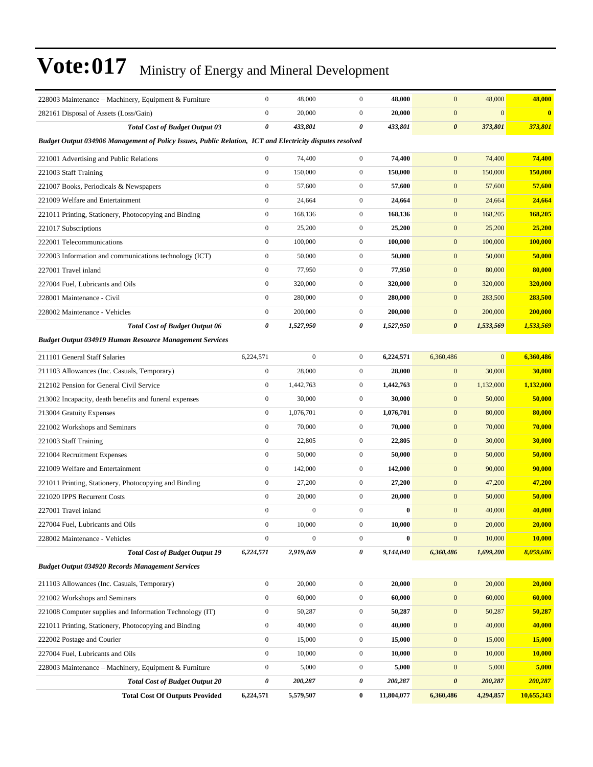# Vote:017 Ministry of Energy and Mineral Development

| | | | | | | | |
|---|---|---|---|---|---|---|---|
| 228003 Maintenance – Machinery, Equipment & Furniture | 0 | 48,000 | 0 | **48,000** | 0 | 48,000 | **48,000** |
| 282161 Disposal of Assets (Loss/Gain) | 0 | 20,000 | 0 | **20,000** | 0 | 0 | **0** |
| ***Total Cost of Budget Output 03*** | ***0*** | ***433,801*** | ***0*** | ***433,801*** | ***0*** | ***373,801*** | ***373,801*** |
| ***Budget Output 034906 Management of Policy Issues, Public Relation, ICT and Electricity disputes resolved*** | | | | | | | |
| 221001 Advertising and Public Relations | 0 | 74,400 | 0 | **74,400** | 0 | 74,400 | **74,400** |
| 221003 Staff Training | 0 | 150,000 | 0 | **150,000** | 0 | 150,000 | **150,000** |
| 221007 Books, Periodicals & Newspapers | 0 | 57,600 | 0 | **57,600** | 0 | 57,600 | **57,600** |
| 221009 Welfare and Entertainment | 0 | 24,664 | 0 | **24,664** | 0 | 24,664 | **24,664** |
| 221011 Printing, Stationery, Photocopying and Binding | 0 | 168,136 | 0 | **168,136** | 0 | 168,205 | **168,205** |
| 221017 Subscriptions | 0 | 25,200 | 0 | **25,200** | 0 | 25,200 | **25,200** |
| 222001 Telecommunications | 0 | 100,000 | 0 | **100,000** | 0 | 100,000 | **100,000** |
| 222003 Information and communications technology (ICT) | 0 | 50,000 | 0 | **50,000** | 0 | 50,000 | **50,000** |
| 227001 Travel inland | 0 | 77,950 | 0 | **77,950** | 0 | 80,000 | **80,000** |
| 227004 Fuel, Lubricants and Oils | 0 | 320,000 | 0 | **320,000** | 0 | 320,000 | **320,000** |
| 228001 Maintenance - Civil | 0 | 280,000 | 0 | **280,000** | 0 | 283,500 | **283,500** |
| 228002 Maintenance - Vehicles | 0 | 200,000 | 0 | **200,000** | 0 | 200,000 | **200,000** |
| ***Total Cost of Budget Output 06*** | ***0*** | ***1,527,950*** | ***0*** | ***1,527,950*** | ***0*** | ***1,533,569*** | ***1,533,569*** |
| ***Budget Output 034919 Human Resource Management Services*** | | | | | | | |
| 211101 General Staff Salaries | 6,224,571 | 0 | 0 | **6,224,571** | 6,360,486 | 0 | **6,360,486** |
| 211103 Allowances (Inc. Casuals, Temporary) | 0 | 28,000 | 0 | **28,000** | 0 | 30,000 | **30,000** |
| 212102 Pension for General Civil Service | 0 | 1,442,763 | 0 | **1,442,763** | 0 | 1,132,000 | **1,132,000** |
| 213002 Incapacity, death benefits and funeral expenses | 0 | 30,000 | 0 | **30,000** | 0 | 50,000 | **50,000** |
| 213004 Gratuity Expenses | 0 | 1,076,701 | 0 | **1,076,701** | 0 | 80,000 | **80,000** |
| 221002 Workshops and Seminars | 0 | 70,000 | 0 | **70,000** | 0 | 70,000 | **70,000** |
| 221003 Staff Training | 0 | 22,805 | 0 | **22,805** | 0 | 30,000 | **30,000** |
| 221004 Recruitment Expenses | 0 | 50,000 | 0 | **50,000** | 0 | 50,000 | **50,000** |
| 221009 Welfare and Entertainment | 0 | 142,000 | 0 | **142,000** | 0 | 90,000 | **90,000** |
| 221011 Printing, Stationery, Photocopying and Binding | 0 | 27,200 | 0 | **27,200** | 0 | 47,200 | **47,200** |
| 221020 IPPS Recurrent Costs | 0 | 20,000 | 0 | **20,000** | 0 | 50,000 | **50,000** |
| 227001 Travel inland | 0 | 0 | 0 | **0** | 0 | 40,000 | **40,000** |
| 227004 Fuel, Lubricants and Oils | 0 | 10,000 | 0 | **10,000** | 0 | 20,000 | **20,000** |
| 228002 Maintenance - Vehicles | 0 | 0 | 0 | **0** | 0 | 10,000 | **10,000** |
| ***Total Cost of Budget Output 19*** | ***6,224,571*** | ***2,919,469*** | ***0*** | ***9,144,040*** | ***6,360,486*** | ***1,699,200*** | ***8,059,686*** |
| ***Budget Output 034920 Records Management Services*** | | | | | | | |
| 211103 Allowances (Inc. Casuals, Temporary) | 0 | 20,000 | 0 | **20,000** | 0 | 20,000 | **20,000** |
| 221002 Workshops and Seminars | 0 | 60,000 | 0 | **60,000** | 0 | 60,000 | **60,000** |
| 221008 Computer supplies and Information Technology (IT) | 0 | 50,287 | 0 | **50,287** | 0 | 50,287 | **50,287** |
| 221011 Printing, Stationery, Photocopying and Binding | 0 | 40,000 | 0 | **40,000** | 0 | 40,000 | **40,000** |
| 222002 Postage and Courier | 0 | 15,000 | 0 | **15,000** | 0 | 15,000 | **15,000** |
| 227004 Fuel, Lubricants and Oils | 0 | 10,000 | 0 | **10,000** | 0 | 10,000 | **10,000** |
| 228003 Maintenance – Machinery, Equipment & Furniture | 0 | 5,000 | 0 | **5,000** | 0 | 5,000 | **5,000** |
| ***Total Cost of Budget Output 20*** | ***0*** | ***200,287*** | ***0*** | ***200,287*** | ***0*** | ***200,287*** | ***200,287*** |
| **Total Cost Of Outputs Provided** | **6,224,571** | **5,579,507** | **0** | **11,804,077** | **6,360,486** | **4,294,857** | **10,655,343** |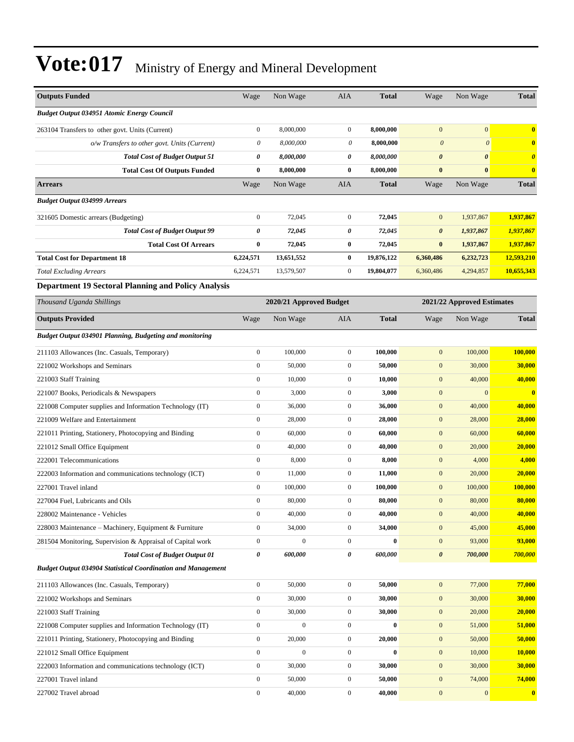# Vote:017 Ministry of Energy and Mineral Development

| Outputs Funded | Wage | Non Wage | AIA | Total | Wage | Non Wage | Total |
|---|---|---|---|---|---|---|---|
| ***Budget Output 034951 Atomic Energy Council*** | | | | | | | |
| 263104 Transfers to other govt. Units (Current) | 0 | 8,000,000 | 0 | **8,000,000** | 0 | 0 | **0** |
| *o/w Transfers to other govt. Units (Current)* | *0* | *8,000,000* | *0* | ***8,000,000*** | *0* | *0* | ***0*** |
| ***Total Cost of Budget Output 51*** | ***0*** | ***8,000,000*** | ***0*** | ***8,000,000*** | ***0*** | ***0*** | ***0*** |
| **Total Cost Of Outputs Funded** | **0** | **8,000,000** | **0** | **8,000,000** | **0** | **0** | **0** |
| **Arrears** | Wage | Non Wage | AIA | **Total** | Wage | Non Wage | **Total** |
| ***Budget Output 034999 Arrears*** | | | | | | | |
| 321605 Domestic arrears (Budgeting) | 0 | 72,045 | 0 | **72,045** | 0 | 1,937,867 | **1,937,867** |
| ***Total Cost of Budget Output 99*** | ***0*** | ***72,045*** | ***0*** | ***72,045*** | ***0*** | ***1,937,867*** | ***1,937,867*** |
| **Total Cost Of Arrears** | **0** | **72,045** | **0** | **72,045** | **0** | **1,937,867** | **1,937,867** |
| **Total Cost for Department 18** | **6,224,571** | **13,651,552** | **0** | **19,876,122** | **6,360,486** | **6,232,723** | **12,593,210** |
| *Total Excluding Arrears* | 6,224,571 | 13,579,507 | 0 | **19,804,077** | 6,360,486 | 4,294,857 | **10,655,343** |

### Department 19 Sectoral Planning and Policy Analysis

| *Thousand Uganda Shillings* | 2020/21 Approved Budget | | | | 2021/22 Approved Estimates | | |
|---|---|---|---|---|---|---|---|
| **Outputs Provided** | Wage | Non Wage | AIA | **Total** | Wage | Non Wage | **Total** |
| ***Budget Output 034901 Planning, Budgeting and monitoring*** | | | | | | | |
| 211103 Allowances (Inc. Casuals, Temporary) | 0 | 100,000 | 0 | **100,000** | 0 | 100,000 | **100,000** |
| 221002 Workshops and Seminars | 0 | 50,000 | 0 | **50,000** | 0 | 30,000 | **30,000** |
| 221003 Staff Training | 0 | 10,000 | 0 | **10,000** | 0 | 40,000 | **40,000** |
| 221007 Books, Periodicals & Newspapers | 0 | 3,000 | 0 | **3,000** | 0 | 0 | **0** |
| 221008 Computer supplies and Information Technology (IT) | 0 | 36,000 | 0 | **36,000** | 0 | 40,000 | **40,000** |
| 221009 Welfare and Entertainment | 0 | 28,000 | 0 | **28,000** | 0 | 28,000 | **28,000** |
| 221011 Printing, Stationery, Photocopying and Binding | 0 | 60,000 | 0 | **60,000** | 0 | 60,000 | **60,000** |
| 221012 Small Office Equipment | 0 | 40,000 | 0 | **40,000** | 0 | 20,000 | **20,000** |
| 222001 Telecommunications | 0 | 8,000 | 0 | **8,000** | 0 | 4,000 | **4,000** |
| 222003 Information and communications technology (ICT) | 0 | 11,000 | 0 | **11,000** | 0 | 20,000 | **20,000** |
| 227001 Travel inland | 0 | 100,000 | 0 | **100,000** | 0 | 100,000 | **100,000** |
| 227004 Fuel, Lubricants and Oils | 0 | 80,000 | 0 | **80,000** | 0 | 80,000 | **80,000** |
| 228002 Maintenance - Vehicles | 0 | 40,000 | 0 | **40,000** | 0 | 40,000 | **40,000** |
| 228003 Maintenance – Machinery, Equipment & Furniture | 0 | 34,000 | 0 | **34,000** | 0 | 45,000 | **45,000** |
| 281504 Monitoring, Supervision & Appraisal of Capital work | 0 | 0 | 0 | **0** | 0 | 93,000 | **93,000** |
| ***Total Cost of Budget Output 01*** | ***0*** | ***600,000*** | ***0*** | ***600,000*** | ***0*** | ***700,000*** | ***700,000*** |
| ***Budget Output 034904 Statistical Coordination and Management*** | | | | | | | |
| 211103 Allowances (Inc. Casuals, Temporary) | 0 | 50,000 | 0 | **50,000** | 0 | 77,000 | **77,000** |
| 221002 Workshops and Seminars | 0 | 30,000 | 0 | **30,000** | 0 | 30,000 | **30,000** |
| 221003 Staff Training | 0 | 30,000 | 0 | **30,000** | 0 | 20,000 | **20,000** |
| 221008 Computer supplies and Information Technology (IT) | 0 | 0 | 0 | **0** | 0 | 51,000 | **51,000** |
| 221011 Printing, Stationery, Photocopying and Binding | 0 | 20,000 | 0 | **20,000** | 0 | 50,000 | **50,000** |
| 221012 Small Office Equipment | 0 | 0 | 0 | **0** | 0 | 10,000 | **10,000** |
| 222003 Information and communications technology (ICT) | 0 | 30,000 | 0 | **30,000** | 0 | 30,000 | **30,000** |
| 227001 Travel inland | 0 | 50,000 | 0 | **50,000** | 0 | 74,000 | **74,000** |
| 227002 Travel abroad | 0 | 40,000 | 0 | **40,000** | 0 | 0 | **0** |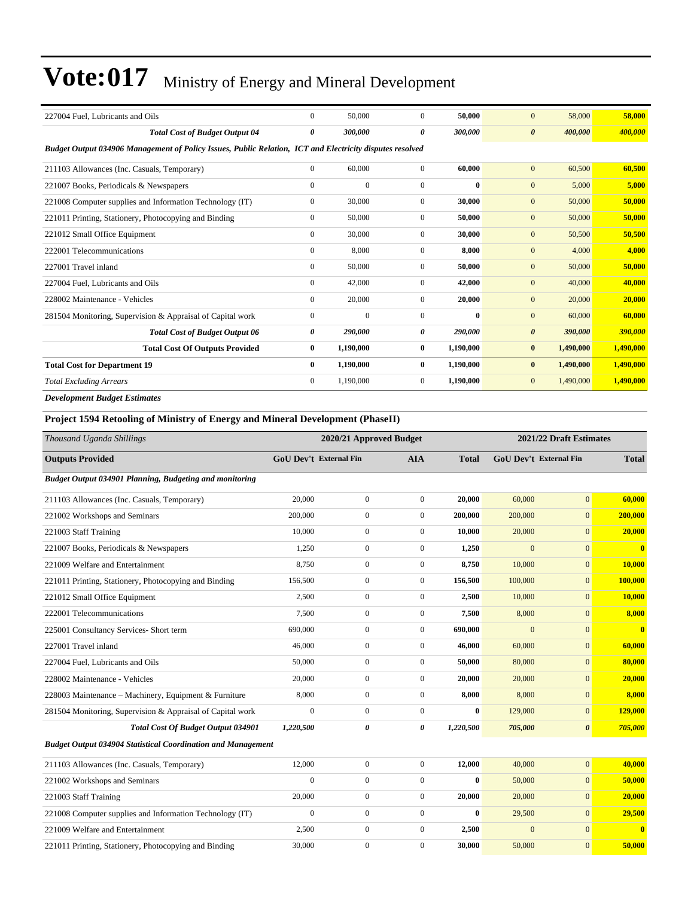# Vote:017 Ministry of Energy and Mineral Development

| | | | | | | | |
|---|---|---|---|---|---|---|---|
| 227004 Fuel, Lubricants and Oils | 0 | 50,000 | 0 | **50,000** | 0 | 58,000 | **58,000** |
| ***Total Cost of Budget Output 04*** | ***0*** | ***300,000*** | ***0*** | ***300,000*** | ***0*** | ***400,000*** | ***400,000*** |
| ***Budget Output 034906 Management of Policy Issues, Public Relation, ICT and Electricity disputes resolved*** | | | | | | | |
| 211103 Allowances (Inc. Casuals, Temporary) | 0 | 60,000 | 0 | **60,000** | 0 | 60,500 | **60,500** |
| 221007 Books, Periodicals & Newspapers | 0 | 0 | 0 | **0** | 0 | 5,000 | **5,000** |
| 221008 Computer supplies and Information Technology (IT) | 0 | 30,000 | 0 | **30,000** | 0 | 50,000 | **50,000** |
| 221011 Printing, Stationery, Photocopying and Binding | 0 | 50,000 | 0 | **50,000** | 0 | 50,000 | **50,000** |
| 221012 Small Office Equipment | 0 | 30,000 | 0 | **30,000** | 0 | 50,500 | **50,500** |
| 222001 Telecommunications | 0 | 8,000 | 0 | **8,000** | 0 | 4,000 | **4,000** |
| 227001 Travel inland | 0 | 50,000 | 0 | **50,000** | 0 | 50,000 | **50,000** |
| 227004 Fuel, Lubricants and Oils | 0 | 42,000 | 0 | **42,000** | 0 | 40,000 | **40,000** |
| 228002 Maintenance - Vehicles | 0 | 20,000 | 0 | **20,000** | 0 | 20,000 | **20,000** |
| 281504 Monitoring, Supervision & Appraisal of Capital work | 0 | 0 | 0 | **0** | 0 | 60,000 | **60,000** |
| ***Total Cost of Budget Output 06*** | ***0*** | ***290,000*** | ***0*** | ***290,000*** | ***0*** | ***390,000*** | ***390,000*** |
| **Total Cost Of Outputs Provided** | **0** | **1,190,000** | **0** | **1,190,000** | **0** | **1,490,000** | **1,490,000** |
| **Total Cost for Department 19** | **0** | **1,190,000** | **0** | **1,190,000** | **0** | **1,490,000** | **1,490,000** |
| *Total Excluding Arrears* | 0 | 1,190,000 | 0 | **1,190,000** | 0 | 1,490,000 | **1,490,000** |

***Development Budget Estimates***

### Project 1594 Retooling of Ministry of Energy and Mineral Development (PhaseII)

| *Thousand Uganda Shillings* | 2020/21 Approved Budget | | | | 2021/22 Draft Estimates | | |
|---|---|---|---|---|---|---|---|
| **Outputs Provided** | **GoU Dev't** | **External Fin** | **AIA** | **Total** | **GoU Dev't** | **External Fin** | **Total** |
| ***Budget Output 034901 Planning, Budgeting and monitoring*** | | | | | | | |
| 211103 Allowances (Inc. Casuals, Temporary) | 20,000 | 0 | 0 | **20,000** | 60,000 | 0 | **60,000** |
| 221002 Workshops and Seminars | 200,000 | 0 | 0 | **200,000** | 200,000 | 0 | **200,000** |
| 221003 Staff Training | 10,000 | 0 | 0 | **10,000** | 20,000 | 0 | **20,000** |
| 221007 Books, Periodicals & Newspapers | 1,250 | 0 | 0 | **1,250** | 0 | 0 | **0** |
| 221009 Welfare and Entertainment | 8,750 | 0 | 0 | **8,750** | 10,000 | 0 | **10,000** |
| 221011 Printing, Stationery, Photocopying and Binding | 156,500 | 0 | 0 | **156,500** | 100,000 | 0 | **100,000** |
| 221012 Small Office Equipment | 2,500 | 0 | 0 | **2,500** | 10,000 | 0 | **10,000** |
| 222001 Telecommunications | 7,500 | 0 | 0 | **7,500** | 8,000 | 0 | **8,000** |
| 225001 Consultancy Services- Short term | 690,000 | 0 | 0 | **690,000** | 0 | 0 | **0** |
| 227001 Travel inland | 46,000 | 0 | 0 | **46,000** | 60,000 | 0 | **60,000** |
| 227004 Fuel, Lubricants and Oils | 50,000 | 0 | 0 | **50,000** | 80,000 | 0 | **80,000** |
| 228002 Maintenance - Vehicles | 20,000 | 0 | 0 | **20,000** | 20,000 | 0 | **20,000** |
| 228003 Maintenance – Machinery, Equipment & Furniture | 8,000 | 0 | 0 | **8,000** | 8,000 | 0 | **8,000** |
| 281504 Monitoring, Supervision & Appraisal of Capital work | 0 | 0 | 0 | **0** | 129,000 | 0 | **129,000** |
| ***Total Cost Of Budget Output 034901*** | ***1,220,500*** | ***0*** | ***0*** | ***1,220,500*** | ***705,000*** | ***0*** | ***705,000*** |
| ***Budget Output 034904 Statistical Coordination and Management*** | | | | | | | |
| 211103 Allowances (Inc. Casuals, Temporary) | 12,000 | 0 | 0 | **12,000** | 40,000 | 0 | **40,000** |
| 221002 Workshops and Seminars | 0 | 0 | 0 | **0** | 50,000 | 0 | **50,000** |
| 221003 Staff Training | 20,000 | 0 | 0 | **20,000** | 20,000 | 0 | **20,000** |
| 221008 Computer supplies and Information Technology (IT) | 0 | 0 | 0 | **0** | 29,500 | 0 | **29,500** |
| 221009 Welfare and Entertainment | 2,500 | 0 | 0 | **2,500** | 0 | 0 | **0** |
| 221011 Printing, Stationery, Photocopying and Binding | 30,000 | 0 | 0 | **30,000** | 50,000 | 0 | **50,000** |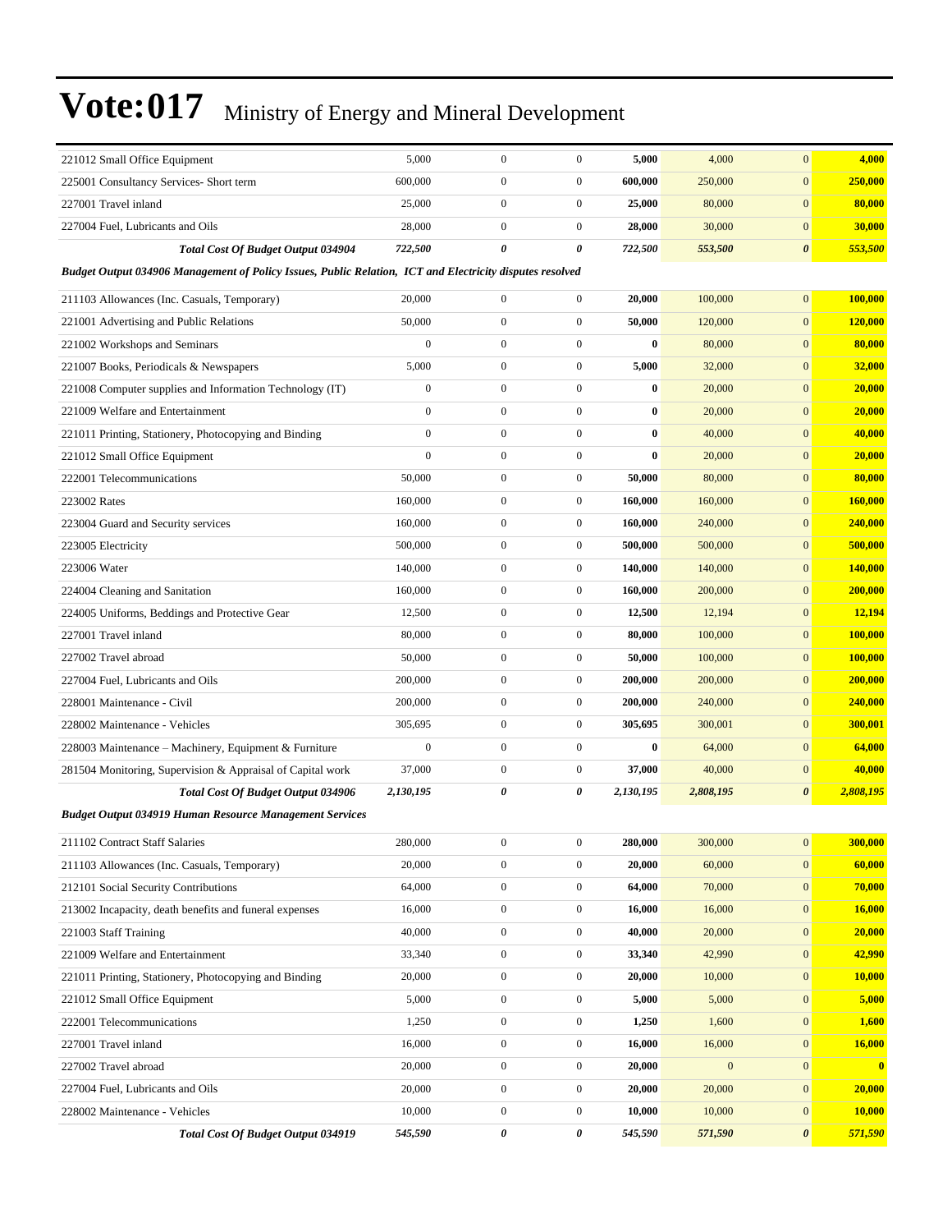# Vote:017 Ministry of Energy and Mineral Development

| | | | | | | | |
|---|---|---|---|---|---|---|---|
| 221012 Small Office Equipment | 5,000 | 0 | 0 | **5,000** | 4,000 | 0 | **4,000** |
| 225001 Consultancy Services- Short term | 600,000 | 0 | 0 | **600,000** | 250,000 | 0 | **250,000** |
| 227001 Travel inland | 25,000 | 0 | 0 | **25,000** | 80,000 | 0 | **80,000** |
| 227004 Fuel, Lubricants and Oils | 28,000 | 0 | 0 | **28,000** | 30,000 | 0 | **30,000** |
| ***Total Cost Of Budget Output 034904*** | ***722,500*** | ***0*** | ***0*** | ***722,500*** | ***553,500*** | ***0*** | ***553,500*** |
| ***Budget Output 034906 Management of Policy Issues, Public Relation, ICT and Electricity disputes resolved*** | | | | | | | |
| 211103 Allowances (Inc. Casuals, Temporary) | 20,000 | 0 | 0 | **20,000** | 100,000 | 0 | **100,000** |
| 221001 Advertising and Public Relations | 50,000 | 0 | 0 | **50,000** | 120,000 | 0 | **120,000** |
| 221002 Workshops and Seminars | 0 | 0 | 0 | **0** | 80,000 | 0 | **80,000** |
| 221007 Books, Periodicals & Newspapers | 5,000 | 0 | 0 | **5,000** | 32,000 | 0 | **32,000** |
| 221008 Computer supplies and Information Technology (IT) | 0 | 0 | 0 | **0** | 20,000 | 0 | **20,000** |
| 221009 Welfare and Entertainment | 0 | 0 | 0 | **0** | 20,000 | 0 | **20,000** |
| 221011 Printing, Stationery, Photocopying and Binding | 0 | 0 | 0 | **0** | 40,000 | 0 | **40,000** |
| 221012 Small Office Equipment | 0 | 0 | 0 | **0** | 20,000 | 0 | **20,000** |
| 222001 Telecommunications | 50,000 | 0 | 0 | **50,000** | 80,000 | 0 | **80,000** |
| 223002 Rates | 160,000 | 0 | 0 | **160,000** | 160,000 | 0 | **160,000** |
| 223004 Guard and Security services | 160,000 | 0 | 0 | **160,000** | 240,000 | 0 | **240,000** |
| 223005 Electricity | 500,000 | 0 | 0 | **500,000** | 500,000 | 0 | **500,000** |
| 223006 Water | 140,000 | 0 | 0 | **140,000** | 140,000 | 0 | **140,000** |
| 224004 Cleaning and Sanitation | 160,000 | 0 | 0 | **160,000** | 200,000 | 0 | **200,000** |
| 224005 Uniforms, Beddings and Protective Gear | 12,500 | 0 | 0 | **12,500** | 12,194 | 0 | **12,194** |
| 227001 Travel inland | 80,000 | 0 | 0 | **80,000** | 100,000 | 0 | **100,000** |
| 227002 Travel abroad | 50,000 | 0 | 0 | **50,000** | 100,000 | 0 | **100,000** |
| 227004 Fuel, Lubricants and Oils | 200,000 | 0 | 0 | **200,000** | 200,000 | 0 | **200,000** |
| 228001 Maintenance - Civil | 200,000 | 0 | 0 | **200,000** | 240,000 | 0 | **240,000** |
| 228002 Maintenance - Vehicles | 305,695 | 0 | 0 | **305,695** | 300,001 | 0 | **300,001** |
| 228003 Maintenance – Machinery, Equipment & Furniture | 0 | 0 | 0 | **0** | 64,000 | 0 | **64,000** |
| 281504 Monitoring, Supervision & Appraisal of Capital work | 37,000 | 0 | 0 | **37,000** | 40,000 | 0 | **40,000** |
| ***Total Cost Of Budget Output 034906*** | ***2,130,195*** | ***0*** | ***0*** | ***2,130,195*** | ***2,808,195*** | ***0*** | ***2,808,195*** |
| ***Budget Output 034919 Human Resource Management Services*** | | | | | | | |
| 211102 Contract Staff Salaries | 280,000 | 0 | 0 | **280,000** | 300,000 | 0 | **300,000** |
| 211103 Allowances (Inc. Casuals, Temporary) | 20,000 | 0 | 0 | **20,000** | 60,000 | 0 | **60,000** |
| 212101 Social Security Contributions | 64,000 | 0 | 0 | **64,000** | 70,000 | 0 | **70,000** |
| 213002 Incapacity, death benefits and funeral expenses | 16,000 | 0 | 0 | **16,000** | 16,000 | 0 | **16,000** |
| 221003 Staff Training | 40,000 | 0 | 0 | **40,000** | 20,000 | 0 | **20,000** |
| 221009 Welfare and Entertainment | 33,340 | 0 | 0 | **33,340** | 42,990 | 0 | **42,990** |
| 221011 Printing, Stationery, Photocopying and Binding | 20,000 | 0 | 0 | **20,000** | 10,000 | 0 | **10,000** |
| 221012 Small Office Equipment | 5,000 | 0 | 0 | **5,000** | 5,000 | 0 | **5,000** |
| 222001 Telecommunications | 1,250 | 0 | 0 | **1,250** | 1,600 | 0 | **1,600** |
| 227001 Travel inland | 16,000 | 0 | 0 | **16,000** | 16,000 | 0 | **16,000** |
| 227002 Travel abroad | 20,000 | 0 | 0 | **20,000** | 0 | 0 | **0** |
| 227004 Fuel, Lubricants and Oils | 20,000 | 0 | 0 | **20,000** | 20,000 | 0 | **20,000** |
| 228002 Maintenance - Vehicles | 10,000 | 0 | 0 | **10,000** | 10,000 | 0 | **10,000** |
| ***Total Cost Of Budget Output 034919*** | ***545,590*** | ***0*** | ***0*** | ***545,590*** | ***571,590*** | ***0*** | ***571,590*** |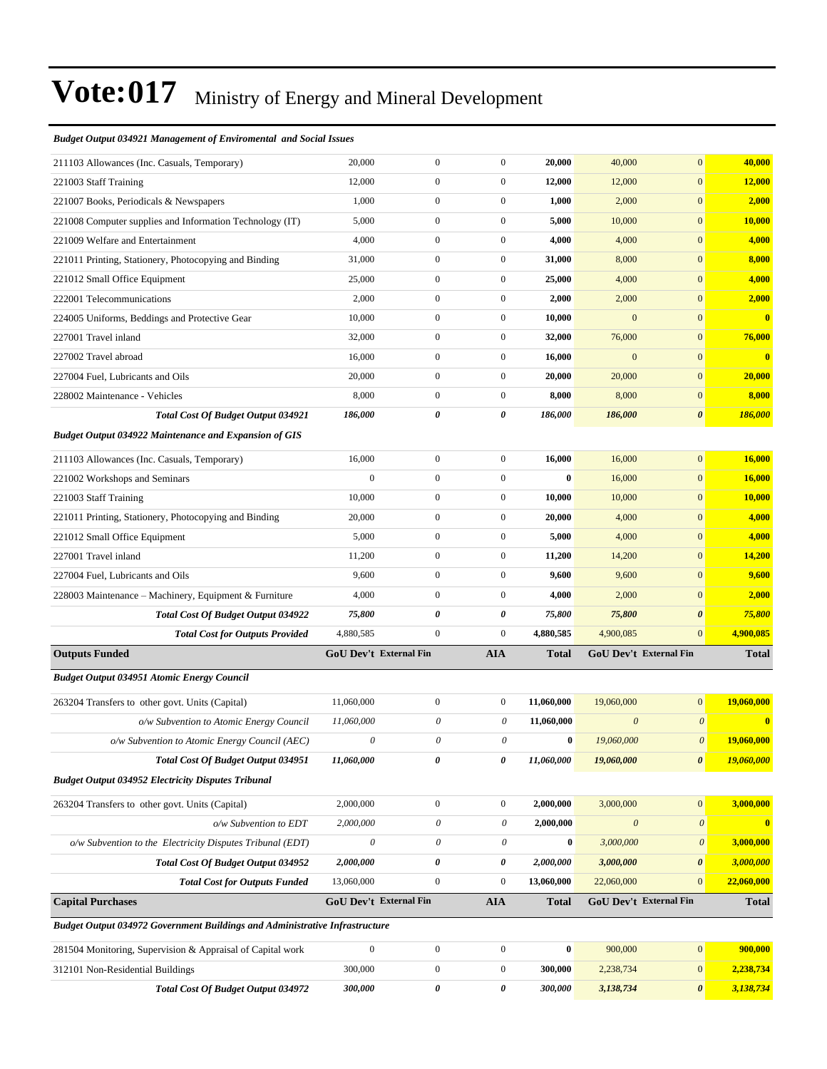# Vote:017 Ministry of Energy and Mineral Development

| | GoU Dev't | External Fin | AIA | Total | GoU Dev't | External Fin | Total |
|---|---|---|---|---|---|---|---|
| ***Budget Output 034921 Management of Enviromental and Social Issues*** | | | | | | | |
| 211103 Allowances (Inc. Casuals, Temporary) | 20,000 | 0 | 0 | **20,000** | 40,000 | 0 | **40,000** |
| 221003 Staff Training | 12,000 | 0 | 0 | **12,000** | 12,000 | 0 | **12,000** |
| 221007 Books, Periodicals & Newspapers | 1,000 | 0 | 0 | **1,000** | 2,000 | 0 | **2,000** |
| 221008 Computer supplies and Information Technology (IT) | 5,000 | 0 | 0 | **5,000** | 10,000 | 0 | **10,000** |
| 221009 Welfare and Entertainment | 4,000 | 0 | 0 | **4,000** | 4,000 | 0 | **4,000** |
| 221011 Printing, Stationery, Photocopying and Binding | 31,000 | 0 | 0 | **31,000** | 8,000 | 0 | **8,000** |
| 221012 Small Office Equipment | 25,000 | 0 | 0 | **25,000** | 4,000 | 0 | **4,000** |
| 222001 Telecommunications | 2,000 | 0 | 0 | **2,000** | 2,000 | 0 | **2,000** |
| 224005 Uniforms, Beddings and Protective Gear | 10,000 | 0 | 0 | **10,000** | 0 | 0 | **0** |
| 227001 Travel inland | 32,000 | 0 | 0 | **32,000** | 76,000 | 0 | **76,000** |
| 227002 Travel abroad | 16,000 | 0 | 0 | **16,000** | 0 | 0 | **0** |
| 227004 Fuel, Lubricants and Oils | 20,000 | 0 | 0 | **20,000** | 20,000 | 0 | **20,000** |
| 228002 Maintenance - Vehicles | 8,000 | 0 | 0 | **8,000** | 8,000 | 0 | **8,000** |
| ***Total Cost Of Budget Output 034921*** | ***186,000*** | ***0*** | ***0*** | ***186,000*** | ***186,000*** | ***0*** | ***186,000*** |
| ***Budget Output 034922 Maintenance and Expansion of GIS*** | | | | | | | |
| 211103 Allowances (Inc. Casuals, Temporary) | 16,000 | 0 | 0 | **16,000** | 16,000 | 0 | **16,000** |
| 221002 Workshops and Seminars | 0 | 0 | 0 | **0** | 16,000 | 0 | **16,000** |
| 221003 Staff Training | 10,000 | 0 | 0 | **10,000** | 10,000 | 0 | **10,000** |
| 221011 Printing, Stationery, Photocopying and Binding | 20,000 | 0 | 0 | **20,000** | 4,000 | 0 | **4,000** |
| 221012 Small Office Equipment | 5,000 | 0 | 0 | **5,000** | 4,000 | 0 | **4,000** |
| 227001 Travel inland | 11,200 | 0 | 0 | **11,200** | 14,200 | 0 | **14,200** |
| 227004 Fuel, Lubricants and Oils | 9,600 | 0 | 0 | **9,600** | 9,600 | 0 | **9,600** |
| 228003 Maintenance – Machinery, Equipment & Furniture | 4,000 | 0 | 0 | **4,000** | 2,000 | 0 | **2,000** |
| ***Total Cost Of Budget Output 034922*** | ***75,800*** | ***0*** | ***0*** | ***75,800*** | ***75,800*** | ***0*** | ***75,800*** |
| ***Total Cost for Outputs Provided*** | 4,880,585 | 0 | 0 | **4,880,585** | 4,900,085 | 0 | **4,900,085** |
| **Outputs Funded** | **GoU Dev't** | **External Fin** | **AIA** | **Total** | **GoU Dev't** | **External Fin** | **Total** |
| ***Budget Output 034951 Atomic Energy Council*** | | | | | | | |
| 263204 Transfers to other govt. Units (Capital) | 11,060,000 | 0 | 0 | **11,060,000** | 19,060,000 | 0 | **19,060,000** |
| *o/w Subvention to Atomic Energy Council* | *11,060,000* | *0* | *0* | **11,060,000** | *0* | *0* | **0** |
| *o/w Subvention to Atomic Energy Council (AEC)* | *0* | *0* | *0* | **0** | *19,060,000* | *0* | **19,060,000** |
| ***Total Cost Of Budget Output 034951*** | ***11,060,000*** | ***0*** | ***0*** | ***11,060,000*** | ***19,060,000*** | ***0*** | ***19,060,000*** |
| ***Budget Output 034952 Electricity Disputes Tribunal*** | | | | | | | |
| 263204 Transfers to other govt. Units (Capital) | 2,000,000 | 0 | 0 | **2,000,000** | 3,000,000 | 0 | **3,000,000** |
| *o/w Subvention to EDT* | *2,000,000* | *0* | *0* | **2,000,000** | *0* | *0* | **0** |
| *o/w Subvention to the Electricity Disputes Tribunal (EDT)* | *0* | *0* | *0* | **0** | *3,000,000* | *0* | **3,000,000** |
| ***Total Cost Of Budget Output 034952*** | ***2,000,000*** | ***0*** | ***0*** | ***2,000,000*** | ***3,000,000*** | ***0*** | ***3,000,000*** |
| ***Total Cost for Outputs Funded*** | 13,060,000 | 0 | 0 | **13,060,000** | 22,060,000 | 0 | **22,060,000** |
| **Capital Purchases** | **GoU Dev't** | **External Fin** | **AIA** | **Total** | **GoU Dev't** | **External Fin** | **Total** |
| ***Budget Output 034972 Government Buildings and Administrative Infrastructure*** | | | | | | | |
| 281504 Monitoring, Supervision & Appraisal of Capital work | 0 | 0 | 0 | **0** | 900,000 | 0 | **900,000** |
| 312101 Non-Residential Buildings | 300,000 | 0 | 0 | **300,000** | 2,238,734 | 0 | **2,238,734** |
| ***Total Cost Of Budget Output 034972*** | ***300,000*** | ***0*** | ***0*** | ***300,000*** | ***3,138,734*** | ***0*** | ***3,138,734*** |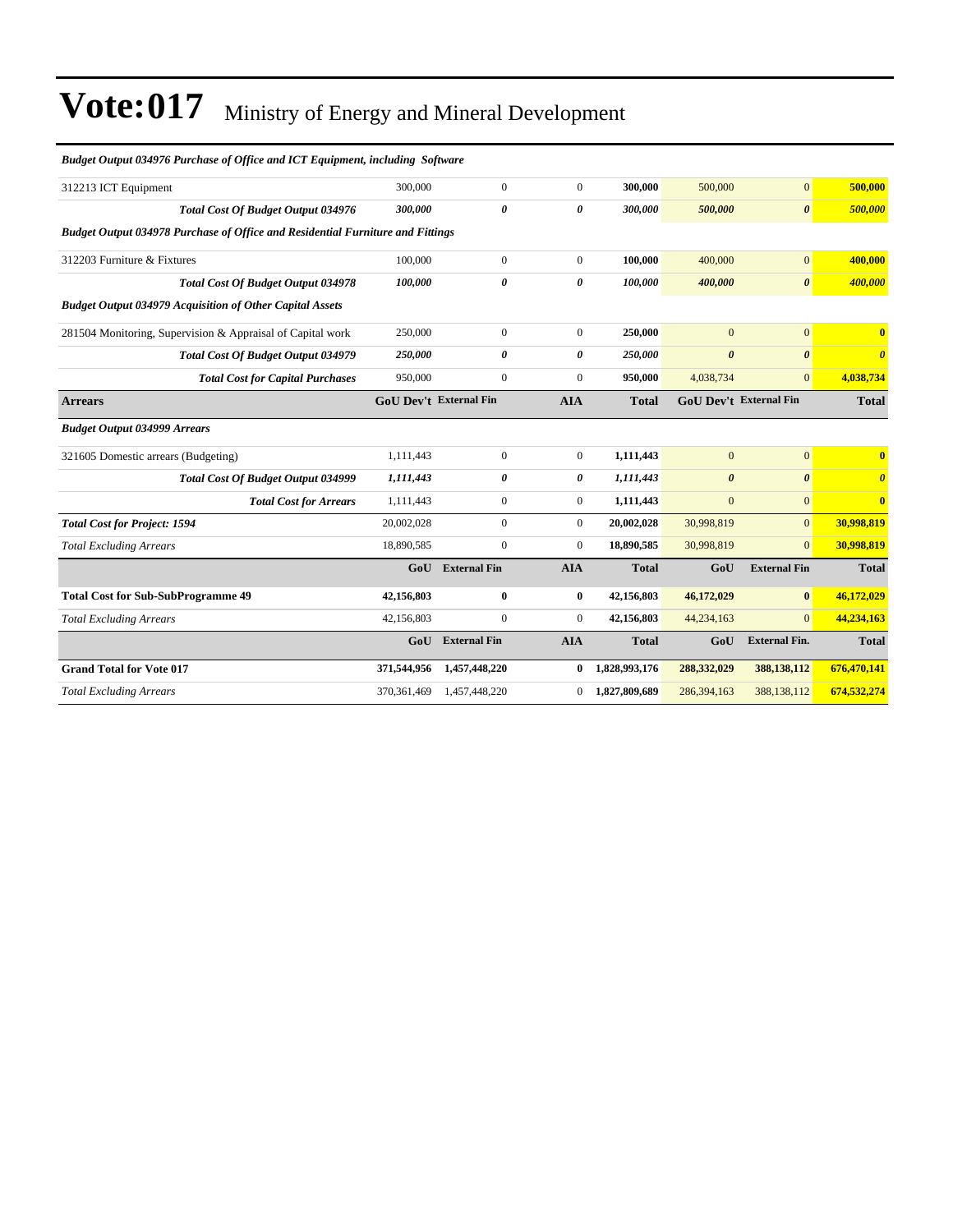# Vote:017 Ministry of Energy and Mineral Development

| | | | | | | | |
|---|---|---|---|---|---|---|---|
| ***Budget Output 034976 Purchase of Office and ICT Equipment, including Software*** | | | | | | | |
| 312213 ICT Equipment | 300,000 | 0 | 0 | **300,000** | 500,000 | 0 | **500,000** |
| ***Total Cost Of Budget Output 034976*** | ***300,000*** | ***0*** | ***0*** | ***300,000*** | ***500,000*** | ***0*** | ***500,000*** |
| ***Budget Output 034978 Purchase of Office and Residential Furniture and Fittings*** | | | | | | | |
| 312203 Furniture & Fixtures | 100,000 | 0 | 0 | **100,000** | 400,000 | 0 | **400,000** |
| ***Total Cost Of Budget Output 034978*** | ***100,000*** | ***0*** | ***0*** | ***100,000*** | ***400,000*** | ***0*** | ***400,000*** |
| ***Budget Output 034979 Acquisition of Other Capital Assets*** | | | | | | | |
| 281504 Monitoring, Supervision & Appraisal of Capital work | 250,000 | 0 | 0 | **250,000** | 0 | 0 | **0** |
| ***Total Cost Of Budget Output 034979*** | ***250,000*** | ***0*** | ***0*** | ***250,000*** | ***0*** | ***0*** | ***0*** |
| ***Total Cost for Capital Purchases*** | 950,000 | 0 | 0 | **950,000** | 4,038,734 | 0 | **4,038,734** |
| **Arrears** | **GoU Dev't** | **External Fin** | **AIA** | **Total** | **GoU Dev't** | **External Fin** | **Total** |
| ***Budget Output 034999 Arrears*** | | | | | | | |
| 321605 Domestic arrears (Budgeting) | 1,111,443 | 0 | 0 | **1,111,443** | 0 | 0 | **0** |
| ***Total Cost Of Budget Output 034999*** | ***1,111,443*** | ***0*** | ***0*** | ***1,111,443*** | ***0*** | ***0*** | ***0*** |
| ***Total Cost for Arrears*** | 1,111,443 | 0 | 0 | **1,111,443** | 0 | 0 | **0** |
| ***Total Cost for Project: 1594*** | 20,002,028 | 0 | 0 | **20,002,028** | 30,998,819 | 0 | **30,998,819** |
| *Total Excluding Arrears* | 18,890,585 | 0 | 0 | **18,890,585** | 30,998,819 | 0 | **30,998,819** |
| | **GoU** | **External Fin** | **AIA** | **Total** | **GoU** | **External Fin** | **Total** |
| **Total Cost for Sub-SubProgramme 49** | **42,156,803** | **0** | **0** | **42,156,803** | **46,172,029** | **0** | **46,172,029** |
| *Total Excluding Arrears* | 42,156,803 | 0 | 0 | **42,156,803** | 44,234,163 | 0 | **44,234,163** |
| | **GoU** | **External Fin** | **AIA** | **Total** | **GoU** | **External Fin.** | **Total** |
| **Grand Total for Vote 017** | **371,544,956** | **1,457,448,220** | **0** | **1,828,993,176** | **288,332,029** | **388,138,112** | **676,470,141** |
| *Total Excluding Arrears* | 370,361,469 | 1,457,448,220 | 0 | **1,827,809,689** | 286,394,163 | 388,138,112 | **674,532,274** |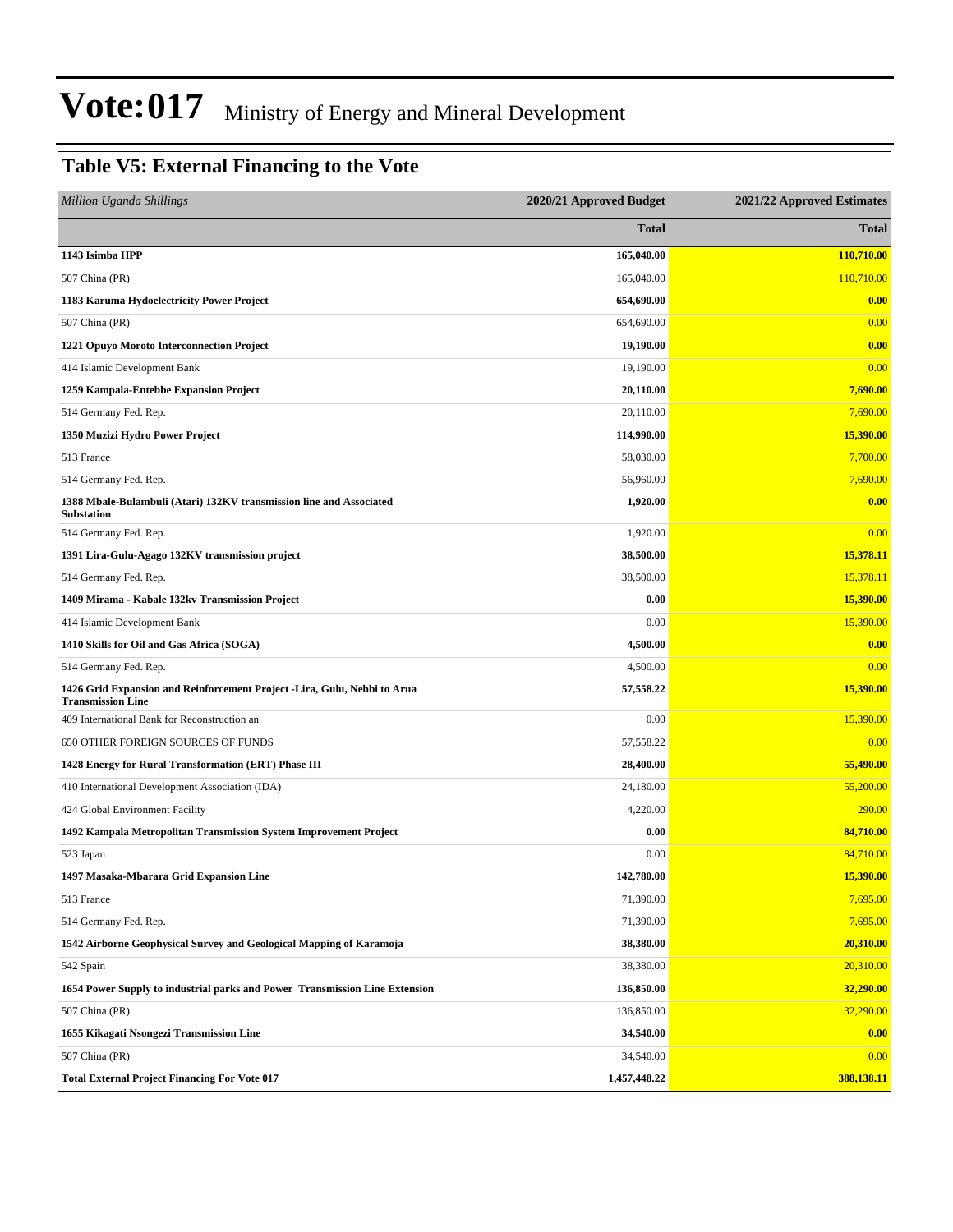# Vote:017 Ministry of Energy and Mineral Development

## Table V5: External Financing to the Vote

| *Million Uganda Shillings* | 2020/21 Approved Budget | 2021/22 Approved Estimates |
|---|---|---|
| | **Total** | **Total** |
| **1143 Isimba HPP** | **165,040.00** | **110,710.00** |
| 507 China (PR) | 165,040.00 | 110,710.00 |
| **1183 Karuma Hydoelectricity Power Project** | **654,690.00** | **0.00** |
| 507 China (PR) | 654,690.00 | 0.00 |
| **1221 Opuyo Moroto Interconnection Project** | **19,190.00** | **0.00** |
| 414 Islamic Development Bank | 19,190.00 | 0.00 |
| **1259 Kampala-Entebbe Expansion Project** | **20,110.00** | **7,690.00** |
| 514 Germany Fed. Rep. | 20,110.00 | 7,690.00 |
| **1350 Muzizi Hydro Power Project** | **114,990.00** | **15,390.00** |
| 513 France | 58,030.00 | 7,700.00 |
| 514 Germany Fed. Rep. | 56,960.00 | 7,690.00 |
| **1388 Mbale-Bulambuli (Atari) 132KV transmission line and Associated Substation** | **1,920.00** | **0.00** |
| 514 Germany Fed. Rep. | 1,920.00 | 0.00 |
| **1391 Lira-Gulu-Agago 132KV transmission project** | **38,500.00** | **15,378.11** |
| 514 Germany Fed. Rep. | 38,500.00 | 15,378.11 |
| **1409 Mirama - Kabale 132kv Transmission Project** | **0.00** | **15,390.00** |
| 414 Islamic Development Bank | 0.00 | 15,390.00 |
| **1410 Skills for Oil and Gas Africa (SOGA)** | **4,500.00** | **0.00** |
| 514 Germany Fed. Rep. | 4,500.00 | 0.00 |
| **1426 Grid Expansion and Reinforcement Project -Lira, Gulu, Nebbi to Arua Transmission Line** | **57,558.22** | **15,390.00** |
| 409 International Bank for Reconstruction an | 0.00 | 15,390.00 |
| 650 OTHER FOREIGN SOURCES OF FUNDS | 57,558.22 | 0.00 |
| **1428 Energy for Rural Transformation (ERT) Phase III** | **28,400.00** | **55,490.00** |
| 410 International Development Association (IDA) | 24,180.00 | 55,200.00 |
| 424 Global Environment Facility | 4,220.00 | 290.00 |
| **1492 Kampala Metropolitan Transmission System Improvement Project** | **0.00** | **84,710.00** |
| 523 Japan | 0.00 | 84,710.00 |
| **1497 Masaka-Mbarara Grid Expansion Line** | **142,780.00** | **15,390.00** |
| 513 France | 71,390.00 | 7,695.00 |
| 514 Germany Fed. Rep. | 71,390.00 | 7,695.00 |
| **1542 Airborne Geophysical Survey and Geological Mapping of Karamoja** | **38,380.00** | **20,310.00** |
| 542 Spain | 38,380.00 | 20,310.00 |
| **1654 Power Supply to industrial parks and Power Transmission Line Extension** | **136,850.00** | **32,290.00** |
| 507 China (PR) | 136,850.00 | 32,290.00 |
| **1655 Kikagati Nsongezi Transmission Line** | **34,540.00** | **0.00** |
| 507 China (PR) | 34,540.00 | 0.00 |
| **Total External Project Financing For Vote 017** | **1,457,448.22** | **388,138.11** |